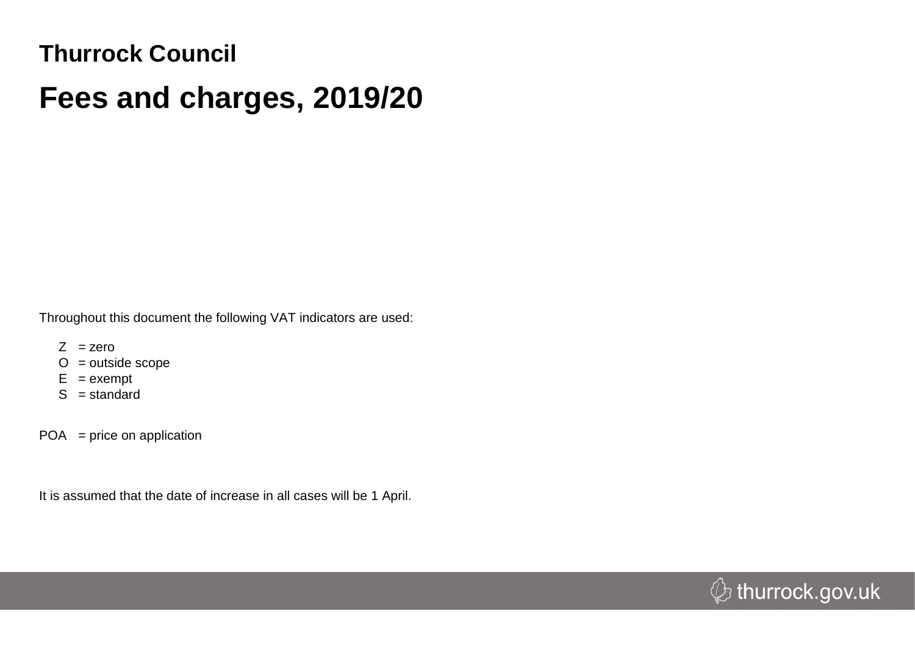**Thurrock Council**

# Fees and charges, 2019/20

Throughout this document the following VAT indicators are used:

- Z = zero
- O = outside scope
- E = exempt
- S = standard

POA = price on application

It is assumed that the date of increase in all cases will be 1 April.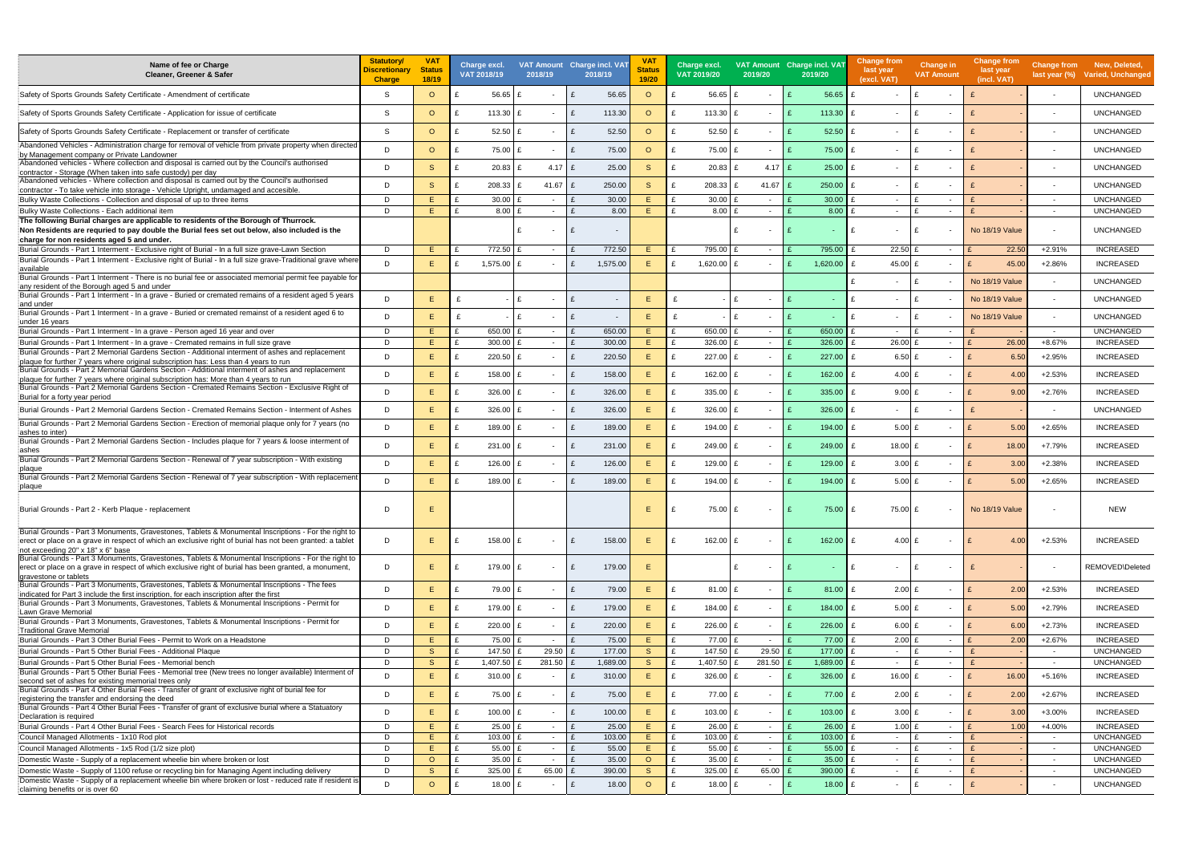| Name of fee or Charge Cleaner, Greener & Safer | Statutory/ Discretionary Charge | VAT Status 18/19 | Charge excl. VAT 2018/19 | VAT Amount 2018/19 | Charge incl. VAT 2018/19 | VAT Status 19/20 | Charge excl. VAT 2019/20 | VAT Amount 2019/20 | Charge incl. VAT 2019/20 | Change from last year (excl. VAT) | Change in VAT Amount | Change from last year (incl. VAT) | Change from last year (%) | New, Deleted, Varied, Unchanged |
|---|---|---|---|---|---|---|---|---|---|---|---|---|---|---|
| Safety of Sports Grounds Safety Certificate - Amendment of certificate | S | O | £ 56.65 | £ - | £ 56.65 | O | £ 56.65 | £ - | £ 56.65 | £ - | £ - | £ - | - | UNCHANGED |
| Safety of Sports Grounds Safety Certificate - Application for issue of certificate | S | O | £ 113.30 | £ - | £ 113.30 | O | £ 113.30 | £ - | £ 113.30 | £ - | £ - | £ - | - | UNCHANGED |
| Safety of Sports Grounds Safety Certificate - Replacement or transfer of certificate | S | O | £ 52.50 | £ - | £ 52.50 | O | £ 52.50 | £ - | £ 52.50 | £ - | £ - | £ - | - | UNCHANGED |
| Abandoned Vehicles - Administration charge for removal of vehicle from private property when directed by Management company or Private Landowner | D | O | £ 75.00 | £ - | £ 75.00 | O | £ 75.00 | £ - | £ 75.00 | £ - | £ - | £ - | - | UNCHANGED |
| Abandoned vehicles - Where collection and disposal is carried out by the Council's authorised contractor - Storage (When taken into safe custody) per day | D | S | £ 20.83 | £ 4.17 | £ 25.00 | S | £ 20.83 | £ 4.17 | £ 25.00 | £ - | £ - | £ - | - | UNCHANGED |
| Abandoned vehicles - Where collection and disposal is carried out by the Council's authorised contractor - To take vehicle into storage - Vehicle Upright, undamaged and accesible. | D | S | £ 208.33 | £ 41.67 | £ 250.00 | S | £ 208.33 | £ 41.67 | £ 250.00 | £ - | £ - | £ - | - | UNCHANGED |
| Bulky Waste Collections - Collection and disposal of up to three items | D | E | £ 30.00 | £ - | £ 30.00 | E | £ 30.00 | £ - | £ 30.00 | £ - | £ - | £ - | - | UNCHANGED |
| Bulky Waste Collections - Each additional item | D | E | £ 8.00 | £ - | £ 8.00 | E | £ 8.00 | £ - | £ 8.00 | £ - | £ - | £ - | - | UNCHANGED |
| **The following Burial charges are applicable to residents of the Borough of Thurrock. Non Residents are required to pay double the Burial fees set out below, also included is the charge for non residents aged 5 and under.** | | | | £ - | £ - | | | £ - | £ - | £ - | £ - | No 18/19 Value | - | UNCHANGED |
| Burial Grounds - Part 1 Interment - Exclusive right of Burial - In a full size grave-Lawn Section | D | E | £ 772.50 | £ - | £ 772.50 | E | £ 795.00 | £ - | £ 795.00 | £ 22.50 | £ - | £ 22.50 | +2.91% | INCREASED |
| Burial Grounds - Part 1 Interment - Exclusive right of Burial - In a full size grave-Traditional grave where available | D | E | £ 1,575.00 | £ - | £ 1,575.00 | E | £ 1,620.00 | £ - | £ 1,620.00 | £ 45.00 | £ - | £ 45.00 | +2.86% | INCREASED |
| Burial Grounds - Part 1 Interment - There is no burial fee or associated memorial permit fee payable for any resident of the Borough aged 5 and under | | | | | | | | | | £ - | £ - | No 18/19 Value | - | UNCHANGED |
| Burial Grounds - Part 1 Interment - In a grave - Buried or cremated remains of a resident aged 5 years and under | D | E | £ - | £ - | £ - | E | £ - | £ - | £ - | £ - | £ - | No 18/19 Value | - | UNCHANGED |
| Burial Grounds - Part 1 Interment - In a grave - Buried or cremated remainst of a resident aged 6 to under 16 years | D | E | £ - | £ - | £ - | E | £ - | £ - | £ - | £ - | £ - | No 18/19 Value | - | UNCHANGED |
| Burial Grounds - Part 1 Interment - In a grave - Person aged 16 year and over | D | E | £ 650.00 | £ - | £ 650.00 | E | £ 650.00 | £ - | £ 650.00 | £ - | £ - | £ - | - | UNCHANGED |
| Burial Grounds - Part 1 Interment - In a grave - Cremated remains in full size grave | D | E | £ 300.00 | £ - | £ 300.00 | E | £ 326.00 | £ - | £ 326.00 | £ 26.00 | £ - | £ 26.00 | +8.67% | INCREASED |
| Burial Grounds - Part 2 Memorial Gardens Section - Additional interment of ashes and replacement plaque for further 7 years where original subscription has: Less than 4 years to run | D | E | £ 220.50 | £ - | £ 220.50 | E | £ 227.00 | £ - | £ 227.00 | £ 6.50 | £ - | £ 6.50 | +2.95% | INCREASED |
| Burial Grounds - Part 2 Memorial Gardens Section - Additional interment of ashes and replacement plaque for further 7 years where original subscription has: More than 4 years to run | D | E | £ 158.00 | £ - | £ 158.00 | E | £ 162.00 | £ - | £ 162.00 | £ 4.00 | £ - | £ 4.00 | +2.53% | INCREASED |
| Burial Grounds - Part 2 Memorial Gardens Section - Cremated Remains Section - Exclusive Right of Burial for a forty year period | D | E | £ 326.00 | £ - | £ 326.00 | E | £ 335.00 | £ - | £ 335.00 | £ 9.00 | £ - | £ 9.00 | +2.76% | INCREASED |
| Burial Grounds - Part 2 Memorial Gardens Section - Cremated Remains Section - Interment of Ashes | D | E | £ 326.00 | £ - | £ 326.00 | E | £ 326.00 | £ - | £ 326.00 | £ - | £ - | £ - | - | UNCHANGED |
| Burial Grounds - Part 2 Memorial Gardens Section - Erection of memorial plaque only for 7 years (no ashes to inter) | D | E | £ 189.00 | £ - | £ 189.00 | E | £ 194.00 | £ - | £ 194.00 | £ 5.00 | £ - | £ 5.00 | +2.65% | INCREASED |
| Burial Grounds - Part 2 Memorial Gardens Section - Includes plaque for 7 years & loose interment of ashes | D | E | £ 231.00 | £ - | £ 231.00 | E | £ 249.00 | £ - | £ 249.00 | £ 18.00 | £ - | £ 18.00 | +7.79% | INCREASED |
| Burial Grounds - Part 2 Memorial Gardens Section - Renewal of 7 year subscription - With existing plaque | D | E | £ 126.00 | £ - | £ 126.00 | E | £ 129.00 | £ - | £ 129.00 | £ 3.00 | £ - | £ 3.00 | +2.38% | INCREASED |
| Burial Grounds - Part 2 Memorial Gardens Section - Renewal of 7 year subscription - With replacement plaque | D | E | £ 189.00 | £ - | £ 189.00 | E | £ 194.00 | £ - | £ 194.00 | £ 5.00 | £ - | £ 5.00 | +2.65% | INCREASED |
| Burial Grounds - Part 2 - Kerb Plaque - replacement | D | E | | | | E | £ 75.00 | £ - | £ 75.00 | £ 75.00 | £ - | No 18/19 Value | - | NEW |
| Burial Grounds - Part 3 Monuments, Gravestones, Tablets & Monumental Inscriptions - For the right to erect or place on a grave in respect of which an exclusive right of burial has not been granted: a tablet not exceeding 20" x 18" x 6" base | D | E | £ 158.00 | £ - | £ 158.00 | E | £ 162.00 | £ - | £ 162.00 | £ 4.00 | £ - | £ 4.00 | +2.53% | INCREASED |
| Burial Grounds - Part 3 Monuments, Gravestones, Tablets & Monumental Inscriptions - For the right to erect or place on a grave in respect of which exclusive right of burial has been granted, a monument, gravestone or tablets | D | E | £ 179.00 | £ - | £ 179.00 | E | | £ - | £ - | £ - | £ - | £ - | - | REMOVED\Deleted |
| Burial Grounds - Part 3 Monuments, Gravestones, Tablets & Monumental Inscriptions - The fees indicated for Part 3 include the first inscription, for each inscription after the first | D | E | £ 79.00 | £ - | £ 79.00 | E | £ 81.00 | £ - | £ 81.00 | £ 2.00 | £ - | £ 2.00 | +2.53% | INCREASED |
| Burial Grounds - Part 3 Monuments, Gravestones, Tablets & Monumental Inscriptions - Permit for Lawn Grave Memorial | D | E | £ 179.00 | £ - | £ 179.00 | E | £ 184.00 | £ - | £ 184.00 | £ 5.00 | £ - | £ 5.00 | +2.79% | INCREASED |
| Burial Grounds - Part 3 Monuments, Gravestones, Tablets & Monumental Inscriptions - Permit for Traditional Grave Memorial | D | E | £ 220.00 | £ - | £ 220.00 | E | £ 226.00 | £ - | £ 226.00 | £ 6.00 | £ - | £ 6.00 | +2.73% | INCREASED |
| Burial Grounds - Part 3 Other Burial Fees - Permit to Work on a Headstone | D | E | £ 75.00 | £ - | £ 75.00 | E | £ 77.00 | £ - | £ 77.00 | £ 2.00 | £ - | £ 2.00 | +2.67% | INCREASED |
| Burial Grounds - Part 5 Other Burial Fees - Additional Plaque | D | S | £ 147.50 | £ 29.50 | £ 177.00 | S | £ 147.50 | £ 29.50 | £ 177.00 | £ - | £ - | £ - | - | UNCHANGED |
| Burial Grounds - Part 5 Other Burial Fees - Memorial bench | D | S | £ 1,407.50 | £ 281.50 | £ 1,689.00 | S | £ 1,407.50 | £ 281.50 | £ 1,689.00 | £ - | £ - | £ - | - | UNCHANGED |
| Burial Grounds - Part 5 Other Burial Fees - Memorial tree (New trees no longer available) Interment of second set of ashes for existing memorial trees only | D | E | £ 310.00 | £ - | £ 310.00 | E | £ 326.00 | £ - | £ 326.00 | £ 16.00 | £ - | £ 16.00 | +5.16% | INCREASED |
| Burial Grounds - Part 4 Other Burial Fees - Transfer of grant of exclusive right of burial fee for registering the transfer and endorsing the deed | D | E | £ 75.00 | £ - | £ 75.00 | E | £ 77.00 | £ - | £ 77.00 | £ 2.00 | £ - | £ 2.00 | +2.67% | INCREASED |
| Burial Grounds - Part 4 Other Burial Fees - Transfer of grant of exclusive burial where a Statuatory Declaration is required | D | E | £ 100.00 | £ - | £ 100.00 | E | £ 103.00 | £ - | £ 103.00 | £ 3.00 | £ - | £ 3.00 | +3.00% | INCREASED |
| Burial Grounds - Part 4 Other Burial Fees - Search Fees for Historical records | D | E | £ 25.00 | £ - | £ 25.00 | E | £ 26.00 | £ - | £ 26.00 | £ 1.00 | £ - | £ 1.00 | +4.00% | INCREASED |
| Council Managed Allotments - 1x10 Rod plot | D | E | £ 103.00 | £ - | £ 103.00 | E | £ 103.00 | £ - | £ 103.00 | £ - | £ - | £ - | - | UNCHANGED |
| Council Managed Allotments - 1x5 Rod (1/2 size plot) | D | E | £ 55.00 | £ - | £ 55.00 | E | £ 55.00 | £ - | £ 55.00 | £ - | £ - | £ - | - | UNCHANGED |
| Domestic Waste - Supply of a replacement wheelie bin where broken or lost | D | O | £ 35.00 | £ - | £ 35.00 | O | £ 35.00 | £ - | £ 35.00 | £ - | £ - | £ - | - | UNCHANGED |
| Domestic Waste - Supply of 1100 refuse or recycling bin for Managing Agent including delivery | D | S | £ 325.00 | £ 65.00 | £ 390.00 | S | £ 325.00 | £ 65.00 | £ 390.00 | £ - | £ - | £ - | - | UNCHANGED |
| Domestic Waste - Supply of a replacement wheelie bin where broken or lost - reduced rate if resident is claiming benefits or is over 60 | D | O | £ 18.00 | £ - | £ 18.00 | O | £ 18.00 | £ - | £ 18.00 | £ - | £ - | £ - | - | UNCHANGED |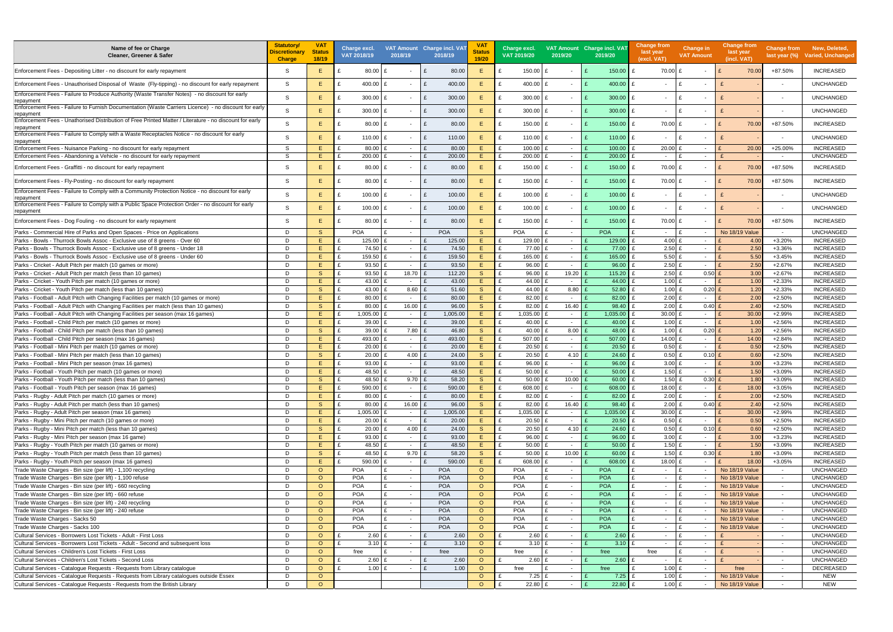| Name of fee or Charge Cleaner, Greener & Safer | Statutory/ Discretionary Charge | VAT Status 18/19 | Charge excl. VAT 2018/19 | VAT Amount 2018/19 | Charge incl. VAT 2018/19 | VAT Status 19/20 | Charge excl. VAT 2019/20 | VAT Amount 2019/20 | Charge incl. VAT 2019/20 | Change from last year (excl. VAT) | Change in VAT Amount | Change from last year (incl. VAT) | Change from last year (%) | New, Deleted, Varied, Unchanged |
|---|---|---|---|---|---|---|---|---|---|---|---|---|---|---|
| Enforcement Fees - Depositing Litter - no discount for early repayment | S | E | £ 80.00 | £ - | £ 80.00 | E | £ 150.00 | £ - | £ 150.00 | £ 70.00 | £ - | £ 70.00 | +87.50% | INCREASED |
| Enforcement Fees - Unauthorised Disposal of Waste (Fly-tipping) - no discount for early repayment | S | E | £ 400.00 | £ - | £ 400.00 | E | £ 400.00 | £ - | £ 400.00 | £ - | £ - | £ - | - | UNCHANGED |
| Enforcement Fees - Failure to Produce Authority (Waste Transfer Notes) - no discount for early repayment | S | E | £ 300.00 | £ - | £ 300.00 | E | £ 300.00 | £ - | £ 300.00 | £ - | £ - | £ - | - | UNCHANGED |
| Enforcement Fees - Failure to Furnish Documentation (Waste Carriers Licence) - no discount for early repayment | S | E | £ 300.00 | £ - | £ 300.00 | E | £ 300.00 | £ - | £ 300.00 | £ - | £ - | £ - | - | UNCHANGED |
| Enforcement Fees - Unathorised Distribution of Free Printed Matter / Literature - no discount for early repayment | S | E | £ 80.00 | £ - | £ 80.00 | E | £ 150.00 | £ - | £ 150.00 | £ 70.00 | £ - | £ 70.00 | +87.50% | INCREASED |
| Enforcement Fees - Failure to Comply with a Waste Receptacles Notice - no discount for early repayment | S | E | £ 110.00 | £ - | £ 110.00 | E | £ 110.00 | £ - | £ 110.00 | £ - | £ - | £ - | - | UNCHANGED |
| Enforcement Fees - Nuisance Parking - no discount for early repayment | S | E | £ 80.00 | £ - | £ 80.00 | E | £ 100.00 | £ - | £ 100.00 | £ 20.00 | £ - | £ 20.00 | +25.00% | INCREASED |
| Enforcement Fees - Abandoning a Vehicle - no discount for early repayment | S | E | £ 200.00 | £ - | £ 200.00 | E | £ 200.00 | £ - | £ 200.00 | £ - | £ - | £ - | - | UNCHANGED |
| Enforcement Fees - Graffitti - no discount for early repayment | S | E | £ 80.00 | £ - | £ 80.00 | E | £ 150.00 | £ - | £ 150.00 | £ 70.00 | £ - | £ 70.00 | +87.50% | INCREASED |
| Enforcement Fees - Fly-Posting - no discount for early repayment | S | E | £ 80.00 | £ - | £ 80.00 | E | £ 150.00 | £ - | £ 150.00 | £ 70.00 | £ - | £ 70.00 | +87.50% | INCREASED |
| Enforcement Fees - Failure to Comply with a Community Protection Notice - no discount for early repayment | S | E | £ 100.00 | £ - | £ 100.00 | E | £ 100.00 | £ - | £ 100.00 | £ - | £ - | £ - | - | UNCHANGED |
| Enforcement Fees - Failure to Comply with a Public Space Protection Order - no discount for early repayment | S | E | £ 100.00 | £ - | £ 100.00 | E | £ 100.00 | £ - | £ 100.00 | £ - | £ - | £ - | - | UNCHANGED |
| Enforcement Fees - Dog Fouling - no discount for early repayment | S | E | £ 80.00 | £ - | £ 80.00 | E | £ 150.00 | £ - | £ 150.00 | £ 70.00 | £ - | £ 70.00 | +87.50% | INCREASED |
| Parks - Commercial Hire of Parks and Open Spaces - Price on Applications | D | S | POA | £ - | POA | S | POA | £ - | POA | £ - | £ - | No 18/19 Value | - | UNCHANGED |
| Parks - Bowls - Thurrock Bowls Assoc - Exclusive use of 8 greens - Over 60 | D | E | £ 125.00 | £ - | £ 125.00 | E | £ 129.00 | £ - | £ 129.00 | £ 4.00 | £ - | £ 4.00 | +3.20% | INCREASED |
| Parks - Bowls - Thurrock Bowls Assoc - Exclusive use of 8 greens - Under 18 | D | E | £ 74.50 | £ - | £ 74.50 | E | £ 77.00 | £ - | £ 77.00 | £ 2.50 | £ - | £ 2.50 | +3.36% | INCREASED |
| Parks - Bowls - Thurrock Bowls Assoc - Exclusive use of 8 greens - Under 60 | D | E | £ 159.50 | £ - | £ 159.50 | E | £ 165.00 | £ - | £ 165.00 | £ 5.50 | £ - | £ 5.50 | +3.45% | INCREASED |
| Parks - Cricket - Adult Pitch per match (10 games or more) | D | E | £ 93.50 | £ - | £ 93.50 | E | £ 96.00 | £ - | £ 96.00 | £ 2.50 | £ - | £ 2.50 | +2.67% | INCREASED |
| Parks - Cricket - Adult Pitch per match (less than 10 games) | D | S | £ 93.50 | £ 18.70 | £ 112.20 | S | £ 96.00 | £ 19.20 | £ 115.20 | £ 2.50 | £ 0.50 | £ 3.00 | +2.67% | INCREASED |
| Parks - Cricket - Youth Pitch per match (10 games or more) | D | E | £ 43.00 | £ - | £ 43.00 | E | £ 44.00 | £ - | £ 44.00 | £ 1.00 | £ - | £ 1.00 | +2.33% | INCREASED |
| Parks - Cricket - Youth Pitch per match (less than 10 games) | D | S | £ 43.00 | £ 8.60 | £ 51.60 | S | £ 44.00 | £ 8.80 | £ 52.80 | £ 1.00 | £ 0.20 | £ 1.20 | +2.33% | INCREASED |
| Parks - Football - Adult Pitch with Changing Facilities per match (10 games or more) | D | E | £ 80.00 | £ - | £ 80.00 | E | £ 82.00 | £ - | £ 82.00 | £ 2.00 | £ - | £ 2.00 | +2.50% | INCREASED |
| Parks - Football - Adult Pitch with Changing Facilities per match (less than 10 games) | D | S | £ 80.00 | £ 16.00 | £ 96.00 | S | £ 82.00 | £ 16.40 | £ 98.40 | £ 2.00 | £ 0.40 | £ 2.40 | +2.50% | INCREASED |
| Parks - Football - Adult Pitch with Changing Facilities per season (max 16 games) | D | E | £ 1,005.00 | £ - | £ 1,005.00 | E | £ 1,035.00 | £ - | £ 1,035.00 | £ 30.00 | £ - | £ 30.00 | +2.99% | INCREASED |
| Parks - Football - Child Pitch per match (10 games or more) | D | E | £ 39.00 | £ - | £ 39.00 | E | £ 40.00 | £ - | £ 40.00 | £ 1.00 | £ - | £ 1.00 | +2.56% | INCREASED |
| Parks - Football - Child Pitch per match (less than 10 games) | D | S | £ 39.00 | £ 7.80 | £ 46.80 | S | £ 40.00 | £ 8.00 | £ 48.00 | £ 1.00 | £ 0.20 | £ 1.20 | +2.56% | INCREASED |
| Parks - Football - Child Pitch per season (max 16 games) | D | E | £ 493.00 | £ - | £ 493.00 | E | £ 507.00 | £ - | £ 507.00 | £ 14.00 | £ - | £ 14.00 | +2.84% | INCREASED |
| Parks - Football - Mini Pitch per match (10 games or more) | D | E | £ 20.00 | £ - | £ 20.00 | E | £ 20.50 | £ - | £ 20.50 | £ 0.50 | £ - | £ 0.50 | +2.50% | INCREASED |
| Parks - Football - Mini Pitch per match (less than 10 games) | D | S | £ 20.00 | £ 4.00 | £ 24.00 | S | £ 20.50 | £ 4.10 | £ 24.60 | £ 0.50 | £ 0.10 | £ 0.60 | +2.50% | INCREASED |
| Parks - Football - Mini Pitch per season (max 16 games) | D | E | £ 93.00 | £ - | £ 93.00 | E | £ 96.00 | £ - | £ 96.00 | £ 3.00 | £ - | £ 3.00 | +3.23% | INCREASED |
| Parks - Football - Youth Pitch per match (10 games or more) | D | E | £ 48.50 | £ - | £ 48.50 | E | £ 50.00 | £ - | £ 50.00 | £ 1.50 | £ - | £ 1.50 | +3.09% | INCREASED |
| Parks - Football - Youth Pitch per match (less than 10 games) | D | S | £ 48.50 | £ 9.70 | £ 58.20 | S | £ 50.00 | £ 10.00 | £ 60.00 | £ 1.50 | £ 0.30 | £ 1.80 | +3.09% | INCREASED |
| Parks - Football - Youth Pitch per season (max 16 games) | D | E | £ 590.00 | £ - | £ 590.00 | E | £ 608.00 | £ - | £ 608.00 | £ 18.00 | £ - | £ 18.00 | +3.05% | INCREASED |
| Parks - Rugby - Adult Pitch per match (10 games or more) | D | E | £ 80.00 | £ - | £ 80.00 | E | £ 82.00 | £ - | £ 82.00 | £ 2.00 | £ - | £ 2.00 | +2.50% | INCREASED |
| Parks - Rugby - Adult Pitch per match (less than 10 games) | D | S | £ 80.00 | £ 16.00 | £ 96.00 | S | £ 82.00 | £ 16.40 | £ 98.40 | £ 2.00 | £ 0.40 | £ 2.40 | +2.50% | INCREASED |
| Parks - Rugby - Adult Pitch per season (max 16 games) | D | E | £ 1,005.00 | £ - | £ 1,005.00 | E | £ 1,035.00 | £ - | £ 1,035.00 | £ 30.00 | £ - | £ 30.00 | +2.99% | INCREASED |
| Parks - Rugby - Mini Pitch per match (10 games or more) | D | E | £ 20.00 | £ - | £ 20.00 | E | £ 20.50 | £ - | £ 20.50 | £ 0.50 | £ - | £ 0.50 | +2.50% | INCREASED |
| Parks - Rugby - Mini Pitch per match (less than 10 games) | D | S | £ 20.00 | £ 4.00 | £ 24.00 | S | £ 20.50 | £ 4.10 | £ 24.60 | £ 0.50 | £ 0.10 | £ 0.60 | +2.50% | INCREASED |
| Parks - Rugby - Mini Pitch per season (max 16 game) | D | E | £ 93.00 | £ - | £ 93.00 | E | £ 96.00 | £ - | £ 96.00 | £ 3.00 | £ - | £ 3.00 | +3.23% | INCREASED |
| Parks - Rugby - Youth Pitch per match (10 games or more) | D | E | £ 48.50 | £ - | £ 48.50 | E | £ 50.00 | £ - | £ 50.00 | £ 1.50 | £ - | £ 1.50 | +3.09% | INCREASED |
| Parks - Rugby - Youth Pitch per match (less than 10 games) | D | S | £ 48.50 | £ 9.70 | £ 58.20 | S | £ 50.00 | £ 10.00 | £ 60.00 | £ 1.50 | £ 0.30 | £ 1.80 | +3.09% | INCREASED |
| Parks - Rugby - Youth Pitch per season (max 16 games) | D | E | £ 590.00 | £ - | £ 590.00 | E | £ 608.00 | £ - | £ 608.00 | £ 18.00 | £ - | £ 18.00 | +3.05% | INCREASED |
| Trade Waste Charges - Bin size (per lift) - 1,100 recycling | D | O | POA | £ - | POA | O | POA | £ - | POA | £ - | £ - | No 18/19 Value | - | UNCHANGED |
| Trade Waste Charges - Bin size (per lift) - 1,100 refuse | D | O | POA | £ - | POA | O | POA | £ - | POA | £ - | £ - | No 18/19 Value | - | UNCHANGED |
| Trade Waste Charges - Bin size (per lift) - 660 recycling | D | O | POA | £ - | POA | O | POA | £ - | POA | £ - | £ - | No 18/19 Value | - | UNCHANGED |
| Trade Waste Charges - Bin size (per lift) - 660 refuse | D | O | POA | £ - | POA | O | POA | £ - | POA | £ - | £ - | No 18/19 Value | - | UNCHANGED |
| Trade Waste Charges - Bin size (per lift) - 240 recycling | D | O | POA | £ - | POA | O | POA | £ - | POA | £ - | £ - | No 18/19 Value | - | UNCHANGED |
| Trade Waste Charges - Bin size (per lift) - 240 refuse | D | O | POA | £ - | POA | O | POA | £ - | POA | £ - | £ - | No 18/19 Value | - | UNCHANGED |
| Trade Waste Charges - Sacks 50 | D | O | POA | £ - | POA | O | POA | £ - | POA | £ - | £ - | No 18/19 Value | - | UNCHANGED |
| Trade Waste Charges - Sacks 100 | D | O | POA | £ - | POA | O | POA | £ - | POA | £ - | £ - | No 18/19 Value | - | UNCHANGED |
| Cultural Services - Borrowers Lost Tickets - Adult - First Loss | D | O | £ 2.60 | £ - | £ 2.60 | O | £ 2.60 | £ - | £ 2.60 | £ - | £ - | £ - | - | UNCHANGED |
| Cultural Services - Borrowers Lost Tickets - Adult - Second and subsequent loss | D | O | £ 3.10 | £ - | £ 3.10 | O | £ 3.10 | £ - | £ 3.10 | £ - | £ - | £ - | - | UNCHANGED |
| Cultural Services - Children's Lost Tickets - First Loss | D | O | free | £ - | free | O | free | £ - | free | free | £ - | £ - | - | UNCHANGED |
| Cultural Services - Children's Lost Tickets - Second Loss | D | O | £ 2.60 | £ - | £ 2.60 | O | £ 2.60 | £ - | £ 2.60 | £ - | £ - | £ - | - | UNCHANGED |
| Cultural Services - Catalogue Requests - Requests from Library catalogue | D | O | £ 1.00 | £ - | £ 1.00 | O | free | £ - | free | £ 1.00 | £ - | free | - | DECREASED |
| Cultural Services - Catalogue Requests - Requests from Library catalogues outside Essex | D | O | | | | O | £ 7.25 | £ - | £ 7.25 | £ 1.00 | £ - | No 18/19 Value | - | NEW |
| Cultural Services - Catalogue Requests - Requests from the British Library | D | O | | | | O | £ 22.80 | £ - | £ 22.80 | £ 1.00 | £ - | No 18/19 Value | - | NEW |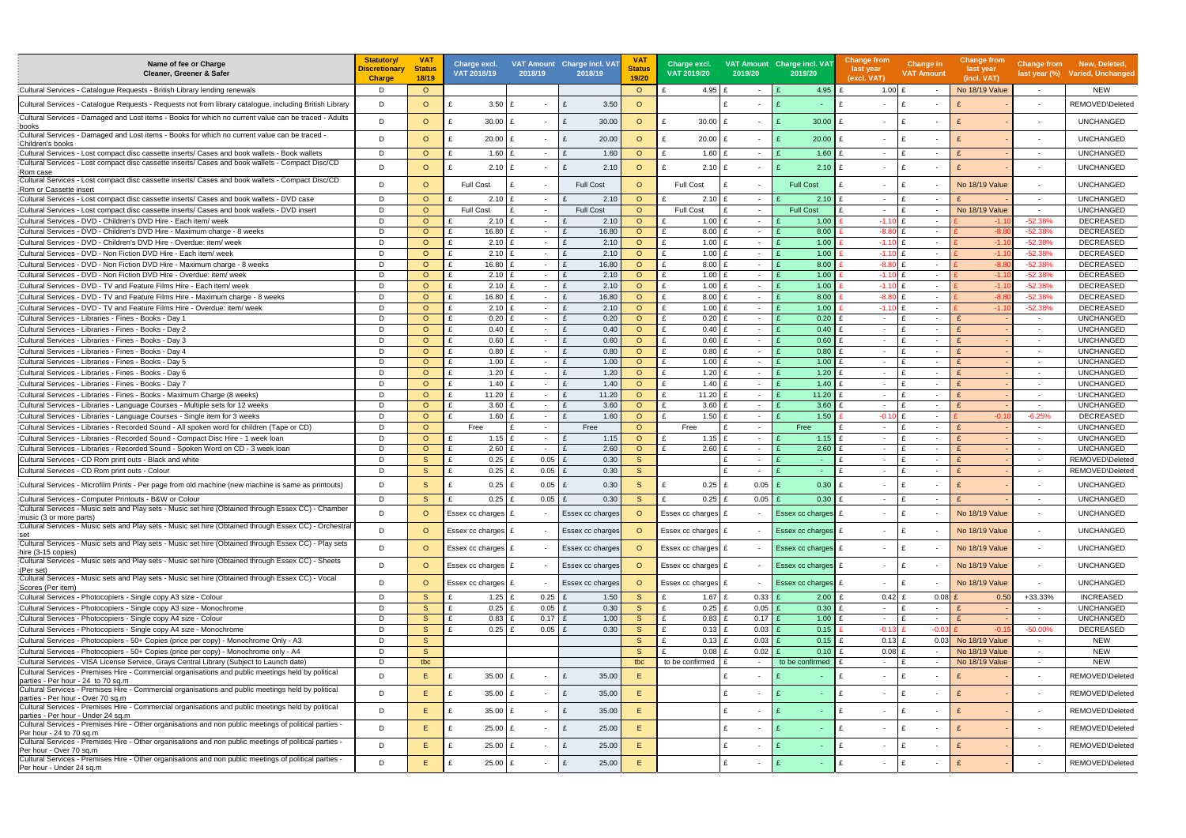| Name of fee or Charge Cleaner, Greener & Safer | Statutory/ Discretionary Charge | VAT Status 18/19 | Charge excl. VAT 2018/19 | VAT Amount 2018/19 | Charge incl. VAT 2018/19 | VAT Status 19/20 | Charge excl. VAT 2019/20 | VAT Amount 2019/20 | Charge incl. VAT 2019/20 | Change from last year (excl. VAT) | Change in VAT Amount | Change from last year (incl. VAT) | Change from last year (%) | New, Deleted, Varied, Unchanged |
|---|---|---|---|---|---|---|---|---|---|---|---|---|---|---|
| Cultural Services - Catalogue Requests - British Library lending renewals | D | O | | | | O | £ 4.95 | £ - | £ 4.95 | £ 1.00 | £ - | No 18/19 Value | - | NEW |
| Cultural Services - Catalogue Requests - Requests not from library catalogue, including British Library | D | O | £ 3.50 | £ - | £ 3.50 | O | | £ - | £ - | £ - | £ - | £ - | - | REMOVED\Deleted |
| Cultural Services - Damaged and Lost items - Books for which no current value can be traced - Adults books | D | O | £ 30.00 | £ - | £ 30.00 | O | £ 30.00 | £ - | £ 30.00 | £ - | £ - | £ - | - | UNCHANGED |
| Cultural Services - Damaged and Lost items - Books for which no current value can be traced - Children's books | D | O | £ 20.00 | £ - | £ 20.00 | O | £ 20.00 | £ - | £ 20.00 | £ - | £ - | £ - | - | UNCHANGED |
| Cultural Services - Lost compact disc cassette inserts/ Cases and book wallets - Book wallets | D | O | £ 1.60 | £ - | £ 1.60 | O | £ 1.60 | £ - | £ 1.60 | £ - | £ - | £ - | - | UNCHANGED |
| Cultural Services - Lost compact disc cassette inserts/ Cases and book wallets - Compact Disc/CD Rom case | D | O | £ 2.10 | £ - | £ 2.10 | O | £ 2.10 | £ - | £ 2.10 | £ - | £ - | £ - | - | UNCHANGED |
| Cultural Services - Lost compact disc cassette inserts/ Cases and book wallets - Compact Disc/CD Rom or Cassette insert | D | O | Full Cost | £ - | Full Cost | O | Full Cost | £ - | Full Cost | £ - | £ - | No 18/19 Value | - | UNCHANGED |
| Cultural Services - Lost compact disc cassette inserts/ Cases and book wallets - DVD case | D | O | £ 2.10 | £ - | £ 2.10 | O | £ 2.10 | £ - | £ 2.10 | £ - | £ - | £ - | - | UNCHANGED |
| Cultural Services - Lost compact disc cassette inserts/ Cases and book wallets - DVD insert | D | O | Full Cost | £ - | Full Cost | O | Full Cost | £ - | Full Cost | £ - | £ - | No 18/19 Value | - | UNCHANGED |
| Cultural Services - DVD - Children's DVD Hire - Each item/ week | D | O | £ 2.10 | £ - | £ 2.10 | O | £ 1.00 | £ - | £ 1.00 | £ -1.10 | £ - | £ -1.10 | -52.38% | DECREASED |
| Cultural Services - DVD - Children's DVD Hire - Maximum charge - 8 weeks | D | O | £ 16.80 | £ - | £ 16.80 | O | £ 8.00 | £ - | £ 8.00 | £ -8.80 | £ - | £ -8.80 | -52.38% | DECREASED |
| Cultural Services - DVD - Children's DVD Hire - Overdue: item/ week | D | O | £ 2.10 | £ - | £ 2.10 | O | £ 1.00 | £ - | £ 1.00 | £ -1.10 | £ - | £ -1.10 | -52.38% | DECREASED |
| Cultural Services - DVD - Non Fiction DVD Hire - Each item/ week | D | O | £ 2.10 | £ - | £ 2.10 | O | £ 1.00 | £ - | £ 1.00 | £ -1.10 | £ - | £ -1.10 | -52.38% | DECREASED |
| Cultural Services - DVD - Non Fiction DVD Hire - Maximum charge - 8 weeks | D | O | £ 16.80 | £ - | £ 16.80 | O | £ 8.00 | £ - | £ 8.00 | £ -8.80 | £ - | £ -8.80 | -52.38% | DECREASED |
| Cultural Services - DVD - Non Fiction DVD Hire - Overdue: item/ week | D | O | £ 2.10 | £ - | £ 2.10 | O | £ 1.00 | £ - | £ 1.00 | £ -1.10 | £ - | £ -1.10 | -52.38% | DECREASED |
| Cultural Services - DVD - TV and Feature Films Hire - Each item/ week | D | O | £ 2.10 | £ - | £ 2.10 | O | £ 1.00 | £ - | £ 1.00 | £ -1.10 | £ - | £ -1.10 | -52.38% | DECREASED |
| Cultural Services - DVD - TV and Feature Films Hire - Maximum charge - 8 weeks | D | O | £ 16.80 | £ - | £ 16.80 | O | £ 8.00 | £ - | £ 8.00 | £ -8.80 | £ - | £ -8.80 | -52.38% | DECREASED |
| Cultural Services - DVD - TV and Feature Films Hire - Overdue: item/ week | D | O | £ 2.10 | £ - | £ 2.10 | O | £ 1.00 | £ - | £ 1.00 | £ -1.10 | £ - | £ -1.10 | -52.38% | DECREASED |
| Cultural Services - Libraries - Fines - Books - Day 1 | D | O | £ 0.20 | £ - | £ 0.20 | O | £ 0.20 | £ - | £ 0.20 | £ - | £ - | £ - | - | UNCHANGED |
| Cultural Services - Libraries - Fines - Books - Day 2 | D | O | £ 0.40 | £ - | £ 0.40 | O | £ 0.40 | £ - | £ 0.40 | £ - | £ - | £ - | - | UNCHANGED |
| Cultural Services - Libraries - Fines - Books - Day 3 | D | O | £ 0.60 | £ - | £ 0.60 | O | £ 0.60 | £ - | £ 0.60 | £ - | £ - | £ - | - | UNCHANGED |
| Cultural Services - Libraries - Fines - Books - Day 4 | D | O | £ 0.80 | £ - | £ 0.80 | O | £ 0.80 | £ - | £ 0.80 | £ - | £ - | £ - | - | UNCHANGED |
| Cultural Services - Libraries - Fines - Books - Day 5 | D | O | £ 1.00 | £ - | £ 1.00 | O | £ 1.00 | £ - | £ 1.00 | £ - | £ - | £ - | - | UNCHANGED |
| Cultural Services - Libraries - Fines - Books - Day 6 | D | O | £ 1.20 | £ - | £ 1.20 | O | £ 1.20 | £ - | £ 1.20 | £ - | £ - | £ - | - | UNCHANGED |
| Cultural Services - Libraries - Fines - Books - Day 7 | D | O | £ 1.40 | £ - | £ 1.40 | O | £ 1.40 | £ - | £ 1.40 | £ - | £ - | £ - | - | UNCHANGED |
| Cultural Services - Libraries - Fines - Books - Maximum Charge (8 weeks) | D | O | £ 11.20 | £ - | £ 11.20 | O | £ 11.20 | £ - | £ 11.20 | £ - | £ - | £ - | - | UNCHANGED |
| Cultural Services - Libraries - Language Courses - Multiple sets for 12 weeks | D | O | £ 3.60 | £ - | £ 3.60 | O | £ 3.60 | £ - | £ 3.60 | £ - | £ - | £ - | - | UNCHANGED |
| Cultural Services - Libraries - Language Courses - Single item for 3 weeks | D | O | £ 1.60 | £ - | £ 1.60 | O | £ 1.50 | £ - | £ 1.50 | £ -0.10 | £ - | £ -0.10 | -6.25% | DECREASED |
| Cultural Services - Libraries - Recorded Sound - All spoken word for children (Tape or CD) | D | O | Free | £ - | Free | O | Free | £ - | Free | £ - | £ - | £ - | - | UNCHANGED |
| Cultural Services - Libraries - Recorded Sound - Compact Disc Hire - 1 week loan | D | O | £ 1.15 | £ - | £ 1.15 | O | £ 1.15 | £ - | £ 1.15 | £ - | £ - | £ - | - | UNCHANGED |
| Cultural Services - Libraries - Recorded Sound - Spoken Word on CD - 3 week loan | D | O | £ 2.60 | £ - | £ 2.60 | O | £ 2.60 | £ - | £ 2.60 | £ - | £ - | £ - | - | UNCHANGED |
| Cultural Services - CD Rom print outs - Black and white | D | S | £ 0.25 | £ 0.05 | £ 0.30 | S | | £ - | £ - | £ - | £ - | £ - | - | REMOVED\Deleted |
| Cultural Services - CD Rom print outs - Colour | D | S | £ 0.25 | £ 0.05 | £ 0.30 | S | | £ - | £ - | £ - | £ - | £ - | - | REMOVED\Deleted |
| Cultural Services - Microfilm Prints - Per page from old machine (new machine is same as printouts) | D | S | £ 0.25 | £ 0.05 | £ 0.30 | S | £ 0.25 | £ 0.05 | £ 0.30 | £ - | £ - | £ - | - | UNCHANGED |
| Cultural Services - Computer Printouts - B&W or Colour | D | S | £ 0.25 | £ 0.05 | £ 0.30 | S | £ 0.25 | £ 0.05 | £ 0.30 | £ - | £ - | £ - | - | UNCHANGED |
| Cultural Services - Music sets and Play sets - Music set hire (Obtained through Essex CC) - Chamber music (3 or more parts) | D | O | Essex cc charges | £ - | Essex cc charges | O | Essex cc charges | £ - | Essex cc charges | £ - | £ - | No 18/19 Value | - | UNCHANGED |
| Cultural Services - Music sets and Play sets - Music set hire (Obtained through Essex CC) - Orchestral set | D | O | Essex cc charges | £ - | Essex cc charges | O | Essex cc charges | £ - | Essex cc charges | £ - | £ - | No 18/19 Value | - | UNCHANGED |
| Cultural Services - Music sets and Play sets - Music set hire (Obtained through Essex CC) - Play sets hire (3-15 copies) | D | O | Essex cc charges | £ - | Essex cc charges | O | Essex cc charges | £ - | Essex cc charges | £ - | £ - | No 18/19 Value | - | UNCHANGED |
| Cultural Services - Music sets and Play sets - Music set hire (Obtained through Essex CC) - Sheets (Per set) | D | O | Essex cc charges | £ - | Essex cc charges | O | Essex cc charges | £ - | Essex cc charges | £ - | £ - | No 18/19 Value | - | UNCHANGED |
| Cultural Services - Music sets and Play sets - Music set hire (Obtained through Essex CC) - Vocal Scores (Per item) | D | O | Essex cc charges | £ - | Essex cc charges | O | Essex cc charges | £ - | Essex cc charges | £ - | £ - | No 18/19 Value | - | UNCHANGED |
| Cultural Services - Photocopiers - Single copy A3 size - Colour | D | S | £ 1.25 | £ 0.25 | £ 1.50 | S | £ 1.67 | £ 0.33 | £ 2.00 | £ 0.42 | £ 0.08 | £ 0.50 | +33.33% | INCREASED |
| Cultural Services - Photocopiers - Single copy A3 size - Monochrome | D | S | £ 0.25 | £ 0.05 | £ 0.30 | S | £ 0.25 | £ 0.05 | £ 0.30 | £ - | £ - | £ - | - | UNCHANGED |
| Cultural Services - Photocopiers - Single copy A4 size - Colour | D | S | £ 0.83 | £ 0.17 | £ 1.00 | S | £ 0.83 | £ 0.17 | £ 1.00 | £ - | £ - | £ - | - | UNCHANGED |
| Cultural Services - Photocopiers - Single copy A4 size - Monochrome | D | S | £ 0.25 | £ 0.05 | £ 0.30 | S | £ 0.13 | £ 0.03 | £ 0.15 | £ -0.13 | £ -0.03 | £ -0.15 | -50.00% | DECREASED |
| Cultural Services - Photocopiers - 50+ Copies (price per copy) - Monochrome Only - A3 | D | S | | | | S | £ 0.13 | £ 0.03 | £ 0.15 | £ 0.13 | £ 0.03 | No 18/19 Value | - | NEW |
| Cultural Services - Photocopiers - 50+ Copies (price per copy) - Monochrome only - A4 | D | S | | | | S | £ 0.08 | £ 0.02 | £ 0.10 | £ 0.08 | £ - | No 18/19 Value | - | NEW |
| Cultural Services - VISA License Service, Grays Central Library (Subject to Launch date) | D | tbc | | | | tbc | to be confirmed | £ - | to be confirmed | £ - | £ - | No 18/19 Value | - | NEW |
| Cultural Services - Premises Hire - Commercial organisations and public meetings held by political parties - Per hour - 24 to 70 sq.m | D | E | £ 35.00 | £ - | £ 35.00 | E | | £ - | £ - | £ - | £ - | £ - | - | REMOVED\Deleted |
| Cultural Services - Premises Hire - Commercial organisations and public meetings held by political parties - Per hour - Over 70 sq.m | D | E | £ 35.00 | £ - | £ 35.00 | E | | £ - | £ - | £ - | £ - | £ - | - | REMOVED\Deleted |
| Cultural Services - Premises Hire - Commercial organisations and public meetings held by political parties - Per hour - Under 24 sq.m | D | E | £ 35.00 | £ - | £ 35.00 | E | | £ - | £ - | £ - | £ - | £ - | - | REMOVED\Deleted |
| Cultural Services - Premises Hire - Other organisations and non public meetings of political parties - Per hour - 24 to 70 sq.m | D | E | £ 25.00 | £ - | £ 25.00 | E | | £ - | £ - | £ - | £ - | £ - | - | REMOVED\Deleted |
| Cultural Services - Premises Hire - Other organisations and non public meetings of political parties - Per hour - Over 70 sq.m | D | E | £ 25.00 | £ - | £ 25.00 | E | | £ - | £ - | £ - | £ - | £ - | - | REMOVED\Deleted |
| Cultural Services - Premises Hire - Other organisations and non public meetings of political parties - Per hour - Under 24 sq.m | D | E | £ 25.00 | £ - | £ 25.00 | E | | £ - | £ - | £ - | £ - | £ - | - | REMOVED\Deleted |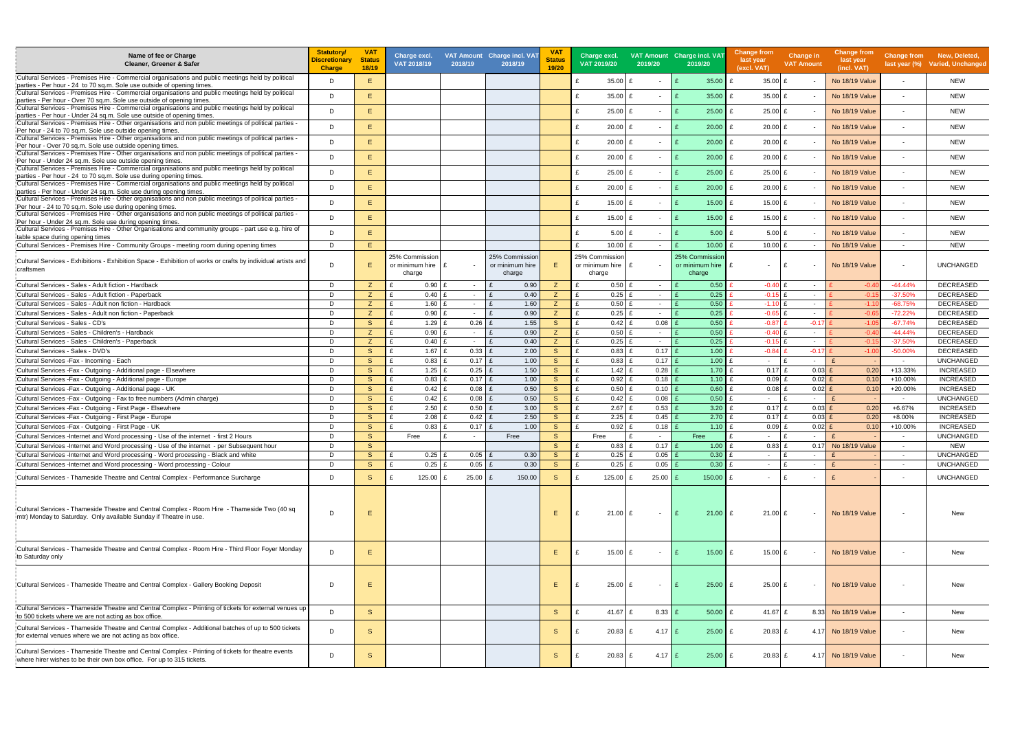| Name of fee or Charge Cleaner, Greener & Safer | Statutory/ Discretionary Charge | VAT Status 18/19 | Charge excl. VAT 2018/19 | VAT Amount 2018/19 | Charge incl. VAT 2018/19 | VAT Status 19/20 | Charge excl. VAT 2019/20 | VAT Amount 2019/20 | Charge incl. VAT 2019/20 | Change from last year (excl. VAT) | Change in VAT Amount | Change from last year (incl. VAT) | Change from last year (%) | New, Deleted, Varied, Unchanged |
|---|---|---|---|---|---|---|---|---|---|---|---|---|---|---|
| Cultural Services - Premises Hire - Commercial organisations and public meetings held by political parties - Per hour - 24 to 70 sq.m. Sole use outside of opening times. | D | E | | | | | £ 35.00 | £ - | £ 35.00 | £ 35.00 | £ - | No 18/19 Value | - | NEW |
| Cultural Services - Premises Hire - Commercial organisations and public meetings held by political parties - Per hour - Over 70 sq.m. Sole use outside of opening times. | D | E | | | | | £ 35.00 | £ - | £ 35.00 | £ 35.00 | £ - | No 18/19 Value | - | NEW |
| Cultural Services - Premises Hire - Commercial organisations and public meetings held by political parties - Per hour - Under 24 sq.m. Sole use outside of opening times. | D | E | | | | | £ 25.00 | £ - | £ 25.00 | £ 25.00 | £ - | No 18/19 Value | - | NEW |
| Cultural Services - Premises Hire - Other organisations and non public meetings of political parties - Per hour - 24 to 70 sq.m. Sole use outside opening times. | D | E | | | | | £ 20.00 | £ - | £ 20.00 | £ 20.00 | £ - | No 18/19 Value | - | NEW |
| Cultural Services - Premises Hire - Other organisations and non public meetings of political parties - Per hour - Over 70 sq.m. Sole use outside opening times. | D | E | | | | | £ 20.00 | £ - | £ 20.00 | £ 20.00 | £ - | No 18/19 Value | - | NEW |
| Cultural Services - Premises Hire - Other organisations and non public meetings of political parties - Per hour - Under 24 sq.m. Sole use outside opening times. | D | E | | | | | £ 20.00 | £ - | £ 20.00 | £ 20.00 | £ - | No 18/19 Value | - | NEW |
| Cultural Services - Premises Hire - Commercial organisations and public meetings held by political parties - Per hour - 24 to 70 sq.m. Sole use during opening times. | D | E | | | | | £ 25.00 | £ - | £ 25.00 | £ 25.00 | £ - | No 18/19 Value | - | NEW |
| Cultural Services - Premises Hire - Commercial organisations and public meetings held by political parties - Per hour - Under 24 sq.m. Sole use during opening times. | D | E | | | | | £ 20.00 | £ - | £ 20.00 | £ 20.00 | £ - | No 18/19 Value | - | NEW |
| Cultural Services - Premises Hire - Other organisations and non public meetings of political parties - Per hour - 24 to 70 sq.m. Sole use during opening times. | D | E | | | | | £ 15.00 | £ - | £ 15.00 | £ 15.00 | £ - | No 18/19 Value | - | NEW |
| Cultural Services - Premises Hire - Other organisations and non public meetings of political parties - Per hour - Under 24 sq.m. Sole use during opening times. | D | E | | | | | £ 15.00 | £ - | £ 15.00 | £ 15.00 | £ - | No 18/19 Value | - | NEW |
| Cultural Services - Premises Hire - Other Organisations and community groups - part use e.g. hire of table space during opening times | D | E | | | | | £ 5.00 | £ - | £ 5.00 | £ 5.00 | £ - | No 18/19 Value | - | NEW |
| Cultural Services - Premises Hire - Community Groups - meeting room during opening times | D | E | | | | | £ 10.00 | £ - | £ 10.00 | £ 10.00 | £ - | No 18/19 Value | - | NEW |
| Cultural Services - Exhibitions - Exhibition Space - Exhibition of works or crafts by individual artists and craftsmen | D | E | 25% Commission or minimum hire charge | £ - | 25% Commission or minimum hire charge | E | 25% Commission or minimum hire charge | £ - | 25% Commission or minimum hire charge | £ - | £ - | No 18/19 Value | - | UNCHANGED |
| Cultural Services - Sales - Adult fiction - Hardback | D | Z | £ 0.90 | £ - | £ 0.90 | Z | £ 0.50 | £ - | £ 0.50 | £ -0.40 | £ - | £ -0.40 | -44.44% | DECREASED |
| Cultural Services - Sales - Adult fiction - Paperback | D | Z | £ 0.40 | £ - | £ 0.40 | Z | £ 0.25 | £ - | £ 0.25 | £ -0.15 | £ - | £ -0.15 | -37.50% | DECREASED |
| Cultural Services - Sales - Adult non fiction - Hardback | D | Z | £ 1.60 | £ - | £ 1.60 | Z | £ 0.50 | £ - | £ 0.50 | £ -1.10 | £ - | £ -1.10 | -68.75% | DECREASED |
| Cultural Services - Sales - Adult non fiction - Paperback | D | Z | £ 0.90 | £ - | £ 0.90 | Z | £ 0.25 | £ - | £ 0.25 | £ -0.65 | £ - | £ -0.65 | -72.22% | DECREASED |
| Cultural Services - Sales - CD's | D | S | £ 1.29 | £ 0.26 | £ 1.55 | S | £ 0.42 | £ 0.08 | £ 0.50 | £ -0.87 | £ -0.17 | £ -1.05 | -67.74% | DECREASED |
| Cultural Services - Sales - Children's - Hardback | D | Z | £ 0.90 | £ - | £ 0.90 | Z | £ 0.50 | £ - | £ 0.50 | £ -0.40 | £ - | £ -0.40 | -44.44% | DECREASED |
| Cultural Services - Sales - Children's - Paperback | D | Z | £ 0.40 | £ - | £ 0.40 | Z | £ 0.25 | £ - | £ 0.25 | £ -0.15 | £ - | £ -0.15 | -37.50% | DECREASED |
| Cultural Services - Sales - DVD's | D | S | £ 1.67 | £ 0.33 | £ 2.00 | S | £ 0.83 | £ 0.17 | £ 1.00 | £ -0.84 | £ -0.17 | £ -1.00 | -50.00% | DECREASED |
| Cultural Services -Fax - Incoming - Each | D | S | £ 0.83 | £ 0.17 | £ 1.00 | S | £ 0.83 | £ 0.17 | £ 1.00 | £ - | £ - | £ - | - | UNCHANGED |
| Cultural Services -Fax - Outgoing - Additional page - Elsewhere | D | S | £ 1.25 | £ 0.25 | £ 1.50 | S | £ 1.42 | £ 0.28 | £ 1.70 | £ 0.17 | £ 0.03 | £ 0.20 | +13.33% | INCREASED |
| Cultural Services -Fax - Outgoing - Additional page - Europe | D | S | £ 0.83 | £ 0.17 | £ 1.00 | S | £ 0.92 | £ 0.18 | £ 1.10 | £ 0.09 | £ 0.02 | £ 0.10 | +10.00% | INCREASED |
| Cultural Services -Fax - Outgoing - Additional page - UK | D | S | £ 0.42 | £ 0.08 | £ 0.50 | S | £ 0.50 | £ 0.10 | £ 0.60 | £ 0.08 | £ 0.02 | £ 0.10 | +20.00% | INCREASED |
| Cultural Services -Fax - Outgoing - Fax to free numbers (Admin charge) | D | S | £ 0.42 | £ 0.08 | £ 0.50 | S | £ 0.42 | £ 0.08 | £ 0.50 | £ - | £ - | £ - | - | UNCHANGED |
| Cultural Services -Fax - Outgoing - First Page - Elsewhere | D | S | £ 2.50 | £ 0.50 | £ 3.00 | S | £ 2.67 | £ 0.53 | £ 3.20 | £ 0.17 | £ 0.03 | £ 0.20 | +6.67% | INCREASED |
| Cultural Services -Fax - Outgoing - First Page - Europe | D | S | £ 2.08 | £ 0.42 | £ 2.50 | S | £ 2.25 | £ 0.45 | £ 2.70 | £ 0.17 | £ 0.03 | £ 0.20 | +8.00% | INCREASED |
| Cultural Services -Fax - Outgoing - First Page - UK | D | S | £ 0.83 | £ 0.17 | £ 1.00 | S | £ 0.92 | £ 0.18 | £ 1.10 | £ 0.09 | £ 0.02 | £ 0.10 | +10.00% | INCREASED |
| Cultural Services -Internet and Word processing - Use of the internet - first 2 Hours | D | S | Free | £ - | Free | S | Free | £ - | Free | £ - | £ - | £ - | - | UNCHANGED |
| Cultural Services -Internet and Word processing - Use of the internet - per Subsequent hour | D | S | | | | S | £ 0.83 | £ 0.17 | £ 1.00 | £ 0.83 | £ 0.17 | No 18/19 Value | - | NEW |
| Cultural Services -Internet and Word processing - Word processing - Black and white | D | S | £ 0.25 | £ 0.05 | £ 0.30 | S | £ 0.25 | £ 0.05 | £ 0.30 | £ - | £ - | £ - | - | UNCHANGED |
| Cultural Services -Internet and Word processing - Word processing - Colour | D | S | £ 0.25 | £ 0.05 | £ 0.30 | S | £ 0.25 | £ 0.05 | £ 0.30 | £ - | £ - | £ - | - | UNCHANGED |
| Cultural Services - Thameside Theatre and Central Complex - Performance Surcharge | D | S | £ 125.00 | £ 25.00 | £ 150.00 | S | £ 125.00 | £ 25.00 | £ 150.00 | £ - | £ - | £ - | - | UNCHANGED |
| Cultural Services - Thameside Theatre and Central Complex - Room Hire - Thameside Two (40 sq mtr) Monday to Saturday. Only available Sunday if Theatre in use. | D | E | | | | E | £ 21.00 | £ - | £ 21.00 | £ 21.00 | £ - | No 18/19 Value | - | New |
| Cultural Services - Thameside Theatre and Central Complex - Room Hire - Third Floor Foyer Monday to Saturday only | D | E | | | | E | £ 15.00 | £ - | £ 15.00 | £ 15.00 | £ - | No 18/19 Value | - | New |
| Cultural Services - Thameside Theatre and Central Complex - Gallery Booking Deposit | D | E | | | | E | £ 25.00 | £ - | £ 25.00 | £ 25.00 | £ - | No 18/19 Value | - | New |
| Cultural Services - Thameside Theatre and Central Complex - Printing of tickets for external venues up to 500 tickets where we are not acting as box office. | D | S | | | | S | £ 41.67 | £ 8.33 | £ 50.00 | £ 41.67 | £ 8.33 | No 18/19 Value | - | New |
| Cultural Services - Thameside Theatre and Central Complex - Additional batches of up to 500 tickets for external venues where we are not acting as box office. | D | S | | | | S | £ 20.83 | £ 4.17 | £ 25.00 | £ 20.83 | £ 4.17 | No 18/19 Value | - | New |
| Cultural Services - Thameside Theatre and Central Complex - Printing of tickets for theatre events where hirer wishes to be their own box office. For up to 315 tickets. | D | S | | | | S | £ 20.83 | £ 4.17 | £ 25.00 | £ 20.83 | £ 4.17 | No 18/19 Value | - | New |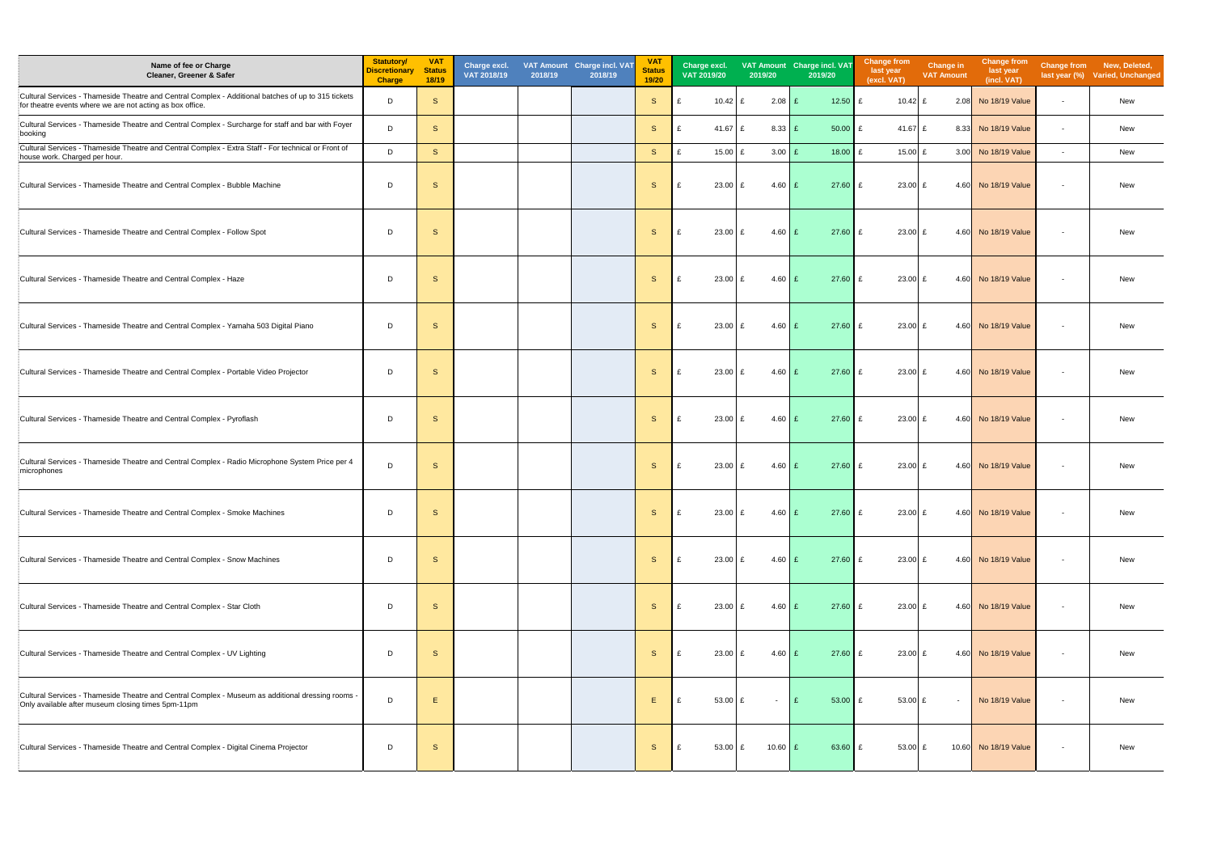| Name of fee or Charge Cleaner, Greener & Safer | Statutory/ Discretionary Charge | VAT Status 18/19 | Charge excl. VAT 2018/19 | VAT Amount 2018/19 | Charge incl. VAT 2018/19 | VAT Status 19/20 | Charge excl. VAT 2019/20 | VAT Amount 2019/20 | Charge incl. VAT 2019/20 | Change from last year (excl. VAT) | Change in VAT Amount | Change from last year (incl. VAT) | Change from last year (%) | New, Deleted, Varied, Unchanged |
|---|---|---|---|---|---|---|---|---|---|---|---|---|---|---|
| Cultural Services - Thameside Theatre and Central Complex - Additional batches of up to 315 tickets for theatre events where we are not acting as box office. | D | S | | | | S | £ 10.42 | £ 2.08 | £ 12.50 | £ 10.42 | £ 2.08 | No 18/19 Value | - | New |
| Cultural Services - Thameside Theatre and Central Complex - Surcharge for staff and bar with Foyer booking | D | S | | | | S | £ 41.67 | £ 8.33 | £ 50.00 | £ 41.67 | £ 8.33 | No 18/19 Value | - | New |
| Cultural Services - Thameside Theatre and Central Complex - Extra Staff - For technical or Front of house work. Charged per hour. | D | S | | | | S | £ 15.00 | £ 3.00 | £ 18.00 | £ 15.00 | £ 3.00 | No 18/19 Value | - | New |
| Cultural Services - Thameside Theatre and Central Complex - Bubble Machine | D | S | | | | S | £ 23.00 | £ 4.60 | £ 27.60 | £ 23.00 | £ 4.60 | No 18/19 Value | - | New |
| Cultural Services - Thameside Theatre and Central Complex - Follow Spot | D | S | | | | S | £ 23.00 | £ 4.60 | £ 27.60 | £ 23.00 | £ 4.60 | No 18/19 Value | - | New |
| Cultural Services - Thameside Theatre and Central Complex - Haze | D | S | | | | S | £ 23.00 | £ 4.60 | £ 27.60 | £ 23.00 | £ 4.60 | No 18/19 Value | - | New |
| Cultural Services - Thameside Theatre and Central Complex - Yamaha 503 Digital Piano | D | S | | | | S | £ 23.00 | £ 4.60 | £ 27.60 | £ 23.00 | £ 4.60 | No 18/19 Value | - | New |
| Cultural Services - Thameside Theatre and Central Complex - Portable Video Projector | D | S | | | | S | £ 23.00 | £ 4.60 | £ 27.60 | £ 23.00 | £ 4.60 | No 18/19 Value | - | New |
| Cultural Services - Thameside Theatre and Central Complex - Pyroflash | D | S | | | | S | £ 23.00 | £ 4.60 | £ 27.60 | £ 23.00 | £ 4.60 | No 18/19 Value | - | New |
| Cultural Services - Thameside Theatre and Central Complex - Radio Microphone System Price per 4 microphones | D | S | | | | S | £ 23.00 | £ 4.60 | £ 27.60 | £ 23.00 | £ 4.60 | No 18/19 Value | - | New |
| Cultural Services - Thameside Theatre and Central Complex - Smoke Machines | D | S | | | | S | £ 23.00 | £ 4.60 | £ 27.60 | £ 23.00 | £ 4.60 | No 18/19 Value | - | New |
| Cultural Services - Thameside Theatre and Central Complex - Snow Machines | D | S | | | | S | £ 23.00 | £ 4.60 | £ 27.60 | £ 23.00 | £ 4.60 | No 18/19 Value | - | New |
| Cultural Services - Thameside Theatre and Central Complex - Star Cloth | D | S | | | | S | £ 23.00 | £ 4.60 | £ 27.60 | £ 23.00 | £ 4.60 | No 18/19 Value | - | New |
| Cultural Services - Thameside Theatre and Central Complex - UV Lighting | D | S | | | | S | £ 23.00 | £ 4.60 | £ 27.60 | £ 23.00 | £ 4.60 | No 18/19 Value | - | New |
| Cultural Services - Thameside Theatre and Central Complex - Museum as additional dressing rooms - Only available after museum closing times 5pm-11pm | D | E | | | | E | £ 53.00 | £ - | £ 53.00 | £ 53.00 | £ - | No 18/19 Value | - | New |
| Cultural Services - Thameside Theatre and Central Complex - Digital Cinema Projector | D | S | | | | S | £ 53.00 | £ 10.60 | £ 63.60 | £ 53.00 | £ 10.60 | No 18/19 Value | - | New |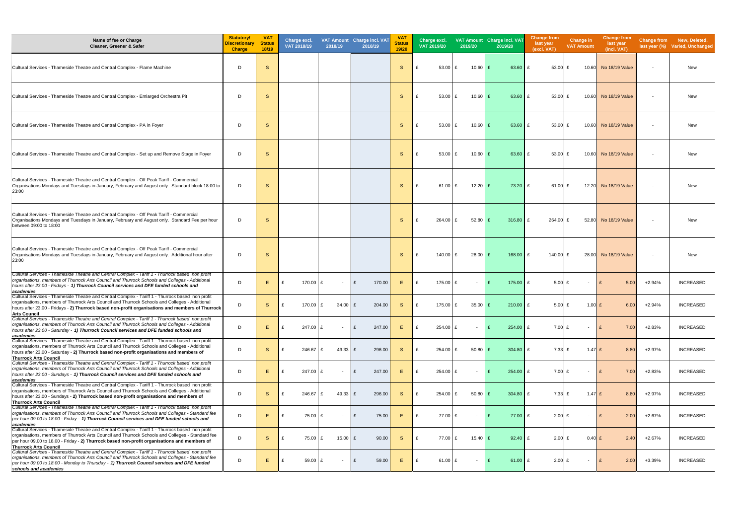| Name of fee or Charge Cleaner, Greener & Safer | Statutory/ Discretionary Charge | VAT Status 18/19 | Charge excl. VAT 2018/19 | VAT Amount 2018/19 | Charge incl. VAT 2018/19 | VAT Status 19/20 | Charge excl. VAT 2019/20 | VAT Amount 2019/20 | Charge incl. VAT 2019/20 | Change from last year (excl. VAT) | Change in VAT Amount | Change from last year (incl. VAT) | Change from last year (%) | New, Deleted, Varied, Unchanged |
|---|---|---|---|---|---|---|---|---|---|---|---|---|---|---|
| Cultural Services - Thameside Theatre and Central Complex - Flame Machine | D | S | | | | S | £ 53.00 | £ 10.60 | £ 63.60 | £ 53.00 | £ 10.60 | No 18/19 Value | - | New |
| Cultural Services - Thameside Theatre and Central Complex - Emlarged Orchestra Pit | D | S | | | | S | £ 53.00 | £ 10.60 | £ 63.60 | £ 53.00 | £ 10.60 | No 18/19 Value | - | New |
| Cultural Services - Thameside Theatre and Central Complex - PA in Foyer | D | S | | | | S | £ 53.00 | £ 10.60 | £ 63.60 | £ 53.00 | £ 10.60 | No 18/19 Value | - | New |
| Cultural Services - Thameside Theatre and Central Complex - Set up and Remove Stage in Foyer | D | S | | | | S | £ 53.00 | £ 10.60 | £ 63.60 | £ 53.00 | £ 10.60 | No 18/19 Value | - | New |
| Cultural Services - Thameside Theatre and Central Complex - Off Peak Tariff - Commercial Organisations Mondays and Tuesdays in January, February and August only. Standard block 18:00 to 23:00 | D | S | | | | S | £ 61.00 | £ 12.20 | £ 73.20 | £ 61.00 | £ 12.20 | No 18/19 Value | - | New |
| Cultural Services - Thameside Theatre and Central Complex - Off Peak Tariff - Commercial Organisations Mondays and Tuesdays in January, February and August only. Standard Fee per hour between 09:00 to 18:00 | D | S | | | | S | £ 264.00 | £ 52.80 | £ 316.80 | £ 264.00 | £ 52.80 | No 18/19 Value | - | New |
| Cultural Services - Thameside Theatre and Central Complex - Off Peak Tariff - Commercial Organisations Mondays and Tuesdays in January, February and August only. Additional hour after 23:00 | D | S | | | | S | £ 140.00 | £ 28.00 | £ 168.00 | £ 140.00 | £ 28.00 | No 18/19 Value | - | New |
| *Cultural Services - Thameside Theatre and Central Complex - Tariff 1 - Thurrock based non profit organisations, members of Thurrock Arts Council and Thurrock Schools and Colleges - Additional hours after 23.00 - Fridays -* ***1) Thurrock Council services and DFE funded schools and academies*** | D | E | £ 170.00 | £ - | £ 170.00 | E | £ 175.00 | £ - | £ 175.00 | £ 5.00 | £ - | £ 5.00 | +2.94% | INCREASED |
| Cultural Services - Thameside Theatre and Central Complex - Tariff 1 - Thurrock based non profit organisations, members of Thurrock Arts Council and Thurrock Schools and Colleges - Additional hours after 23.00 - Fridays - **2) Thurrock based non-profit organisations and members of Thurrock Arts Council** | D | S | £ 170.00 | £ 34.00 | £ 204.00 | S | £ 175.00 | £ 35.00 | £ 210.00 | £ 5.00 | £ 1.00 | £ 6.00 | +2.94% | INCREASED |
| *Cultural Services - Thameside Theatre and Central Complex - Tariff 1 - Thurrock based non profit organisations, members of Thurrock Arts Council and Thurrock Schools and Colleges - Additional hours after 23.00 - Saturday -* ***1) Thurrock Council services and DFE funded schools and academies*** | D | E | £ 247.00 | £ - | £ 247.00 | E | £ 254.00 | £ - | £ 254.00 | £ 7.00 | £ - | £ 7.00 | +2.83% | INCREASED |
| Cultural Services - Thameside Theatre and Central Complex - Tariff 1 - Thurrock based non profit organisations, members of Thurrock Arts Council and Thurrock Schools and Colleges - Additional hours after 23.00 - Saturday - **2) Thurrock based non-profit organisations and members of Thurrock Arts Council** | D | S | £ 246.67 | £ 49.33 | £ 296.00 | S | £ 254.00 | £ 50.80 | £ 304.80 | £ 7.33 | £ 1.47 | £ 8.80 | +2.97% | INCREASED |
| *Cultural Services - Thameside Theatre and Central Complex - Tariff 1 - Thurrock based non profit organisations, members of Thurrock Arts Council and Thurrock Schools and Colleges - Additional hours after 23.00 - Sundays -* ***1) Thurrock Council services and DFE funded schools and academies*** | D | E | £ 247.00 | £ - | £ 247.00 | E | £ 254.00 | £ - | £ 254.00 | £ 7.00 | £ - | £ 7.00 | +2.83% | INCREASED |
| Cultural Services - Thameside Theatre and Central Complex - Tariff 1 - Thurrock based non profit organisations, members of Thurrock Arts Council and Thurrock Schools and Colleges - Additional hours after 23.00 - Sundays - **2) Thurrock based non-profit organisations and members of Thurrock Arts Council** | D | S | £ 246.67 | £ 49.33 | £ 296.00 | S | £ 254.00 | £ 50.80 | £ 304.80 | £ 7.33 | £ 1.47 | £ 8.80 | +2.97% | INCREASED |
| *Cultural Services - Thameside Theatre and Central Complex - Tariff 1 - Thurrock based non profit organisations, members of Thurrock Arts Council and Thurrock Schools and Colleges - Standard fee per hour 09.00 to 18.00 - Friday -* ***1) Thurrock Council services and DFE funded schools and academies*** | D | E | £ 75.00 | £ - | £ 75.00 | E | £ 77.00 | £ - | £ 77.00 | £ 2.00 | £ - | £ 2.00 | +2.67% | INCREASED |
| Cultural Services - Thameside Theatre and Central Complex - Tariff 1 - Thurrock based non profit organisations, members of Thurrock Arts Council and Thurrock Schools and Colleges - Standard fee per hour 09.00 to 18.00 - Friday - **2) Thurrock based non-profit organisations and members of Thurrock Arts Council** | D | S | £ 75.00 | £ 15.00 | £ 90.00 | S | £ 77.00 | £ 15.40 | £ 92.40 | £ 2.00 | £ 0.40 | £ 2.40 | +2.67% | INCREASED |
| *Cultural Services - Thameside Theatre and Central Complex - Tariff 1 - Thurrock based non profit organisations, members of Thurrock Arts Council and Thurrock Schools and Colleges - Standard fee per hour 09.00 to 18.00 - Monday to Thursday -* ***1) Thurrock Council services and DFE funded schools and academies*** | D | E | £ 59.00 | £ - | £ 59.00 | E | £ 61.00 | £ - | £ 61.00 | £ 2.00 | £ - | £ 2.00 | +3.39% | INCREASED |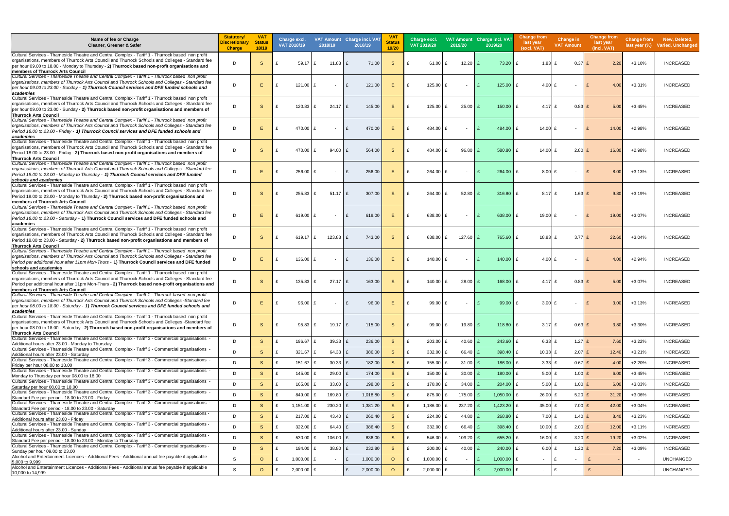| Name of fee or Charge<br>Cleaner, Greener & Safer | Statutory/ Discretionary Charge | VAT Status 18/19 | Charge excl. VAT 2018/19 | VAT Amount 2018/19 | Charge incl. VAT 2018/19 | VAT Status 19/20 | Charge excl. VAT 2019/20 | VAT Amount 2019/20 | Charge incl. VAT 2019/20 | Change from last year (excl. VAT) | Change in VAT Amount | Change from last year (incl. VAT) | Change from last year (%) | New, Deleted, Varied, Unchanged |
|---|---|---|---|---|---|---|---|---|---|---|---|---|---|---|
| Cultural Services - Thameside Theatre and Central Complex - Tariff 1 - Thurrock based non profit organisations, members of Thurrock Arts Council and Thurrock Schools and Colleges - Standard fee per hour 09.00 to 18.00 - Monday to Thursday - **2) Thurrock based non-profit organisations and members of Thurrock Arts Council** | D | S | £ 59.17 | £ 11.83 | £ 71.00 | S | £ 61.00 | £ 12.20 | £ 73.20 | £ 1.83 | £ 0.37 | £ 2.20 | +3.10% | INCREASED |
| *Cultural Services - Thameside Theatre and Central Complex - Tariff 1 - Thurrock based non profit organisations, members of Thurrock Arts Council and Thurrock Schools and Colleges - Standard fee per hour 09.00 to 23.00 - Sunday -* ***1) Thurrock Council services and DFE funded schools and academies*** | D | E | £ 121.00 | £ - | £ 121.00 | E | £ 125.00 | £ - | £ 125.00 | £ 4.00 | £ - | £ 4.00 | +3.31% | INCREASED |
| Cultural Services - Thameside Theatre and Central Complex - Tariff 1 - Thurrock based non profit organisations, members of Thurrock Arts Council and Thurrock Schools and Colleges - Standard fee per hour 09.00 to 23.00 - Sunday - **2) Thurrock based non-profit organisations and members of Thurrock Arts Council** | D | S | £ 120.83 | £ 24.17 | £ 145.00 | S | £ 125.00 | £ 25.00 | £ 150.00 | £ 4.17 | £ 0.83 | £ 5.00 | +3.45% | INCREASED |
| *Cultural Services - Thameside Theatre and Central Complex - Tariff 1 - Thurrock based non profit organisations, members of Thurrock Arts Council and Thurrock Schools and Colleges - Standard fee Period 18.00 to 23.00 - Friday -* ***1) Thurrock Council services and DFE funded schools and academies*** | D | E | £ 470.00 | £ - | £ 470.00 | E | £ 484.00 | £ - | £ 484.00 | £ 14.00 | £ - | £ 14.00 | +2.98% | INCREASED |
| Cultural Services - Thameside Theatre and Central Complex - Tariff 1 - Thurrock based non profit organisations, members of Thurrock Arts Council and Thurrock Schools and Colleges - Standard fee Period 18.00 to 23.00 - Friday - **2) Thurrock based non-profit organisations and members of Thurrock Arts Council** | D | S | £ 470.00 | £ 94.00 | £ 564.00 | S | £ 484.00 | £ 96.80 | £ 580.80 | £ 14.00 | £ 2.80 | £ 16.80 | +2.98% | INCREASED |
| *Cultural Services - Thameside Theatre and Central Complex - Tariff 1 - Thurrock based non profit organisations, members of Thurrock Arts Council and Thurrock Schools and Colleges - Standard fee Period 18.00 to 23.00 - Monday to Thursday -* ***1) Thurrock Council services and DFE funded schools and academies*** | D | E | £ 256.00 | £ - | £ 256.00 | E | £ 264.00 | £ - | £ 264.00 | £ 8.00 | £ - | £ 8.00 | +3.13% | INCREASED |
| Cultural Services - Thameside Theatre and Central Complex - Tariff 1 - Thurrock based non profit organisations, members of Thurrock Arts Council and Thurrock Schools and Colleges - Standard fee Period 18.00 to 23.00 - Monday to Thursday - **2) Thurrock based non-profit organisations and members of Thurrock Arts Council** | D | S | £ 255.83 | £ 51.17 | £ 307.00 | S | £ 264.00 | £ 52.80 | £ 316.80 | £ 8.17 | £ 1.63 | £ 9.80 | +3.19% | INCREASED |
| *Cultural Services - Thameside Theatre and Central Complex - Tariff 1 - Thurrock based non profit organisations, members of Thurrock Arts Council and Thurrock Schools and Colleges - Standard fee Period 18.00 to 23.00 - Saturday -* ***1) Thurrock Council services and DFE funded schools and academies*** | D | E | £ 619.00 | £ - | £ 619.00 | E | £ 638.00 | £ - | £ 638.00 | £ 19.00 | £ - | £ 19.00 | +3.07% | INCREASED |
| Cultural Services - Thameside Theatre and Central Complex - Tariff 1 - Thurrock based non profit organisations, members of Thurrock Arts Council and Thurrock Schools and Colleges - Standard fee Period 18.00 to 23.00 - Saturday - **2) Thurrock based non-profit organisations and members of Thurrock Arts Council** | D | S | £ 619.17 | £ 123.83 | £ 743.00 | S | £ 638.00 | £ 127.60 | £ 765.60 | £ 18.83 | £ 3.77 | £ 22.60 | +3.04% | INCREASED |
| *Cultural Services - Thameside Theatre and Central Complex - Tariff 1 - Thurrock based non profit organisations, members of Thurrock Arts Council and Thurrock Schools and Colleges - Standard fee Period per additional hour after 11pm Mon-Thurs -* ***1) Thurrock Council services and DFE funded schools and academies*** | D | E | £ 136.00 | £ - | £ 136.00 | E | £ 140.00 | £ - | £ 140.00 | £ 4.00 | £ - | £ 4.00 | +2.94% | INCREASED |
| Cultural Services - Thameside Theatre and Central Complex - Tariff 1 - Thurrock based non profit organisations, members of Thurrock Arts Council and Thurrock Schools and Colleges - Standard fee Period per additional hour after 11pm Mon-Thurs - **2) Thurrock based non-profit organisations and members of Thurrock Arts Council** | D | S | £ 135.83 | £ 27.17 | £ 163.00 | S | £ 140.00 | £ 28.00 | £ 168.00 | £ 4.17 | £ 0.83 | £ 5.00 | +3.07% | INCREASED |
| *Cultural Services - Thameside Theatre and Central Complex - Tariff 1 - Thurrock based non profit organisations, members of Thurrock Arts Council and Thurrock Schools and Colleges -Standard fee per hour 08.00 to 18.00 - Saturday -* ***1) Thurrock Council services and DFE funded schools and academies*** | D | E | £ 96.00 | £ - | £ 96.00 | E | £ 99.00 | £ - | £ 99.00 | £ 3.00 | £ - | £ 3.00 | +3.13% | INCREASED |
| Cultural Services - Thameside Theatre and Central Complex - Tariff 1 - Thurrock based non profit organisations, members of Thurrock Arts Council and Thurrock Schools and Colleges -Standard fee per hour 08.00 to 18.00 - Saturday - **2) Thurrock based non-profit organisations and members of Thurrock Arts Council** | D | S | £ 95.83 | £ 19.17 | £ 115.00 | S | £ 99.00 | £ 19.80 | £ 118.80 | £ 3.17 | £ 0.63 | £ 3.80 | +3.30% | INCREASED |
| Cultural Services - Thameside Theatre and Central Complex - Tariff 3 - Commercial organisations - Additional hours after 23.00 - Monday to Thursday | D | S | £ 196.67 | £ 39.33 | £ 236.00 | S | £ 203.00 | £ 40.60 | £ 243.60 | £ 6.33 | £ 1.27 | £ 7.60 | +3.22% | INCREASED |
| Cultural Services - Thameside Theatre and Central Complex - Tariff 3 - Commercial organisations - Additional hours after 23.00 - Saturday | D | S | £ 321.67 | £ 64.33 | £ 386.00 | S | £ 332.00 | £ 66.40 | £ 398.40 | £ 10.33 | £ 2.07 | £ 12.40 | +3.21% | INCREASED |
| Cultural Services - Thameside Theatre and Central Complex - Tariff 3 - Commercial organisations - Friday per hour 08.00 to 18.00 | D | S | £ 151.67 | £ 30.33 | £ 182.00 | S | £ 155.00 | £ 31.00 | £ 186.00 | £ 3.33 | £ 0.67 | £ 4.00 | +2.20% | INCREASED |
| Cultural Services - Thameside Theatre and Central Complex - Tariff 3 - Commercial organisations - Monday to Thursday per hour 08.00 to 18.00 | D | S | £ 145.00 | £ 29.00 | £ 174.00 | S | £ 150.00 | £ 30.00 | £ 180.00 | £ 5.00 | £ 1.00 | £ 6.00 | +3.45% | INCREASED |
| Cultural Services - Thameside Theatre and Central Complex - Tariff 3 - Commercial organisations - Saturday per hour 08.00 to 18.00 | D | S | £ 165.00 | £ 33.00 | £ 198.00 | S | £ 170.00 | £ 34.00 | £ 204.00 | £ 5.00 | £ 1.00 | £ 6.00 | +3.03% | INCREASED |
| Cultural Services - Thameside Theatre and Central Complex - Tariff 3 - Commercial organisations - Standard Fee per period - 18.00 to 23.00 - Friday | D | S | £ 849.00 | £ 169.80 | £ 1,018.80 | S | £ 875.00 | £ 175.00 | £ 1,050.00 | £ 26.00 | £ 5.20 | £ 31.20 | +3.06% | INCREASED |
| Cultural Services - Thameside Theatre and Central Complex - Tariff 3 - Commercial organisations - Standard Fee per period - 18.00 to 23.00 - Saturday | D | S | £ 1,151.00 | £ 230.20 | £ 1,381.20 | S | £ 1,186.00 | £ 237.20 | £ 1,423.20 | £ 35.00 | £ 7.00 | £ 42.00 | +3.04% | INCREASED |
| Cultural Services - Thameside Theatre and Central Complex - Tariff 3 - Commercial organisations - Additional hours after 23.00 - Friday | D | S | £ 217.00 | £ 43.40 | £ 260.40 | S | £ 224.00 | £ 44.80 | £ 268.80 | £ 7.00 | £ 1.40 | £ 8.40 | +3.23% | INCREASED |
| Cultural Services - Thameside Theatre and Central Complex - Tariff 3 - Commercial organisations - Additional hours after 23.00 - Sunday | D | S | £ 322.00 | £ 64.40 | £ 386.40 | S | £ 332.00 | £ 66.40 | £ 398.40 | £ 10.00 | £ 2.00 | £ 12.00 | +3.11% | INCREASED |
| Cultural Services - Thameside Theatre and Central Complex - Tariff 3 - Commercial organisations - Standard Fee per period - 18.00 to 23.00 - Monday to Thursday | D | S | £ 530.00 | £ 106.00 | £ 636.00 | S | £ 546.00 | £ 109.20 | £ 655.20 | £ 16.00 | £ 3.20 | £ 19.20 | +3.02% | INCREASED |
| Cultural Services - Thameside Theatre and Central Complex - Tariff 3 - Commercial organisations - Sunday per hour 09.00 to 23.00 | D | S | £ 194.00 | £ 38.80 | £ 232.80 | S | £ 200.00 | £ 40.00 | £ 240.00 | £ 6.00 | £ 1.20 | £ 7.20 | +3.09% | INCREASED |
| Alcohol and Entertainment Licences - Additional Fees - Additional annual fee payable if applicable 5,000 to 9,999 | S | O | £ 1,000.00 | £ - | £ 1,000.00 | O | £ 1,000.00 | £ - | £ 1,000.00 | £ - | £ - | £ - | - | UNCHANGED |
| Alcohol and Entertainment Licences - Additional Fees - Additional annual fee payable if applicable 10,000 to 14,999 | S | O | £ 2,000.00 | £ - | £ 2,000.00 | O | £ 2,000.00 | £ - | £ 2,000.00 | £ - | £ - | £ - | - | UNCHANGED |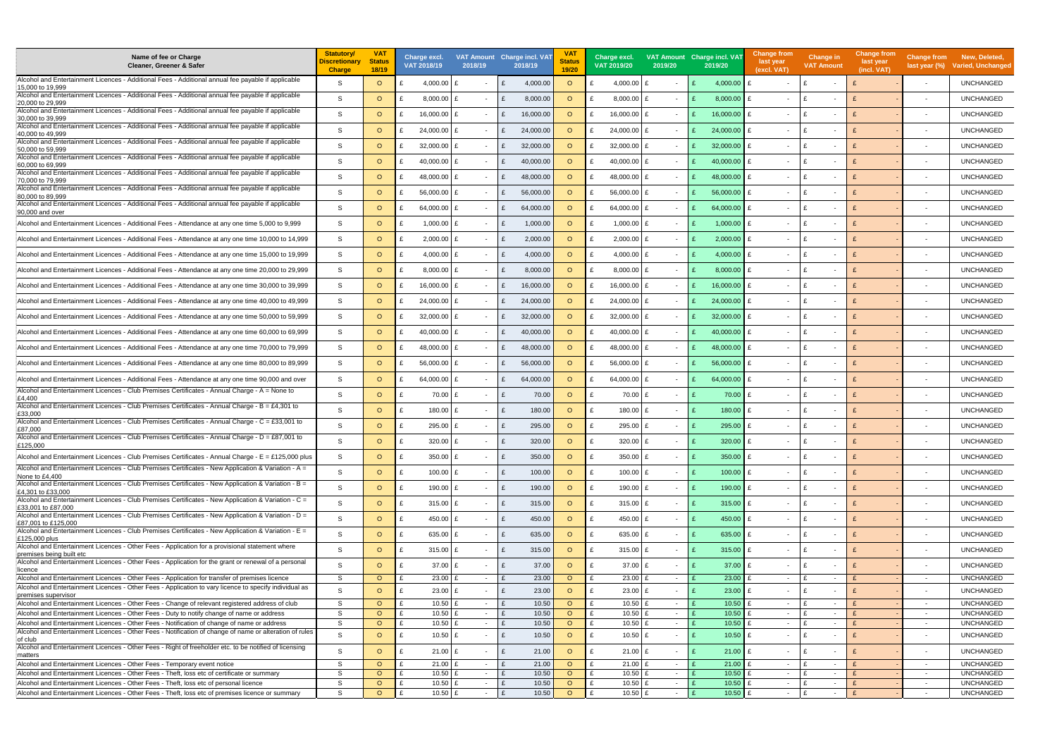| Name of fee or Charge<br>Cleaner, Greener & Safer | Statutory/ Discretionary Charge | VAT Status 18/19 | Charge excl. VAT 2018/19 | VAT Amount 2018/19 | Charge incl. VAT 2018/19 | VAT Status 19/20 | Charge excl. VAT 2019/20 | VAT Amount 2019/20 | Charge incl. VAT 2019/20 | Change from last year (excl. VAT) | Change in VAT Amount | Change from last year (incl. VAT) | Change from last year (%) | New, Deleted, Varied, Unchanged |
|---|---|---|---|---|---|---|---|---|---|---|---|---|---|---|
| Alcohol and Entertainment Licences - Additional Fees - Additional annual fee payable if applicable 15,000 to 19,999 | S | O | £ 4,000.00 | £ - | £ 4,000.00 | O | £ 4,000.00 | £ - | £ 4,000.00 | £ - | £ - | £ - | - | UNCHANGED |
| Alcohol and Entertainment Licences - Additional Fees - Additional annual fee payable if applicable 20,000 to 29,999 | S | O | £ 8,000.00 | £ - | £ 8,000.00 | O | £ 8,000.00 | £ - | £ 8,000.00 | £ - | £ - | £ - | - | UNCHANGED |
| Alcohol and Entertainment Licences - Additional Fees - Additional annual fee payable if applicable 30,000 to 39,999 | S | O | £ 16,000.00 | £ - | £ 16,000.00 | O | £ 16,000.00 | £ - | £ 16,000.00 | £ - | £ - | £ - | - | UNCHANGED |
| Alcohol and Entertainment Licences - Additional Fees - Additional annual fee payable if applicable 40,000 to 49,999 | S | O | £ 24,000.00 | £ - | £ 24,000.00 | O | £ 24,000.00 | £ - | £ 24,000.00 | £ - | £ - | £ - | - | UNCHANGED |
| Alcohol and Entertainment Licences - Additional Fees - Additional annual fee payable if applicable 50,000 to 59,999 | S | O | £ 32,000.00 | £ - | £ 32,000.00 | O | £ 32,000.00 | £ - | £ 32,000.00 | £ - | £ - | £ - | - | UNCHANGED |
| Alcohol and Entertainment Licences - Additional Fees - Additional annual fee payable if applicable 60,000 to 69,999 | S | O | £ 40,000.00 | £ - | £ 40,000.00 | O | £ 40,000.00 | £ - | £ 40,000.00 | £ - | £ - | £ - | - | UNCHANGED |
| Alcohol and Entertainment Licences - Additional Fees - Additional annual fee payable if applicable 70,000 to 79,999 | S | O | £ 48,000.00 | £ - | £ 48,000.00 | O | £ 48,000.00 | £ - | £ 48,000.00 | £ - | £ - | £ - | - | UNCHANGED |
| Alcohol and Entertainment Licences - Additional Fees - Additional annual fee payable if applicable 80,000 to 89,999 | S | O | £ 56,000.00 | £ - | £ 56,000.00 | O | £ 56,000.00 | £ - | £ 56,000.00 | £ - | £ - | £ - | - | UNCHANGED |
| Alcohol and Entertainment Licences - Additional Fees - Additional annual fee payable if applicable 90,000 and over | S | O | £ 64,000.00 | £ - | £ 64,000.00 | O | £ 64,000.00 | £ - | £ 64,000.00 | £ - | £ - | £ - | - | UNCHANGED |
| Alcohol and Entertainment Licences - Additional Fees - Attendance at any one time 5,000 to 9,999 | S | O | £ 1,000.00 | £ - | £ 1,000.00 | O | £ 1,000.00 | £ - | £ 1,000.00 | £ - | £ - | £ - | - | UNCHANGED |
| Alcohol and Entertainment Licences - Additional Fees - Attendance at any one time 10,000 to 14,999 | S | O | £ 2,000.00 | £ - | £ 2,000.00 | O | £ 2,000.00 | £ - | £ 2,000.00 | £ - | £ - | £ - | - | UNCHANGED |
| Alcohol and Entertainment Licences - Additional Fees - Attendance at any one time 15,000 to 19,999 | S | O | £ 4,000.00 | £ - | £ 4,000.00 | O | £ 4,000.00 | £ - | £ 4,000.00 | £ - | £ - | £ - | - | UNCHANGED |
| Alcohol and Entertainment Licences - Additional Fees - Attendance at any one time 20,000 to 29,999 | S | O | £ 8,000.00 | £ - | £ 8,000.00 | O | £ 8,000.00 | £ - | £ 8,000.00 | £ - | £ - | £ - | - | UNCHANGED |
| Alcohol and Entertainment Licences - Additional Fees - Attendance at any one time 30,000 to 39,999 | S | O | £ 16,000.00 | £ - | £ 16,000.00 | O | £ 16,000.00 | £ - | £ 16,000.00 | £ - | £ - | £ - | - | UNCHANGED |
| Alcohol and Entertainment Licences - Additional Fees - Attendance at any one time 40,000 to 49,999 | S | O | £ 24,000.00 | £ - | £ 24,000.00 | O | £ 24,000.00 | £ - | £ 24,000.00 | £ - | £ - | £ - | - | UNCHANGED |
| Alcohol and Entertainment Licences - Additional Fees - Attendance at any one time 50,000 to 59,999 | S | O | £ 32,000.00 | £ - | £ 32,000.00 | O | £ 32,000.00 | £ - | £ 32,000.00 | £ - | £ - | £ - | - | UNCHANGED |
| Alcohol and Entertainment Licences - Additional Fees - Attendance at any one time 60,000 to 69,999 | S | O | £ 40,000.00 | £ - | £ 40,000.00 | O | £ 40,000.00 | £ - | £ 40,000.00 | £ - | £ - | £ - | - | UNCHANGED |
| Alcohol and Entertainment Licences - Additional Fees - Attendance at any one time 70,000 to 79,999 | S | O | £ 48,000.00 | £ - | £ 48,000.00 | O | £ 48,000.00 | £ - | £ 48,000.00 | £ - | £ - | £ - | - | UNCHANGED |
| Alcohol and Entertainment Licences - Additional Fees - Attendance at any one time 80,000 to 89,999 | S | O | £ 56,000.00 | £ - | £ 56,000.00 | O | £ 56,000.00 | £ - | £ 56,000.00 | £ - | £ - | £ - | - | UNCHANGED |
| Alcohol and Entertainment Licences - Additional Fees - Attendance at any one time 90,000 and over | S | O | £ 64,000.00 | £ - | £ 64,000.00 | O | £ 64,000.00 | £ - | £ 64,000.00 | £ - | £ - | £ - | - | UNCHANGED |
| Alcohol and Entertainment Licences - Club Premises Certificates - Annual Charge - A = None to £4,400 | S | O | £ 70.00 | £ - | £ 70.00 | O | £ 70.00 | £ - | £ 70.00 | £ - | £ - | £ - | - | UNCHANGED |
| Alcohol and Entertainment Licences - Club Premises Certificates - Annual Charge - B = £4,301 to £33,000 | S | O | £ 180.00 | £ - | £ 180.00 | O | £ 180.00 | £ - | £ 180.00 | £ - | £ - | £ - | - | UNCHANGED |
| Alcohol and Entertainment Licences - Club Premises Certificates - Annual Charge - C = £33,001 to £87,000 | S | O | £ 295.00 | £ - | £ 295.00 | O | £ 295.00 | £ - | £ 295.00 | £ - | £ - | £ - | - | UNCHANGED |
| Alcohol and Entertainment Licences - Club Premises Certificates - Annual Charge - D = £87,001 to £125,000 | S | O | £ 320.00 | £ - | £ 320.00 | O | £ 320.00 | £ - | £ 320.00 | £ - | £ - | £ - | - | UNCHANGED |
| Alcohol and Entertainment Licences - Club Premises Certificates - Annual Charge - E = £125,000 plus | S | O | £ 350.00 | £ - | £ 350.00 | O | £ 350.00 | £ - | £ 350.00 | £ - | £ - | £ - | - | UNCHANGED |
| Alcohol and Entertainment Licences - Club Premises Certificates - New Application & Variation - A = None to £4,400 | S | O | £ 100.00 | £ - | £ 100.00 | O | £ 100.00 | £ - | £ 100.00 | £ - | £ - | £ - | - | UNCHANGED |
| Alcohol and Entertainment Licences - Club Premises Certificates - New Application & Variation - B = £4,301 to £33,000 | S | O | £ 190.00 | £ - | £ 190.00 | O | £ 190.00 | £ - | £ 190.00 | £ - | £ - | £ - | - | UNCHANGED |
| Alcohol and Entertainment Licences - Club Premises Certificates - New Application & Variation - C = £33,001 to £87,000 | S | O | £ 315.00 | £ - | £ 315.00 | O | £ 315.00 | £ - | £ 315.00 | £ - | £ - | £ - | - | UNCHANGED |
| Alcohol and Entertainment Licences - Club Premises Certificates - New Application & Variation - D = £87,001 to £125,000 | S | O | £ 450.00 | £ - | £ 450.00 | O | £ 450.00 | £ - | £ 450.00 | £ - | £ - | £ - | - | UNCHANGED |
| Alcohol and Entertainment Licences - Club Premises Certificates - New Application & Variation - E = £125,000 plus | S | O | £ 635.00 | £ - | £ 635.00 | O | £ 635.00 | £ - | £ 635.00 | £ - | £ - | £ - | - | UNCHANGED |
| Alcohol and Entertainment Licences - Other Fees - Application for a provisional statement where premises being built etc | S | O | £ 315.00 | £ - | £ 315.00 | O | £ 315.00 | £ - | £ 315.00 | £ - | £ - | £ - | - | UNCHANGED |
| Alcohol and Entertainment Licences - Other Fees - Application for the grant or renewal of a personal licence | S | O | £ 37.00 | £ - | £ 37.00 | O | £ 37.00 | £ - | £ 37.00 | £ - | £ - | £ - | - | UNCHANGED |
| Alcohol and Entertainment Licences - Other Fees - Application for transfer of premises licence | S | O | £ 23.00 | £ - | £ 23.00 | O | £ 23.00 | £ - | £ 23.00 | £ - | £ - | £ - | - | UNCHANGED |
| Alcohol and Entertainment Licences - Other Fees - Application to vary licence to specify individual as premises supervisor | S | O | £ 23.00 | £ - | £ 23.00 | O | £ 23.00 | £ - | £ 23.00 | £ - | £ - | £ - | - | UNCHANGED |
| Alcohol and Entertainment Licences - Other Fees - Change of relevant registered address of club | S | O | £ 10.50 | £ - | £ 10.50 | O | £ 10.50 | £ - | £ 10.50 | £ - | £ - | £ - | - | UNCHANGED |
| Alcohol and Entertainment Licences - Other Fees - Duty to notify change of name or address | S | O | £ 10.50 | £ - | £ 10.50 | O | £ 10.50 | £ - | £ 10.50 | £ - | £ - | £ - | - | UNCHANGED |
| Alcohol and Entertainment Licences - Other Fees - Notification of change of name or address | S | O | £ 10.50 | £ - | £ 10.50 | O | £ 10.50 | £ - | £ 10.50 | £ - | £ - | £ - | - | UNCHANGED |
| Alcohol and Entertainment Licences - Other Fees - Notification of change of name or alteration of rules of club | S | O | £ 10.50 | £ - | £ 10.50 | O | £ 10.50 | £ - | £ 10.50 | £ - | £ - | £ - | - | UNCHANGED |
| Alcohol and Entertainment Licences - Other Fees - Right of freeholder etc. to be notified of licensing matters | S | O | £ 21.00 | £ - | £ 21.00 | O | £ 21.00 | £ - | £ 21.00 | £ - | £ - | £ - | - | UNCHANGED |
| Alcohol and Entertainment Licences - Other Fees - Temporary event notice | S | O | £ 21.00 | £ - | £ 21.00 | O | £ 21.00 | £ - | £ 21.00 | £ - | £ - | £ - | - | UNCHANGED |
| Alcohol and Entertainment Licences - Other Fees - Theft, loss etc of certificate or summary | S | O | £ 10.50 | £ - | £ 10.50 | O | £ 10.50 | £ - | £ 10.50 | £ - | £ - | £ - | - | UNCHANGED |
| Alcohol and Entertainment Licences - Other Fees - Theft, loss etc of personal licence | S | O | £ 10.50 | £ - | £ 10.50 | O | £ 10.50 | £ - | £ 10.50 | £ - | £ - | £ - | - | UNCHANGED |
| Alcohol and Entertainment Licences - Other Fees - Theft, loss etc of premises licence or summary | S | O | £ 10.50 | £ - | £ 10.50 | O | £ 10.50 | £ - | £ 10.50 | £ - | £ - | £ - | - | UNCHANGED |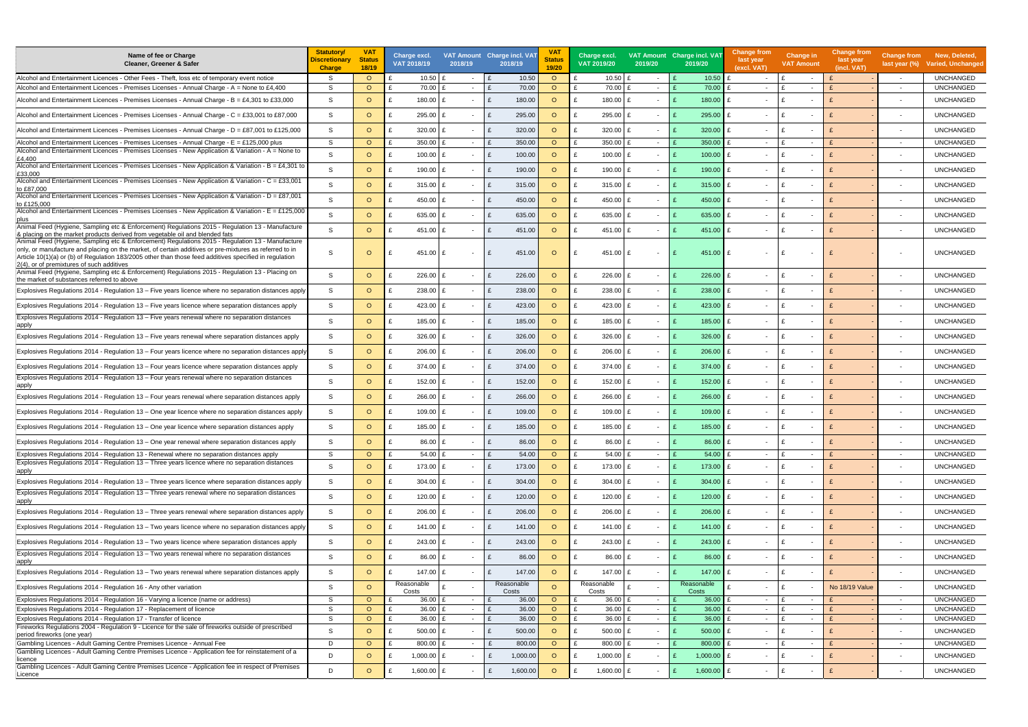| Name of fee or Charge<br>Cleaner, Greener & Safer | Statutory/ Discretionary Charge | VAT Status 18/19 | Charge excl. VAT 2018/19 | VAT Amount 2018/19 | Charge incl. VAT 2018/19 | VAT Status 19/20 | Charge excl. VAT 2019/20 | VAT Amount 2019/20 | Charge incl. VAT 2019/20 | Change from last year (excl. VAT) | Change in VAT Amount | Change from last year (incl. VAT) | Change from last year (%) | New, Deleted, Varied, Unchanged |
|---|---|---|---|---|---|---|---|---|---|---|---|---|---|---|
| Alcohol and Entertainment Licences - Other Fees - Theft, loss etc of temporary event notice | S | O | £ 10.50 | £ - | £ 10.50 | O | £ 10.50 | £ - | £ 10.50 | £ - | £ - | £ - | - | UNCHANGED |
| Alcohol and Entertainment Licences - Premises Licenses - Annual Charge - A = None to £4,400 | S | O | £ 70.00 | £ - | £ 70.00 | O | £ 70.00 | £ - | £ 70.00 | £ - | £ - | £ - | - | UNCHANGED |
| Alcohol and Entertainment Licences - Premises Licenses - Annual Charge - B = £4,301 to £33,000 | S | O | £ 180.00 | £ - | £ 180.00 | O | £ 180.00 | £ - | £ 180.00 | £ - | £ - | £ - | - | UNCHANGED |
| Alcohol and Entertainment Licences - Premises Licenses - Annual Charge - C = £33,001 to £87,000 | S | O | £ 295.00 | £ - | £ 295.00 | O | £ 295.00 | £ - | £ 295.00 | £ - | £ - | £ - | - | UNCHANGED |
| Alcohol and Entertainment Licences - Premises Licenses - Annual Charge - D = £87,001 to £125,000 | S | O | £ 320.00 | £ - | £ 320.00 | O | £ 320.00 | £ - | £ 320.00 | £ - | £ - | £ - | - | UNCHANGED |
| Alcohol and Entertainment Licences - Premises Licenses - Annual Charge - E = £125,000 plus | S | O | £ 350.00 | £ - | £ 350.00 | O | £ 350.00 | £ - | £ 350.00 | £ - | £ - | £ - | - | UNCHANGED |
| Alcohol and Entertainment Licences - Premises Licenses - New Application & Variation - A = None to £4,400 | S | O | £ 100.00 | £ - | £ 100.00 | O | £ 100.00 | £ - | £ 100.00 | £ - | £ - | £ - | - | UNCHANGED |
| Alcohol and Entertainment Licences - Premises Licenses - New Application & Variation - B = £4,301 to £33,000 | S | O | £ 190.00 | £ - | £ 190.00 | O | £ 190.00 | £ - | £ 190.00 | £ - | £ - | £ - | - | UNCHANGED |
| Alcohol and Entertainment Licences - Premises Licenses - New Application & Variation - C = £33,001 to £87,000 | S | O | £ 315.00 | £ - | £ 315.00 | O | £ 315.00 | £ - | £ 315.00 | £ - | £ - | £ - | - | UNCHANGED |
| Alcohol and Entertainment Licences - Premises Licenses - New Application & Variation - D = £87,001 to £125,000 | S | O | £ 450.00 | £ - | £ 450.00 | O | £ 450.00 | £ - | £ 450.00 | £ - | £ - | £ - | - | UNCHANGED |
| Alcohol and Entertainment Licences - Premises Licenses - New Application & Variation - E = £125,000 plus | S | O | £ 635.00 | £ - | £ 635.00 | O | £ 635.00 | £ - | £ 635.00 | £ - | £ - | £ - | - | UNCHANGED |
| Animal Feed (Hygiene, Sampling etc & Enforcement) Regulations 2015 - Regulation 13 - Manufacture & placing on the market products derived from vegetable oil and blended fats | S | O | £ 451.00 | £ - | £ 451.00 | O | £ 451.00 | £ - | £ 451.00 | £ - | £ - | £ - | - | UNCHANGED |
| Animal Feed (Hygiene, Sampling etc & Enforcement) Regulations 2015 - Regulation 13 - Manufacture only, or manufacture and placing on the market, of certain additives or pre-mixtures as referred to in Article 10(1)(a) or (b) of Regulation 183/2005 other than those feed additives specified in regulation 2(4), or of premixtures of such additives | S | O | £ 451.00 | £ - | £ 451.00 | O | £ 451.00 | £ - | £ 451.00 | £ - | £ - | £ - | - | UNCHANGED |
| Animal Feed (Hygiene, Sampling etc & Enforcement) Regulations 2015 - Regulation 13 - Placing on the market of substances referred to above | S | O | £ 226.00 | £ - | £ 226.00 | O | £ 226.00 | £ - | £ 226.00 | £ - | £ - | £ - | - | UNCHANGED |
| Explosives Regulations 2014 - Regulation 13 – Five years licence where no separation distances apply | S | O | £ 238.00 | £ - | £ 238.00 | O | £ 238.00 | £ - | £ 238.00 | £ - | £ - | £ - | - | UNCHANGED |
| Explosives Regulations 2014 - Regulation 13 – Five years licence where separation distances apply | S | O | £ 423.00 | £ - | £ 423.00 | O | £ 423.00 | £ - | £ 423.00 | £ - | £ - | £ - | - | UNCHANGED |
| Explosives Regulations 2014 - Regulation 13 – Five years renewal where no separation distances apply | S | O | £ 185.00 | £ - | £ 185.00 | O | £ 185.00 | £ - | £ 185.00 | £ - | £ - | £ - | - | UNCHANGED |
| Explosives Regulations 2014 - Regulation 13 – Five years renewal where separation distances apply | S | O | £ 326.00 | £ - | £ 326.00 | O | £ 326.00 | £ - | £ 326.00 | £ - | £ - | £ - | - | UNCHANGED |
| Explosives Regulations 2014 - Regulation 13 – Four years licence where no separation distances apply | S | O | £ 206.00 | £ - | £ 206.00 | O | £ 206.00 | £ - | £ 206.00 | £ - | £ - | £ - | - | UNCHANGED |
| Explosives Regulations 2014 - Regulation 13 – Four years licence where separation distances apply | S | O | £ 374.00 | £ - | £ 374.00 | O | £ 374.00 | £ - | £ 374.00 | £ - | £ - | £ - | - | UNCHANGED |
| Explosives Regulations 2014 - Regulation 13 – Four years renewal where no separation distances apply | S | O | £ 152.00 | £ - | £ 152.00 | O | £ 152.00 | £ - | £ 152.00 | £ - | £ - | £ - | - | UNCHANGED |
| Explosives Regulations 2014 - Regulation 13 – Four years renewal where separation distances apply | S | O | £ 266.00 | £ - | £ 266.00 | O | £ 266.00 | £ - | £ 266.00 | £ - | £ - | £ - | - | UNCHANGED |
| Explosives Regulations 2014 - Regulation 13 – One year licence where no separation distances apply | S | O | £ 109.00 | £ - | £ 109.00 | O | £ 109.00 | £ - | £ 109.00 | £ - | £ - | £ - | - | UNCHANGED |
| Explosives Regulations 2014 - Regulation 13 – One year licence where separation distances apply | S | O | £ 185.00 | £ - | £ 185.00 | O | £ 185.00 | £ - | £ 185.00 | £ - | £ - | £ - | - | UNCHANGED |
| Explosives Regulations 2014 - Regulation 13 – One year renewal where separation distances apply | S | O | £ 86.00 | £ - | £ 86.00 | O | £ 86.00 | £ - | £ 86.00 | £ - | £ - | £ - | - | UNCHANGED |
| Explosives Regulations 2014 - Regulation 13 - Renewal where no separation distances apply | S | O | £ 54.00 | £ - | £ 54.00 | O | £ 54.00 | £ - | £ 54.00 | £ - | £ - | £ - | - | UNCHANGED |
| Explosives Regulations 2014 - Regulation 13 – Three years licence where no separation distances apply | S | O | £ 173.00 | £ - | £ 173.00 | O | £ 173.00 | £ - | £ 173.00 | £ - | £ - | £ - | - | UNCHANGED |
| Explosives Regulations 2014 - Regulation 13 – Three years licence where separation distances apply | S | O | £ 304.00 | £ - | £ 304.00 | O | £ 304.00 | £ - | £ 304.00 | £ - | £ - | £ - | - | UNCHANGED |
| Explosives Regulations 2014 - Regulation 13 – Three years renewal where no separation distances apply | S | O | £ 120.00 | £ - | £ 120.00 | O | £ 120.00 | £ - | £ 120.00 | £ - | £ - | £ - | - | UNCHANGED |
| Explosives Regulations 2014 - Regulation 13 – Three years renewal where separation distances apply | S | O | £ 206.00 | £ - | £ 206.00 | O | £ 206.00 | £ - | £ 206.00 | £ - | £ - | £ - | - | UNCHANGED |
| Explosives Regulations 2014 - Regulation 13 – Two years licence where no separation distances apply | S | O | £ 141.00 | £ - | £ 141.00 | O | £ 141.00 | £ - | £ 141.00 | £ - | £ - | £ - | - | UNCHANGED |
| Explosives Regulations 2014 - Regulation 13 – Two years licence where separation distances apply | S | O | £ 243.00 | £ - | £ 243.00 | O | £ 243.00 | £ - | £ 243.00 | £ - | £ - | £ - | - | UNCHANGED |
| Explosives Regulations 2014 - Regulation 13 – Two years renewal where no separation distances apply | S | O | £ 86.00 | £ - | £ 86.00 | O | £ 86.00 | £ - | £ 86.00 | £ - | £ - | £ - | - | UNCHANGED |
| Explosives Regulations 2014 - Regulation 13 – Two years renewal where separation distances apply | S | O | £ 147.00 | £ - | £ 147.00 | O | £ 147.00 | £ - | £ 147.00 | £ - | £ - | £ - | - | UNCHANGED |
| Explosives Regulations 2014 - Regulation 16 - Any other variation | S | O | Reasonable Costs | £ - | Reasonable Costs | O | Reasonable Costs | £ - | Reasonable Costs | £ - | £ - | No 18/19 Value | - | UNCHANGED |
| Explosives Regulations 2014 - Regulation 16 - Varying a licence (name or address) | S | O | £ 36.00 | £ - | £ 36.00 | O | £ 36.00 | £ - | £ 36.00 | £ - | £ - | £ - | - | UNCHANGED |
| Explosives Regulations 2014 - Regulation 17 - Replacement of licence | S | O | £ 36.00 | £ - | £ 36.00 | O | £ 36.00 | £ - | £ 36.00 | £ - | £ - | £ - | - | UNCHANGED |
| Explosives Regulations 2014 - Regulation 17 - Transfer of licence | S | O | £ 36.00 | £ - | £ 36.00 | O | £ 36.00 | £ - | £ 36.00 | £ - | £ - | £ - | - | UNCHANGED |
| Fireworks Regulations 2004 - Regulation 9 - Licence for the sale of fireworks outside of prescribed period fireworks (one year) | S | O | £ 500.00 | £ - | £ 500.00 | O | £ 500.00 | £ - | £ 500.00 | £ - | £ - | £ - | - | UNCHANGED |
| Gambling Licences - Adult Gaming Centre Premises Licence - Annual Fee | D | O | £ 800.00 | £ - | £ 800.00 | O | £ 800.00 | £ - | £ 800.00 | £ - | £ - | £ - | - | UNCHANGED |
| Gambling Licences - Adult Gaming Centre Premises Licence - Application fee for reinstatement of a licence | D | O | £ 1,000.00 | £ - | £ 1,000.00 | O | £ 1,000.00 | £ - | £ 1,000.00 | £ - | £ - | £ - | - | UNCHANGED |
| Gambling Licences - Adult Gaming Centre Premises Licence - Application fee in respect of Premises Licence | D | O | £ 1,600.00 | £ - | £ 1,600.00 | O | £ 1,600.00 | £ - | £ 1,600.00 | £ - | £ - | £ - | - | UNCHANGED |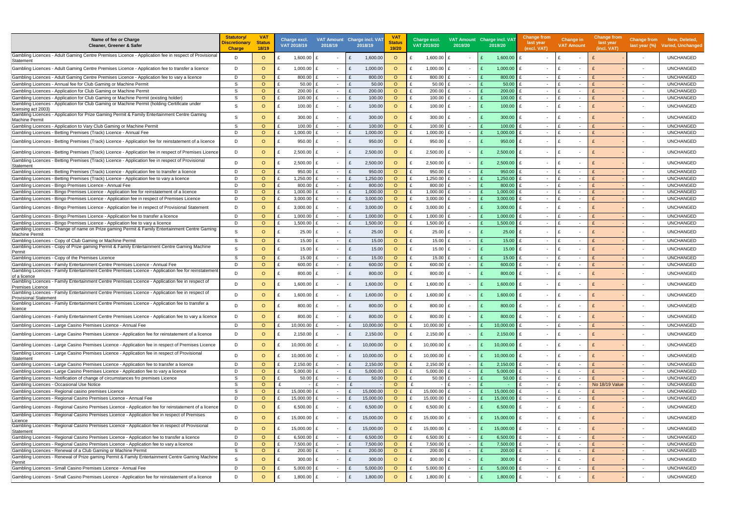| Name of fee or Charge Cleaner, Greener & Safer | Statutory/ Discretionary Charge | VAT Status 18/19 | Charge excl. VAT 2018/19 | VAT Amount 2018/19 | Charge incl. VAT 2018/19 | VAT Status 19/20 | Charge excl. VAT 2019/20 | VAT Amount 2019/20 | Charge incl. VAT 2019/20 | Change from last year (excl. VAT) | Change in VAT Amount | Change from last year (incl. VAT) | Change from last year (%) | New, Deleted, Varied, Unchanged |
|---|---|---|---|---|---|---|---|---|---|---|---|---|---|---|
| Gambling Licences - Adult Gaming Centre Premises Licence - Application fee in respect of Provisional Statement | D | O | £ 1,600.00 | £ - | £ 1,600.00 | O | £ 1,600.00 | £ - | £ 1,600.00 | £ - | £ - | £ - | - | UNCHANGED |
| Gambling Licences - Adult Gaming Centre Premises Licence - Application fee to transfer a licence | D | O | £ 1,000.00 | £ - | £ 1,000.00 | O | £ 1,000.00 | £ - | £ 1,000.00 | £ - | £ - | £ - | - | UNCHANGED |
| Gambling Licences - Adult Gaming Centre Premises Licence - Application fee to vary a licence | D | O | £ 800.00 | £ - | £ 800.00 | O | £ 800.00 | £ - | £ 800.00 | £ - | £ - | £ - | - | UNCHANGED |
| Gambling Licences - Annual fee for Club Gaming or Machine Permit | S | O | £ 50.00 | £ - | £ 50.00 | O | £ 50.00 | £ - | £ 50.00 | £ - | £ - | £ - | - | UNCHANGED |
| Gambling Licences - Application for Club Gaming or Machine Permit | S | O | £ 200.00 | £ - | £ 200.00 | O | £ 200.00 | £ - | £ 200.00 | £ - | £ - | £ - | - | UNCHANGED |
| Gambling Licences - Application for Club Gaming or Machine Permit (existing holder) | S | O | £ 100.00 | £ - | £ 100.00 | O | £ 100.00 | £ - | £ 100.00 | £ - | £ - | £ - | - | UNCHANGED |
| Gambling Licences - Application for Club Gaming or Machine Permit (holding Certificate under licensing act 2003) | S | O | £ 100.00 | £ - | £ 100.00 | O | £ 100.00 | £ - | £ 100.00 | £ - | £ - | £ - | - | UNCHANGED |
| Gambling Licences - Application for Prize Gaming Permit & Family Entertainment Centre Gaming Machine Permit | S | O | £ 300.00 | £ - | £ 300.00 | O | £ 300.00 | £ - | £ 300.00 | £ - | £ - | £ - | - | UNCHANGED |
| Gambling Licences - Application to Vary Club Gaming or Machine Permit | S | O | £ 100.00 | £ - | £ 100.00 | O | £ 100.00 | £ - | £ 100.00 | £ - | £ - | £ - | - | UNCHANGED |
| Gambling Licences - Betting Premises (Track) Licence - Annual Fee | D | O | £ 1,000.00 | £ - | £ 1,000.00 | O | £ 1,000.00 | £ - | £ 1,000.00 | £ - | £ - | £ - | - | UNCHANGED |
| Gambling Licences - Betting Premises (Track) Licence - Application fee for reinstatement of a licence | D | O | £ 950.00 | £ - | £ 950.00 | O | £ 950.00 | £ - | £ 950.00 | £ - | £ - | £ - | - | UNCHANGED |
| Gambling Licences - Betting Premises (Track) Licence - Application fee in respect of Premises Licence | D | O | £ 2,500.00 | £ - | £ 2,500.00 | O | £ 2,500.00 | £ - | £ 2,500.00 | £ - | £ - | £ - | - | UNCHANGED |
| Gambling Licences - Betting Premises (Track) Licence - Application fee in respect of Provisional Statement | D | O | £ 2,500.00 | £ - | £ 2,500.00 | O | £ 2,500.00 | £ - | £ 2,500.00 | £ - | £ - | £ - | - | UNCHANGED |
| Gambling Licences - Betting Premises (Track) Licence - Application fee to transfer a licence | D | O | £ 950.00 | £ - | £ 950.00 | O | £ 950.00 | £ - | £ 950.00 | £ - | £ - | £ - | - | UNCHANGED |
| Gambling Licences - Betting Premises (Track) Licence - Application fee to vary a licence | D | O | £ 1,250.00 | £ - | £ 1,250.00 | O | £ 1,250.00 | £ - | £ 1,250.00 | £ - | £ - | £ - | - | UNCHANGED |
| Gambling Licences - Bingo Premises Licence - Annual Fee | D | O | £ 800.00 | £ - | £ 800.00 | O | £ 800.00 | £ - | £ 800.00 | £ - | £ - | £ - | - | UNCHANGED |
| Gambling Licences - Bingo Premises Licence - Application fee for reinstatement of a licence | D | O | £ 1,000.00 | £ - | £ 1,000.00 | O | £ 1,000.00 | £ - | £ 1,000.00 | £ - | £ - | £ - | - | UNCHANGED |
| Gambling Licences - Bingo Premises Licence - Application fee in respect of Premises Licence | D | O | £ 3,000.00 | £ - | £ 3,000.00 | O | £ 3,000.00 | £ - | £ 3,000.00 | £ - | £ - | £ - | - | UNCHANGED |
| Gambling Licences - Bingo Premises Licence - Application fee in respect of Provisional Statement | D | O | £ 3,000.00 | £ - | £ 3,000.00 | O | £ 3,000.00 | £ - | £ 3,000.00 | £ - | £ - | £ - | - | UNCHANGED |
| Gambling Licences - Bingo Premises Licence - Application fee to transfer a licence | D | O | £ 1,000.00 | £ - | £ 1,000.00 | O | £ 1,000.00 | £ - | £ 1,000.00 | £ - | £ - | £ - | - | UNCHANGED |
| Gambling Licences - Bingo Premises Licence - Application fee to vary a licence | D | O | £ 1,500.00 | £ - | £ 1,500.00 | O | £ 1,500.00 | £ - | £ 1,500.00 | £ - | £ - | £ - | - | UNCHANGED |
| Gambling Licences - Change of name on Prize gaming Permit & Family Entertainment Centre Gaming Machine Permit | S | O | £ 25.00 | £ - | £ 25.00 | O | £ 25.00 | £ - | £ 25.00 | £ - | £ - | £ - | - | UNCHANGED |
| Gambling Licences - Copy of Club Gaming or Machine Permit | S | O | £ 15.00 | £ - | £ 15.00 | O | £ 15.00 | £ - | £ 15.00 | £ - | £ - | £ - | - | UNCHANGED |
| Gambling Licences - Copy of Prize gaming Permit & Family Entertainment Centre Gaming Machine Permit | S | O | £ 15.00 | £ - | £ 15.00 | O | £ 15.00 | £ - | £ 15.00 | £ - | £ - | £ - | - | UNCHANGED |
| Gambling Licences - Copy of the Premises Licence | S | O | £ 15.00 | £ - | £ 15.00 | O | £ 15.00 | £ - | £ 15.00 | £ - | £ - | £ - | - | UNCHANGED |
| Gambling Licences - Family Entertainment Centre Premises Licence - Annual Fee | D | O | £ 600.00 | £ - | £ 600.00 | O | £ 600.00 | £ - | £ 600.00 | £ - | £ - | £ - | - | UNCHANGED |
| Gambling Licences - Family Entertainment Centre Premises Licence - Application fee for reinstatement of a licence | D | O | £ 800.00 | £ - | £ 800.00 | O | £ 800.00 | £ - | £ 800.00 | £ - | £ - | £ - | - | UNCHANGED |
| Gambling Licences - Family Entertainment Centre Premises Licence - Application fee in respect of Premises Licence | D | O | £ 1,600.00 | £ - | £ 1,600.00 | O | £ 1,600.00 | £ - | £ 1,600.00 | £ - | £ - | £ - | - | UNCHANGED |
| Gambling Licences - Family Entertainment Centre Premises Licence - Application fee in respect of Provisional Statement | D | O | £ 1,600.00 | £ - | £ 1,600.00 | O | £ 1,600.00 | £ - | £ 1,600.00 | £ - | £ - | £ - | - | UNCHANGED |
| Gambling Licences - Family Entertainment Centre Premises Licence - Application fee to transfer a licence | D | O | £ 800.00 | £ - | £ 800.00 | O | £ 800.00 | £ - | £ 800.00 | £ - | £ - | £ - | - | UNCHANGED |
| Gambling Licences - Family Entertainment Centre Premises Licence - Application fee to vary a licence | D | O | £ 800.00 | £ - | £ 800.00 | O | £ 800.00 | £ - | £ 800.00 | £ - | £ - | £ - | - | UNCHANGED |
| Gambling Licences - Large Casino Premises Licence - Annual Fee | D | O | £ 10,000.00 | £ - | £ 10,000.00 | O | £ 10,000.00 | £ - | £ 10,000.00 | £ - | £ - | £ - | - | UNCHANGED |
| Gambling Licences - Large Casino Premises Licence - Application fee for reinstatement of a licence | D | O | £ 2,150.00 | £ - | £ 2,150.00 | O | £ 2,150.00 | £ - | £ 2,150.00 | £ - | £ - | £ - | - | UNCHANGED |
| Gambling Licences - Large Casino Premises Licence - Application fee in respect of Premises Licence | D | O | £ 10,000.00 | £ - | £ 10,000.00 | O | £ 10,000.00 | £ - | £ 10,000.00 | £ - | £ - | £ - | - | UNCHANGED |
| Gambling Licences - Large Casino Premises Licence - Application fee in respect of Provisional Statement | D | O | £ 10,000.00 | £ - | £ 10,000.00 | O | £ 10,000.00 | £ - | £ 10,000.00 | £ - | £ - | £ - | - | UNCHANGED |
| Gambling Licences - Large Casino Premises Licence - Application fee to transfer a licence | D | O | £ 2,150.00 | £ - | £ 2,150.00 | O | £ 2,150.00 | £ - | £ 2,150.00 | £ - | £ - | £ - | - | UNCHANGED |
| Gambling Licences - Large Casino Premises Licence - Application fee to vary a licence | D | O | £ 5,000.00 | £ - | £ 5,000.00 | O | £ 5,000.00 | £ - | £ 5,000.00 | £ - | £ - | £ - | - | UNCHANGED |
| Gambling Licences - Notification of change of circumstances fro premises Licence | S | O | £ 50.00 | £ - | £ 50.00 | O | £ 50.00 | £ - | £ 50.00 | £ - | £ - | £ - | - | UNCHANGED |
| Gambling Licences - Occasional Use Notice | S | O | £ - | £ - | £ - | O | £ - | £ - | £ - | £ - | £ - | No 18/19 Value | - | UNCHANGED |
| Gambling Licences - Regional casino premises Licence | S | O | £ 15,000.00 | £ - | £ 15,000.00 | O | £ 15,000.00 | £ - | £ 15,000.00 | £ - | £ - | £ - | - | UNCHANGED |
| Gambling Licences - Regional Casino Premises Licence - Annual Fee | D | O | £ 15,000.00 | £ - | £ 15,000.00 | O | £ 15,000.00 | £ - | £ 15,000.00 | £ - | £ - | £ - | - | UNCHANGED |
| Gambling Licences - Regional Casino Premises Licence - Application fee for reinstatement of a licence | D | O | £ 6,500.00 | £ - | £ 6,500.00 | O | £ 6,500.00 | £ - | £ 6,500.00 | £ - | £ - | £ - | - | UNCHANGED |
| Gambling Licences - Regional Casino Premises Licence - Application fee in respect of Premises Licence | D | O | £ 15,000.00 | £ - | £ 15,000.00 | O | £ 15,000.00 | £ - | £ 15,000.00 | £ - | £ - | £ - | - | UNCHANGED |
| Gambling Licences - Regional Casino Premises Licence - Application fee in respect of Provisional Statement | D | O | £ 15,000.00 | £ - | £ 15,000.00 | O | £ 15,000.00 | £ - | £ 15,000.00 | £ - | £ - | £ - | - | UNCHANGED |
| Gambling Licences - Regional Casino Premises Licence - Application fee to transfer a licence | D | O | £ 6,500.00 | £ - | £ 6,500.00 | O | £ 6,500.00 | £ - | £ 6,500.00 | £ - | £ - | £ - | - | UNCHANGED |
| Gambling Licences - Regional Casino Premises Licence - Application fee to vary a licence | D | O | £ 7,500.00 | £ - | £ 7,500.00 | O | £ 7,500.00 | £ - | £ 7,500.00 | £ - | £ - | £ - | - | UNCHANGED |
| Gambling Licences - Renewal of a Club Gaming or Machine Permit | S | O | £ 200.00 | £ - | £ 200.00 | O | £ 200.00 | £ - | £ 200.00 | £ - | £ - | £ - | - | UNCHANGED |
| Gambling Licences - Renewal of Prize gaming Permit & Family Entertainment Centre Gaming Machine Permit | S | O | £ 300.00 | £ - | £ 300.00 | O | £ 300.00 | £ - | £ 300.00 | £ - | £ - | £ - | - | UNCHANGED |
| Gambling Licences - Small Casino Premises Licence - Annual Fee | D | O | £ 5,000.00 | £ - | £ 5,000.00 | O | £ 5,000.00 | £ - | £ 5,000.00 | £ - | £ - | £ - | - | UNCHANGED |
| Gambling Licences - Small Casino Premises Licence - Application fee for reinstatement of a licence | D | O | £ 1,800.00 | £ - | £ 1,800.00 | O | £ 1,800.00 | £ - | £ 1,800.00 | £ - | £ - | £ - | - | UNCHANGED |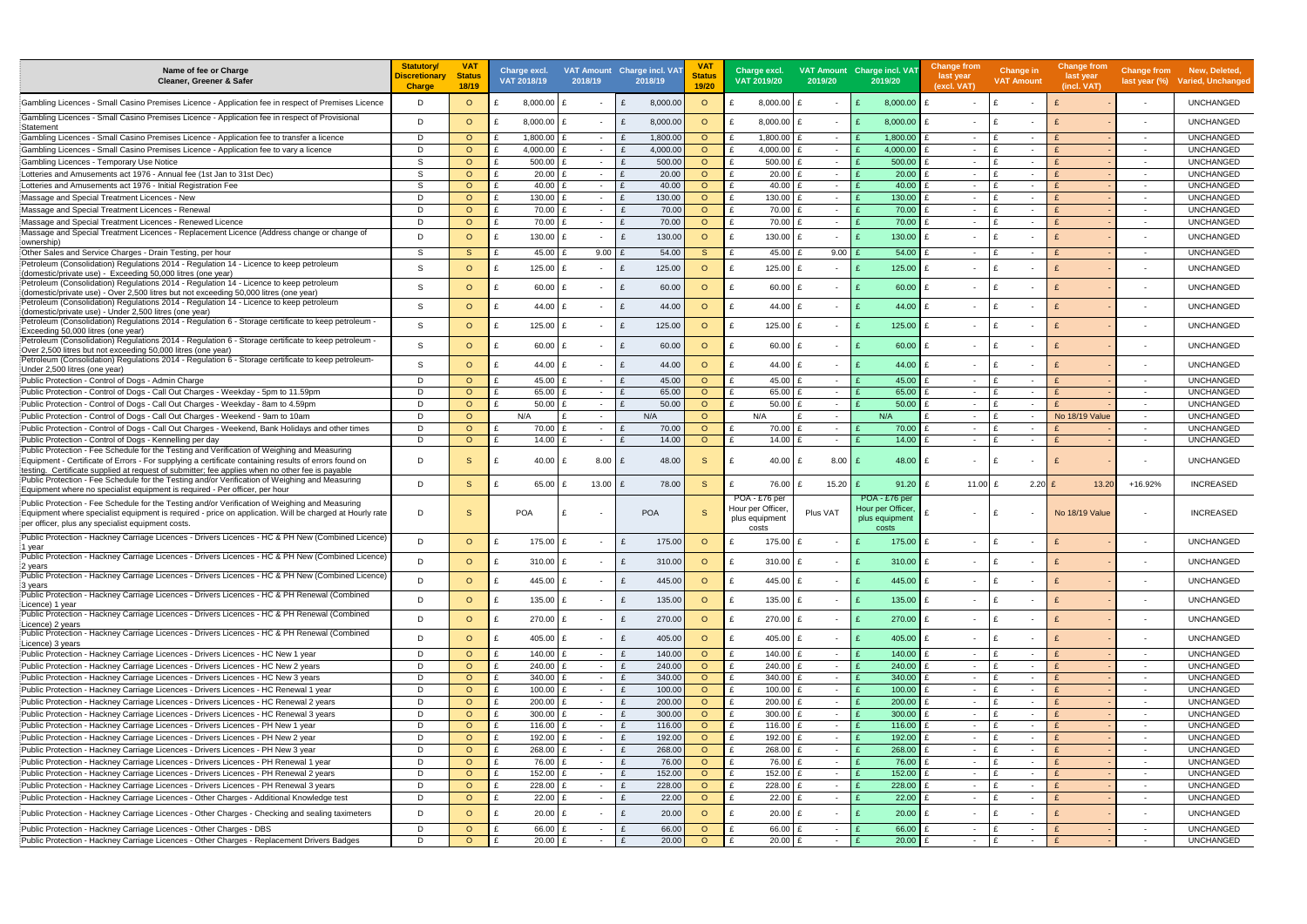| Name of fee or Charge Cleaner, Greener & Safer | Statutory/ Discretionary Charge | VAT Status 18/19 | Charge excl. VAT 2018/19 | VAT Amount 2018/19 | Charge incl. VAT 2018/19 | VAT Status 19/20 | Charge excl. VAT 2019/20 | VAT Amount 2019/20 | Charge incl. VAT 2019/20 | Change from last year (excl. VAT) | Change in VAT Amount | Change from last year (incl. VAT) | Change from last year (%) | New, Deleted, Varied, Unchanged |
|---|---|---|---|---|---|---|---|---|---|---|---|---|---|---|
| Gambling Licences - Small Casino Premises Licence - Application fee in respect of Premises Licence | D | O | £ 8,000.00 | £ - | £ 8,000.00 | O | £ 8,000.00 | £ - | £ 8,000.00 | £ - | £ - | £ - | - | UNCHANGED |
| Gambling Licences - Small Casino Premises Licence - Application fee in respect of Provisional Statement | D | O | £ 8,000.00 | £ - | £ 8,000.00 | O | £ 8,000.00 | £ - | £ 8,000.00 | £ - | £ - | £ - | - | UNCHANGED |
| Gambling Licences - Small Casino Premises Licence - Application fee to transfer a licence | D | O | £ 1,800.00 | £ - | £ 1,800.00 | O | £ 1,800.00 | £ - | £ 1,800.00 | £ - | £ - | £ - | - | UNCHANGED |
| Gambling Licences - Small Casino Premises Licence - Application fee to vary a licence | D | O | £ 4,000.00 | £ - | £ 4,000.00 | O | £ 4,000.00 | £ - | £ 4,000.00 | £ - | £ - | £ - | - | UNCHANGED |
| Gambling Licences - Temporary Use Notice | S | O | £ 500.00 | £ - | £ 500.00 | O | £ 500.00 | £ - | £ 500.00 | £ - | £ - | £ - | - | UNCHANGED |
| Lotteries and Amusements act 1976 - Annual fee (1st Jan to 31st Dec) | S | O | £ 20.00 | £ - | £ 20.00 | O | £ 20.00 | £ - | £ 20.00 | £ - | £ - | £ - | - | UNCHANGED |
| Lotteries and Amusements act 1976 - Initial Registration Fee | S | O | £ 40.00 | £ - | £ 40.00 | O | £ 40.00 | £ - | £ 40.00 | £ - | £ - | £ - | - | UNCHANGED |
| Massage and Special Treatment Licences - New | D | O | £ 130.00 | £ - | £ 130.00 | O | £ 130.00 | £ - | £ 130.00 | £ - | £ - | £ - | - | UNCHANGED |
| Massage and Special Treatment Licences - Renewal | D | O | £ 70.00 | £ - | £ 70.00 | O | £ 70.00 | £ - | £ 70.00 | £ - | £ - | £ - | - | UNCHANGED |
| Massage and Special Treatment Licences - Renewed Licence | D | O | £ 70.00 | £ - | £ 70.00 | O | £ 70.00 | £ - | £ 70.00 | £ - | £ - | £ - | - | UNCHANGED |
| Massage and Special Treatment Licences - Replacement Licence (Address change or change of ownership) | D | O | £ 130.00 | £ - | £ 130.00 | O | £ 130.00 | £ - | £ 130.00 | £ - | £ - | £ - | - | UNCHANGED |
| Other Sales and Service Charges - Drain Testing, per hour | S | S | £ 45.00 | £ 9.00 | £ 54.00 | S | £ 45.00 | £ 9.00 | £ 54.00 | £ - | £ - | £ - | - | UNCHANGED |
| Petroleum (Consolidation) Regulations 2014 - Regulation 14 - Licence to keep petroleum (domestic/private use) - Exceeding 50,000 litres (one year) | S | O | £ 125.00 | £ - | £ 125.00 | O | £ 125.00 | £ - | £ 125.00 | £ - | £ - | £ - | - | UNCHANGED |
| Petroleum (Consolidation) Regulations 2014 - Regulation 14 - Licence to keep petroleum (domestic/private use) - Over 2,500 litres but not exceeding 50,000 litres (one year) | S | O | £ 60.00 | £ - | £ 60.00 | O | £ 60.00 | £ - | £ 60.00 | £ - | £ - | £ - | - | UNCHANGED |
| Petroleum (Consolidation) Regulations 2014 - Regulation 14 - Licence to keep petroleum (domestic/private use) - Under 2,500 litres (one year) | S | O | £ 44.00 | £ - | £ 44.00 | O | £ 44.00 | £ - | £ 44.00 | £ - | £ - | £ - | - | UNCHANGED |
| Petroleum (Consolidation) Regulations 2014 - Regulation 6 - Storage certificate to keep petroleum - Exceeding 50,000 litres (one year) | S | O | £ 125.00 | £ - | £ 125.00 | O | £ 125.00 | £ - | £ 125.00 | £ - | £ - | £ - | - | UNCHANGED |
| Petroleum (Consolidation) Regulations 2014 - Regulation 6 - Storage certificate to keep petroleum - Over 2,500 litres but not exceeding 50,000 litres (one year) | S | O | £ 60.00 | £ - | £ 60.00 | O | £ 60.00 | £ - | £ 60.00 | £ - | £ - | £ - | - | UNCHANGED |
| Petroleum (Consolidation) Regulations 2014 - Regulation 6 - Storage certificate to keep petroleum- Under 2,500 litres (one year) | S | O | £ 44.00 | £ - | £ 44.00 | O | £ 44.00 | £ - | £ 44.00 | £ - | £ - | £ - | - | UNCHANGED |
| Public Protection - Control of Dogs - Admin Charge | D | O | £ 45.00 | £ - | £ 45.00 | O | £ 45.00 | £ - | £ 45.00 | £ - | £ - | £ - | - | UNCHANGED |
| Public Protection - Control of Dogs - Call Out Charges - Weekday - 5pm to 11.59pm | D | O | £ 65.00 | £ - | £ 65.00 | O | £ 65.00 | £ - | £ 65.00 | £ - | £ - | £ - | - | UNCHANGED |
| Public Protection - Control of Dogs - Call Out Charges - Weekday - 8am to 4.59pm | D | O | £ 50.00 | £ - | £ 50.00 | O | £ 50.00 | £ - | £ 50.00 | £ - | £ - | £ - | - | UNCHANGED |
| Public Protection - Control of Dogs - Call Out Charges - Weekend - 9am to 10am | D | O | N/A | £ - | N/A | O | N/A | £ - | N/A | £ - | £ - | No 18/19 Value | - | UNCHANGED |
| Public Protection - Control of Dogs - Call Out Charges - Weekend, Bank Holidays and other times | D | O | £ 70.00 | £ - | £ 70.00 | O | £ 70.00 | £ - | £ 70.00 | £ - | £ - | £ - | - | UNCHANGED |
| Public Protection - Control of Dogs - Kennelling per day | D | O | £ 14.00 | £ - | £ 14.00 | O | £ 14.00 | £ - | £ 14.00 | £ - | £ - | £ - | - | UNCHANGED |
| Public Protection - Fee Schedule for the Testing and Verification of Weighing and Measuring Equipment - Certificate of Errors - For supplying a certificate containing results of errors found on testing. Certificate supplied at request of submitter; fee applies when no other fee is payable | D | S | £ 40.00 | £ 8.00 | £ 48.00 | S | £ 40.00 | £ 8.00 | £ 48.00 | £ - | £ - | £ - | - | UNCHANGED |
| Public Protection - Fee Schedule for the Testing and/or Verification of Weighing and Measuring Equipment where no specialist equipment is required - Per officer, per hour | D | S | £ 65.00 | £ 13.00 | £ 78.00 | S | £ 76.00 | £ 15.20 | £ 91.20 | £ 11.00 | £ 2.20 | £ 13.20 | +16.92% | INCREASED |
| Public Protection - Fee Schedule for the Testing and/or Verification of Weighing and Measuring Equipment where specialist equipment is required - price on application. Will be charged at Hourly rate per officer, plus any specialist equipment costs. | D | S | POA | £ - | POA | S | POA - £76 per Hour per Officer, plus equipment costs | Plus VAT | POA - £76 per Hour per Officer, plus equipment costs | £ - | £ - | No 18/19 Value | - | INCREASED |
| Public Protection - Hackney Carriage Licences - Drivers Licences - HC & PH New (Combined Licence) 1 year | D | O | £ 175.00 | £ - | £ 175.00 | O | £ 175.00 | £ - | £ 175.00 | £ - | £ - | £ - | - | UNCHANGED |
| Public Protection - Hackney Carriage Licences - Drivers Licences - HC & PH New (Combined Licence) 2 years | D | O | £ 310.00 | £ - | £ 310.00 | O | £ 310.00 | £ - | £ 310.00 | £ - | £ - | £ - | - | UNCHANGED |
| Public Protection - Hackney Carriage Licences - Drivers Licences - HC & PH New (Combined Licence) 3 years | D | O | £ 445.00 | £ - | £ 445.00 | O | £ 445.00 | £ - | £ 445.00 | £ - | £ - | £ - | - | UNCHANGED |
| Public Protection - Hackney Carriage Licences - Drivers Licences - HC & PH Renewal (Combined Licence) 1 year | D | O | £ 135.00 | £ - | £ 135.00 | O | £ 135.00 | £ - | £ 135.00 | £ - | £ - | £ - | - | UNCHANGED |
| Public Protection - Hackney Carriage Licences - Drivers Licences - HC & PH Renewal (Combined Licence) 2 years | D | O | £ 270.00 | £ - | £ 270.00 | O | £ 270.00 | £ - | £ 270.00 | £ - | £ - | £ - | - | UNCHANGED |
| Public Protection - Hackney Carriage Licences - Drivers Licences - HC & PH Renewal (Combined Licence) 3 years | D | O | £ 405.00 | £ - | £ 405.00 | O | £ 405.00 | £ - | £ 405.00 | £ - | £ - | £ - | - | UNCHANGED |
| Public Protection - Hackney Carriage Licences - Drivers Licences - HC New 1 year | D | O | £ 140.00 | £ - | £ 140.00 | O | £ 140.00 | £ - | £ 140.00 | £ - | £ - | £ - | - | UNCHANGED |
| Public Protection - Hackney Carriage Licences - Drivers Licences - HC New 2 years | D | O | £ 240.00 | £ - | £ 240.00 | O | £ 240.00 | £ - | £ 240.00 | £ - | £ - | £ - | - | UNCHANGED |
| Public Protection - Hackney Carriage Licences - Drivers Licences - HC New 3 years | D | O | £ 340.00 | £ - | £ 340.00 | O | £ 340.00 | £ - | £ 340.00 | £ - | £ - | £ - | - | UNCHANGED |
| Public Protection - Hackney Carriage Licences - Drivers Licences - HC Renewal 1 year | D | O | £ 100.00 | £ - | £ 100.00 | O | £ 100.00 | £ - | £ 100.00 | £ - | £ - | £ - | - | UNCHANGED |
| Public Protection - Hackney Carriage Licences - Drivers Licences - HC Renewal 2 years | D | O | £ 200.00 | £ - | £ 200.00 | O | £ 200.00 | £ - | £ 200.00 | £ - | £ - | £ - | - | UNCHANGED |
| Public Protection - Hackney Carriage Licences - Drivers Licences - HC Renewal 3 years | D | O | £ 300.00 | £ - | £ 300.00 | O | £ 300.00 | £ - | £ 300.00 | £ - | £ - | £ - | - | UNCHANGED |
| Public Protection - Hackney Carriage Licences - Drivers Licences - PH New 1 year | D | O | £ 116.00 | £ - | £ 116.00 | O | £ 116.00 | £ - | £ 116.00 | £ - | £ - | £ - | - | UNCHANGED |
| Public Protection - Hackney Carriage Licences - Drivers Licences - PH New 2 year | D | O | £ 192.00 | £ - | £ 192.00 | O | £ 192.00 | £ - | £ 192.00 | £ - | £ - | £ - | - | UNCHANGED |
| Public Protection - Hackney Carriage Licences - Drivers Licences - PH New 3 year | D | O | £ 268.00 | £ - | £ 268.00 | O | £ 268.00 | £ - | £ 268.00 | £ - | £ - | £ - | - | UNCHANGED |
| Public Protection - Hackney Carriage Licences - Drivers Licences - PH Renewal 1 year | D | O | £ 76.00 | £ - | £ 76.00 | O | £ 76.00 | £ - | £ 76.00 | £ - | £ - | £ - | - | UNCHANGED |
| Public Protection - Hackney Carriage Licences - Drivers Licences - PH Renewal 2 years | D | O | £ 152.00 | £ - | £ 152.00 | O | £ 152.00 | £ - | £ 152.00 | £ - | £ - | £ - | - | UNCHANGED |
| Public Protection - Hackney Carriage Licences - Drivers Licences - PH Renewal 3 years | D | O | £ 228.00 | £ - | £ 228.00 | O | £ 228.00 | £ - | £ 228.00 | £ - | £ - | £ - | - | UNCHANGED |
| Public Protection - Hackney Carriage Licences - Other Charges - Additional Knowledge test | D | O | £ 22.00 | £ - | £ 22.00 | O | £ 22.00 | £ - | £ 22.00 | £ - | £ - | £ - | - | UNCHANGED |
| Public Protection - Hackney Carriage Licences - Other Charges - Checking and sealing taximeters | D | O | £ 20.00 | £ - | £ 20.00 | O | £ 20.00 | £ - | £ 20.00 | £ - | £ - | £ - | - | UNCHANGED |
| Public Protection - Hackney Carriage Licences - Other Charges - DBS | D | O | £ 66.00 | £ - | £ 66.00 | O | £ 66.00 | £ - | £ 66.00 | £ - | £ - | £ - | - | UNCHANGED |
| Public Protection - Hackney Carriage Licences - Other Charges - Replacement Drivers Badges | D | O | £ 20.00 | £ - | £ 20.00 | O | £ 20.00 | £ - | £ 20.00 | £ - | £ - | £ - | - | UNCHANGED |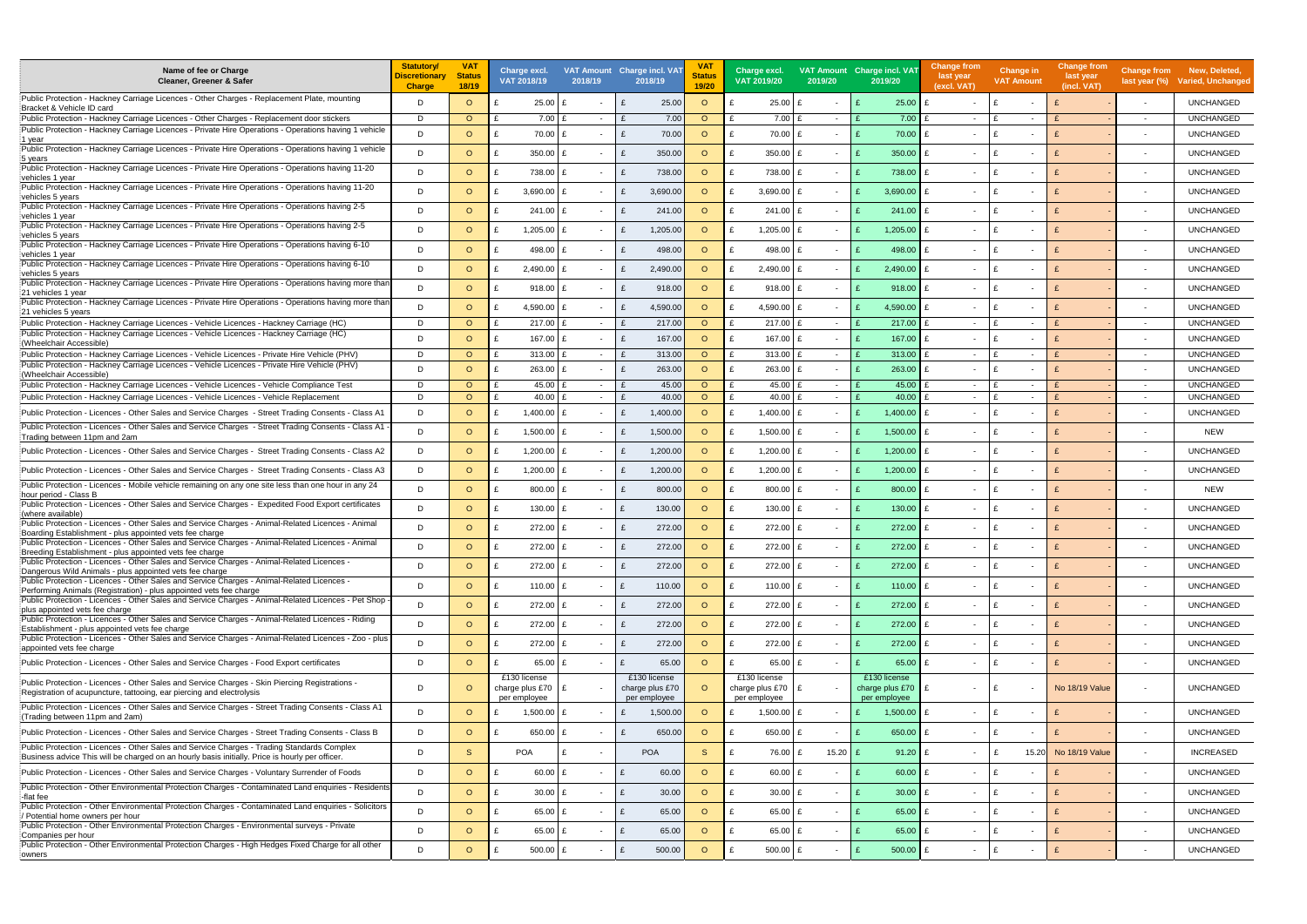| Name of fee or Charge Cleaner, Greener & Safer | Statutory/ Discretionary Charge | VAT Status 18/19 | Charge excl. VAT 2018/19 | VAT Amount 2018/19 | Charge incl. VAT 2018/19 | VAT Status 19/20 | Charge excl. VAT 2019/20 | VAT Amount 2019/20 | Charge incl. VAT 2019/20 | Change from last year (excl. VAT) | Change in VAT Amount | Change from last year (incl. VAT) | Change from last year (%) | New, Deleted, Varied, Unchanged |
|---|---|---|---|---|---|---|---|---|---|---|---|---|---|---|
| Public Protection - Hackney Carriage Licences - Other Charges - Replacement Plate, mounting Bracket & Vehicle ID card | D | O | £ 25.00 | £ - | £ 25.00 | O | £ 25.00 | £ - | £ 25.00 | £ - | £ - | £ - | - | UNCHANGED |
| Public Protection - Hackney Carriage Licences - Other Charges - Replacement door stickers | D | O | £ 7.00 | £ - | £ 7.00 | O | £ 7.00 | £ - | £ 7.00 | £ - | £ - | £ - | - | UNCHANGED |
| Public Protection - Hackney Carriage Licences - Private Hire Operations - Operations having 1 vehicle 1 year | D | O | £ 70.00 | £ - | £ 70.00 | O | £ 70.00 | £ - | £ 70.00 | £ - | £ - | £ - | - | UNCHANGED |
| Public Protection - Hackney Carriage Licences - Private Hire Operations - Operations having 1 vehicle 5 years | D | O | £ 350.00 | £ - | £ 350.00 | O | £ 350.00 | £ - | £ 350.00 | £ - | £ - | £ - | - | UNCHANGED |
| Public Protection - Hackney Carriage Licences - Private Hire Operations - Operations having 11-20 vehicles 1 year | D | O | £ 738.00 | £ - | £ 738.00 | O | £ 738.00 | £ - | £ 738.00 | £ - | £ - | £ - | - | UNCHANGED |
| Public Protection - Hackney Carriage Licences - Private Hire Operations - Operations having 11-20 vehicles 5 years | D | O | £ 3,690.00 | £ - | £ 3,690.00 | O | £ 3,690.00 | £ - | £ 3,690.00 | £ - | £ - | £ - | - | UNCHANGED |
| Public Protection - Hackney Carriage Licences - Private Hire Operations - Operations having 2-5 vehicles 1 year | D | O | £ 241.00 | £ - | £ 241.00 | O | £ 241.00 | £ - | £ 241.00 | £ - | £ - | £ - | - | UNCHANGED |
| Public Protection - Hackney Carriage Licences - Private Hire Operations - Operations having 2-5 vehicles 5 years | D | O | £ 1,205.00 | £ - | £ 1,205.00 | O | £ 1,205.00 | £ - | £ 1,205.00 | £ - | £ - | £ - | - | UNCHANGED |
| Public Protection - Hackney Carriage Licences - Private Hire Operations - Operations having 6-10 vehicles 1 year | D | O | £ 498.00 | £ - | £ 498.00 | O | £ 498.00 | £ - | £ 498.00 | £ - | £ - | £ - | - | UNCHANGED |
| Public Protection - Hackney Carriage Licences - Private Hire Operations - Operations having 6-10 vehicles 5 years | D | O | £ 2,490.00 | £ - | £ 2,490.00 | O | £ 2,490.00 | £ - | £ 2,490.00 | £ - | £ - | £ - | - | UNCHANGED |
| Public Protection - Hackney Carriage Licences - Private Hire Operations - Operations having more than 21 vehicles 1 year | D | O | £ 918.00 | £ - | £ 918.00 | O | £ 918.00 | £ - | £ 918.00 | £ - | £ - | £ - | - | UNCHANGED |
| Public Protection - Hackney Carriage Licences - Private Hire Operations - Operations having more than 21 vehicles 5 years | D | O | £ 4,590.00 | £ - | £ 4,590.00 | O | £ 4,590.00 | £ - | £ 4,590.00 | £ - | £ - | £ - | - | UNCHANGED |
| Public Protection - Hackney Carriage Licences - Vehicle Licences - Hackney Carriage (HC) | D | O | £ 217.00 | £ - | £ 217.00 | O | £ 217.00 | £ - | £ 217.00 | £ - | £ - | £ - | - | UNCHANGED |
| Public Protection - Hackney Carriage Licences - Vehicle Licences - Hackney Carriage (HC) (Wheelchair Accessible) | D | O | £ 167.00 | £ - | £ 167.00 | O | £ 167.00 | £ - | £ 167.00 | £ - | £ - | £ - | - | UNCHANGED |
| Public Protection - Hackney Carriage Licences - Vehicle Licences - Private Hire Vehicle (PHV) | D | O | £ 313.00 | £ - | £ 313.00 | O | £ 313.00 | £ - | £ 313.00 | £ - | £ - | £ - | - | UNCHANGED |
| Public Protection - Hackney Carriage Licences - Vehicle Licences - Private Hire Vehicle (PHV) (Wheelchair Accessible) | D | O | £ 263.00 | £ - | £ 263.00 | O | £ 263.00 | £ - | £ 263.00 | £ - | £ - | £ - | - | UNCHANGED |
| Public Protection - Hackney Carriage Licences - Vehicle Licences - Vehicle Compliance Test | D | O | £ 45.00 | £ - | £ 45.00 | O | £ 45.00 | £ - | £ 45.00 | £ - | £ - | £ - | - | UNCHANGED |
| Public Protection - Hackney Carriage Licences - Vehicle Licences - Vehicle Replacement | D | O | £ 40.00 | £ - | £ 40.00 | O | £ 40.00 | £ - | £ 40.00 | £ - | £ - | £ - | - | UNCHANGED |
| Public Protection - Licences - Other Sales and Service Charges - Street Trading Consents - Class A1 | D | O | £ 1,400.00 | £ - | £ 1,400.00 | O | £ 1,400.00 | £ - | £ 1,400.00 | £ - | £ - | £ - | - | UNCHANGED |
| Public Protection - Licences - Other Sales and Service Charges - Street Trading Consents - Class A1 - Trading between 11pm and 2am | D | O | £ 1,500.00 | £ - | £ 1,500.00 | O | £ 1,500.00 | £ - | £ 1,500.00 | £ - | £ - | £ - | - | NEW |
| Public Protection - Licences - Other Sales and Service Charges - Street Trading Consents - Class A2 | D | O | £ 1,200.00 | £ - | £ 1,200.00 | O | £ 1,200.00 | £ - | £ 1,200.00 | £ - | £ - | £ - | - | UNCHANGED |
| Public Protection - Licences - Other Sales and Service Charges - Street Trading Consents - Class A3 | D | O | £ 1,200.00 | £ - | £ 1,200.00 | O | £ 1,200.00 | £ - | £ 1,200.00 | £ - | £ - | £ - | - | UNCHANGED |
| Public Protection - Licences - Mobile vehicle remaining on any one site less than one hour in any 24 hour period - Class B | D | O | £ 800.00 | £ - | £ 800.00 | O | £ 800.00 | £ - | £ 800.00 | £ - | £ - | £ - | - | NEW |
| Public Protection - Licences - Other Sales and Service Charges - Expedited Food Export certificates (where available) | D | O | £ 130.00 | £ - | £ 130.00 | O | £ 130.00 | £ - | £ 130.00 | £ - | £ - | £ - | - | UNCHANGED |
| Public Protection - Licences - Other Sales and Service Charges - Animal-Related Licences - Animal Boarding Establishment - plus appointed vets fee charge | D | O | £ 272.00 | £ - | £ 272.00 | O | £ 272.00 | £ - | £ 272.00 | £ - | £ - | £ - | - | UNCHANGED |
| Public Protection - Licences - Other Sales and Service Charges - Animal-Related Licences - Animal Breeding Establishment - plus appointed vets fee charge | D | O | £ 272.00 | £ - | £ 272.00 | O | £ 272.00 | £ - | £ 272.00 | £ - | £ - | £ - | - | UNCHANGED |
| Public Protection - Licences - Other Sales and Service Charges - Animal-Related Licences - Dangerous Wild Animals - plus appointed vets fee charge | D | O | £ 272.00 | £ - | £ 272.00 | O | £ 272.00 | £ - | £ 272.00 | £ - | £ - | £ - | - | UNCHANGED |
| Public Protection - Licences - Other Sales and Service Charges - Animal-Related Licences - Performing Animals (Registration) - plus appointed vets fee charge | D | O | £ 110.00 | £ - | £ 110.00 | O | £ 110.00 | £ - | £ 110.00 | £ - | £ - | £ - | - | UNCHANGED |
| Public Protection - Licences - Other Sales and Service Charges - Animal-Related Licences - Pet Shop - plus appointed vets fee charge | D | O | £ 272.00 | £ - | £ 272.00 | O | £ 272.00 | £ - | £ 272.00 | £ - | £ - | £ - | - | UNCHANGED |
| Public Protection - Licences - Other Sales and Service Charges - Animal-Related Licences - Riding Establishment - plus appointed vets fee charge | D | O | £ 272.00 | £ - | £ 272.00 | O | £ 272.00 | £ - | £ 272.00 | £ - | £ - | £ - | - | UNCHANGED |
| Public Protection - Licences - Other Sales and Service Charges - Animal-Related Licences - Zoo - plus appointed vets fee charge | D | O | £ 272.00 | £ - | £ 272.00 | O | £ 272.00 | £ - | £ 272.00 | £ - | £ - | £ - | - | UNCHANGED |
| Public Protection - Licences - Other Sales and Service Charges - Food Export certificates | D | O | £ 65.00 | £ - | £ 65.00 | O | £ 65.00 | £ - | £ 65.00 | £ - | £ - | £ - | - | UNCHANGED |
| Public Protection - Licences - Other Sales and Service Charges - Skin Piercing Registrations - Registration of acupuncture, tattooing, ear piercing and electrolysis | D | O | £130 license charge plus £70 per employee | £ - | £130 license charge plus £70 per employee | O | £130 license charge plus £70 per employee | £ - | £130 license charge plus £70 per employee | £ - | £ - | No 18/19 Value | - | UNCHANGED |
| Public Protection - Licences - Other Sales and Service Charges - Street Trading Consents - Class A1 (Trading between 11pm and 2am) | D | O | £ 1,500.00 | £ - | £ 1,500.00 | O | £ 1,500.00 | £ - | £ 1,500.00 | £ - | £ - | £ - | - | UNCHANGED |
| Public Protection - Licences - Other Sales and Service Charges - Street Trading Consents - Class B | D | O | £ 650.00 | £ - | £ 650.00 | O | £ 650.00 | £ - | £ 650.00 | £ - | £ - | £ - | - | UNCHANGED |
| Public Protection - Licences - Other Sales and Service Charges - Trading Standards Complex Business advice This will be charged on an hourly basis initially. Price is hourly per officer. | D | S | POA | £ - | POA | S | £ 76.00 | £ 15.20 | £ 91.20 | £ - | £ 15.20 | No 18/19 Value | - | INCREASED |
| Public Protection - Licences - Other Sales and Service Charges - Voluntary Surrender of Foods | D | O | £ 60.00 | £ - | £ 60.00 | O | £ 60.00 | £ - | £ 60.00 | £ - | £ - | £ - | - | UNCHANGED |
| Public Protection - Other Environmental Protection Charges - Contaminated Land enquiries - Residents -flat fee | D | O | £ 30.00 | £ - | £ 30.00 | O | £ 30.00 | £ - | £ 30.00 | £ - | £ - | £ - | - | UNCHANGED |
| Public Protection - Other Environmental Protection Charges - Contaminated Land enquiries - Solicitors / Potential home owners per hour | D | O | £ 65.00 | £ - | £ 65.00 | O | £ 65.00 | £ - | £ 65.00 | £ - | £ - | £ - | - | UNCHANGED |
| Public Protection - Other Environmental Protection Charges - Environmental surveys - Private Companies per hour | D | O | £ 65.00 | £ - | £ 65.00 | O | £ 65.00 | £ - | £ 65.00 | £ - | £ - | £ - | - | UNCHANGED |
| Public Protection - Other Environmental Protection Charges - High Hedges Fixed Charge for all other owners | D | O | £ 500.00 | £ - | £ 500.00 | O | £ 500.00 | £ - | £ 500.00 | £ - | £ - | £ - | - | UNCHANGED |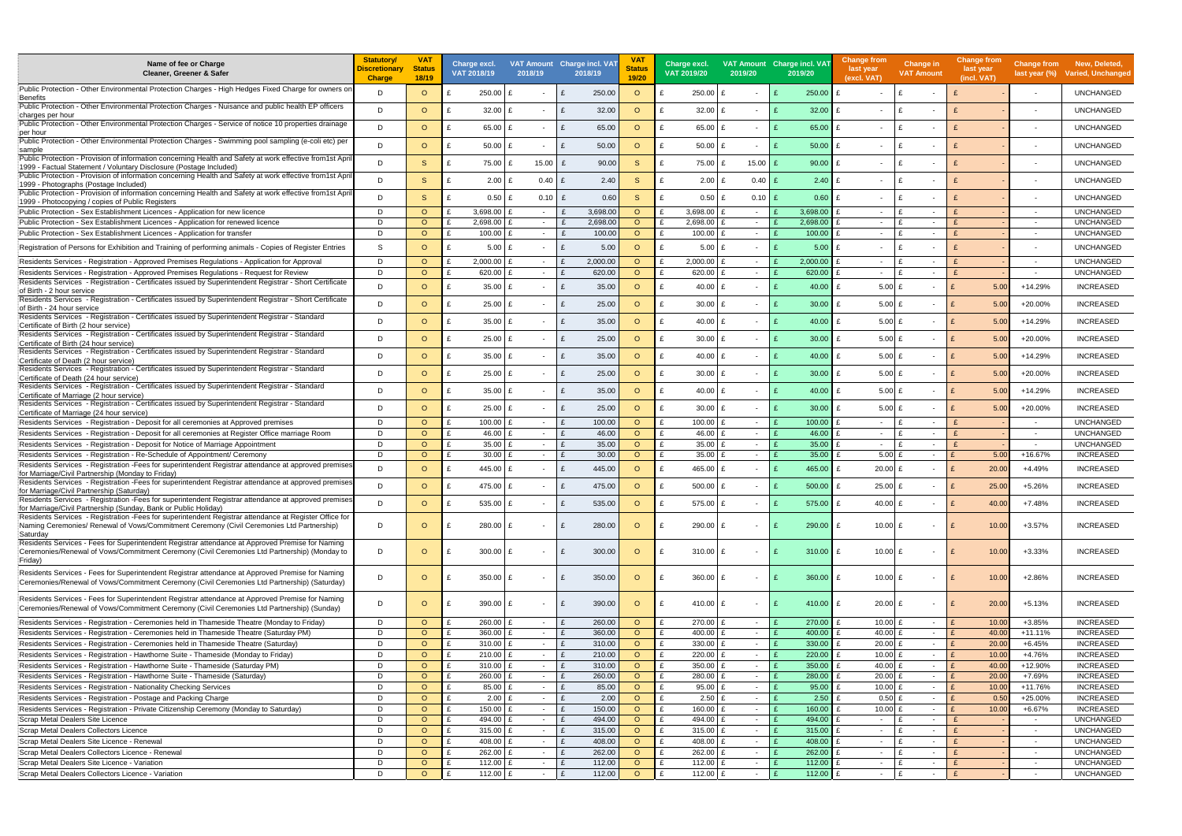| Name of fee or Charge Cleaner, Greener & Safer | Statutory/ Discretionary Charge | VAT Status 18/19 | Charge excl. VAT 2018/19 | VAT Amount 2018/19 | Charge incl. VAT 2018/19 | VAT Status 19/20 | Charge excl. VAT 2019/20 | VAT Amount 2019/20 | Charge incl. VAT 2019/20 | Change from last year (excl. VAT) | Change in VAT Amount | Change from last year (incl. VAT) | Change from last year (%) | New, Deleted, Varied, Unchanged |
|---|---|---|---|---|---|---|---|---|---|---|---|---|---|---|
| Public Protection - Other Environmental Protection Charges - High Hedges Fixed Charge for owners on Benefits | D | O | £ 250.00 | £ - | £ 250.00 | O | £ 250.00 | £ - | £ 250.00 | £ - | £ - | £ - | - | UNCHANGED |
| Public Protection - Other Environmental Protection Charges - Nuisance and public health EP officers charges per hour | D | O | £ 32.00 | £ - | £ 32.00 | O | £ 32.00 | £ - | £ 32.00 | £ - | £ - | £ - | - | UNCHANGED |
| Public Protection - Other Environmental Protection Charges - Service of notice 10 properties drainage per hour | D | O | £ 65.00 | £ - | £ 65.00 | O | £ 65.00 | £ - | £ 65.00 | £ - | £ - | £ - | - | UNCHANGED |
| Public Protection - Other Environmental Protection Charges - Swimming pool sampling (e-coli etc) per sample | D | O | £ 50.00 | £ - | £ 50.00 | O | £ 50.00 | £ - | £ 50.00 | £ - | £ - | £ - | - | UNCHANGED |
| Public Protection - Provision of information concerning Health and Safety at work effective from1st April 1999 - Factual Statement / Voluntary Disclosure (Postage Included) | D | S | £ 75.00 | £ 15.00 | £ 90.00 | S | £ 75.00 | £ 15.00 | £ 90.00 | £ - | £ - | £ - | - | UNCHANGED |
| Public Protection - Provision of information concerning Health and Safety at work effective from1st April 1999 - Photographs (Postage Included) | D | S | £ 2.00 | £ 0.40 | £ 2.40 | S | £ 2.00 | £ 0.40 | £ 2.40 | £ - | £ - | £ - | - | UNCHANGED |
| Public Protection - Provision of information concerning Health and Safety at work effective from1st April 1999 - Photocopying / copies of Public Registers | D | S | £ 0.50 | £ 0.10 | £ 0.60 | S | £ 0.50 | £ 0.10 | £ 0.60 | £ - | £ - | £ - | - | UNCHANGED |
| Public Protection - Sex Establishment Licences - Application for new licence | D | O | £ 3,698.00 | £ - | £ 3,698.00 | O | £ 3,698.00 | £ - | £ 3,698.00 | £ - | £ - | £ - | - | UNCHANGED |
| Public Protection - Sex Establishment Licences - Application for renewed licence | D | O | £ 2,698.00 | £ - | £ 2,698.00 | O | £ 2,698.00 | £ - | £ 2,698.00 | £ - | £ - | £ - | - | UNCHANGED |
| Public Protection - Sex Establishment Licences - Application for transfer | D | O | £ 100.00 | £ - | £ 100.00 | O | £ 100.00 | £ - | £ 100.00 | £ - | £ - | £ - | - | UNCHANGED |
| Registration of Persons for Exhibition and Training of performing animals - Copies of Register Entries | S | O | £ 5.00 | £ - | £ 5.00 | O | £ 5.00 | £ - | £ 5.00 | £ - | £ - | £ - | - | UNCHANGED |
| Residents Services - Registration - Approved Premises Regulations - Application for Approval | D | O | £ 2,000.00 | £ - | £ 2,000.00 | O | £ 2,000.00 | £ - | £ 2,000.00 | £ - | £ - | £ - | - | UNCHANGED |
| Residents Services - Registration - Approved Premises Regulations - Request for Review | D | O | £ 620.00 | £ - | £ 620.00 | O | £ 620.00 | £ - | £ 620.00 | £ - | £ - | £ - | - | UNCHANGED |
| Residents Services - Registration - Certificates issued by Superintendent Registrar - Short Certificate of Birth - 2 hour service | D | O | £ 35.00 | £ - | £ 35.00 | O | £ 40.00 | £ - | £ 40.00 | £ 5.00 | £ - | £ 5.00 | +14.29% | INCREASED |
| Residents Services - Registration - Certificates issued by Superintendent Registrar - Short Certificate of Birth - 24 hour service | D | O | £ 25.00 | £ - | £ 25.00 | O | £ 30.00 | £ - | £ 30.00 | £ 5.00 | £ - | £ 5.00 | +20.00% | INCREASED |
| Residents Services - Registration - Certificates issued by Superintendent Registrar - Standard Certificate of Birth (2 hour service) | D | O | £ 35.00 | £ - | £ 35.00 | O | £ 40.00 | £ - | £ 40.00 | £ 5.00 | £ - | £ 5.00 | +14.29% | INCREASED |
| Residents Services - Registration - Certificates issued by Superintendent Registrar - Standard Certificate of Birth (24 hour service) | D | O | £ 25.00 | £ - | £ 25.00 | O | £ 30.00 | £ - | £ 30.00 | £ 5.00 | £ - | £ 5.00 | +20.00% | INCREASED |
| Residents Services - Registration - Certificates issued by Superintendent Registrar - Standard Certificate of Death (2 hour service) | D | O | £ 35.00 | £ - | £ 35.00 | O | £ 40.00 | £ - | £ 40.00 | £ 5.00 | £ - | £ 5.00 | +14.29% | INCREASED |
| Residents Services - Registration - Certificates issued by Superintendent Registrar - Standard Certificate of Death (24 hour service) | D | O | £ 25.00 | £ - | £ 25.00 | O | £ 30.00 | £ - | £ 30.00 | £ 5.00 | £ - | £ 5.00 | +20.00% | INCREASED |
| Residents Services - Registration - Certificates issued by Superintendent Registrar - Standard Certificate of Marriage (2 hour service) | D | O | £ 35.00 | £ - | £ 35.00 | O | £ 40.00 | £ - | £ 40.00 | £ 5.00 | £ - | £ 5.00 | +14.29% | INCREASED |
| Residents Services - Registration - Certificates issued by Superintendent Registrar - Standard Certificate of Marriage (24 hour service) | D | O | £ 25.00 | £ - | £ 25.00 | O | £ 30.00 | £ - | £ 30.00 | £ 5.00 | £ - | £ 5.00 | +20.00% | INCREASED |
| Residents Services - Registration - Deposit for all ceremonies at Approved premises | D | O | £ 100.00 | £ - | £ 100.00 | O | £ 100.00 | £ - | £ 100.00 | £ - | £ - | £ - | - | UNCHANGED |
| Residents Services - Registration - Deposit for all ceremonies at Register Office marriage Room | D | O | £ 46.00 | £ - | £ 46.00 | O | £ 46.00 | £ - | £ 46.00 | £ - | £ - | £ - | - | UNCHANGED |
| Residents Services - Registration - Deposit for Notice of Marriage Appointment | D | O | £ 35.00 | £ - | £ 35.00 | O | £ 35.00 | £ - | £ 35.00 | £ - | £ - | £ - | - | UNCHANGED |
| Residents Services - Registration - Re-Schedule of Appointment/ Ceremony | D | O | £ 30.00 | £ - | £ 30.00 | O | £ 35.00 | £ - | £ 35.00 | £ 5.00 | £ - | £ 5.00 | +16.67% | INCREASED |
| Residents Services - Registration -Fees for superintendent Registrar attendance at approved premises for Marriage/Civil Partnership (Monday to Friday) | D | O | £ 445.00 | £ - | £ 445.00 | O | £ 465.00 | £ - | £ 465.00 | £ 20.00 | £ - | £ 20.00 | +4.49% | INCREASED |
| Residents Services - Registration -Fees for superintendent Registrar attendance at approved premises for Marriage/Civil Partnership (Saturday) | D | O | £ 475.00 | £ - | £ 475.00 | O | £ 500.00 | £ - | £ 500.00 | £ 25.00 | £ - | £ 25.00 | +5.26% | INCREASED |
| Residents Services - Registration -Fees for superintendent Registrar attendance at approved premises for Marriage/Civil Partnership (Sunday, Bank or Public Holiday) | D | O | £ 535.00 | £ - | £ 535.00 | O | £ 575.00 | £ - | £ 575.00 | £ 40.00 | £ - | £ 40.00 | +7.48% | INCREASED |
| Residents Services - Registration -Fees for superintendent Registrar attendance at Register Office for Naming Ceremonies/ Renewal of Vows/Commitment Ceremony (Civil Ceremonies Ltd Partnership) Saturday | D | O | £ 280.00 | £ - | £ 280.00 | O | £ 290.00 | £ - | £ 290.00 | £ 10.00 | £ - | £ 10.00 | +3.57% | INCREASED |
| Residents Services - Fees for Superintendent Registrar attendance at Approved Premise for Naming Ceremonies/Renewal of Vows/Commitment Ceremony (Civil Ceremonies Ltd Partnership) (Monday to Friday) | D | O | £ 300.00 | £ - | £ 300.00 | O | £ 310.00 | £ - | £ 310.00 | £ 10.00 | £ - | £ 10.00 | +3.33% | INCREASED |
| Residents Services - Fees for Superintendent Registrar attendance at Approved Premise for Naming Ceremonies/Renewal of Vows/Commitment Ceremony (Civil Ceremonies Ltd Partnership) (Saturday) | D | O | £ 350.00 | £ - | £ 350.00 | O | £ 360.00 | £ - | £ 360.00 | £ 10.00 | £ - | £ 10.00 | +2.86% | INCREASED |
| Residents Services - Fees for Superintendent Registrar attendance at Approved Premise for Naming Ceremonies/Renewal of Vows/Commitment Ceremony (Civil Ceremonies Ltd Partnership) (Sunday) | D | O | £ 390.00 | £ - | £ 390.00 | O | £ 410.00 | £ - | £ 410.00 | £ 20.00 | £ - | £ 20.00 | +5.13% | INCREASED |
| Residents Services - Registration - Ceremonies held in Thameside Theatre (Monday to Friday) | D | O | £ 260.00 | £ - | £ 260.00 | O | £ 270.00 | £ - | £ 270.00 | £ 10.00 | £ - | £ 10.00 | +3.85% | INCREASED |
| Residents Services - Registration - Ceremonies held in Thameside Theatre (Saturday PM) | D | O | £ 360.00 | £ - | £ 360.00 | O | £ 400.00 | £ - | £ 400.00 | £ 40.00 | £ - | £ 40.00 | +11.11% | INCREASED |
| Residents Services - Registration - Ceremonies held in Thameside Theatre (Saturday) | D | O | £ 310.00 | £ - | £ 310.00 | O | £ 330.00 | £ - | £ 330.00 | £ 20.00 | £ - | £ 20.00 | +6.45% | INCREASED |
| Residents Services - Registration - Hawthorne Suite - Thameside (Monday to Friday) | D | O | £ 210.00 | £ - | £ 210.00 | O | £ 220.00 | £ - | £ 220.00 | £ 10.00 | £ - | £ 10.00 | +4.76% | INCREASED |
| Residents Services - Registration - Hawthorne Suite - Thameside (Saturday PM) | D | O | £ 310.00 | £ - | £ 310.00 | O | £ 350.00 | £ - | £ 350.00 | £ 40.00 | £ - | £ 40.00 | +12.90% | INCREASED |
| Residents Services - Registration - Hawthorne Suite - Thameside (Saturday) | D | O | £ 260.00 | £ - | £ 260.00 | O | £ 280.00 | £ - | £ 280.00 | £ 20.00 | £ - | £ 20.00 | +7.69% | INCREASED |
| Residents Services - Registration - Nationality Checking Services | D | O | £ 85.00 | £ - | £ 85.00 | O | £ 95.00 | £ - | £ 95.00 | £ 10.00 | £ - | £ 10.00 | +11.76% | INCREASED |
| Residents Services - Registration - Postage and Packing Charge | D | O | £ 2.00 | £ - | £ 2.00 | O | £ 2.50 | £ - | £ 2.50 | £ 0.50 | £ - | £ 0.50 | +25.00% | INCREASED |
| Residents Services - Registration - Private Citizenship Ceremony (Monday to Saturday) | D | O | £ 150.00 | £ - | £ 150.00 | O | £ 160.00 | £ - | £ 160.00 | £ 10.00 | £ - | £ 10.00 | +6.67% | INCREASED |
| Scrap Metal Dealers Site Licence | D | O | £ 494.00 | £ - | £ 494.00 | O | £ 494.00 | £ - | £ 494.00 | £ - | £ - | £ - | - | UNCHANGED |
| Scrap Metal Dealers Collectors Licence | D | O | £ 315.00 | £ - | £ 315.00 | O | £ 315.00 | £ - | £ 315.00 | £ - | £ - | £ - | - | UNCHANGED |
| Scrap Metal Dealers Site Licence - Renewal | D | O | £ 408.00 | £ - | £ 408.00 | O | £ 408.00 | £ - | £ 408.00 | £ - | £ - | £ - | - | UNCHANGED |
| Scrap Metal Dealers Collectors Licence - Renewal | D | O | £ 262.00 | £ - | £ 262.00 | O | £ 262.00 | £ - | £ 262.00 | £ - | £ - | £ - | - | UNCHANGED |
| Scrap Metal Dealers Site Licence - Variation | D | O | £ 112.00 | £ - | £ 112.00 | O | £ 112.00 | £ - | £ 112.00 | £ - | £ - | £ - | - | UNCHANGED |
| Scrap Metal Dealers Collectors Licence - Variation | D | O | £ 112.00 | £ - | £ 112.00 | O | £ 112.00 | £ - | £ 112.00 | £ - | £ - | £ - | - | UNCHANGED |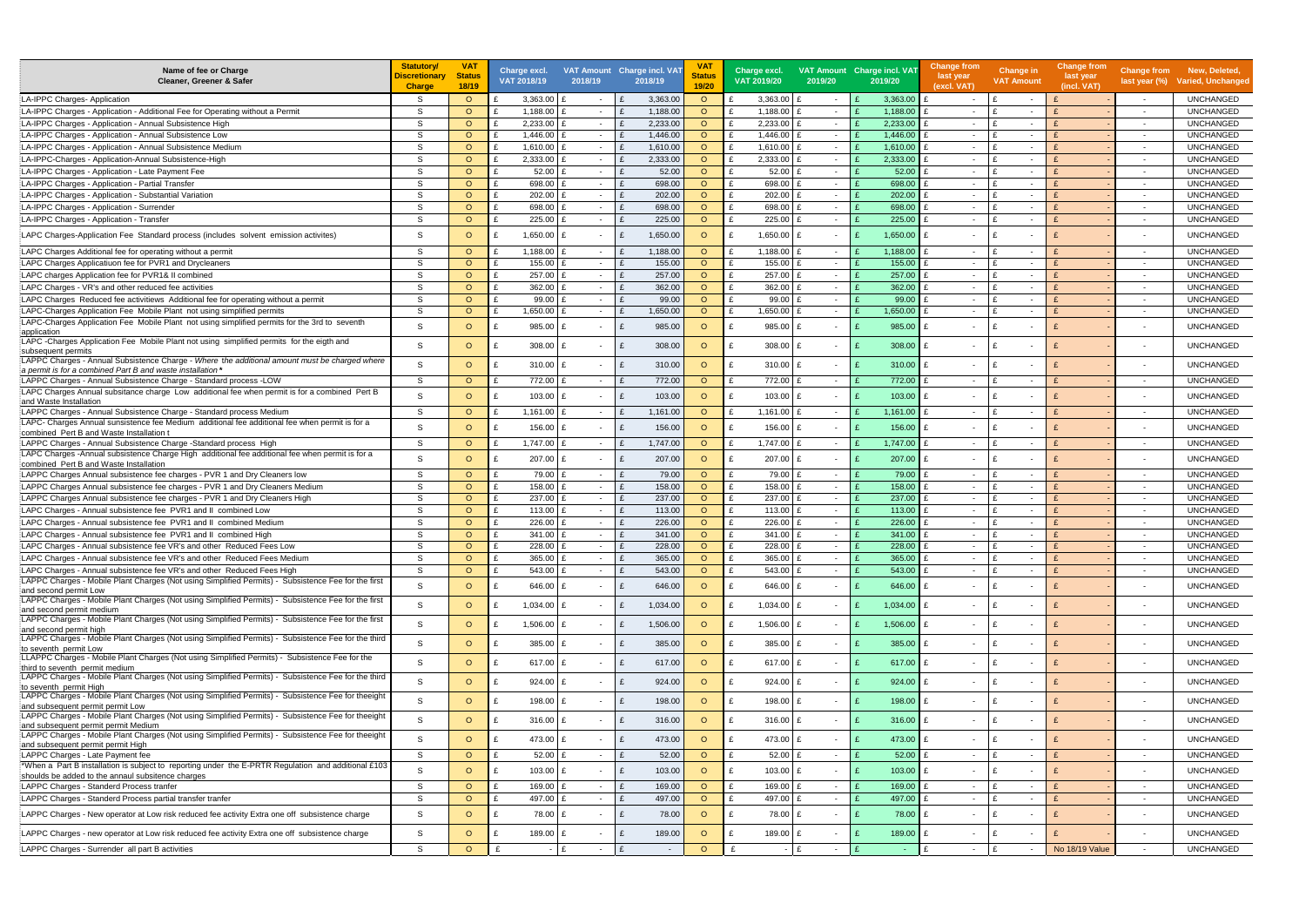| Name of fee or Charge Cleaner, Greener & Safer | Statutory/ Discretionary Charge | VAT Status 18/19 | Charge excl. VAT 2018/19 | VAT Amount 2018/19 | Charge incl. VAT 2018/19 | VAT Status 19/20 | Charge excl. VAT 2019/20 | VAT Amount 2019/20 | Charge incl. VAT 2019/20 | Change from last year (excl. VAT) | Change in VAT Amount | Change from last year (incl. VAT) | Change from last year (%) | New, Deleted, Varied, Unchanged |
|---|---|---|---|---|---|---|---|---|---|---|---|---|---|---|
| LA-IPPC Charges- Application | S | O | £ 3,363.00 | £ - | £ 3,363.00 | O | £ 3,363.00 | £ - | £ 3,363.00 | £ - | £ - | £ - | - | UNCHANGED |
| LA-IPPC Charges - Application - Additional Fee for Operating without a Permit | S | O | £ 1,188.00 | £ - | £ 1,188.00 | O | £ 1,188.00 | £ - | £ 1,188.00 | £ - | £ - | £ - | - | UNCHANGED |
| LA-IPPC Charges - Application - Annual Subsistence High | S | O | £ 2,233.00 | £ - | £ 2,233.00 | O | £ 2,233.00 | £ - | £ 2,233.00 | £ - | £ - | £ - | - | UNCHANGED |
| LA-IPPC Charges - Application - Annual Subsistence Low | S | O | £ 1,446.00 | £ - | £ 1,446.00 | O | £ 1,446.00 | £ - | £ 1,446.00 | £ - | £ - | £ - | - | UNCHANGED |
| LA-IPPC Charges - Application - Annual Subsistence Medium | S | O | £ 1,610.00 | £ - | £ 1,610.00 | O | £ 1,610.00 | £ - | £ 1,610.00 | £ - | £ - | £ - | - | UNCHANGED |
| LA-IPPC-Charges - Application-Annual Subsistence-High | S | O | £ 2,333.00 | £ - | £ 2,333.00 | O | £ 2,333.00 | £ - | £ 2,333.00 | £ - | £ - | £ - | - | UNCHANGED |
| LA-IPPC Charges - Application - Late Payment Fee | S | O | £ 52.00 | £ - | £ 52.00 | O | £ 52.00 | £ - | £ 52.00 | £ - | £ - | £ - | - | UNCHANGED |
| LA-IPPC Charges - Application - Partial Transfer | S | O | £ 698.00 | £ - | £ 698.00 | O | £ 698.00 | £ - | £ 698.00 | £ - | £ - | £ - | - | UNCHANGED |
| LA-IPPC Charges - Application - Substantial Variation | S | O | £ 202.00 | £ - | £ 202.00 | O | £ 202.00 | £ - | £ 202.00 | £ - | £ - | £ - | - | UNCHANGED |
| LA-IPPC Charges - Application - Surrender | S | O | £ 698.00 | £ - | £ 698.00 | O | £ 698.00 | £ - | £ 698.00 | £ - | £ - | £ - | - | UNCHANGED |
| LA-IPPC Charges - Application - Transfer | S | O | £ 225.00 | £ - | £ 225.00 | O | £ 225.00 | £ - | £ 225.00 | £ - | £ - | £ - | - | UNCHANGED |
| LAPC Charges-Application Fee Standard process (includes solvent emission activites) | S | O | £ 1,650.00 | £ - | £ 1,650.00 | O | £ 1,650.00 | £ - | £ 1,650.00 | £ - | £ - | £ - | - | UNCHANGED |
| LAPC Charges Additional fee for operating without a permit | S | O | £ 1,188.00 | £ - | £ 1,188.00 | O | £ 1,188.00 | £ - | £ 1,188.00 | £ - | £ - | £ - | - | UNCHANGED |
| LAPC Charges Applicatiuon fee for PVR1 and Drycleaners | S | O | £ 155.00 | £ - | £ 155.00 | O | £ 155.00 | £ - | £ 155.00 | £ - | £ - | £ - | - | UNCHANGED |
| LAPC charges Application fee for PVR1& II combined | S | O | £ 257.00 | £ - | £ 257.00 | O | £ 257.00 | £ - | £ 257.00 | £ - | £ - | £ - | - | UNCHANGED |
| LAPC Charges - VR's and other reduced fee activities | S | O | £ 362.00 | £ - | £ 362.00 | O | £ 362.00 | £ - | £ 362.00 | £ - | £ - | £ - | - | UNCHANGED |
| LAPC Charges Reduced fee activitiews Additional fee for operating without a permit | S | O | £ 99.00 | £ - | £ 99.00 | O | £ 99.00 | £ - | £ 99.00 | £ - | £ - | £ - | - | UNCHANGED |
| LAPC-Charges Application Fee Mobile Plant not using simplified permits | S | O | £ 1,650.00 | £ - | £ 1,650.00 | O | £ 1,650.00 | £ - | £ 1,650.00 | £ - | £ - | £ - | - | UNCHANGED |
| LAPC-Charges Application Fee Mobile Plant not using simplified permits for the 3rd to seventh application | S | O | £ 985.00 | £ - | £ 985.00 | O | £ 985.00 | £ - | £ 985.00 | £ - | £ - | £ - | - | UNCHANGED |
| LAPC -Charges Application Fee Mobile Plant not using simplified permits for the eigth and subsequent permits | S | O | £ 308.00 | £ - | £ 308.00 | O | £ 308.00 | £ - | £ 308.00 | £ - | £ - | £ - | - | UNCHANGED |
| LAPPC Charges - Annual Subsistence Charge - *Where the additional amount must be charged where a permit is for a combined Part B and waste installation* * | S | O | £ 310.00 | £ - | £ 310.00 | O | £ 310.00 | £ - | £ 310.00 | £ - | £ - | £ - | - | UNCHANGED |
| LAPPC Charges - Annual Subsistence Charge - Standard process -LOW | S | O | £ 772.00 | £ - | £ 772.00 | O | £ 772.00 | £ - | £ 772.00 | £ - | £ - | £ - | - | UNCHANGED |
| LAPC Charges Annual subsitance charge Low additional fee when permit is for a combined Pert B and Waste Installation | S | O | £ 103.00 | £ - | £ 103.00 | O | £ 103.00 | £ - | £ 103.00 | £ - | £ - | £ - | - | UNCHANGED |
| LAPPC Charges - Annual Subsistence Charge - Standard process Medium | S | O | £ 1,161.00 | £ - | £ 1,161.00 | O | £ 1,161.00 | £ - | £ 1,161.00 | £ - | £ - | £ - | - | UNCHANGED |
| LAPC- Charges Annual sunsistence fee Medium additional fee additional fee when permit is for a combined Pert B and Waste Installation t | S | O | £ 156.00 | £ - | £ 156.00 | O | £ 156.00 | £ - | £ 156.00 | £ - | £ - | £ - | - | UNCHANGED |
| LAPPC Charges - Annual Subsistence Charge -Standard process High | S | O | £ 1,747.00 | £ - | £ 1,747.00 | O | £ 1,747.00 | £ - | £ 1,747.00 | £ - | £ - | £ - | - | UNCHANGED |
| LAPC Charges -Annual subsistence Charge High additional fee additional fee when permit is for a combined Pert B and Waste Installation | S | O | £ 207.00 | £ - | £ 207.00 | O | £ 207.00 | £ - | £ 207.00 | £ - | £ - | £ - | - | UNCHANGED |
| LAPPC Charges Annual subsistence fee charges - PVR 1 and Dry Cleaners low | S | O | £ 79.00 | £ - | £ 79.00 | O | £ 79.00 | £ - | £ 79.00 | £ - | £ - | £ - | - | UNCHANGED |
| LAPPC Charges Annual subsistence fee charges - PVR 1 and Dry Cleaners Medium | S | O | £ 158.00 | £ - | £ 158.00 | O | £ 158.00 | £ - | £ 158.00 | £ - | £ - | £ - | - | UNCHANGED |
| LAPPC Charges Annual subsistence fee charges - PVR 1 and Dry Cleaners High | S | O | £ 237.00 | £ - | £ 237.00 | O | £ 237.00 | £ - | £ 237.00 | £ - | £ - | £ - | - | UNCHANGED |
| LAPC Charges - Annual subsistence fee PVR1 and II combined Low | S | O | £ 113.00 | £ - | £ 113.00 | O | £ 113.00 | £ - | £ 113.00 | £ - | £ - | £ - | - | UNCHANGED |
| LAPC Charges - Annual subsistence fee PVR1 and II combined Medium | S | O | £ 226.00 | £ - | £ 226.00 | O | £ 226.00 | £ - | £ 226.00 | £ - | £ - | £ - | - | UNCHANGED |
| LAPC Charges - Annual subsistence fee PVR1 and II combined High | S | O | £ 341.00 | £ - | £ 341.00 | O | £ 341.00 | £ - | £ 341.00 | £ - | £ - | £ - | - | UNCHANGED |
| LAPC Charges - Annual subsistence fee VR's and other Reduced Fees Low | S | O | £ 228.00 | £ - | £ 228.00 | O | £ 228.00 | £ - | £ 228.00 | £ - | £ - | £ - | - | UNCHANGED |
| LAPC Charges - Annual subsistence fee VR's and other Reduced Fees Medium | S | O | £ 365.00 | £ - | £ 365.00 | O | £ 365.00 | £ - | £ 365.00 | £ - | £ - | £ - | - | UNCHANGED |
| LAPC Charges - Annual subsistence fee VR's and other Reduced Fees High | S | O | £ 543.00 | £ - | £ 543.00 | O | £ 543.00 | £ - | £ 543.00 | £ - | £ - | £ - | - | UNCHANGED |
| LAPPC Charges - Mobile Plant Charges (Not using Simplified Permits) - Subsistence Fee for the first and second permit Low | S | O | £ 646.00 | £ - | £ 646.00 | O | £ 646.00 | £ - | £ 646.00 | £ - | £ - | £ - | - | UNCHANGED |
| LAPPC Charges - Mobile Plant Charges (Not using Simplified Permits) - Subsistence Fee for the first and second permit medium | S | O | £ 1,034.00 | £ - | £ 1,034.00 | O | £ 1,034.00 | £ - | £ 1,034.00 | £ - | £ - | £ - | - | UNCHANGED |
| LAPPC Charges - Mobile Plant Charges (Not using Simplified Permits) - Subsistence Fee for the first and second permit high | S | O | £ 1,506.00 | £ - | £ 1,506.00 | O | £ 1,506.00 | £ - | £ 1,506.00 | £ - | £ - | £ - | - | UNCHANGED |
| LAPPC Charges - Mobile Plant Charges (Not using Simplified Permits) - Subsistence Fee for the third to seventh permit Low | S | O | £ 385.00 | £ - | £ 385.00 | O | £ 385.00 | £ - | £ 385.00 | £ - | £ - | £ - | - | UNCHANGED |
| LLAPPC Charges - Mobile Plant Charges (Not using Simplified Permits) - Subsistence Fee for the third to seventh permit medium | S | O | £ 617.00 | £ - | £ 617.00 | O | £ 617.00 | £ - | £ 617.00 | £ - | £ - | £ - | - | UNCHANGED |
| LAPPC Charges - Mobile Plant Charges (Not using Simplified Permits) - Subsistence Fee for the third to seventh permit High | S | O | £ 924.00 | £ - | £ 924.00 | O | £ 924.00 | £ - | £ 924.00 | £ - | £ - | £ - | - | UNCHANGED |
| LAPPC Charges - Mobile Plant Charges (Not using Simplified Permits) - Subsistence Fee for theeight and subsequent permit Low | S | O | £ 198.00 | £ - | £ 198.00 | O | £ 198.00 | £ - | £ 198.00 | £ - | £ - | £ - | - | UNCHANGED |
| LAPPC Charges - Mobile Plant Charges (Not using Simplified Permits) - Subsistence Fee for theeight and subsequent permit permit Medium | S | O | £ 316.00 | £ - | £ 316.00 | O | £ 316.00 | £ - | £ 316.00 | £ - | £ - | £ - | - | UNCHANGED |
| LAPPC Charges - Mobile Plant Charges (Not using Simplified Permits) - Subsistence Fee for theeight and subsequent permit permit High | S | O | £ 473.00 | £ - | £ 473.00 | O | £ 473.00 | £ - | £ 473.00 | £ - | £ - | £ - | - | UNCHANGED |
| LAPPC Charges - Late Payment fee | S | O | £ 52.00 | £ - | £ 52.00 | O | £ 52.00 | £ - | £ 52.00 | £ - | £ - | £ - | - | UNCHANGED |
| *When a Part B installation is subject to reporting under the E-PRTR Regulation and additional £103 shoulds be added to the annaul subsitence charges | S | O | £ 103.00 | £ - | £ 103.00 | O | £ 103.00 | £ - | £ 103.00 | £ - | £ - | £ - | - | UNCHANGED |
| LAPPC Charges - Standerd Process tranfer | S | O | £ 169.00 | £ - | £ 169.00 | O | £ 169.00 | £ - | £ 169.00 | £ - | £ - | £ - | - | UNCHANGED |
| LAPPC Charges - Standerd Process partial transfer tranfer | S | O | £ 497.00 | £ - | £ 497.00 | O | £ 497.00 | £ - | £ 497.00 | £ - | £ - | £ - | - | UNCHANGED |
| LAPPC Charges - New operator at Low risk reduced fee activity Extra one off subsistence charge | S | O | £ 78.00 | £ - | £ 78.00 | O | £ 78.00 | £ - | £ 78.00 | £ - | £ - | £ - | - | UNCHANGED |
| LAPPC Charges - new operator at Low risk reduced fee activity Extra one off subsistence charge | S | O | £ 189.00 | £ - | £ 189.00 | O | £ 189.00 | £ - | £ 189.00 | £ - | £ - | £ - | - | UNCHANGED |
| LAPPC Charges - Surrender all part B activities | S | O | £ - | £ - | £ - | O | £ - | £ - | £ - | £ - | £ - | No 18/19 Value | - | UNCHANGED |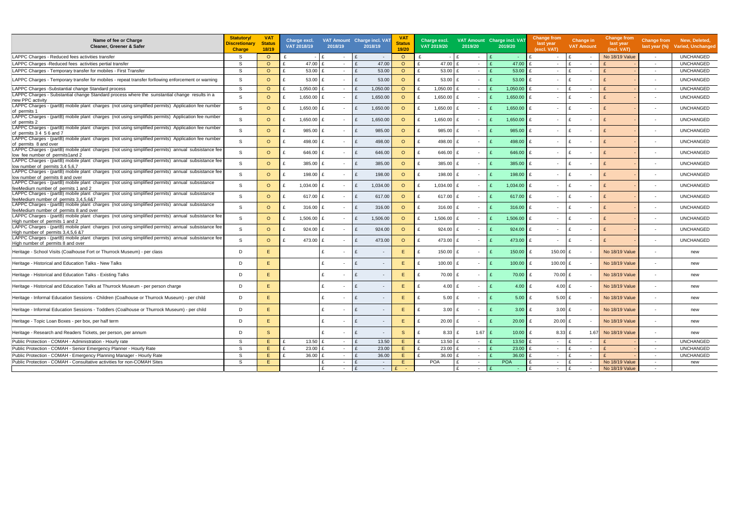| Name of fee or Charge Cleaner, Greener & Safer | Statutory/ Discretionary Charge | VAT Status 18/19 | Charge excl. VAT 2018/19 | VAT Amount 2018/19 | Charge incl. VAT 2018/19 | VAT Status 19/20 | Charge excl. VAT 2019/20 | VAT Amount 2019/20 | Charge incl. VAT 2019/20 | Change from last year (excl. VAT) | Change in VAT Amount | Change from last year (incl. VAT) | Change from last year (%) | New, Deleted, Varied, Unchanged |
|---|---|---|---|---|---|---|---|---|---|---|---|---|---|---|
| LAPPC Charges - Reduced fees activities transfer | S | O | £ - | £ - | £ - | O | £ - | £ - | £ - | £ - | £ - | No 18/19 Value | - | UNCHANGED |
| LAPPC Charges -Reduced fees activities pertial transfer | S | O | £ 47.00 | £ - | £ 47.00 | O | £ 47.00 | £ - | £ 47.00 | £ - | £ - | £ - | - | UNCHANGED |
| LAPPC Charges - Temporary transfer for mobiles - First Transfer | S | O | £ 53.00 | £ - | £ 53.00 | O | £ 53.00 | £ - | £ 53.00 | £ - | £ - | £ - | - | UNCHANGED |
| LAPPC Charges - Temporary transfer for mobiles - repeat transfer forllowing enforcement or warning | S | O | £ 53.00 | £ - | £ 53.00 | O | £ 53.00 | £ - | £ 53.00 | £ - | £ - | £ - | - | UNCHANGED |
| LAPPC Charges -Substantial change Standard process | S | O | £ 1,050.00 | £ - | £ 1,050.00 | O | £ 1,050.00 | £ - | £ 1,050.00 | £ - | £ - | £ - | - | UNCHANGED |
| LAPPC Charges - Substantial change Standard process where the sunstantial change results in a new PPC activity | S | O | £ 1,650.00 | £ - | £ 1,650.00 | O | £ 1,650.00 | £ - | £ 1,650.00 | £ - | £ - | £ - | - | UNCHANGED |
| LAPPC Charges - (partB) mobile plant charges (not using simplified permits) Application fee number of permits 1 | S | O | £ 1,650.00 | £ - | £ 1,650.00 | O | £ 1,650.00 | £ - | £ 1,650.00 | £ - | £ - | £ - | - | UNCHANGED |
| LAPPC Charges - (partB) mobile plant charges (not using simplifids permits) Application fee number of permits 2 | S | O | £ 1,650.00 | £ - | £ 1,650.00 | O | £ 1,650.00 | £ - | £ 1,650.00 | £ - | £ - | £ - | - | UNCHANGED |
| LAPPC Charges - (partB) mobile plant charges (not using simplified permits) Application fee number of permits 3 4 5 6 and 7 | S | O | £ 985.00 | £ - | £ 985.00 | O | £ 985.00 | £ - | £ 985.00 | £ - | £ - | £ - | - | UNCHANGED |
| LAPPC Charges - (partB) mobile plant charges (not using simplified permits) Application fee number of permits 8 and over | S | O | £ 498.00 | £ - | £ 498.00 | O | £ 498.00 | £ - | £ 498.00 | £ - | £ - | £ - | - | UNCHANGED |
| LAPPC Charges - (partB) mobile plant charges (not using simplified permits) annual subsistance fee low fee number of permits1and 2 | S | O | £ 646.00 | £ - | £ 646.00 | O | £ 646.00 | £ - | £ 646.00 | £ - | £ - | £ - | - | UNCHANGED |
| LAPPC Charges - (partB) mobile plant charges (not using simplified permits) annual subsistance fee low number of permits 3,4 5,6,7 | S | O | £ 385.00 | £ - | £ 385.00 | O | £ 385.00 | £ - | £ 385.00 | £ - | £ - | £ - | - | UNCHANGED |
| LAPPC Charges - (partB) mobile plant charges (not using simplified permits) annual subsistance fee low number of permits 8 and over | S | O | £ 198.00 | £ - | £ 198.00 | O | £ 198.00 | £ - | £ 198.00 | £ - | £ - | £ - | - | UNCHANGED |
| LAPPC Charges - (partB) mobile plant charges (not using simplified permits) annual subsistance feeMedium number of permits 1 and 2 | S | O | £ 1,034.00 | £ - | £ 1,034.00 | O | £ 1,034.00 | £ - | £ 1,034.00 | £ - | £ - | £ - | - | UNCHANGED |
| LAPPC Charges - (partB) mobile plant charges (not using simplified permits) annual subsistance feeMedium number of permits 3,4,5,6&7 | S | O | £ 617.00 | £ - | £ 617.00 | O | £ 617.00 | £ - | £ 617.00 | £ - | £ - | £ - | - | UNCHANGED |
| LAPPC Charges - (partB) mobile plant charges (not using simplified permits) annual subsistance feeMedium number of permits 8 and over | S | O | £ 316.00 | £ - | £ 316.00 | O | £ 316.00 | £ - | £ 316.00 | £ - | £ - | £ - | - | UNCHANGED |
| LAPPC Charges - (partB) mobile plant charges (not using simplified permits) annual subsistance fee High number of permits 1 and 2 | S | O | £ 1,506.00 | £ - | £ 1,506.00 | O | £ 1,506.00 | £ - | £ 1,506.00 | £ - | £ - | £ - | - | UNCHANGED |
| LAPPC Charges - (partB) mobile plant charges (not using simplified permits) annual subsistance fee High number of permits 3,4,5,6 &7 | S | O | £ 924.00 | £ - | £ 924.00 | O | £ 924.00 | £ - | £ 924.00 | £ - | £ - | £ - | - | UNCHANGED |
| LAPPC Charges - (partB) mobile plant charges (not using simplified permits) annual subsistance fee High number of permits 8 and over | S | O | £ 473.00 | £ - | £ 473.00 | O | £ 473.00 | £ - | £ 473.00 | £ - | £ - | £ - | - | UNCHANGED |
| Heritage - School Visits (Coalhouse Fort or Thurrock Museum) - per class | D | E | | £ - | £ - | E | £ 150.00 | £ - | £ 150.00 | £ 150.00 | £ - | No 18/19 Value | - | new |
| Heritage - Historical and Education Talks - New Talks | D | E | | £ - | £ - | E | £ 100.00 | £ - | £ 100.00 | £ 100.00 | £ - | No 18/19 Value | - | new |
| Heritage - Historical and Education Talks - Existing Talks | D | E | | £ - | £ - | E | £ 70.00 | £ - | £ 70.00 | £ 70.00 | £ - | No 18/19 Value | - | new |
| Heritage - Historical and Education Talks at Thurrock Museum - per person charge | D | E | | £ - | £ - | E | £ 4.00 | £ - | £ 4.00 | £ 4.00 | £ - | No 18/19 Value | - | new |
| Heritage - Informal Education Sessions - Children (Coalhouse or Thurrock Museum) - per child | D | E | | £ - | £ - | E | £ 5.00 | £ - | £ 5.00 | £ 5.00 | £ - | No 18/19 Value | - | new |
| Heritage - Informal Education Sessions - Toddlers (Coalhouse or Thurrock Museum) - per child | D | E | | £ - | £ - | E | £ 3.00 | £ - | £ 3.00 | £ 3.00 | £ - | No 18/19 Value | - | new |
| Heritage - Topic Loan Boxes - per box, per half term | D | E | | £ - | £ - | E | £ 20.00 | £ - | £ 20.00 | £ 20.00 | £ - | No 18/19 Value | - | new |
| Heritage - Research and Readers Tickets, per person, per annum | D | S | | £ - | £ - | S | £ 8.33 | £ 1.67 | £ 10.00 | £ 8.33 | £ 1.67 | No 18/19 Value | - | new |
| Public Protection - COMAH - Administration - Hourly rate | S | E | £ 13.50 | £ - | £ 13.50 | E | £ 13.50 | £ - | £ 13.50 | £ - | £ - | £ - | - | UNCHANGED |
| Public Protection - COMAH - Senior Emergency Planner - Hourly Rate | S | E | £ 23.00 | £ - | £ 23.00 | E | £ 23.00 | £ - | £ 23.00 | £ - | £ - | £ - | - | UNCHANGED |
| Public Protection - COMAH - Emergency Planning Manager - Hourly Rate | S | E | £ 36.00 | £ - | £ 36.00 | E | £ 36.00 | £ - | £ 36.00 | £ - | £ - | £ - | - | UNCHANGED |
| Public Protection - COMAH - Consultative activities for non-COMAH Sites | S | E | | £ - | £ - | E | POA | £ - | POA | £ - | £ - | No 18/19 Value | - | new |
| | | | | £ - | £ - | £ - | | £ - | £ - | £ - | £ - | No 18/19 Value | - | |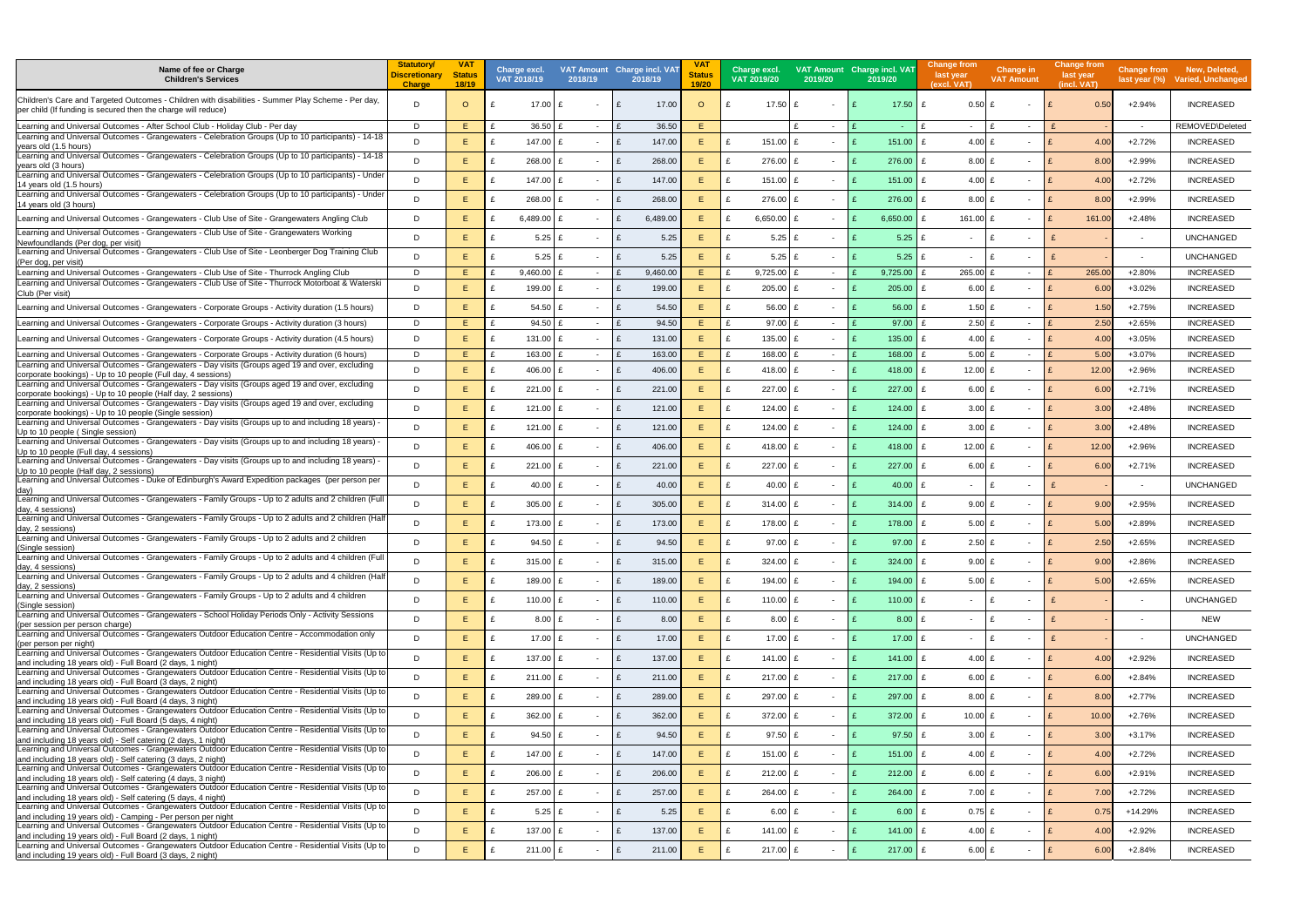| Name of fee or Charge Children's Services | Statutory/ Discretionary Charge | VAT Status 18/19 | Charge excl. VAT 2018/19 | VAT Amount 2018/19 | Charge incl. VAT 2018/19 | VAT Status 19/20 | Charge excl. VAT 2019/20 | VAT Amount 2019/20 | Charge incl. VAT 2019/20 | Change from last year (excl. VAT) | Change in VAT Amount | Change from last year (incl. VAT) | Change from last year (%) | New, Deleted, Varied, Unchanged |
|---|---|---|---|---|---|---|---|---|---|---|---|---|---|---|
| Children's Care and Targeted Outcomes - Children with disabilities - Summer Play Scheme - Per day, per child (If funding is secured then the charge will reduce) | D | O | £ 17.00 | £ - | £ 17.00 | O | £ 17.50 | £ - | £ 17.50 | £ 0.50 | £ - | £ 0.50 | +2.94% | INCREASED |
| Learning and Universal Outcomes - After School Club - Holiday Club - Per day | D | E | £ 36.50 | £ - | £ 36.50 | E | | £ - | £ - | £ - | £ - | £ - | - | REMOVED\Deleted |
| Learning and Universal Outcomes - Grangewaters - Celebration Groups (Up to 10 participants) - 14-18 years old (1.5 hours) | D | E | £ 147.00 | £ - | £ 147.00 | E | £ 151.00 | £ - | £ 151.00 | £ 4.00 | £ - | £ 4.00 | +2.72% | INCREASED |
| Learning and Universal Outcomes - Grangewaters - Celebration Groups (Up to 10 participants) - 14-18 years old (3 hours) | D | E | £ 268.00 | £ - | £ 268.00 | E | £ 276.00 | £ - | £ 276.00 | £ 8.00 | £ - | £ 8.00 | +2.99% | INCREASED |
| Learning and Universal Outcomes - Grangewaters - Celebration Groups (Up to 10 participants) - Under 14 years old (1.5 hours) | D | E | £ 147.00 | £ - | £ 147.00 | E | £ 151.00 | £ - | £ 151.00 | £ 4.00 | £ - | £ 4.00 | +2.72% | INCREASED |
| Learning and Universal Outcomes - Grangewaters - Celebration Groups (Up to 10 participants) - Under 14 years old (3 hours) | D | E | £ 268.00 | £ - | £ 268.00 | E | £ 276.00 | £ - | £ 276.00 | £ 8.00 | £ - | £ 8.00 | +2.99% | INCREASED |
| Learning and Universal Outcomes - Grangewaters - Club Use of Site - Grangewaters Angling Club | D | E | £ 6,489.00 | £ - | £ 6,489.00 | E | £ 6,650.00 | £ - | £ 6,650.00 | £ 161.00 | £ - | £ 161.00 | +2.48% | INCREASED |
| Learning and Universal Outcomes - Grangewaters - Club Use of Site - Grangewaters Working Newfoundlands (Per dog, per visit) | D | E | £ 5.25 | £ - | £ 5.25 | E | £ 5.25 | £ - | £ 5.25 | £ - | £ - | £ - | - | UNCHANGED |
| Learning and Universal Outcomes - Grangewaters - Club Use of Site - Leonberger Dog Training Club (Per dog, per visit) | D | E | £ 5.25 | £ - | £ 5.25 | E | £ 5.25 | £ - | £ 5.25 | £ - | £ - | £ - | - | UNCHANGED |
| Learning and Universal Outcomes - Grangewaters - Club Use of Site - Thurrock Angling Club | D | E | £ 9,460.00 | £ - | £ 9,460.00 | E | £ 9,725.00 | £ - | £ 9,725.00 | £ 265.00 | £ - | £ 265.00 | +2.80% | INCREASED |
| Learning and Universal Outcomes - Grangewaters - Club Use of Site - Thurrock Motorboat & Waterski Club (Per visit) | D | E | £ 199.00 | £ - | £ 199.00 | E | £ 205.00 | £ - | £ 205.00 | £ 6.00 | £ - | £ 6.00 | +3.02% | INCREASED |
| Learning and Universal Outcomes - Grangewaters - Corporate Groups - Activity duration (1.5 hours) | D | E | £ 54.50 | £ - | £ 54.50 | E | £ 56.00 | £ - | £ 56.00 | £ 1.50 | £ - | £ 1.50 | +2.75% | INCREASED |
| Learning and Universal Outcomes - Grangewaters - Corporate Groups - Activity duration (3 hours) | D | E | £ 94.50 | £ - | £ 94.50 | E | £ 97.00 | £ - | £ 97.00 | £ 2.50 | £ - | £ 2.50 | +2.65% | INCREASED |
| Learning and Universal Outcomes - Grangewaters - Corporate Groups - Activity duration (4.5 hours) | D | E | £ 131.00 | £ - | £ 131.00 | E | £ 135.00 | £ - | £ 135.00 | £ 4.00 | £ - | £ 4.00 | +3.05% | INCREASED |
| Learning and Universal Outcomes - Grangewaters - Corporate Groups - Activity duration (6 hours) | D | E | £ 163.00 | £ - | £ 163.00 | E | £ 168.00 | £ - | £ 168.00 | £ 5.00 | £ - | £ 5.00 | +3.07% | INCREASED |
| Learning and Universal Outcomes - Grangewaters - Day visits (Groups aged 19 and over, excluding corporate bookings) - Up to 10 people (Full day, 4 sessions) | D | E | £ 406.00 | £ - | £ 406.00 | E | £ 418.00 | £ - | £ 418.00 | £ 12.00 | £ - | £ 12.00 | +2.96% | INCREASED |
| Learning and Universal Outcomes - Grangewaters - Day visits (Groups aged 19 and over, excluding corporate bookings) - Up to 10 people (Half day, 2 sessions) | D | E | £ 221.00 | £ - | £ 221.00 | E | £ 227.00 | £ - | £ 227.00 | £ 6.00 | £ - | £ 6.00 | +2.71% | INCREASED |
| Learning and Universal Outcomes - Grangewaters - Day visits (Groups aged 19 and over, excluding corporate bookings) - Up to 10 people (Single session) | D | E | £ 121.00 | £ - | £ 121.00 | E | £ 124.00 | £ - | £ 124.00 | £ 3.00 | £ - | £ 3.00 | +2.48% | INCREASED |
| Learning and Universal Outcomes - Grangewaters - Day visits (Groups up to and including 18 years) - Up to 10 people ( Single session) | D | E | £ 121.00 | £ - | £ 121.00 | E | £ 124.00 | £ - | £ 124.00 | £ 3.00 | £ - | £ 3.00 | +2.48% | INCREASED |
| Learning and Universal Outcomes - Grangewaters - Day visits (Groups up to and including 18 years) - Up to 10 people (Full day, 4 sessions) | D | E | £ 406.00 | £ - | £ 406.00 | E | £ 418.00 | £ - | £ 418.00 | £ 12.00 | £ - | £ 12.00 | +2.96% | INCREASED |
| Learning and Universal Outcomes - Grangewaters - Day visits (Groups up to and including 18 years) - Up to 10 people (Half day, 2 sessions) | D | E | £ 221.00 | £ - | £ 221.00 | E | £ 227.00 | £ - | £ 227.00 | £ 6.00 | £ - | £ 6.00 | +2.71% | INCREASED |
| Learning and Universal Outcomes - Duke of Edinburgh's Award Expedition packages (per person per day) | D | E | £ 40.00 | £ - | £ 40.00 | E | £ 40.00 | £ - | £ 40.00 | £ - | £ - | £ - | - | UNCHANGED |
| Learning and Universal Outcomes - Grangewaters - Family Groups - Up to 2 adults and 2 children (Full day, 4 sessions) | D | E | £ 305.00 | £ - | £ 305.00 | E | £ 314.00 | £ - | £ 314.00 | £ 9.00 | £ - | £ 9.00 | +2.95% | INCREASED |
| Learning and Universal Outcomes - Grangewaters - Family Groups - Up to 2 adults and 2 children (Half day, 2 sessions) | D | E | £ 173.00 | £ - | £ 173.00 | E | £ 178.00 | £ - | £ 178.00 | £ 5.00 | £ - | £ 5.00 | +2.89% | INCREASED |
| Learning and Universal Outcomes - Grangewaters - Family Groups - Up to 2 adults and 2 children (Single session) | D | E | £ 94.50 | £ - | £ 94.50 | E | £ 97.00 | £ - | £ 97.00 | £ 2.50 | £ - | £ 2.50 | +2.65% | INCREASED |
| Learning and Universal Outcomes - Grangewaters - Family Groups - Up to 2 adults and 4 children (Full day, 4 sessions) | D | E | £ 315.00 | £ - | £ 315.00 | E | £ 324.00 | £ - | £ 324.00 | £ 9.00 | £ - | £ 9.00 | +2.86% | INCREASED |
| Learning and Universal Outcomes - Grangewaters - Family Groups - Up to 2 adults and 4 children (Half day, 2 sessions) | D | E | £ 189.00 | £ - | £ 189.00 | E | £ 194.00 | £ - | £ 194.00 | £ 5.00 | £ - | £ 5.00 | +2.65% | INCREASED |
| Learning and Universal Outcomes - Grangewaters - Family Groups - Up to 2 adults and 4 children (Single session) | D | E | £ 110.00 | £ - | £ 110.00 | E | £ 110.00 | £ - | £ 110.00 | £ - | £ - | £ - | - | UNCHANGED |
| Learning and Universal Outcomes - Grangewaters - School Holiday Periods Only - Activity Sessions (per session per person charge) | D | E | £ 8.00 | £ - | £ 8.00 | E | £ 8.00 | £ - | £ 8.00 | £ - | £ - | £ - | - | NEW |
| Learning and Universal Outcomes - Grangewaters Outdoor Education Centre - Accommodation only (per person per night) | D | E | £ 17.00 | £ - | £ 17.00 | E | £ 17.00 | £ - | £ 17.00 | £ - | £ - | £ - | - | UNCHANGED |
| Learning and Universal Outcomes - Grangewaters Outdoor Education Centre - Residential Visits (Up to and including 18 years old) - Full Board (2 days, 1 night) | D | E | £ 137.00 | £ - | £ 137.00 | E | £ 141.00 | £ - | £ 141.00 | £ 4.00 | £ - | £ 4.00 | +2.92% | INCREASED |
| Learning and Universal Outcomes - Grangewaters Outdoor Education Centre - Residential Visits (Up to and including 18 years old) - Full Board (3 days, 2 night) | D | E | £ 211.00 | £ - | £ 211.00 | E | £ 217.00 | £ - | £ 217.00 | £ 6.00 | £ - | £ 6.00 | +2.84% | INCREASED |
| Learning and Universal Outcomes - Grangewaters Outdoor Education Centre - Residential Visits (Up to and including 18 years old) - Full Board (4 days, 3 night) | D | E | £ 289.00 | £ - | £ 289.00 | E | £ 297.00 | £ - | £ 297.00 | £ 8.00 | £ - | £ 8.00 | +2.77% | INCREASED |
| Learning and Universal Outcomes - Grangewaters Outdoor Education Centre - Residential Visits (Up to and including 18 years old) - Full Board (5 days, 4 night) | D | E | £ 362.00 | £ - | £ 362.00 | E | £ 372.00 | £ - | £ 372.00 | £ 10.00 | £ - | £ 10.00 | +2.76% | INCREASED |
| Learning and Universal Outcomes - Grangewaters Outdoor Education Centre - Residential Visits (Up to and including 18 years old) - Self catering (2 days, 1 night) | D | E | £ 94.50 | £ - | £ 94.50 | E | £ 97.50 | £ - | £ 97.50 | £ 3.00 | £ - | £ 3.00 | +3.17% | INCREASED |
| Learning and Universal Outcomes - Grangewaters Outdoor Education Centre - Residential Visits (Up to and including 18 years old) - Self catering (3 days, 2 night) | D | E | £ 147.00 | £ - | £ 147.00 | E | £ 151.00 | £ - | £ 151.00 | £ 4.00 | £ - | £ 4.00 | +2.72% | INCREASED |
| Learning and Universal Outcomes - Grangewaters Outdoor Education Centre - Residential Visits (Up to and including 18 years old) - Self catering (4 days, 3 night) | D | E | £ 206.00 | £ - | £ 206.00 | E | £ 212.00 | £ - | £ 212.00 | £ 6.00 | £ - | £ 6.00 | +2.91% | INCREASED |
| Learning and Universal Outcomes - Grangewaters Outdoor Education Centre - Residential Visits (Up to and including 18 years old) - Self catering (5 days, 4 night) | D | E | £ 257.00 | £ - | £ 257.00 | E | £ 264.00 | £ - | £ 264.00 | £ 7.00 | £ - | £ 7.00 | +2.72% | INCREASED |
| Learning and Universal Outcomes - Grangewaters Outdoor Education Centre - Residential Visits (Up to and including 19 years old) - Camping - Per person per night | D | E | £ 5.25 | £ - | £ 5.25 | E | £ 6.00 | £ - | £ 6.00 | £ 0.75 | £ - | £ 0.75 | +14.29% | INCREASED |
| Learning and Universal Outcomes - Grangewaters Outdoor Education Centre - Residential Visits (Up to and including 19 years old) - Full Board (2 days, 1 night) | D | E | £ 137.00 | £ - | £ 137.00 | E | £ 141.00 | £ - | £ 141.00 | £ 4.00 | £ - | £ 4.00 | +2.92% | INCREASED |
| Learning and Universal Outcomes - Grangewaters Outdoor Education Centre - Residential Visits (Up to and including 19 years old) - Full Board (3 days, 2 night) | D | E | £ 211.00 | £ - | £ 211.00 | E | £ 217.00 | £ - | £ 217.00 | £ 6.00 | £ - | £ 6.00 | +2.84% | INCREASED |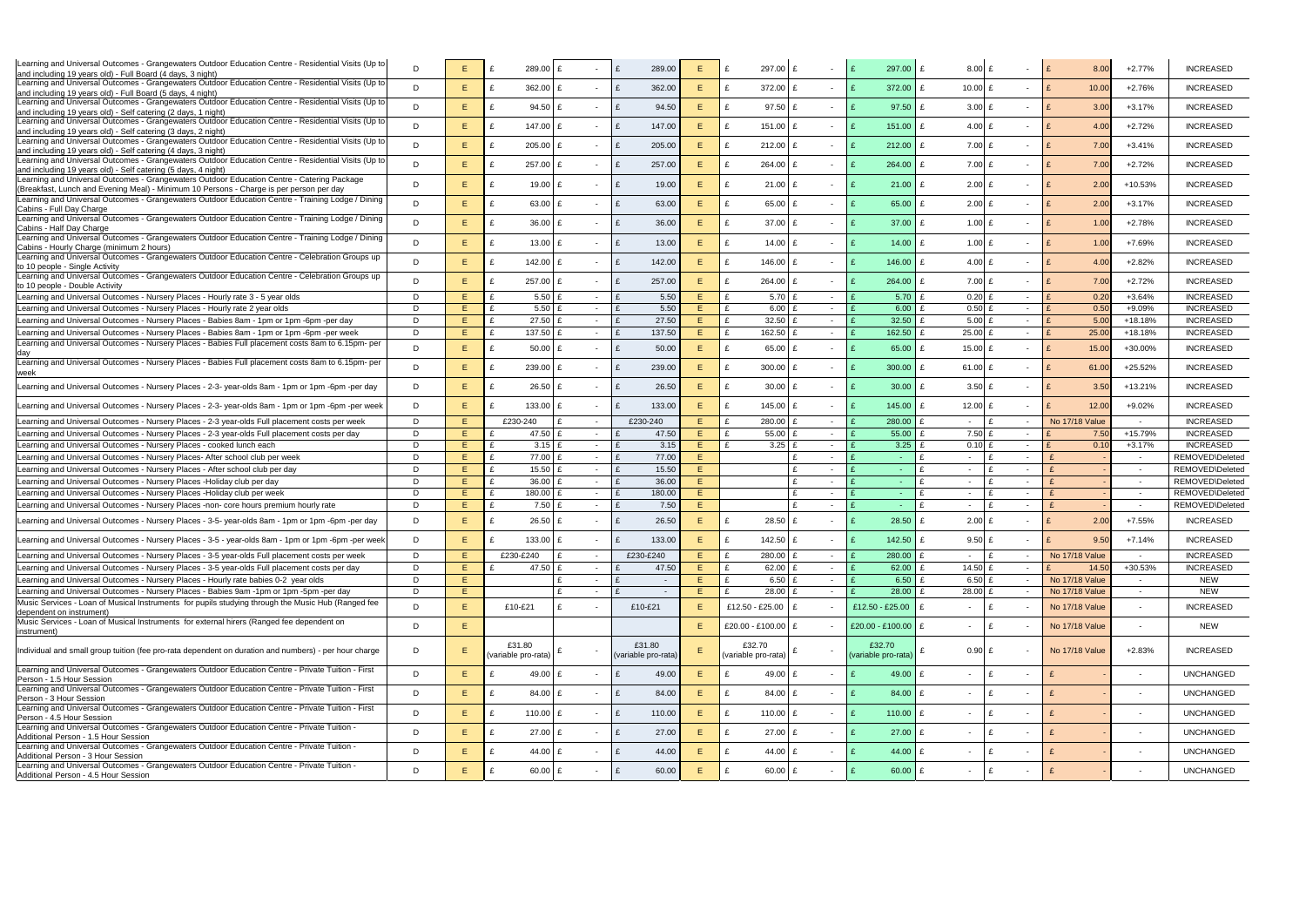| Description | | | | | | | | | | | | | | | | |
|---|---|---|---|---|---|---|---|---|---|---|---|---|---|---|---|---|
| Learning and Universal Outcomes - Grangewaters Outdoor Education Centre - Residential Visits (Up to and including 19 years old) - Full Board (4 days, 3 night) | D | E | £ 289.00 | £ - | £ 289.00 | E | £ 297.00 | £ - | £ 297.00 | £ 8.00 | £ - | £ 8.00 | +2.77% | INCREASED |
| Learning and Universal Outcomes - Grangewaters Outdoor Education Centre - Residential Visits (Up to and including 19 years old) - Full Board (5 days, 4 night) | D | E | £ 362.00 | £ - | £ 362.00 | E | £ 372.00 | £ - | £ 372.00 | £ 10.00 | £ - | £ 10.00 | +2.76% | INCREASED |
| Learning and Universal Outcomes - Grangewaters Outdoor Education Centre - Residential Visits (Up to and including 19 years old) - Self catering (2 days, 1 night) | D | E | £ 94.50 | £ - | £ 94.50 | E | £ 97.50 | £ - | £ 97.50 | £ 3.00 | £ - | £ 3.00 | +3.17% | INCREASED |
| Learning and Universal Outcomes - Grangewaters Outdoor Education Centre - Residential Visits (Up to and including 19 years old) - Self catering (3 days, 2 night) | D | E | £ 147.00 | £ - | £ 147.00 | E | £ 151.00 | £ - | £ 151.00 | £ 4.00 | £ - | £ 4.00 | +2.72% | INCREASED |
| Learning and Universal Outcomes - Grangewaters Outdoor Education Centre - Residential Visits (Up to and including 19 years old) - Self catering (4 days, 3 night) | D | E | £ 205.00 | £ - | £ 205.00 | E | £ 212.00 | £ - | £ 212.00 | £ 7.00 | £ - | £ 7.00 | +3.41% | INCREASED |
| Learning and Universal Outcomes - Grangewaters Outdoor Education Centre - Residential Visits (Up to and including 19 years old) - Self catering (5 days, 4 night) | D | E | £ 257.00 | £ - | £ 257.00 | E | £ 264.00 | £ - | £ 264.00 | £ 7.00 | £ - | £ 7.00 | +2.72% | INCREASED |
| Learning and Universal Outcomes - Grangewaters Outdoor Education Centre - Catering Package (Breakfast, Lunch and Evening Meal) - Minimum 10 Persons - Charge is per person per day | D | E | £ 19.00 | £ - | £ 19.00 | E | £ 21.00 | £ - | £ 21.00 | £ 2.00 | £ - | £ 2.00 | +10.53% | INCREASED |
| Learning and Universal Outcomes - Grangewaters Outdoor Education Centre - Training Lodge / Dining Cabins - Full Day Charge | D | E | £ 63.00 | £ - | £ 63.00 | E | £ 65.00 | £ - | £ 65.00 | £ 2.00 | £ - | £ 2.00 | +3.17% | INCREASED |
| Learning and Universal Outcomes - Grangewaters Outdoor Education Centre - Training Lodge / Dining Cabins - Half Day Charge | D | E | £ 36.00 | £ - | £ 36.00 | E | £ 37.00 | £ - | £ 37.00 | £ 1.00 | £ - | £ 1.00 | +2.78% | INCREASED |
| Learning and Universal Outcomes - Grangewaters Outdoor Education Centre - Training Lodge / Dining Cabins - Hourly Charge (minimum 2 hours) | D | E | £ 13.00 | £ - | £ 13.00 | E | £ 14.00 | £ - | £ 14.00 | £ 1.00 | £ - | £ 1.00 | +7.69% | INCREASED |
| Learning and Universal Outcomes - Grangewaters Outdoor Education Centre - Celebration Groups up to 10 people - Single Activity | D | E | £ 142.00 | £ - | £ 142.00 | E | £ 146.00 | £ - | £ 146.00 | £ 4.00 | £ - | £ 4.00 | +2.82% | INCREASED |
| Learning and Universal Outcomes - Grangewaters Outdoor Education Centre - Celebration Groups up to 10 people - Double Activity | D | E | £ 257.00 | £ - | £ 257.00 | E | £ 264.00 | £ - | £ 264.00 | £ 7.00 | £ - | £ 7.00 | +2.72% | INCREASED |
| Learning and Universal Outcomes - Nursery Places - Hourly rate 3 - 5 year olds | D | E | £ 5.50 | £ - | £ 5.50 | E | £ 5.70 | £ - | £ 5.70 | £ 0.20 | £ - | £ 0.20 | +3.64% | INCREASED |
| Learning and Universal Outcomes - Nursery Places - Hourly rate 2 year olds | D | E | £ 5.50 | £ - | £ 5.50 | E | £ 6.00 | £ - | £ 6.00 | £ 0.50 | £ - | £ 0.50 | +9.09% | INCREASED |
| Learning and Universal Outcomes - Nursery Places - Babies 8am - 1pm or 1pm -6pm -per day | D | E | £ 27.50 | £ - | £ 27.50 | E | £ 32.50 | £ - | £ 32.50 | £ 5.00 | £ - | £ 5.00 | +18.18% | INCREASED |
| Learning and Universal Outcomes - Nursery Places - Babies 8am - 1pm or 1pm -6pm -per week | D | E | £ 137.50 | £ - | £ 137.50 | E | £ 162.50 | £ - | £ 162.50 | £ 25.00 | £ - | £ 25.00 | +18.18% | INCREASED |
| Learning and Universal Outcomes - Nursery Places - Babies Full placement costs 8am to 6.15pm- per day | D | E | £ 50.00 | £ - | £ 50.00 | E | £ 65.00 | £ - | £ 65.00 | £ 15.00 | £ - | £ 15.00 | +30.00% | INCREASED |
| Learning and Universal Outcomes - Nursery Places - Babies Full placement costs 8am to 6.15pm- per week | D | E | £ 239.00 | £ - | £ 239.00 | E | £ 300.00 | £ - | £ 300.00 | £ 61.00 | £ - | £ 61.00 | +25.52% | INCREASED |
| Learning and Universal Outcomes - Nursery Places - 2-3- year-olds 8am - 1pm or 1pm -6pm -per day | D | E | £ 26.50 | £ - | £ 26.50 | E | £ 30.00 | £ - | £ 30.00 | £ 3.50 | £ - | £ 3.50 | +13.21% | INCREASED |
| Learning and Universal Outcomes - Nursery Places - 2-3- year-olds 8am - 1pm or 1pm -6pm -per week | D | E | £ 133.00 | £ - | £ 133.00 | E | £ 145.00 | £ - | £ 145.00 | £ 12.00 | £ - | £ 12.00 | +9.02% | INCREASED |
| Learning and Universal Outcomes - Nursery Places - 2-3 year-olds Full placement costs per week | D | E | £230-240 | £ - | £230-240 | E | £ 280.00 | £ - | £ 280.00 | £ - | £ - | No 17/18 Value | - | INCREASED |
| Learning and Universal Outcomes - Nursery Places - 2-3 year-olds Full placement costs per day | D | E | £ 47.50 | £ - | £ 47.50 | E | £ 55.00 | £ - | £ 55.00 | £ 7.50 | £ - | £ 7.50 | +15.79% | INCREASED |
| Learning and Universal Outcomes - Nursery Places - cooked lunch each | D | E | £ 3.15 | £ - | £ 3.15 | E | £ 3.25 | £ - | £ 3.25 | £ 0.10 | £ - | £ 0.10 | +3.17% | INCREASED |
| Learning and Universal Outcomes - Nursery Places- After school club per week | D | E | £ 77.00 | £ - | £ 77.00 | E | | £ - | £ - | £ - | £ - | £ - | - | REMOVED\Deleted |
| Learning and Universal Outcomes - Nursery Places - After school club per day | D | E | £ 15.50 | £ - | £ 15.50 | E | | £ - | £ - | £ - | £ - | £ - | - | REMOVED\Deleted |
| Learning and Universal Outcomes - Nursery Places -Holiday club per day | D | E | £ 36.00 | £ - | £ 36.00 | E | | £ - | £ - | £ - | £ - | £ - | - | REMOVED\Deleted |
| Learning and Universal Outcomes - Nursery Places -Holiday club per week | D | E | £ 180.00 | £ - | £ 180.00 | E | | £ - | £ - | £ - | £ - | £ - | - | REMOVED\Deleted |
| Learning and Universal Outcomes - Nursery Places -non- core hours premium hourly rate | D | E | £ 7.50 | £ - | £ 7.50 | E | | £ - | £ - | £ - | £ - | £ - | - | REMOVED\Deleted |
| Learning and Universal Outcomes - Nursery Places - 3-5- year-olds 8am - 1pm or 1pm -6pm -per day | D | E | £ 26.50 | £ - | £ 26.50 | E | £ 28.50 | £ - | £ 28.50 | £ 2.00 | £ - | £ 2.00 | +7.55% | INCREASED |
| Learning and Universal Outcomes - Nursery Places - 3-5 - year-olds 8am - 1pm or 1pm -6pm -per week | D | E | £ 133.00 | £ - | £ 133.00 | E | £ 142.50 | £ - | £ 142.50 | £ 9.50 | £ - | £ 9.50 | +7.14% | INCREASED |
| Learning and Universal Outcomes - Nursery Places - 3-5 year-olds Full placement costs per week | D | E | £230-£240 | £ - | £230-£240 | E | £ 280.00 | £ - | £ 280.00 | £ - | £ - | No 17/18 Value | - | INCREASED |
| Learning and Universal Outcomes - Nursery Places - 3-5 year-olds Full placement costs per day | D | E | £ 47.50 | £ - | £ 47.50 | E | £ 62.00 | £ - | £ 62.00 | £ 14.50 | £ - | £ 14.50 | +30.53% | INCREASED |
| Learning and Universal Outcomes - Nursery Places - Hourly rate babies 0-2 year olds | D | E | | £ - | £ - | E | £ 6.50 | £ - | £ 6.50 | £ 6.50 | £ - | No 17/18 Value | - | NEW |
| Learning and Universal Outcomes - Nursery Places - Babies 9am -1pm or 1pm -5pm -per day | D | E | | £ - | £ - | E | £ 28.00 | £ - | £ 28.00 | £ 28.00 | £ - | No 17/18 Value | - | NEW |
| Music Services - Loan of Musical Instruments for pupils studying through the Music Hub (Ranged fee dependent on instrument) | D | E | £10-£21 | £ - | £10-£21 | E | £12.50 - £25.00 | £ - | £12.50 - £25.00 | £ - | £ - | No 17/18 Value | - | INCREASED |
| Music Services - Loan of Musical Instruments for external hirers (Ranged fee dependent on instrument) | D | E | | | | E | £20.00 - £100.00 | £ - | £20.00 - £100.00 | £ - | £ - | No 17/18 Value | - | NEW |
| Individual and small group tuition (fee pro-rata dependent on duration and numbers) - per hour charge | D | E | £31.80 (variable pro-rata) | £ - | £31.80 (variable pro-rata) | E | £32.70 (variable pro-rata) | £ - | £32.70 (variable pro-rata) | £ 0.90 | £ - | No 17/18 Value | +2.83% | INCREASED |
| Learning and Universal Outcomes - Grangewaters Outdoor Education Centre - Private Tuition - First Person - 1.5 Hour Session | D | E | £ 49.00 | £ - | £ 49.00 | E | £ 49.00 | £ - | £ 49.00 | £ - | £ - | £ - | - | UNCHANGED |
| Learning and Universal Outcomes - Grangewaters Outdoor Education Centre - Private Tuition - First Person - 3 Hour Session | D | E | £ 84.00 | £ - | £ 84.00 | E | £ 84.00 | £ - | £ 84.00 | £ - | £ - | £ - | - | UNCHANGED |
| Learning and Universal Outcomes - Grangewaters Outdoor Education Centre - Private Tuition - First Person - 4.5 Hour Session | D | E | £ 110.00 | £ - | £ 110.00 | E | £ 110.00 | £ - | £ 110.00 | £ - | £ - | £ - | - | UNCHANGED |
| Learning and Universal Outcomes - Grangewaters Outdoor Education Centre - Private Tuition - Additional Person - 1.5 Hour Session | D | E | £ 27.00 | £ - | £ 27.00 | E | £ 27.00 | £ - | £ 27.00 | £ - | £ - | £ - | - | UNCHANGED |
| Learning and Universal Outcomes - Grangewaters Outdoor Education Centre - Private Tuition - Additional Person - 3 Hour Session | D | E | £ 44.00 | £ - | £ 44.00 | E | £ 44.00 | £ - | £ 44.00 | £ - | £ - | £ - | - | UNCHANGED |
| Learning and Universal Outcomes - Grangewaters Outdoor Education Centre - Private Tuition - Additional Person - 4.5 Hour Session | D | E | £ 60.00 | £ - | £ 60.00 | E | £ 60.00 | £ - | £ 60.00 | £ - | £ - | £ - | - | UNCHANGED |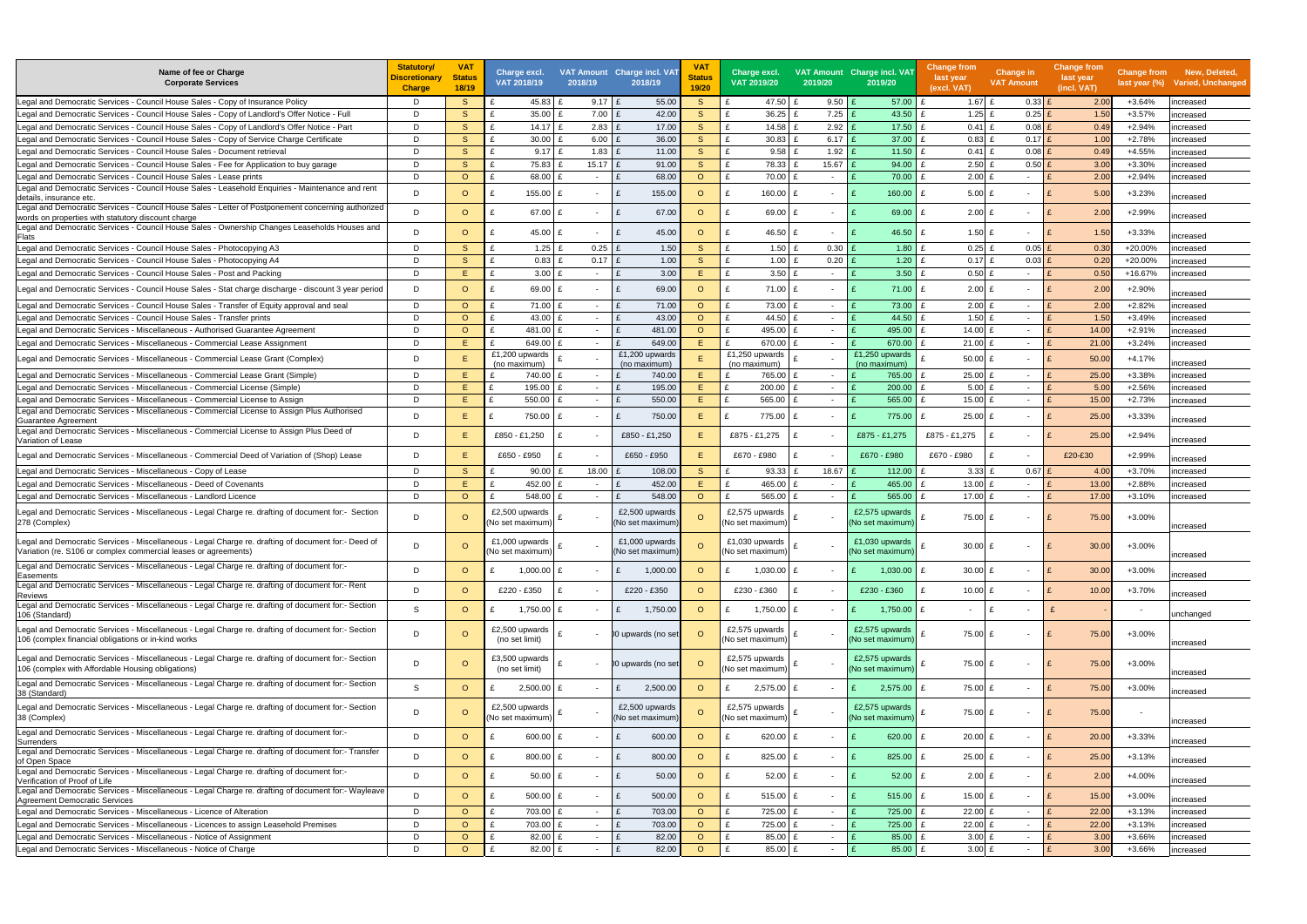| Name of fee or Charge Corporate Services | Statutory/ Discretionary Charge | VAT Status 18/19 | Charge excl. VAT 2018/19 | VAT Amount 2018/19 | Charge incl. VAT 2018/19 | VAT Status 19/20 | Charge excl. VAT 2019/20 | VAT Amount 2019/20 | Charge incl. VAT 2019/20 | Change from last year (excl. VAT) | Change in VAT Amount | Change from last year (incl. VAT) | Change from last year (%) | New, Deleted, Varied, Unchanged |
|---|---|---|---|---|---|---|---|---|---|---|---|---|---|---|
| Legal and Democratic Services - Council House Sales - Copy of Insurance Policy | D | S | £ 45.83 | £ 9.17 | £ 55.00 | S | £ 47.50 | £ 9.50 | £ 57.00 | £ 1.67 | £ 0.33 | £ 2.00 | +3.64% | increased |
| Legal and Democratic Services - Council House Sales - Copy of Landlord's Offer Notice - Full | D | S | £ 35.00 | £ 7.00 | £ 42.00 | S | £ 36.25 | £ 7.25 | £ 43.50 | £ 1.25 | £ 0.25 | £ 1.50 | +3.57% | increased |
| Legal and Democratic Services - Council House Sales - Copy of Landlord's Offer Notice - Part | D | S | £ 14.17 | £ 2.83 | £ 17.00 | S | £ 14.58 | £ 2.92 | £ 17.50 | £ 0.41 | £ 0.08 | £ 0.49 | +2.94% | increased |
| Legal and Democratic Services - Council House Sales - Copy of Service Charge Certificate | D | S | £ 30.00 | £ 6.00 | £ 36.00 | S | £ 30.83 | £ 6.17 | £ 37.00 | £ 0.83 | £ 0.17 | £ 1.00 | +2.78% | increased |
| Legal and Democratic Services - Council House Sales - Document retrieval | D | S | £ 9.17 | £ 1.83 | £ 11.00 | S | £ 9.58 | £ 1.92 | £ 11.50 | £ 0.41 | £ 0.08 | £ 0.49 | +4.55% | increased |
| Legal and Democratic Services - Council House Sales - Fee for Application to buy garage | D | S | £ 75.83 | £ 15.17 | £ 91.00 | S | £ 78.33 | £ 15.67 | £ 94.00 | £ 2.50 | £ 0.50 | £ 3.00 | +3.30% | increased |
| Legal and Democratic Services - Council House Sales - Lease prints | D | O | £ 68.00 | £ - | £ 68.00 | O | £ 70.00 | £ - | £ 70.00 | £ 2.00 | £ - | £ 2.00 | +2.94% | increased |
| Legal and Democratic Services - Council House Sales - Leasehold Enquiries - Maintenance and rent details, insurance etc. | D | O | £ 155.00 | £ - | £ 155.00 | O | £ 160.00 | £ - | £ 160.00 | £ 5.00 | £ - | £ 5.00 | +3.23% | increased |
| Legal and Democratic Services - Council House Sales - Letter of Postponement concerning authorized words on properties with statutory discount charge | D | O | £ 67.00 | £ - | £ 67.00 | O | £ 69.00 | £ - | £ 69.00 | £ 2.00 | £ - | £ 2.00 | +2.99% | increased |
| Legal and Democratic Services - Council House Sales - Ownership Changes Leaseholds Houses and Flats | D | O | £ 45.00 | £ - | £ 45.00 | O | £ 46.50 | £ - | £ 46.50 | £ 1.50 | £ - | £ 1.50 | +3.33% | increased |
| Legal and Democratic Services - Council House Sales - Photocopying A3 | D | S | £ 1.25 | £ 0.25 | £ 1.50 | S | £ 1.50 | £ 0.30 | £ 1.80 | £ 0.25 | £ 0.05 | £ 0.30 | +20.00% | increased |
| Legal and Democratic Services - Council House Sales - Photocopying A4 | D | S | £ 0.83 | £ 0.17 | £ 1.00 | S | £ 1.00 | £ 0.20 | £ 1.20 | £ 0.17 | £ 0.03 | £ 0.20 | +20.00% | increased |
| Legal and Democratic Services - Council House Sales - Post and Packing | D | E | £ 3.00 | £ - | £ 3.00 | E | £ 3.50 | £ - | £ 3.50 | £ 0.50 | £ - | £ 0.50 | +16.67% | increased |
| Legal and Democratic Services - Council House Sales - Stat charge discharge - discount 3 year period | D | O | £ 69.00 | £ - | £ 69.00 | O | £ 71.00 | £ - | £ 71.00 | £ 2.00 | £ - | £ 2.00 | +2.90% | increased |
| Legal and Democratic Services - Council House Sales - Transfer of Equity approval and seal | D | O | £ 71.00 | £ - | £ 71.00 | O | £ 73.00 | £ - | £ 73.00 | £ 2.00 | £ - | £ 2.00 | +2.82% | increased |
| Legal and Democratic Services - Council House Sales - Transfer prints | D | O | £ 43.00 | £ - | £ 43.00 | O | £ 44.50 | £ - | £ 44.50 | £ 1.50 | £ - | £ 1.50 | +3.49% | increased |
| Legal and Democratic Services - Miscellaneous - Authorised Guarantee Agreement | D | O | £ 481.00 | £ - | £ 481.00 | O | £ 495.00 | £ - | £ 495.00 | £ 14.00 | £ - | £ 14.00 | +2.91% | increased |
| Legal and Democratic Services - Miscellaneous - Commercial Lease Assignment | D | E | £ 649.00 | £ - | £ 649.00 | E | £ 670.00 | £ - | £ 670.00 | £ 21.00 | £ - | £ 21.00 | +3.24% | increased |
| Legal and Democratic Services - Miscellaneous - Commercial Lease Grant (Complex) | D | E | £1,200 upwards (no maximum) | £ - | £1,200 upwards (no maximum) | E | £1,250 upwards (no maximum) | £ - | £1,250 upwards (no maximum) | £ 50.00 | £ - | £ 50.00 | +4.17% | increased |
| Legal and Democratic Services - Miscellaneous - Commercial Lease Grant (Simple) | D | E | £ 740.00 | £ - | £ 740.00 | E | £ 765.00 | £ - | £ 765.00 | £ 25.00 | £ - | £ 25.00 | +3.38% | increased |
| Legal and Democratic Services - Miscellaneous - Commercial License (Simple) | D | E | £ 195.00 | £ - | £ 195.00 | E | £ 200.00 | £ - | £ 200.00 | £ 5.00 | £ - | £ 5.00 | +2.56% | increased |
| Legal and Democratic Services - Miscellaneous - Commercial License to Assign | D | E | £ 550.00 | £ - | £ 550.00 | E | £ 565.00 | £ - | £ 565.00 | £ 15.00 | £ - | £ 15.00 | +2.73% | increased |
| Legal and Democratic Services - Miscellaneous - Commercial License to Assign Plus Authorised Guarantee Agreement | D | E | £ 750.00 | £ - | £ 750.00 | E | £ 775.00 | £ - | £ 775.00 | £ 25.00 | £ - | £ 25.00 | +3.33% | increased |
| Legal and Democratic Services - Miscellaneous - Commercial License to Assign Plus Deed of Variation of Lease | D | E | £850 - £1,250 | £ - | £850 - £1,250 | E | £875 - £1,275 | £ - | £875 - £1,275 | £875 - £1,275 | £ - | £ 25.00 | +2.94% | increased |
| Legal and Democratic Services - Miscellaneous - Commercial Deed of Variation of (Shop) Lease | D | E | £650 - £950 | £ - | £650 - £950 | E | £670 - £980 | £ - | £670 - £980 | £670 - £980 | £ - | £20-£30 | +2.99% | increased |
| Legal and Democratic Services - Miscellaneous - Copy of Lease | D | S | £ 90.00 | £ 18.00 | £ 108.00 | S | £ 93.33 | £ 18.67 | £ 112.00 | £ 3.33 | £ 0.67 | £ 4.00 | +3.70% | increased |
| Legal and Democratic Services - Miscellaneous - Deed of Covenants | D | E | £ 452.00 | £ - | £ 452.00 | E | £ 465.00 | £ - | £ 465.00 | £ 13.00 | £ - | £ 13.00 | +2.88% | increased |
| Legal and Democratic Services - Miscellaneous - Landlord Licence | D | O | £ 548.00 | £ - | £ 548.00 | O | £ 565.00 | £ - | £ 565.00 | £ 17.00 | £ - | £ 17.00 | +3.10% | increased |
| Legal and Democratic Services - Miscellaneous - Legal Charge re. drafting of document for:- Section 278 (Complex) | D | O | £2,500 upwards (No set maximum) | £ - | £2,500 upwards (No set maximum) | O | £2,575 upwards (No set maximum) | £ - | £2,575 upwards (No set maximum) | £ 75.00 | £ - | £ 75.00 | +3.00% | increased |
| Legal and Democratic Services - Miscellaneous - Legal Charge re. drafting of document for:- Deed of Variation (re. S106 or complex commercial leases or agreements) | D | O | £1,000 upwards (No set maximum) | £ - | £1,000 upwards (No set maximum) | O | £1,030 upwards (No set maximum) | £ - | £1,030 upwards (No set maximum) | £ 30.00 | £ - | £ 30.00 | +3.00% | increased |
| Legal and Democratic Services - Miscellaneous - Legal Charge re. drafting of document for:- Easements | D | O | £ 1,000.00 | £ - | £ 1,000.00 | O | £ 1,030.00 | £ - | £ 1,030.00 | £ 30.00 | £ - | £ 30.00 | +3.00% | increased |
| Legal and Democratic Services - Miscellaneous - Legal Charge re. drafting of document for:- Rent Reviews | D | O | £220 - £350 | £ - | £220 - £350 | O | £230 - £360 | £ - | £230 - £360 | £ 10.00 | £ - | £ 10.00 | +3.70% | increased |
| Legal and Democratic Services - Miscellaneous - Legal Charge re. drafting of document for:- Section 106 (Standard) | S | O | £ 1,750.00 | £ - | £ 1,750.00 | O | £ 1,750.00 | £ - | £ 1,750.00 | £ - | £ - | £ - | - | unchanged |
| Legal and Democratic Services - Miscellaneous - Legal Charge re. drafting of document for:- Section 106 (complex financial obligations or in-kind works | D | O | £2,500 upwards (no set limit) | £ - | )0 upwards (no set | O | £2,575 upwards (No set maximum) | £ - | £2,575 upwards (No set maximum) | £ 75.00 | £ - | £ 75.00 | +3.00% | increased |
| Legal and Democratic Services - Miscellaneous - Legal Charge re. drafting of document for:- Section 106 (complex with Affordable Housing obligations) | D | O | £3,500 upwards (no set limit) | £ - | )0 upwards (no set | O | £2,575 upwards (No set maximum) | £ - | £2,575 upwards (No set maximum) | £ 75.00 | £ - | £ 75.00 | +3.00% | increased |
| Legal and Democratic Services - Miscellaneous - Legal Charge re. drafting of document for:- Section 38 (Standard) | S | O | £ 2,500.00 | £ - | £ 2,500.00 | O | £ 2,575.00 | £ - | £ 2,575.00 | £ 75.00 | £ - | £ 75.00 | +3.00% | increased |
| Legal and Democratic Services - Miscellaneous - Legal Charge re. drafting of document for:- Section 38 (Complex) | D | O | £2,500 upwards (No set maximum) | £ - | £2,500 upwards (No set maximum) | O | £2,575 upwards (No set maximum) | £ - | £2,575 upwards (No set maximum) | £ 75.00 | £ - | £ 75.00 | - | increased |
| Legal and Democratic Services - Miscellaneous - Legal Charge re. drafting of document for:- Surrenders | D | O | £ 600.00 | £ - | £ 600.00 | O | £ 620.00 | £ - | £ 620.00 | £ 20.00 | £ - | £ 20.00 | +3.33% | increased |
| Legal and Democratic Services - Miscellaneous - Legal Charge re. drafting of document for:- Transfer of Open Space | D | O | £ 800.00 | £ - | £ 800.00 | O | £ 825.00 | £ - | £ 825.00 | £ 25.00 | £ - | £ 25.00 | +3.13% | increased |
| Legal and Democratic Services - Miscellaneous - Legal Charge re. drafting of document for:- Verification of Proof of Life | D | O | £ 50.00 | £ - | £ 50.00 | O | £ 52.00 | £ - | £ 52.00 | £ 2.00 | £ - | £ 2.00 | +4.00% | increased |
| Legal and Democratic Services - Miscellaneous - Legal Charge re. drafting of document for:- Wayleave Agreement Democratic Services | D | O | £ 500.00 | £ - | £ 500.00 | O | £ 515.00 | £ - | £ 515.00 | £ 15.00 | £ - | £ 15.00 | +3.00% | increased |
| Legal and Democratic Services - Miscellaneous - Licence of Alteration | D | O | £ 703.00 | £ - | £ 703.00 | O | £ 725.00 | £ - | £ 725.00 | £ 22.00 | £ - | £ 22.00 | +3.13% | increased |
| Legal and Democratic Services - Miscellaneous - Licences to assign Leasehold Premises | D | O | £ 703.00 | £ - | £ 703.00 | O | £ 725.00 | £ - | £ 725.00 | £ 22.00 | £ - | £ 22.00 | +3.13% | increased |
| Legal and Democratic Services - Miscellaneous - Notice of Assignment | D | O | £ 82.00 | £ - | £ 82.00 | O | £ 85.00 | £ - | £ 85.00 | £ 3.00 | £ - | £ 3.00 | +3.66% | increased |
| Legal and Democratic Services - Miscellaneous - Notice of Charge | D | O | £ 82.00 | £ - | £ 82.00 | O | £ 85.00 | £ - | £ 85.00 | £ 3.00 | £ - | £ 3.00 | +3.66% | increased |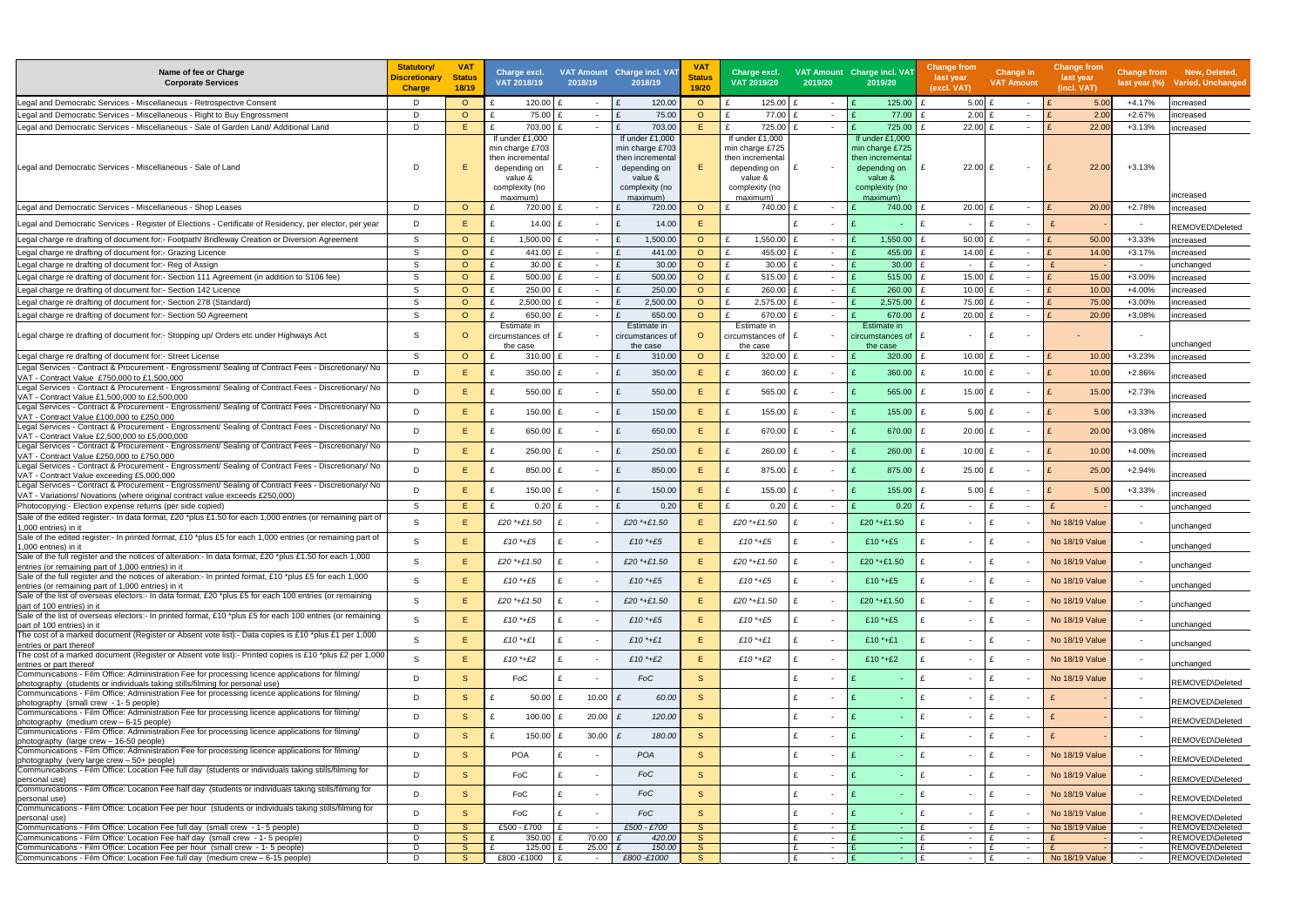| Name of fee or Charge Corporate Services | Statutory/ Discretionary Charge | VAT Status 18/19 | Charge excl. VAT 2018/19 | VAT Amount 2018/19 | Charge incl. VAT 2018/19 | VAT Status 19/20 | Charge excl. VAT 2019/20 | VAT Amount 2019/20 | Charge incl. VAT 2019/20 | Change from last year (excl. VAT) | Change in VAT Amount | Change from last year (incl. VAT) | Change from last year (%) | New, Deleted, Varied, Unchanged |
|---|---|---|---|---|---|---|---|---|---|---|---|---|---|---|
| Legal and Democratic Services - Miscellaneous - Retrospective Consent | D | O | £ 120.00 | £ - | £ 120.00 | O | £ 125.00 | £ - | £ 125.00 | £ 5.00 | £ - | £ 5.00 | +4.17% | increased |
| Legal and Democratic Services - Miscellaneous - Right to Buy Engrossment | D | O | £ 75.00 | £ - | £ 75.00 | O | £ 77.00 | £ - | £ 77.00 | £ 2.00 | £ - | £ 2.00 | +2.67% | increased |
| Legal and Democratic Services - Miscellaneous - Sale of Garden Land/ Additional Land | D | E | £ 703.00 | £ - | £ 703.00 | E | £ 725.00 | £ - | £ 725.00 | £ 22.00 | £ - | £ 22.00 | +3.13% | increased |
| Legal and Democratic Services - Miscellaneous - Sale of Land | D | E | If under £1,000 min charge £703 then incremental depending on value & complexity (no maximum) | £ - | If under £1,000 min charge £703 then incremental depending on value & complexity (no maximum) | E | If under £1,000 min charge £725 then incremental depending on value & complexity (no maximum) | £ - | If under £1,000 min charge £725 then incremental depending on value & complexity (no maximum) | £ 22.00 | £ - | £ 22.00 | +3.13% | increased |
| Legal and Democratic Services - Miscellaneous - Shop Leases | D | O | £ 720.00 | £ - | £ 720.00 | O | £ 740.00 | £ - | £ 740.00 | £ 20.00 | £ - | £ 20.00 | +2.78% | increased |
| Legal and Democratic Services - Register of Elections - Certificate of Residency, per elector, per year | D | E | £ 14.00 | £ - | £ 14.00 | E | | £ - | £ - | £ - | £ - | £ - | - | REMOVED\Deleted |
| Legal charge re drafting of document for:- Footpath/ Bridleway Creation or Diversion Agreement | S | O | £ 1,500.00 | £ - | £ 1,500.00 | O | £ 1,550.00 | £ - | £ 1,550.00 | £ 50.00 | £ - | £ 50.00 | +3.33% | increased |
| Legal charge re drafting of document for:- Grazing Licence | S | O | £ 441.00 | £ - | £ 441.00 | O | £ 455.00 | £ - | £ 455.00 | £ 14.00 | £ - | £ 14.00 | +3.17% | increased |
| Legal charge re drafting of document for:- Reg of Assign | S | O | £ 30.00 | £ - | £ 30.00 | O | £ 30.00 | £ - | £ 30.00 | £ - | £ - | £ - | - | unchanged |
| Legal charge re drafting of document for:- Section 111 Agreement (in addition to S106 fee) | S | O | £ 500.00 | £ - | £ 500.00 | O | £ 515.00 | £ - | £ 515.00 | £ 15.00 | £ - | £ 15.00 | +3.00% | increased |
| Legal charge re drafting of document for:- Section 142 Licence | S | O | £ 250.00 | £ - | £ 250.00 | O | £ 260.00 | £ - | £ 260.00 | £ 10.00 | £ - | £ 10.00 | +4.00% | increased |
| Legal charge re drafting of document for:- Section 278 (Standard) | S | O | £ 2,500.00 | £ - | £ 2,500.00 | O | £ 2,575.00 | £ - | £ 2,575.00 | £ 75.00 | £ - | £ 75.00 | +3.00% | increased |
| Legal charge re drafting of document for:- Section 50 Agreement | S | O | £ 650.00 | £ - | £ 650.00 | O | £ 670.00 | £ - | £ 670.00 | £ 20.00 | £ - | £ 20.00 | +3.08% | increased |
| Legal charge re drafting of document for:- Stopping up/ Orders etc under Highways Act | S | O | Estimate in circumstances of the case | £ - | Estimate in circumstances of the case | O | Estimate in circumstances of the case | £ - | Estimate in circumstances of the case | £ - | £ - | - | - | unchanged |
| Legal charge re drafting of document for:- Street License | S | O | £ 310.00 | £ - | £ 310.00 | O | £ 320.00 | £ - | £ 320.00 | £ 10.00 | £ - | £ 10.00 | +3.23% | increased |
| Legal Services - Contract & Procurement - Engrossment/ Sealing of Contract Fees - Discretionary/ No VAT - Contract Value £750,000 to £1,500,000 | D | E | £ 350.00 | £ - | £ 350.00 | E | £ 360.00 | £ - | £ 360.00 | £ 10.00 | £ - | £ 10.00 | +2.86% | increased |
| Legal Services - Contract & Procurement - Engrossment/ Sealing of Contract Fees - Discretionary/ No VAT - Contract Value £1,500,000 to £2,500,000 | D | E | £ 550.00 | £ - | £ 550.00 | E | £ 565.00 | £ - | £ 565.00 | £ 15.00 | £ - | £ 15.00 | +2.73% | increased |
| Legal Services - Contract & Procurement - Engrossment/ Sealing of Contract Fees - Discretionary/ No VAT - Contract Value £100,000 to £250,000 | D | E | £ 150.00 | £ - | £ 150.00 | E | £ 155.00 | £ - | £ 155.00 | £ 5.00 | £ - | £ 5.00 | +3.33% | increased |
| Legal Services - Contract & Procurement - Engrossment/ Sealing of Contract Fees - Discretionary/ No VAT - Contract Value £2,500,000 to £5,000,000 | D | E | £ 650.00 | £ - | £ 650.00 | E | £ 670.00 | £ - | £ 670.00 | £ 20.00 | £ - | £ 20.00 | +3.08% | increased |
| Legal Services - Contract & Procurement - Engrossment/ Sealing of Contract Fees - Discretionary/ No VAT - Contract Value £250,000 to £750,000 | D | E | £ 250.00 | £ - | £ 250.00 | E | £ 260.00 | £ - | £ 260.00 | £ 10.00 | £ - | £ 10.00 | +4.00% | increased |
| Legal Services - Contract & Procurement - Engrossment/ Sealing of Contract Fees - Discretionary/ No VAT - Contract Value exceeding £5,000,000 | D | E | £ 850.00 | £ - | £ 850.00 | E | £ 875.00 | £ - | £ 875.00 | £ 25.00 | £ - | £ 25.00 | +2.94% | increased |
| Legal Services - Contract & Procurement - Engrossment/ Sealing of Contract Fees - Discretionary/ No VAT - Variations/ Novations (where original contract value exceeds £250,000) | D | E | £ 150.00 | £ - | £ 150.00 | E | £ 155.00 | £ - | £ 155.00 | £ 5.00 | £ - | £ 5.00 | +3.33% | increased |
| Photocopying:- Election expense returns (per side copied) | S | E | £ 0.20 | £ - | £ 0.20 | E | £ 0.20 | £ - | £ 0.20 | £ - | £ - | £ - | - | unchanged |
| Sale of the edited register:- In data format, £20 *plus £1.50 for each 1,000 entries (or remaining part of 1,000 entries) in it | S | E | £20 *+£1.50 | £ - | £20 *+£1.50 | E | £20 *+£1.50 | £ - | £20 *+£1.50 | £ - | £ - | No 18/19 Value | - | unchanged |
| Sale of the edited register:- In printed format, £10 *plus £5 for each 1,000 entries (or remaining part of 1,000 entries) in it | S | E | £10 *+£5 | £ - | £10 *+£5 | E | £10 *+£5 | £ - | £10 *+£5 | £ - | £ - | No 18/19 Value | - | unchanged |
| Sale of the full register and the notices of alteration:- In data format, £20 *plus £1.50 for each 1,000 entries (or remaining part of 1,000 entries) in it | S | E | £20 *+£1.50 | £ - | £20 *+£1.50 | E | £20 *+£1.50 | £ - | £20 *+£1.50 | £ - | £ - | No 18/19 Value | - | unchanged |
| Sale of the full register and the notices of alteration:- In printed format, £10 *plus £5 for each 1,000 entries (or remaining part of 1,000 entries) in it | S | E | £10 *+£5 | £ - | £10 *+£5 | E | £10 *+£5 | £ - | £10 *+£5 | £ - | £ - | No 18/19 Value | - | unchanged |
| Sale of the list of overseas electors:- In data format, £20 *plus £5 for each 100 entries (or remaining part of 100 entries) in it | S | E | £20 *+£1.50 | £ - | £20 *+£1.50 | E | £20 *+£1.50 | £ - | £20 *+£1.50 | £ - | £ - | No 18/19 Value | - | unchanged |
| Sale of the list of overseas electors:- In printed format, £10 *plus £5 for each 100 entries (or remaining part of 100 entries) in it | S | E | £10 *+£5 | £ - | £10 *+£5 | E | £10 *+£5 | £ - | £10 *+£5 | £ - | £ - | No 18/19 Value | - | unchanged |
| The cost of a marked document (Register or Absent vote list):- Data copies is £10 *plus £1 per 1,000 entries or part thereof | S | E | £10 *+£1 | £ - | £10 *+£1 | E | £10 *+£1 | £ - | £10 *+£1 | £ - | £ - | No 18/19 Value | - | unchanged |
| The cost of a marked document (Register or Absent vote list):- Printed copies is £10 *plus £2 per 1,000 entries or part thereof | S | E | £10 *+£2 | £ - | £10 *+£2 | E | £10 *+£2 | £ - | £10 *+£2 | £ - | £ - | No 18/19 Value | - | unchanged |
| Communications - Film Office: Administration Fee for processing licence applications for filming/ photography (students or individuals taking stills/filming for personal use) | D | S | FoC | £ - | FoC | S | | £ - | £ - | £ - | £ - | No 18/19 Value | - | REMOVED\Deleted |
| Communications - Film Office: Administration Fee for processing licence applications for filming/ photography (small crew - 1- 5 people) | D | S | £ 50.00 | £ 10.00 | £ 60.00 | S | | £ - | £ - | £ - | £ - | £ - | - | REMOVED\Deleted |
| Communications - Film Office: Administration Fee for processing licence applications for filming/ photography (medium crew – 6-15 people) | D | S | £ 100.00 | £ 20.00 | £ 120.00 | S | | £ - | £ - | £ - | £ - | £ - | - | REMOVED\Deleted |
| Communications - Film Office: Administration Fee for processing licence applications for filming/ photography (large crew – 16-50 people) | D | S | £ 150.00 | £ 30.00 | £ 180.00 | S | | £ - | £ - | £ - | £ - | £ - | - | REMOVED\Deleted |
| Communications - Film Office: Administration Fee for processing licence applications for filming/ photography (very large crew – 50+ people) | D | S | POA | £ - | POA | S | | £ - | £ - | £ - | £ - | No 18/19 Value | - | REMOVED\Deleted |
| Communications - Film Office: Location Fee full day (students or individuals taking stills/filming for personal use) | D | S | FoC | £ - | FoC | S | | £ - | £ - | £ - | £ - | No 18/19 Value | - | REMOVED\Deleted |
| Communications - Film Office: Location Fee half day (students or individuals taking stills/filming for personal use) | D | S | FoC | £ - | FoC | S | | £ - | £ - | £ - | £ - | No 18/19 Value | - | REMOVED\Deleted |
| Communications - Film Office: Location Fee per hour (students or individuals taking stills/filming for personal use) | D | S | FoC | £ - | FoC | S | | £ - | £ - | £ - | £ - | No 18/19 Value | - | REMOVED\Deleted |
| Communications - Film Office: Location Fee full day (small crew - 1- 5 people) | D | S | £500 - £700 | £ - | £500 - £700 | S | | £ - | £ - | £ - | £ - | No 18/19 Value | - | REMOVED\Deleted |
| Communications - Film Office: Location Fee half day (small crew - 1- 5 people) | D | S | £ 350.00 | £ 70.00 | £ 420.00 | S | | £ - | £ - | £ - | £ - | £ - | - | REMOVED\Deleted |
| Communications - Film Office: Location Fee per hour (small crew - 1- 5 people) | D | S | £ 125.00 | £ 25.00 | £ 150.00 | S | | £ - | £ - | £ - | £ - | £ - | - | REMOVED\Deleted |
| Communications - Film Office: Location Fee full day (medium crew – 6-15 people) | D | S | £800 -£1000 | £ - | £800 -£1000 | S | | £ - | £ - | £ - | £ - | No 18/19 Value | - | REMOVED\Deleted |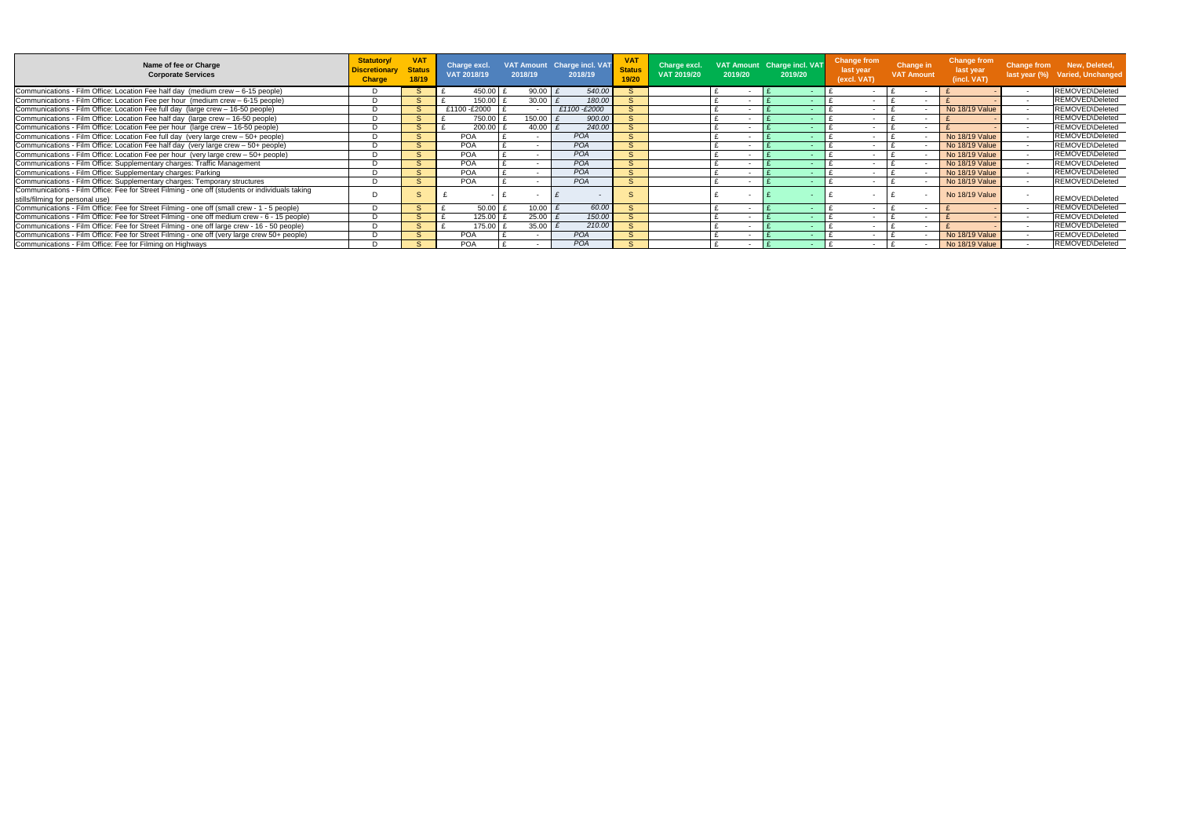| Name of fee or Charge Corporate Services | Statutory/ Discretionary Charge | VAT Status 18/19 | Charge excl. VAT 2018/19 | VAT Amount 2018/19 | Charge incl. VAT 2018/19 | VAT Status 19/20 | Charge excl. VAT 2019/20 | VAT Amount 2019/20 | Charge incl. VAT 2019/20 | Change from last year (excl. VAT) | Change in VAT Amount | Change from last year (incl. VAT) | Change from last year (%) | New, Deleted, Varied, Unchanged |
|---|---|---|---|---|---|---|---|---|---|---|---|---|---|---|
| Communications - Film Office: Location Fee half day (medium crew – 6-15 people) | D | S | £ 450.00 | £ 90.00 | £ 540.00 | S | | £ - | £ - | £ - | £ - | £ - | - | REMOVED\Deleted |
| Communications - Film Office: Location Fee per hour (medium crew – 6-15 people) | D | S | £ 150.00 | £ 30.00 | £ 180.00 | S | | £ - | £ - | £ - | £ - | £ - | - | REMOVED\Deleted |
| Communications - Film Office: Location Fee full day (large crew – 16-50 people) | D | S | £1100 -£2000 | £ - | £1100 -£2000 | S | | £ - | £ - | £ - | £ - | No 18/19 Value | - | REMOVED\Deleted |
| Communications - Film Office: Location Fee half day (large crew – 16-50 people) | D | S | £ 750.00 | £ 150.00 | £ 900.00 | S | | £ - | £ - | £ - | £ - | £ - | - | REMOVED\Deleted |
| Communications - Film Office: Location Fee per hour (large crew – 16-50 people) | D | S | £ 200.00 | £ 40.00 | £ 240.00 | S | | £ - | £ - | £ - | £ - | £ - | - | REMOVED\Deleted |
| Communications - Film Office: Location Fee full day (very large crew – 50+ people) | D | S | POA | £ - | POA | S | | £ - | £ - | £ - | £ - | No 18/19 Value | - | REMOVED\Deleted |
| Communications - Film Office: Location Fee half day (very large crew – 50+ people) | D | S | POA | £ - | POA | S | | £ - | £ - | £ - | £ - | No 18/19 Value | - | REMOVED\Deleted |
| Communications - Film Office: Location Fee per hour (very large crew – 50+ people) | D | S | POA | £ - | POA | S | | £ - | £ - | £ - | £ - | No 18/19 Value | - | REMOVED\Deleted |
| Communications - Film Office: Supplementary charges: Traffic Management | D | S | POA | £ - | POA | S | | £ - | £ - | £ - | £ - | No 18/19 Value | - | REMOVED\Deleted |
| Communications - Film Office: Supplementary charges: Parking | D | S | POA | £ - | POA | S | | £ - | £ - | £ - | £ - | No 18/19 Value | - | REMOVED\Deleted |
| Communications - Film Office: Supplementary charges: Temporary structures | D | S | POA | £ - | POA | S | | £ - | £ - | £ - | £ - | No 18/19 Value | - | REMOVED\Deleted |
| Communications - Film Office: Fee for Street Filming - one off (students or individuals taking stills/filming for personal use) | D | S | £ - | £ - | £ - | S | | £ - | £ - | £ - | £ - | No 18/19 Value | - | REMOVED\Deleted |
| Communications - Film Office: Fee for Street Filming - one off (small crew - 1 - 5 people) | D | S | £ 50.00 | £ 10.00 | £ 60.00 | S | | £ - | £ - | £ - | £ - | £ - | - | REMOVED\Deleted |
| Communications - Film Office: Fee for Street Filming - one off medium crew - 6 - 15 people) | D | S | £ 125.00 | £ 25.00 | £ 150.00 | S | | £ - | £ - | £ - | £ - | £ - | - | REMOVED\Deleted |
| Communications - Film Office: Fee for Street Filming - one off large crew - 16 - 50 people) | D | S | £ 175.00 | £ 35.00 | £ 210.00 | S | | £ - | £ - | £ - | £ - | £ - | - | REMOVED\Deleted |
| Communications - Film Office: Fee for Street Filming - one off (very large crew 50+ people) | D | S | POA | £ - | POA | S | | £ - | £ - | £ - | £ - | No 18/19 Value | - | REMOVED\Deleted |
| Communications - Film Office: Fee for Filming on Highways | D | S | POA | £ - | POA | S | | £ - | £ - | £ - | £ - | No 18/19 Value | - | REMOVED\Deleted |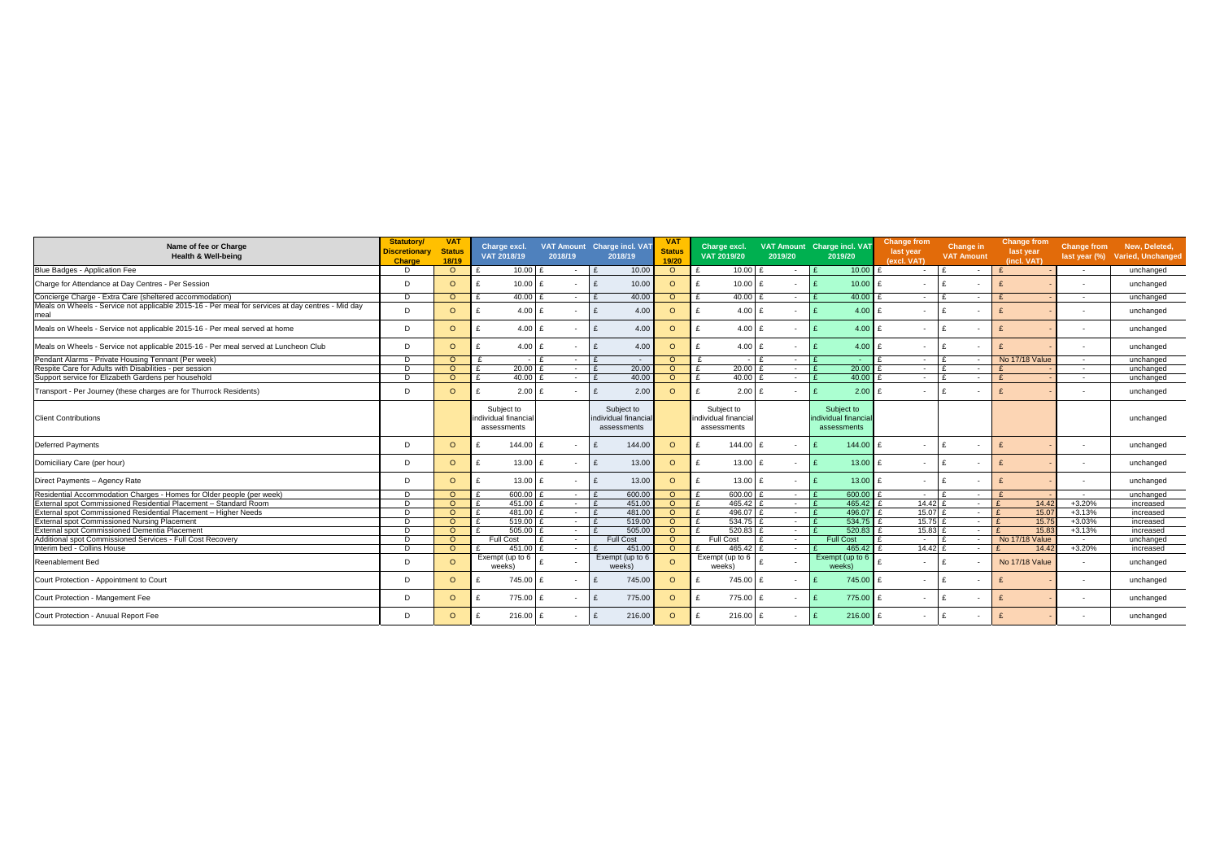| Name of fee or Charge Health & Well-being | Statutory/ Discretionary Charge | VAT Status 18/19 | Charge excl. VAT 2018/19 | VAT Amount 2018/19 | Charge incl. VAT 2018/19 | VAT Status 19/20 | Charge excl. VAT 2019/20 | VAT Amount 2019/20 | Charge incl. VAT 2019/20 | Change from last year (excl. VAT) | Change in VAT Amount | Change from last year (incl. VAT) | Change from last year (%) | New, Deleted, Varied, Unchanged |
|---|---|---|---|---|---|---|---|---|---|---|---|---|---|---|
| Blue Badges - Application Fee | D | O | £ 10.00 | £ - | £ 10.00 | O | £ 10.00 | £ - | £ 10.00 | £ - | £ - | £ - | - | unchanged |
| Charge for Attendance at Day Centres - Per Session | D | O | £ 10.00 | £ - | £ 10.00 | O | £ 10.00 | £ - | £ 10.00 | £ - | £ - | £ - | - | unchanged |
| Concierge Charge - Extra Care (sheltered accommodation) | D | O | £ 40.00 | £ - | £ 40.00 | O | £ 40.00 | £ - | £ 40.00 | £ - | £ - | £ - | - | unchanged |
| Meals on Wheels - Service not applicable 2015-16 - Per meal for services at day centres - Mid day meal | D | O | £ 4.00 | £ - | £ 4.00 | O | £ 4.00 | £ - | £ 4.00 | £ - | £ - | £ - | - | unchanged |
| Meals on Wheels - Service not applicable 2015-16 - Per meal served at home | D | O | £ 4.00 | £ - | £ 4.00 | O | £ 4.00 | £ - | £ 4.00 | £ - | £ - | £ - | - | unchanged |
| Meals on Wheels - Service not applicable 2015-16 - Per meal served at Luncheon Club | D | O | £ 4.00 | £ - | £ 4.00 | O | £ 4.00 | £ - | £ 4.00 | £ - | £ - | £ - | - | unchanged |
| Pendant Alarms - Private Housing Tennant (Per week) | D | O | £ - | £ - | £ - | O | £ - | £ - | £ - | £ - | £ - | No 17/18 Value | - | unchanged |
| Respite Care for Adults with Disabilities - per session | D | O | £ 20.00 | £ - | £ 20.00 | O | £ 20.00 | £ - | £ 20.00 | £ - | £ - | £ - | - | unchanged |
| Support service for Elizabeth Gardens per household | D | O | £ 40.00 | £ - | £ 40.00 | O | £ 40.00 | £ - | £ 40.00 | £ - | £ - | £ - | - | unchanged |
| Transport - Per Journey (these charges are for Thurrock Residents) | D | O | £ 2.00 | £ - | £ 2.00 | O | £ 2.00 | £ - | £ 2.00 | £ - | £ - | £ - | - | unchanged |
| Client Contributions | | | Subject to individual financial assessments | | Subject to individual financial assessments | | Subject to individual financial assessments | | Subject to individual financial assessments | | | | | unchanged |
| Deferred Payments | D | O | £ 144.00 | £ - | £ 144.00 | O | £ 144.00 | £ - | £ 144.00 | £ - | £ - | £ - | - | unchanged |
| Domiciliary Care (per hour) | D | O | £ 13.00 | £ - | £ 13.00 | O | £ 13.00 | £ - | £ 13.00 | £ - | £ - | £ - | - | unchanged |
| Direct Payments – Agency Rate | D | O | £ 13.00 | £ - | £ 13.00 | O | £ 13.00 | £ - | £ 13.00 | £ - | £ - | £ - | - | unchanged |
| Residential Accommodation Charges - Homes for Older people (per week) | D | O | £ 600.00 | £ - | £ 600.00 | O | £ 600.00 | £ - | £ 600.00 | £ - | £ - | £ - | - | unchanged |
| External spot Commissioned Residential Placement – Standard Room | D | O | £ 451.00 | £ - | £ 451.00 | O | £ 465.42 | £ - | £ 465.42 | £ 14.42 | £ - | £ 14.42 | +3.20% | increased |
| External spot Commissioned Residential Placement – Higher Needs | D | O | £ 481.00 | £ - | £ 481.00 | O | £ 496.07 | £ - | £ 496.07 | £ 15.07 | £ - | £ 15.07 | +3.13% | increased |
| External spot Commissioned Nursing Placement | D | O | £ 519.00 | £ - | £ 519.00 | O | £ 534.75 | £ - | £ 534.75 | £ 15.75 | £ - | £ 15.75 | +3.03% | increased |
| External spot Commissioned Dementia Placement | D | O | £ 505.00 | £ - | £ 505.00 | O | £ 520.83 | £ - | £ 520.83 | £ 15.83 | £ - | £ 15.83 | +3.13% | increased |
| Additional spot Commissioned Services - Full Cost Recovery | D | O | Full Cost | £ - | Full Cost | O | Full Cost | £ - | Full Cost | £ - | £ - | No 17/18 Value | - | unchanged |
| Interim bed - Collins House | D | O | £ 451.00 | £ - | £ 451.00 | O | £ 465.42 | £ - | £ 465.42 | £ 14.42 | £ - | £ 14.42 | +3.20% | increased |
| Reenablement Bed | D | O | Exempt (up to 6 weeks) | £ - | Exempt (up to 6 weeks) | O | Exempt (up to 6 weeks) | £ - | Exempt (up to 6 weeks) | £ - | £ - | No 17/18 Value | - | unchanged |
| Court Protection - Appointment to Court | D | O | £ 745.00 | £ - | £ 745.00 | O | £ 745.00 | £ - | £ 745.00 | £ - | £ - | £ - | - | unchanged |
| Court Protection - Mangement Fee | D | O | £ 775.00 | £ - | £ 775.00 | O | £ 775.00 | £ - | £ 775.00 | £ - | £ - | £ - | - | unchanged |
| Court Protection - Anuual Report Fee | D | O | £ 216.00 | £ - | £ 216.00 | O | £ 216.00 | £ - | £ 216.00 | £ - | £ - | £ - | - | unchanged |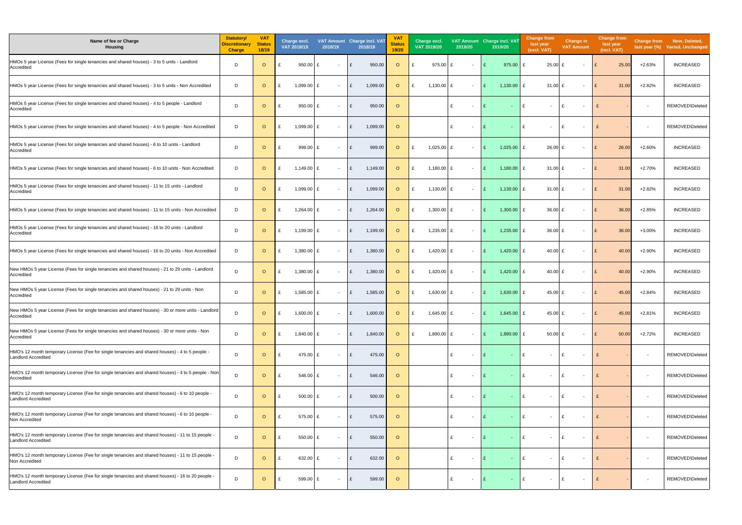| Name of fee or Charge Housing | Statutory/ Discretionary Charge | VAT Status 18/19 | Charge excl. VAT 2018/19 | VAT Amount 2018/19 | Charge incl. VAT 2018/19 | VAT Status 19/20 | Charge excl. VAT 2019/20 | VAT Amount 2019/20 | Charge incl. VAT 2019/20 | Change from last year (excl. VAT) | Change in VAT Amount | Change from last year (incl. VAT) | Change from last year (%) | New, Deleted, Varied, Unchanged |
|---|---|---|---|---|---|---|---|---|---|---|---|---|---|---|
| HMOs 5 year License (Fees for single tenancies and shared houses) - 3 to 5 units - Landlord Accredited | D | O | £ 950.00 | £ - | £ 950.00 | O | £ 975.00 | £ - | £ 975.00 | £ 25.00 | £ - | £ 25.00 | +2.63% | INCREASED |
| HMOs 5 year License (Fees for single tenancies and shared houses) - 3 to 5 units - Non Accredited | D | O | £ 1,099.00 | £ - | £ 1,099.00 | O | £ 1,130.00 | £ - | £ 1,130.00 | £ 31.00 | £ - | £ 31.00 | +2.82% | INCREASED |
| HMOs 5 year License (Fees for single tenancies and shared houses) - 4 to 5 people - Landlord Accredited | D | O | £ 950.00 | £ - | £ 950.00 | O | | £ - | £ - | £ - | £ - | £ - | - | REMOVED\Deleted |
| HMOs 5 year License (Fees for single tenancies and shared houses) - 4 to 5 people - Non Accredited | D | O | £ 1,099.00 | £ - | £ 1,099.00 | O | | £ - | £ - | £ - | £ - | £ - | - | REMOVED\Deleted |
| HMOs 5 year License (Fees for single tenancies and shared houses) - 6 to 10 units - Landlord Accredited | D | O | £ 999.00 | £ - | £ 999.00 | O | £ 1,025.00 | £ - | £ 1,025.00 | £ 26.00 | £ - | £ 26.00 | +2.60% | INCREASED |
| HMOs 5 year License (Fees for single tenancies and shared houses) - 6 to 10 units - Non Accredited | D | O | £ 1,149.00 | £ - | £ 1,149.00 | O | £ 1,180.00 | £ - | £ 1,180.00 | £ 31.00 | £ - | £ 31.00 | +2.70% | INCREASED |
| HMOs 5 year License (Fees for single tenancies and shared houses) - 11 to 15 units - Landlord Accredited | D | O | £ 1,099.00 | £ - | £ 1,099.00 | O | £ 1,130.00 | £ - | £ 1,130.00 | £ 31.00 | £ - | £ 31.00 | +2.82% | INCREASED |
| HMOs 5 year License (Fees for single tenancies and shared houses) - 11 to 15 units - Non Accredited | D | O | £ 1,264.00 | £ - | £ 1,264.00 | O | £ 1,300.00 | £ - | £ 1,300.00 | £ 36.00 | £ - | £ 36.00 | +2.85% | INCREASED |
| HMOs 5 year License (Fees for single tenancies and shared houses) - 16 to 20 units - Landlord Accredited | D | O | £ 1,199.00 | £ - | £ 1,199.00 | O | £ 1,235.00 | £ - | £ 1,235.00 | £ 36.00 | £ - | £ 36.00 | +3.00% | INCREASED |
| HMOs 5 year License (Fees for single tenancies and shared houses) - 16 to 20 units - Non Accredited | D | O | £ 1,380.00 | £ - | £ 1,380.00 | O | £ 1,420.00 | £ - | £ 1,420.00 | £ 40.00 | £ - | £ 40.00 | +2.90% | INCREASED |
| New HMOs 5 year License (Fees for single tenancies and shared houses) - 21 to 29 units - Landlord Accredited | D | O | £ 1,380.00 | £ - | £ 1,380.00 | O | £ 1,420.00 | £ - | £ 1,420.00 | £ 40.00 | £ - | £ 40.00 | +2.90% | INCREASED |
| New HMOs 5 year License (Fees for single tenancies and shared houses) - 21 to 29 units - Non Accredited | D | O | £ 1,585.00 | £ - | £ 1,585.00 | O | £ 1,630.00 | £ - | £ 1,630.00 | £ 45.00 | £ - | £ 45.00 | +2.84% | INCREASED |
| New HMOs 5 year License (Fees for single tenancies and shared houses) - 30 or more units - Landlord Accredited | D | O | £ 1,600.00 | £ - | £ 1,600.00 | O | £ 1,645.00 | £ - | £ 1,645.00 | £ 45.00 | £ - | £ 45.00 | +2.81% | INCREASED |
| New HMOs 5 year License (Fees for single tenancies and shared houses) - 30 or more units - Non Accredited | D | O | £ 1,840.00 | £ - | £ 1,840.00 | O | £ 1,890.00 | £ - | £ 1,890.00 | £ 50.00 | £ - | £ 50.00 | +2.72% | INCREASED |
| HMO's 12 month temporary License (Fee for single tenancies and shared houses) - 4 to 5 people - Landlord Accredited | D | O | £ 475.00 | £ - | £ 475.00 | O | | £ - | £ - | £ - | £ - | £ - | - | REMOVED\Deleted |
| HMO's 12 month temporary License (Fee for single tenancies and shared houses) - 4 to 5 people - Non Accredited | D | O | £ 546.00 | £ - | £ 546.00 | O | | £ - | £ - | £ - | £ - | £ - | - | REMOVED\Deleted |
| HMO's 12 month temporary License (Fee for single tenancies and shared houses) - 6 to 10 people - Landlord Accredited | D | O | £ 500.00 | £ - | £ 500.00 | O | | £ - | £ - | £ - | £ - | £ - | - | REMOVED\Deleted |
| HMO's 12 month temporary License (Fee for single tenancies and shared houses) - 6 to 10 people - Non Accredited | D | O | £ 575.00 | £ - | £ 575.00 | O | | £ - | £ - | £ - | £ - | £ - | - | REMOVED\Deleted |
| HMO's 12 month temporary License (Fee for single tenancies and shared houses) - 11 to 15 people - Landlord Accredited | D | O | £ 550.00 | £ - | £ 550.00 | O | | £ - | £ - | £ - | £ - | £ - | - | REMOVED\Deleted |
| HMO's 12 month temporary License (Fee for single tenancies and shared houses) - 11 to 15 people - Non Accredited | D | O | £ 632.00 | £ - | £ 632.00 | O | | £ - | £ - | £ - | £ - | £ - | - | REMOVED\Deleted |
| HMO's 12 month temporary License (Fee for single tenancies and shared houses) - 16 to 20 people - Landlord Accredited | D | O | £ 599.00 | £ - | £ 599.00 | O | | £ - | £ - | £ - | £ - | £ - | - | REMOVED\Deleted |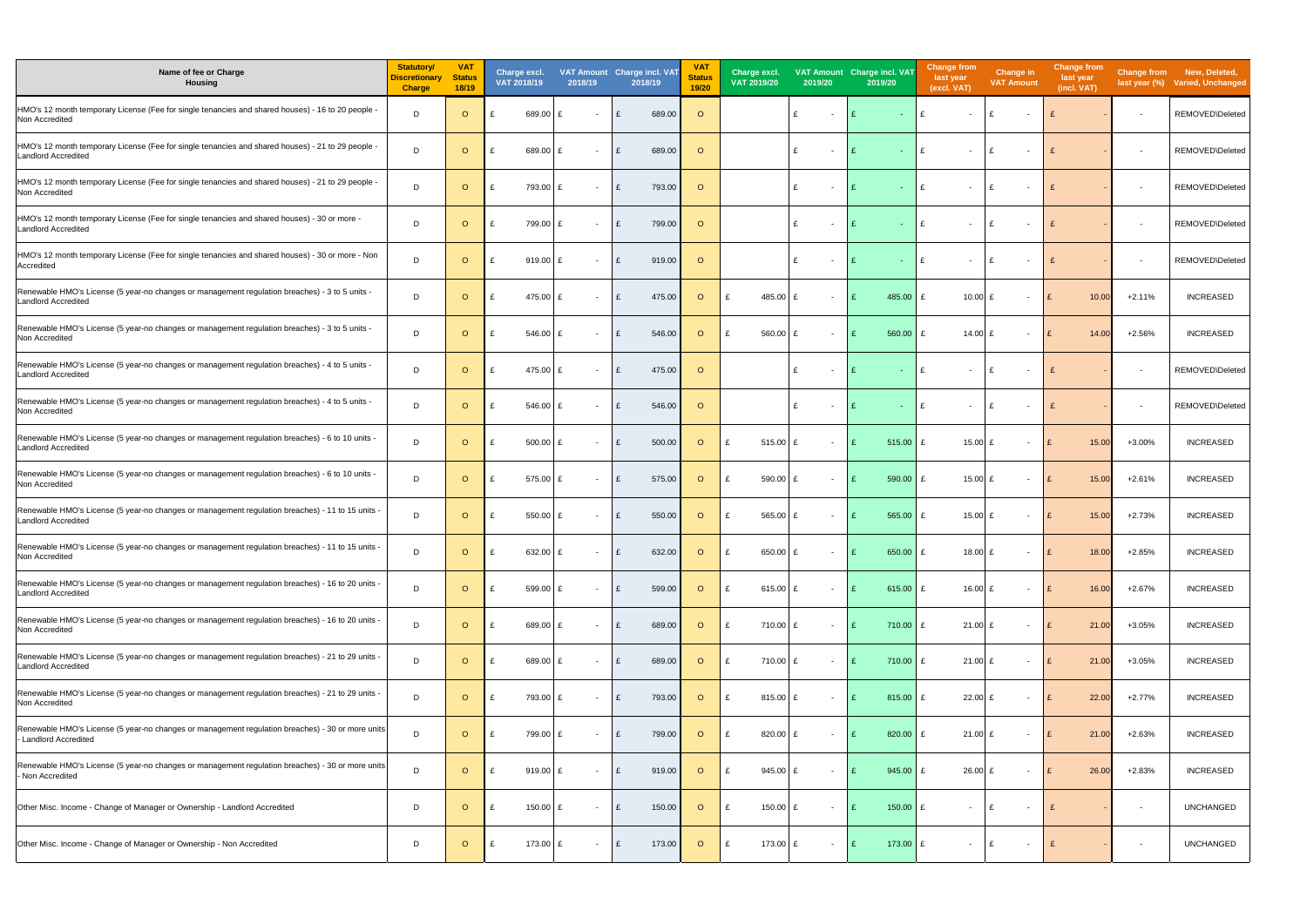| Name of fee or Charge Housing | Statutory/ Discretionary Charge | VAT Status 18/19 | Charge excl. VAT 2018/19 | VAT Amount 2018/19 | Charge incl. VAT 2018/19 | VAT Status 19/20 | Charge excl. VAT 2019/20 | VAT Amount 2019/20 | Charge incl. VAT 2019/20 | Change from last year (excl. VAT) | Change in VAT Amount | Change from last year (incl. VAT) | Change from last year (%) | New, Deleted, Varied, Unchanged |
|---|---|---|---|---|---|---|---|---|---|---|---|---|---|---|
| HMO's 12 month temporary License (Fee for single tenancies and shared houses) - 16 to 20 people - Non Accredited | D | O | £ 689.00 | £ - | £ 689.00 | O | | £ - | £ - | £ - | £ - | £ - | - | REMOVED\Deleted |
| HMO's 12 month temporary License (Fee for single tenancies and shared houses) - 21 to 29 people - Landlord Accredited | D | O | £ 689.00 | £ - | £ 689.00 | O | | £ - | £ - | £ - | £ - | £ - | - | REMOVED\Deleted |
| HMO's 12 month temporary License (Fee for single tenancies and shared houses) - 21 to 29 people - Non Accredited | D | O | £ 793.00 | £ - | £ 793.00 | O | | £ - | £ - | £ - | £ - | £ - | - | REMOVED\Deleted |
| HMO's 12 month temporary License (Fee for single tenancies and shared houses) - 30 or more - Landlord Accredited | D | O | £ 799.00 | £ - | £ 799.00 | O | | £ - | £ - | £ - | £ - | £ - | - | REMOVED\Deleted |
| HMO's 12 month temporary License (Fee for single tenancies and shared houses) - 30 or more - Non Accredited | D | O | £ 919.00 | £ - | £ 919.00 | O | | £ - | £ - | £ - | £ - | £ - | - | REMOVED\Deleted |
| Renewable HMO's License (5 year-no changes or management regulation breaches) - 3 to 5 units - Landlord Accredited | D | O | £ 475.00 | £ - | £ 475.00 | O | £ 485.00 | £ - | £ 485.00 | £ 10.00 | £ - | £ 10.00 | +2.11% | INCREASED |
| Renewable HMO's License (5 year-no changes or management regulation breaches) - 3 to 5 units - Non Accredited | D | O | £ 546.00 | £ - | £ 546.00 | O | £ 560.00 | £ - | £ 560.00 | £ 14.00 | £ - | £ 14.00 | +2.56% | INCREASED |
| Renewable HMO's License (5 year-no changes or management regulation breaches) - 4 to 5 units - Landlord Accredited | D | O | £ 475.00 | £ - | £ 475.00 | O | | £ - | £ - | £ - | £ - | £ - | - | REMOVED\Deleted |
| Renewable HMO's License (5 year-no changes or management regulation breaches) - 4 to 5 units - Non Accredited | D | O | £ 546.00 | £ - | £ 546.00 | O | | £ - | £ - | £ - | £ - | £ - | - | REMOVED\Deleted |
| Renewable HMO's License (5 year-no changes or management regulation breaches) - 6 to 10 units - Landlord Accredited | D | O | £ 500.00 | £ - | £ 500.00 | O | £ 515.00 | £ - | £ 515.00 | £ 15.00 | £ - | £ 15.00 | +3.00% | INCREASED |
| Renewable HMO's License (5 year-no changes or management regulation breaches) - 6 to 10 units - Non Accredited | D | O | £ 575.00 | £ - | £ 575.00 | O | £ 590.00 | £ - | £ 590.00 | £ 15.00 | £ - | £ 15.00 | +2.61% | INCREASED |
| Renewable HMO's License (5 year-no changes or management regulation breaches) - 11 to 15 units - Landlord Accredited | D | O | £ 550.00 | £ - | £ 550.00 | O | £ 565.00 | £ - | £ 565.00 | £ 15.00 | £ - | £ 15.00 | +2.73% | INCREASED |
| Renewable HMO's License (5 year-no changes or management regulation breaches) - 11 to 15 units - Non Accredited | D | O | £ 632.00 | £ - | £ 632.00 | O | £ 650.00 | £ - | £ 650.00 | £ 18.00 | £ - | £ 18.00 | +2.85% | INCREASED |
| Renewable HMO's License (5 year-no changes or management regulation breaches) - 16 to 20 units - Landlord Accredited | D | O | £ 599.00 | £ - | £ 599.00 | O | £ 615.00 | £ - | £ 615.00 | £ 16.00 | £ - | £ 16.00 | +2.67% | INCREASED |
| Renewable HMO's License (5 year-no changes or management regulation breaches) - 16 to 20 units - Non Accredited | D | O | £ 689.00 | £ - | £ 689.00 | O | £ 710.00 | £ - | £ 710.00 | £ 21.00 | £ - | £ 21.00 | +3.05% | INCREASED |
| Renewable HMO's License (5 year-no changes or management regulation breaches) - 21 to 29 units - Landlord Accredited | D | O | £ 689.00 | £ - | £ 689.00 | O | £ 710.00 | £ - | £ 710.00 | £ 21.00 | £ - | £ 21.00 | +3.05% | INCREASED |
| Renewable HMO's License (5 year-no changes or management regulation breaches) - 21 to 29 units - Non Accredited | D | O | £ 793.00 | £ - | £ 793.00 | O | £ 815.00 | £ - | £ 815.00 | £ 22.00 | £ - | £ 22.00 | +2.77% | INCREASED |
| Renewable HMO's License (5 year-no changes or management regulation breaches) - 30 or more units - Landlord Accredited | D | O | £ 799.00 | £ - | £ 799.00 | O | £ 820.00 | £ - | £ 820.00 | £ 21.00 | £ - | £ 21.00 | +2.63% | INCREASED |
| Renewable HMO's License (5 year-no changes or management regulation breaches) - 30 or more units - Non Accredited | D | O | £ 919.00 | £ - | £ 919.00 | O | £ 945.00 | £ - | £ 945.00 | £ 26.00 | £ - | £ 26.00 | +2.83% | INCREASED |
| Other Misc. Income - Change of Manager or Ownership - Landlord Accredited | D | O | £ 150.00 | £ - | £ 150.00 | O | £ 150.00 | £ - | £ 150.00 | £ - | £ - | £ - | - | UNCHANGED |
| Other Misc. Income - Change of Manager or Ownership - Non Accredited | D | O | £ 173.00 | £ - | £ 173.00 | O | £ 173.00 | £ - | £ 173.00 | £ - | £ - | £ - | - | UNCHANGED |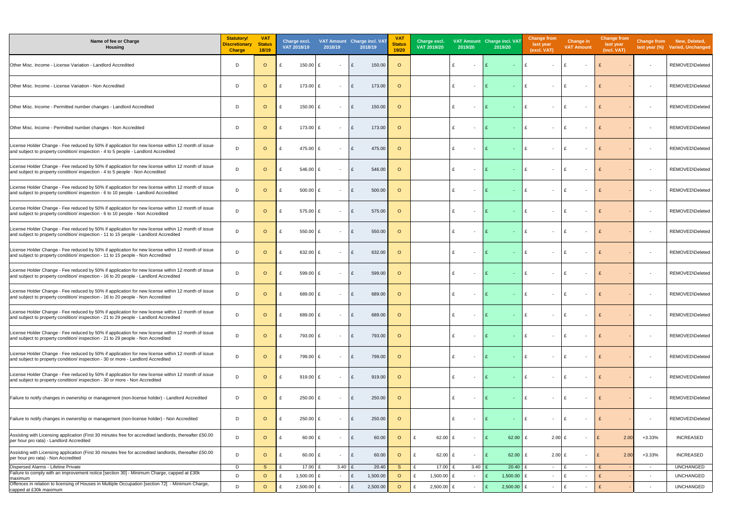| Name of fee or Charge Housing | Statutory/ Discretionary Charge | VAT Status 18/19 | Charge excl. VAT 2018/19 | VAT Amount 2018/19 | Charge incl. VAT 2018/19 | VAT Status 19/20 | Charge excl. VAT 2019/20 | VAT Amount 2019/20 | Charge incl. VAT 2019/20 | Change from last year (excl. VAT) | Change in VAT Amount | Change from last year (incl. VAT) | Change from last year (%) | New, Deleted, Varied, Unchanged |
|---|---|---|---|---|---|---|---|---|---|---|---|---|---|---|
| Other Misc. Income - License Variation - Landlord Accredited | D | O | £ 150.00 | £ - | £ 150.00 | O | | £ - | £ - | £ - | £ - | £ - | - | REMOVED\Deleted |
| Other Misc. Income - License Variation - Non Accredited | D | O | £ 173.00 | £ - | £ 173.00 | O | | £ - | £ - | £ - | £ - | £ - | - | REMOVED\Deleted |
| Other Misc. Income - Permitted number changes - Landlord Accredited | D | O | £ 150.00 | £ - | £ 150.00 | O | | £ - | £ - | £ - | £ - | £ - | - | REMOVED\Deleted |
| Other Misc. Income - Permitted number changes - Non Accredited | D | O | £ 173.00 | £ - | £ 173.00 | O | | £ - | £ - | £ - | £ - | £ - | - | REMOVED\Deleted |
| License Holder Change - Fee reduced by 50% if application for new license within 12 month of issue and subject to property condition/ inspection - 4 to 5 people - Landlord Accredited | D | O | £ 475.00 | £ - | £ 475.00 | O | | £ - | £ - | £ - | £ - | £ - | - | REMOVED\Deleted |
| License Holder Change - Fee reduced by 50% if application for new license within 12 month of issue and subject to property condition/ inspection - 4 to 5 people - Non Accredited | D | O | £ 546.00 | £ - | £ 546.00 | O | | £ - | £ - | £ - | £ - | £ - | - | REMOVED\Deleted |
| License Holder Change - Fee reduced by 50% if application for new license within 12 month of issue and subject to property condition/ inspection - 6 to 10 people - Landlord Accredited | D | O | £ 500.00 | £ - | £ 500.00 | O | | £ - | £ - | £ - | £ - | £ - | - | REMOVED\Deleted |
| License Holder Change - Fee reduced by 50% if application for new license within 12 month of issue and subject to property condition/ inspection - 6 to 10 people - Non Accredited | D | O | £ 575.00 | £ - | £ 575.00 | O | | £ - | £ - | £ - | £ - | £ - | - | REMOVED\Deleted |
| License Holder Change - Fee reduced by 50% if application for new license within 12 month of issue and subject to property condition/ inspection - 11 to 15 people - Landlord Accredited | D | O | £ 550.00 | £ - | £ 550.00 | O | | £ - | £ - | £ - | £ - | £ - | - | REMOVED\Deleted |
| License Holder Change - Fee reduced by 50% if application for new license within 12 month of issue and subject to property condition/ inspection - 11 to 15 people - Non Accredited | D | O | £ 632.00 | £ - | £ 632.00 | O | | £ - | £ - | £ - | £ - | £ - | - | REMOVED\Deleted |
| License Holder Change - Fee reduced by 50% if application for new license within 12 month of issue and subject to property condition/ inspection - 16 to 20 people - Landlord Accredited | D | O | £ 599.00 | £ - | £ 599.00 | O | | £ - | £ - | £ - | £ - | £ - | - | REMOVED\Deleted |
| License Holder Change - Fee reduced by 50% if application for new license within 12 month of issue and subject to property condition/ inspection - 16 to 20 people - Non Accredited | D | O | £ 689.00 | £ - | £ 689.00 | O | | £ - | £ - | £ - | £ - | £ - | - | REMOVED\Deleted |
| License Holder Change - Fee reduced by 50% if application for new license within 12 month of issue and subject to property condition/ inspection - 21 to 29 people - Landlord Accredited | D | O | £ 689.00 | £ - | £ 689.00 | O | | £ - | £ - | £ - | £ - | £ - | - | REMOVED\Deleted |
| License Holder Change - Fee reduced by 50% if application for new license within 12 month of issue and subject to property condition/ inspection - 21 to 29 people - Non Accredited | D | O | £ 793.00 | £ - | £ 793.00 | O | | £ - | £ - | £ - | £ - | £ - | - | REMOVED\Deleted |
| License Holder Change - Fee reduced by 50% if application for new license within 12 month of issue and subject to property condition/ inspection - 30 or more - Landlord Accredited | D | O | £ 799.00 | £ - | £ 799.00 | O | | £ - | £ - | £ - | £ - | £ - | - | REMOVED\Deleted |
| License Holder Change - Fee reduced by 50% if application for new license within 12 month of issue and subject to property condition/ inspection - 30 or more - Non Accredited | D | O | £ 919.00 | £ - | £ 919.00 | O | | £ - | £ - | £ - | £ - | £ - | - | REMOVED\Deleted |
| Failure to notify changes in ownership or management (non-license holder) - Landlord Accredited | D | O | £ 250.00 | £ - | £ 250.00 | O | | £ - | £ - | £ - | £ - | £ - | - | REMOVED\Deleted |
| Failure to notify changes in ownership or management (non-license holder) - Non Accredited | D | O | £ 250.00 | £ - | £ 250.00 | O | | £ - | £ - | £ - | £ - | £ - | - | REMOVED\Deleted |
| Assisting with Licensing application (First 30 minutes free for accredited landlords, thereafter £50.00 per hour pro rata) - Landlord Accredited | D | O | £ 60.00 | £ - | £ 60.00 | O | £ 62.00 | £ - | £ 62.00 | £ 2.00 | £ - | £ 2.00 | +3.33% | INCREASED |
| Assisting with Licensing application (First 30 minutes free for accredited landlords, thereafter £50.00 per hour pro rata) - Non Accredited | D | O | £ 60.00 | £ - | £ 60.00 | O | £ 62.00 | £ - | £ 62.00 | £ 2.00 | £ - | £ 2.00 | +3.33% | INCREASED |
| Dispersed Alarms - Lifeline Private | D | S | £ 17.00 | £ 3.40 | £ 20.40 | S | £ 17.00 | £ 3.40 | £ 20.40 | £ - | £ - | £ - | - | UNCHANGED |
| Failure to comply with an improvement notice [section 30] - Minimum Charge, capped at £30k maximum | D | O | £ 1,500.00 | £ - | £ 1,500.00 | O | £ 1,500.00 | £ - | £ 1,500.00 | £ - | £ - | £ - | - | UNCHANGED |
| Offences in relation to licensing of Houses in Multiple Occupation [section 72] - Minimum Charge, capped at £30k maximum | D | O | £ 2,500.00 | £ - | £ 2,500.00 | O | £ 2,500.00 | £ - | £ 2,500.00 | £ - | £ - | £ - | - | UNCHANGED |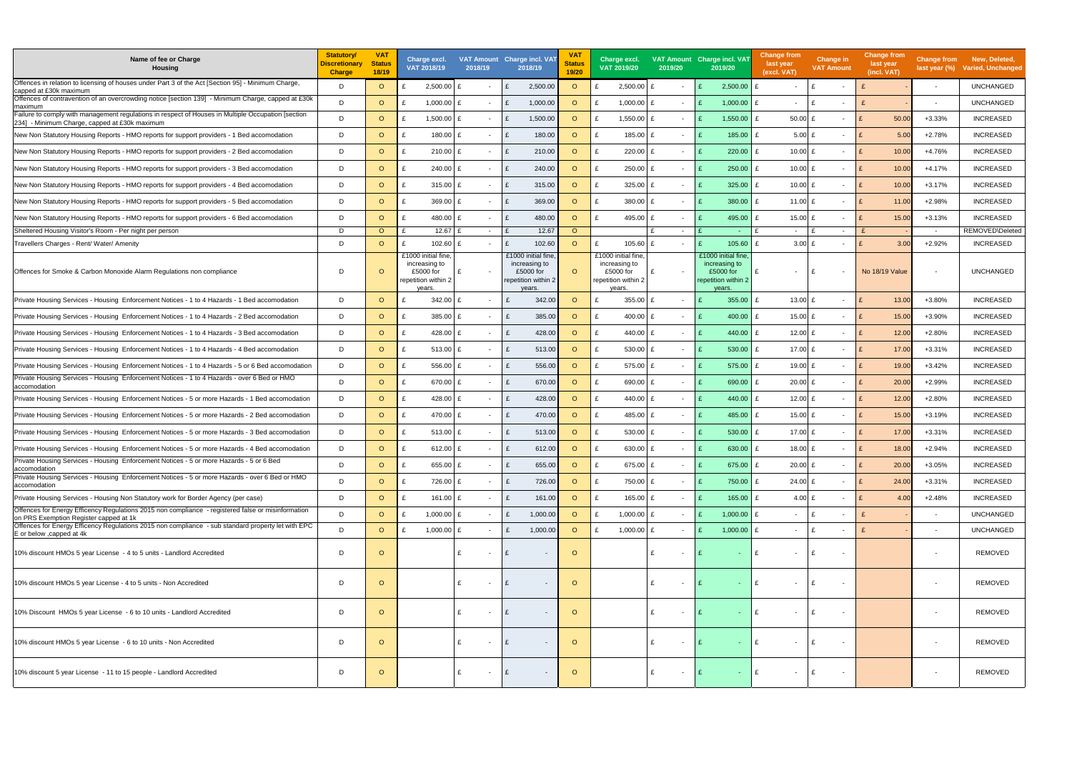| Name of fee or Charge Housing | Statutory/ Discretionary Charge | VAT Status 18/19 | Charge excl. VAT 2018/19 | VAT Amount 2018/19 | Charge incl. VAT 2018/19 | VAT Status 19/20 | Charge excl. VAT 2019/20 | VAT Amount 2019/20 | Charge incl. VAT 2019/20 | Change from last year (excl. VAT) | Change in VAT Amount | Change from last year (incl. VAT) | Change from last year (%) | New, Deleted, Varied, Unchanged |
|---|---|---|---|---|---|---|---|---|---|---|---|---|---|---|
| Offences in relation to licensing of houses under Part 3 of the Act [Section 95] - Minimum Charge, capped at £30k maximum | D | O | £ 2,500.00 | £ - | £ 2,500.00 | O | £ 2,500.00 | £ - | £ 2,500.00 | £ - | £ - | £ - | - | UNCHANGED |
| Offences of contravention of an overcrowding notice [section 139] - Minimum Charge, capped at £30k maximum | D | O | £ 1,000.00 | £ - | £ 1,000.00 | O | £ 1,000.00 | £ - | £ 1,000.00 | £ - | £ - | £ - | - | UNCHANGED |
| Failure to comply with management regulations in respect of Houses in Multiple Occupation [section 234] - Minimum Charge, capped at £30k maximum | D | O | £ 1,500.00 | £ - | £ 1,500.00 | O | £ 1,550.00 | £ - | £ 1,550.00 | £ 50.00 | £ - | £ 50.00 | +3.33% | INCREASED |
| New Non Statutory Housing Reports - HMO reports for support providers - 1 Bed accomodation | D | O | £ 180.00 | £ - | £ 180.00 | O | £ 185.00 | £ - | £ 185.00 | £ 5.00 | £ - | £ 5.00 | +2.78% | INCREASED |
| New Non Statutory Housing Reports - HMO reports for support providers - 2 Bed accomodation | D | O | £ 210.00 | £ - | £ 210.00 | O | £ 220.00 | £ - | £ 220.00 | £ 10.00 | £ - | £ 10.00 | +4.76% | INCREASED |
| New Non Statutory Housing Reports - HMO reports for support providers - 3 Bed accomodation | D | O | £ 240.00 | £ - | £ 240.00 | O | £ 250.00 | £ - | £ 250.00 | £ 10.00 | £ - | £ 10.00 | +4.17% | INCREASED |
| New Non Statutory Housing Reports - HMO reports for support providers - 4 Bed accomodation | D | O | £ 315.00 | £ - | £ 315.00 | O | £ 325.00 | £ - | £ 325.00 | £ 10.00 | £ - | £ 10.00 | +3.17% | INCREASED |
| New Non Statutory Housing Reports - HMO reports for support providers - 5 Bed accomodation | D | O | £ 369.00 | £ - | £ 369.00 | O | £ 380.00 | £ - | £ 380.00 | £ 11.00 | £ - | £ 11.00 | +2.98% | INCREASED |
| New Non Statutory Housing Reports - HMO reports for support providers - 6 Bed accomodation | D | O | £ 480.00 | £ - | £ 480.00 | O | £ 495.00 | £ - | £ 495.00 | £ 15.00 | £ - | £ 15.00 | +3.13% | INCREASED |
| Sheltered Housing Visitor's Room - Per night per person | D | O | £ 12.67 | £ - | £ 12.67 | O | | £ - | £ - | £ - | £ - | £ - | - | REMOVED\Deleted |
| Travellers Charges - Rent/ Water/ Amenity | D | O | £ 102.60 | £ - | £ 102.60 | O | £ 105.60 | £ - | £ 105.60 | £ 3.00 | £ - | £ 3.00 | +2.92% | INCREASED |
| Offences for Smoke & Carbon Monoxide Alarm Regulations non compliance | D | O | £1000 initial fine, increasing to £5000 for repetition within 2 years. | £ - | £1000 initial fine, increasing to £5000 for repetition within 2 years. | O | £1000 initial fine, increasing to £5000 for repetition within 2 years. | £ - | £1000 initial fine, increasing to £5000 for repetition within 2 years. | £ - | £ - | No 18/19 Value | - | UNCHANGED |
| Private Housing Services - Housing Enforcement Notices - 1 to 4 Hazards - 1 Bed accomodation | D | O | £ 342.00 | £ - | £ 342.00 | O | £ 355.00 | £ - | £ 355.00 | £ 13.00 | £ - | £ 13.00 | +3.80% | INCREASED |
| Private Housing Services - Housing Enforcement Notices - 1 to 4 Hazards - 2 Bed accomodation | D | O | £ 385.00 | £ - | £ 385.00 | O | £ 400.00 | £ - | £ 400.00 | £ 15.00 | £ - | £ 15.00 | +3.90% | INCREASED |
| Private Housing Services - Housing Enforcement Notices - 1 to 4 Hazards - 3 Bed accomodation | D | O | £ 428.00 | £ - | £ 428.00 | O | £ 440.00 | £ - | £ 440.00 | £ 12.00 | £ - | £ 12.00 | +2.80% | INCREASED |
| Private Housing Services - Housing Enforcement Notices - 1 to 4 Hazards - 4 Bed accomodation | D | O | £ 513.00 | £ - | £ 513.00 | O | £ 530.00 | £ - | £ 530.00 | £ 17.00 | £ - | £ 17.00 | +3.31% | INCREASED |
| Private Housing Services - Housing Enforcement Notices - 1 to 4 Hazards - 5 or 6 Bed accomodation | D | O | £ 556.00 | £ - | £ 556.00 | O | £ 575.00 | £ - | £ 575.00 | £ 19.00 | £ - | £ 19.00 | +3.42% | INCREASED |
| Private Housing Services - Housing Enforcement Notices - 1 to 4 Hazards - over 6 Bed or HMO accomodation | D | O | £ 670.00 | £ - | £ 670.00 | O | £ 690.00 | £ - | £ 690.00 | £ 20.00 | £ - | £ 20.00 | +2.99% | INCREASED |
| Private Housing Services - Housing Enforcement Notices - 5 or more Hazards - 1 Bed accomodation | D | O | £ 428.00 | £ - | £ 428.00 | O | £ 440.00 | £ - | £ 440.00 | £ 12.00 | £ - | £ 12.00 | +2.80% | INCREASED |
| Private Housing Services - Housing Enforcement Notices - 5 or more Hazards - 2 Bed accomodation | D | O | £ 470.00 | £ - | £ 470.00 | O | £ 485.00 | £ - | £ 485.00 | £ 15.00 | £ - | £ 15.00 | +3.19% | INCREASED |
| Private Housing Services - Housing Enforcement Notices - 5 or more Hazards - 3 Bed accomodation | D | O | £ 513.00 | £ - | £ 513.00 | O | £ 530.00 | £ - | £ 530.00 | £ 17.00 | £ - | £ 17.00 | +3.31% | INCREASED |
| Private Housing Services - Housing Enforcement Notices - 5 or more Hazards - 4 Bed accomodation | D | O | £ 612.00 | £ - | £ 612.00 | O | £ 630.00 | £ - | £ 630.00 | £ 18.00 | £ - | £ 18.00 | +2.94% | INCREASED |
| Private Housing Services - Housing Enforcement Notices - 5 or more Hazards - 5 or 6 Bed accomodation | D | O | £ 655.00 | £ - | £ 655.00 | O | £ 675.00 | £ - | £ 675.00 | £ 20.00 | £ - | £ 20.00 | +3.05% | INCREASED |
| Private Housing Services - Housing Enforcement Notices - 5 or more Hazards - over 6 Bed or HMO accomodation | D | O | £ 726.00 | £ - | £ 726.00 | O | £ 750.00 | £ - | £ 750.00 | £ 24.00 | £ - | £ 24.00 | +3.31% | INCREASED |
| Private Housing Services - Housing Non Statutory work for Border Agency (per case) | D | O | £ 161.00 | £ - | £ 161.00 | O | £ 165.00 | £ - | £ 165.00 | £ 4.00 | £ - | £ 4.00 | +2.48% | INCREASED |
| Offences for Energy Efficency Regulations 2015 non compliance - registered false or misinformation on PRS Exemption Register capped at 1k | D | O | £ 1,000.00 | £ - | £ 1,000.00 | O | £ 1,000.00 | £ - | £ 1,000.00 | £ - | £ - | £ - | - | UNCHANGED |
| Offences for Energy Efficency Regulations 2015 non compliance - sub standard property let with EPC E or below ,capped at 4k | D | O | £ 1,000.00 | £ - | £ 1,000.00 | O | £ 1,000.00 | £ - | £ 1,000.00 | £ - | £ - | £ - | - | UNCHANGED |
| 10% discount HMOs 5 year License - 4 to 5 units - Landlord Accredited | D | O | | £ - | £ - | O | | £ - | £ - | £ - | £ - | | - | REMOVED |
| 10% discount HMOs 5 year License - 4 to 5 units - Non Accredited | D | O | | £ - | £ - | O | | £ - | £ - | £ - | £ - | | - | REMOVED |
| 10% Discount HMOs 5 year License - 6 to 10 units - Landlord Accredited | D | O | | £ - | £ - | O | | £ - | £ - | £ - | £ - | | - | REMOVED |
| 10% discount HMOs 5 year License - 6 to 10 units - Non Accredited | D | O | | £ - | £ - | O | | £ - | £ - | £ - | £ - | | - | REMOVED |
| 10% discount 5 year License - 11 to 15 people - Landlord Accredited | D | O | | £ - | £ - | O | | £ - | £ - | £ - | £ - | | - | REMOVED |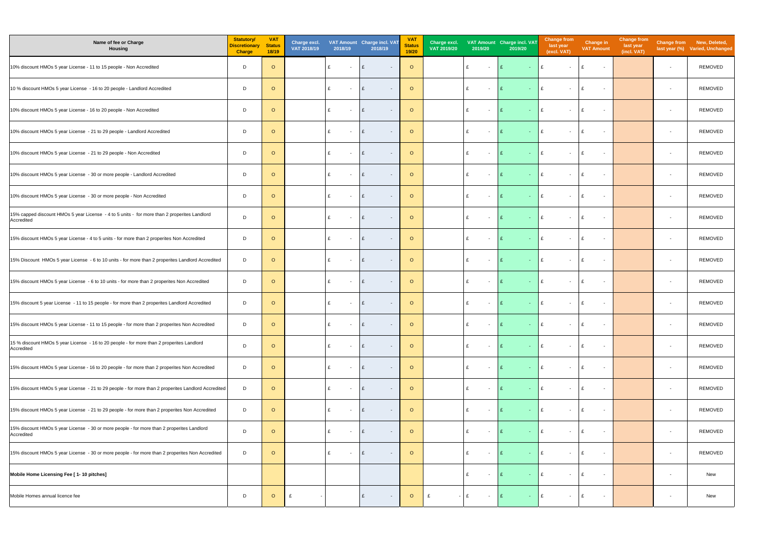| Name of fee or Charge Housing | Statutory/ Discretionary Charge | VAT Status 18/19 | Charge excl. VAT 2018/19 | VAT Amount 2018/19 | Charge incl. VAT 2018/19 | VAT Status 19/20 | Charge excl. VAT 2019/20 | VAT Amount 2019/20 | Charge incl. VAT 2019/20 | Change from last year (excl. VAT) | Change in VAT Amount | Change from last year (incl. VAT) | Change from last year (%) | New, Deleted, Varied, Unchanged |
|---|---|---|---|---|---|---|---|---|---|---|---|---|---|---|
| 10% discount HMOs 5 year License - 11 to 15 people - Non Accredited | D | O | | £ - | £ - | O | | £ - | £ - | £ - | £ - | | - | REMOVED |
| 10 % discount HMOs 5 year License - 16 to 20 people - Landlord Accredited | D | O | | £ - | £ - | O | | £ - | £ - | £ - | £ - | | - | REMOVED |
| 10% discount HMOs 5 year License - 16 to 20 people - Non Accredited | D | O | | £ - | £ - | O | | £ - | £ - | £ - | £ - | | - | REMOVED |
| 10% discount HMOs 5 year License - 21 to 29 people - Landlord Accredited | D | O | | £ - | £ - | O | | £ - | £ - | £ - | £ - | | - | REMOVED |
| 10% discount HMOs 5 year License - 21 to 29 people - Non Accredited | D | O | | £ - | £ - | O | | £ - | £ - | £ - | £ - | | - | REMOVED |
| 10% discount HMOs 5 year License - 30 or more people - Landlord Accredited | D | O | | £ - | £ - | O | | £ - | £ - | £ - | £ - | | - | REMOVED |
| 10% discount HMOs 5 year License - 30 or more people - Non Accredited | D | O | | £ - | £ - | O | | £ - | £ - | £ - | £ - | | - | REMOVED |
| 15% capped discount HMOs 5 year License - 4 to 5 units - for more than 2 properites Landlord Accredited | D | O | | £ - | £ - | O | | £ - | £ - | £ - | £ - | | - | REMOVED |
| 15% discount HMOs 5 year License - 4 to 5 units - for more than 2 properites Non Accredited | D | O | | £ - | £ - | O | | £ - | £ - | £ - | £ - | | - | REMOVED |
| 15% Discount HMOs 5 year License - 6 to 10 units - for more than 2 properites Landlord Accredited | D | O | | £ - | £ - | O | | £ - | £ - | £ - | £ - | | - | REMOVED |
| 15% discount HMOs 5 year License - 6 to 10 units - for more than 2 properites Non Accredited | D | O | | £ - | £ - | O | | £ - | £ - | £ - | £ - | | - | REMOVED |
| 15% discount 5 year License - 11 to 15 people - for more than 2 properites Landlord Accredited | D | O | | £ - | £ - | O | | £ - | £ - | £ - | £ - | | - | REMOVED |
| 15% discount HMOs 5 year License - 11 to 15 people - for more than 2 properites Non Accredited | D | O | | £ - | £ - | O | | £ - | £ - | £ - | £ - | | - | REMOVED |
| 15 % discount HMOs 5 year License - 16 to 20 people - for more than 2 properites Landlord Accredited | D | O | | £ - | £ - | O | | £ - | £ - | £ - | £ - | | - | REMOVED |
| 15% discount HMOs 5 year License - 16 to 20 people - for more than 2 properites Non Accredited | D | O | | £ - | £ - | O | | £ - | £ - | £ - | £ - | | - | REMOVED |
| 15% discount HMOs 5 year License - 21 to 29 people - for more than 2 properites Landlord Accredited | D | O | | £ - | £ - | O | | £ - | £ - | £ - | £ - | | - | REMOVED |
| 15% discount HMOs 5 year License - 21 to 29 people - for more than 2 properites Non Accredited | D | O | | £ - | £ - | O | | £ - | £ - | £ - | £ - | | - | REMOVED |
| 15% discount HMOs 5 year License - 30 or more people - for more than 2 properites Landlord Accredited | D | O | | £ - | £ - | O | | £ - | £ - | £ - | £ - | | - | REMOVED |
| 15% discount HMOs 5 year License - 30 or more people - for more than 2 properites Non Accredited | D | O | | £ - | £ - | O | | £ - | £ - | £ - | £ - | | - | REMOVED |
| **Mobile Home Licensing Fee [ 1- 10 pitches]** | | | | | | | | £ - | £ - | £ - | £ - | | - | New |
| Mobile Homes annual licence fee | D | O | £ - | | £ - | O | £ - | £ - | £ - | £ - | £ - | | - | New |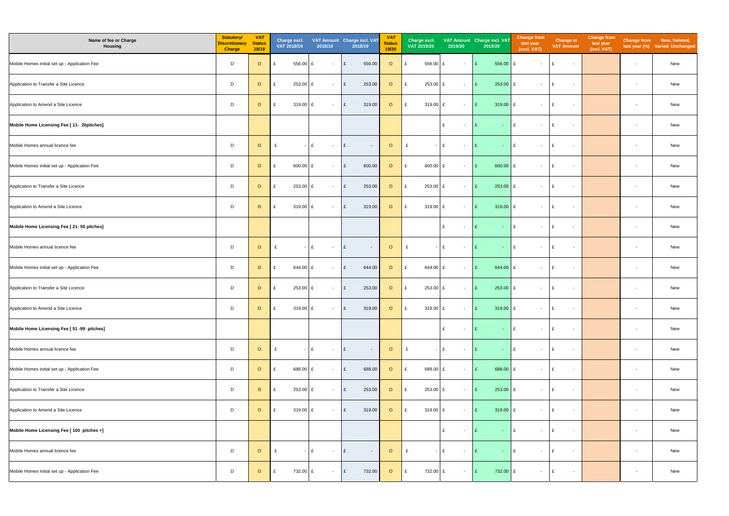| Name of fee or Charge Housing | Statutory/ Discretionary Charge | VAT Status 18/19 | Charge excl. VAT 2018/19 | VAT Amount 2018/19 | Charge incl. VAT 2018/19 | VAT Status 19/20 | Charge excl. VAT 2019/20 | VAT Amount 2019/20 | Charge incl. VAT 2019/20 | Change from last year (excl. VAT) | Change in VAT Amount | Change from last year (incl. VAT) | Change from last year (%) | New, Deleted, Varied, Unchanged |
|---|---|---|---|---|---|---|---|---|---|---|---|---|---|---|
| Mobile Homes initial set up - Application Fee | D | O | £ 556.00 | £ - | £ 556.00 | O | £ 556.00 | £ - | £ 556.00 | £ - | £ - | | - | New |
| Application to Transfer a Site Licence | D | O | £ 253.00 | £ - | £ 253.00 | O | £ 253.00 | £ - | £ 253.00 | £ - | £ - | | - | New |
| Application to Amend a Site Licence | D | O | £ 319.00 | £ - | £ 319.00 | O | £ 319.00 | £ - | £ 319.00 | £ - | £ - | | - | New |
| **Mobile Home Licensing Fee [ 11- 20pitches]** | | | | | | | | £ - | £ - | £ - | £ - | | - | New |
| Mobile Homes annual licence fee | D | O | £ - | £ - | £ - | O | £ - | £ - | £ - | £ - | £ - | | - | New |
| Mobile Homes initial set up - Application Fee | D | O | £ 600.00 | £ - | £ 600.00 | O | £ 600.00 | £ - | £ 600.00 | £ - | £ - | | - | New |
| Application to Transfer a Site Licence | D | O | £ 253.00 | £ - | £ 253.00 | O | £ 253.00 | £ - | £ 253.00 | £ - | £ - | | - | New |
| Application to Amend a Site Licence | D | O | £ 319.00 | £ - | £ 319.00 | O | £ 319.00 | £ - | £ 319.00 | £ - | £ - | | - | New |
| **Mobile Home Licensing Fee [ 21- 50 pitches]** | | | | | | | | £ - | £ - | £ - | £ - | | - | New |
| Mobile Homes annual licence fee | D | O | £ - | £ - | £ - | O | £ - | £ - | £ - | £ - | £ - | | - | New |
| Mobile Homes initial set up - Application Fee | D | O | £ 644.00 | £ - | £ 644.00 | O | £ 644.00 | £ - | £ 644.00 | £ - | £ - | | - | New |
| Application to Transfer a Site Licence | D | O | £ 253.00 | £ - | £ 253.00 | O | £ 253.00 | £ - | £ 253.00 | £ - | £ - | | - | New |
| Application to Amend a Site Licence | D | O | £ 319.00 | £ - | £ 319.00 | O | £ 319.00 | £ - | £ 319.00 | £ - | £ - | | - | New |
| **Mobile Home Licensing Fee [ 51 -99 pitches]** | | | | | | | | £ - | £ - | £ - | £ - | | - | New |
| Mobile Homes annual licence fee | D | O | £ - | £ - | £ - | O | £ - | £ - | £ - | £ - | £ - | | - | New |
| Mobile Homes initial set up - Application Fee | D | O | £ 688.00 | £ - | £ 688.00 | O | £ 688.00 | £ - | £ 688.00 | £ - | £ - | | - | New |
| Application to Transfer a Site Licence | D | O | £ 253.00 | £ - | £ 253.00 | O | £ 253.00 | £ - | £ 253.00 | £ - | £ - | | - | New |
| Application to Amend a Site Licence | D | O | £ 319.00 | £ - | £ 319.00 | O | £ 319.00 | £ - | £ 319.00 | £ - | £ - | | - | New |
| **Mobile Home Licensing Fee [ 100 pitches +]** | | | | | | | | £ - | £ - | £ - | £ - | | - | New |
| Mobile Homes annual licence fee | D | O | £ - | £ - | £ - | O | £ - | £ - | £ - | £ - | £ - | | - | New |
| Mobile Homes initial set up - Application Fee | D | O | £ 732.00 | £ - | £ 732.00 | O | £ 732.00 | £ - | £ 732.00 | £ - | £ - | | - | New |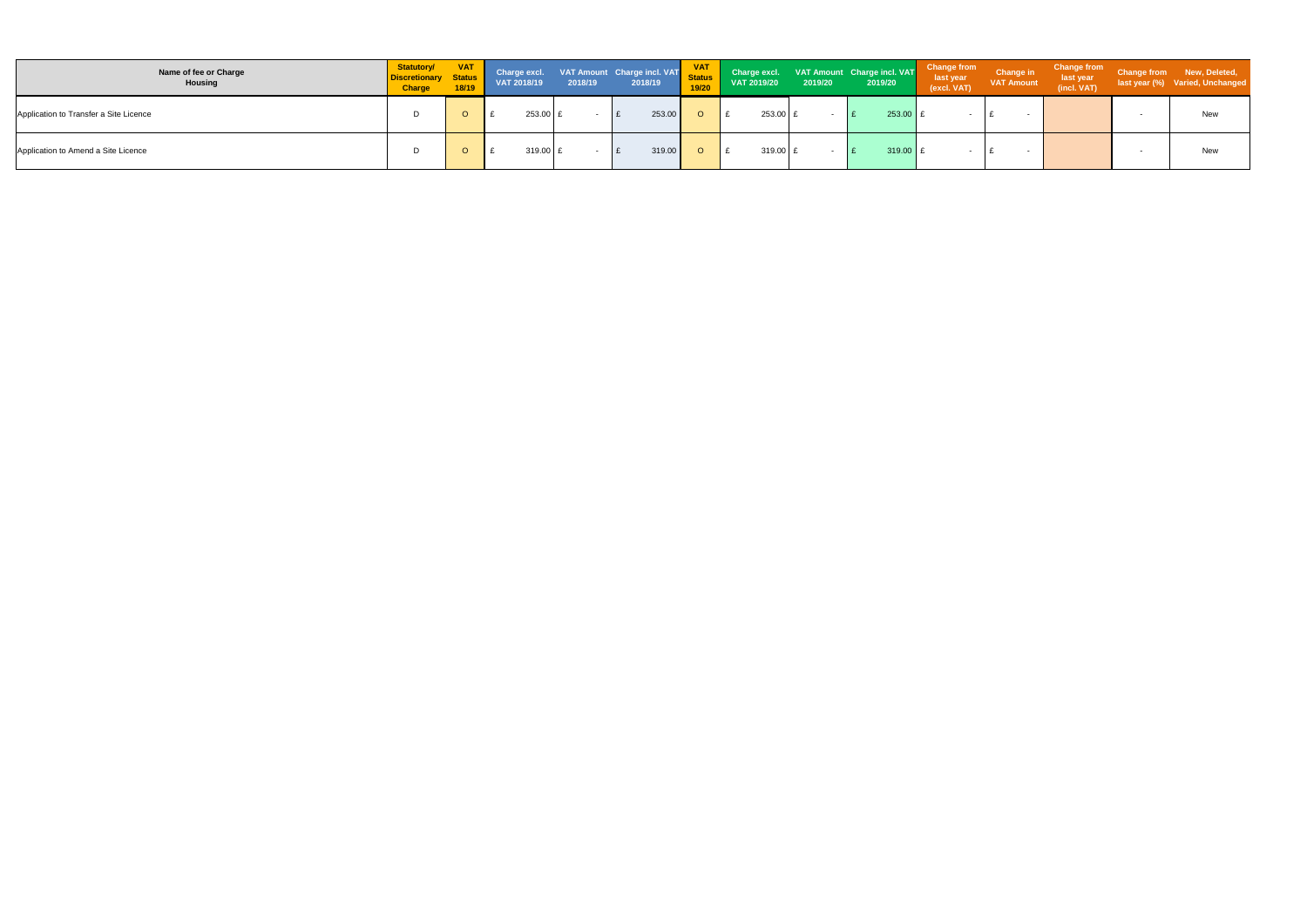| Name of fee or Charge Housing | Statutory/ Discretionary Charge | VAT Status 18/19 | Charge excl. VAT 2018/19 | VAT Amount 2018/19 | Charge incl. VAT 2018/19 | VAT Status 19/20 | Charge excl. VAT 2019/20 | VAT Amount 2019/20 | Charge incl. VAT 2019/20 | Change from last year (excl. VAT) | Change in VAT Amount | Change from last year (incl. VAT) | Change from last year (%) | New, Deleted, Varied, Unchanged |
|---|---|---|---|---|---|---|---|---|---|---|---|---|---|---|
| Application to Transfer a Site Licence | D | O | £ 253.00 | £ - | £ 253.00 | O | £ 253.00 | £ - | £ 253.00 | £ - | £ - | | - | New |
| Application to Amend a Site Licence | D | O | £ 319.00 | £ - | £ 319.00 | O | £ 319.00 | £ - | £ 319.00 | £ - | £ - | | - | New |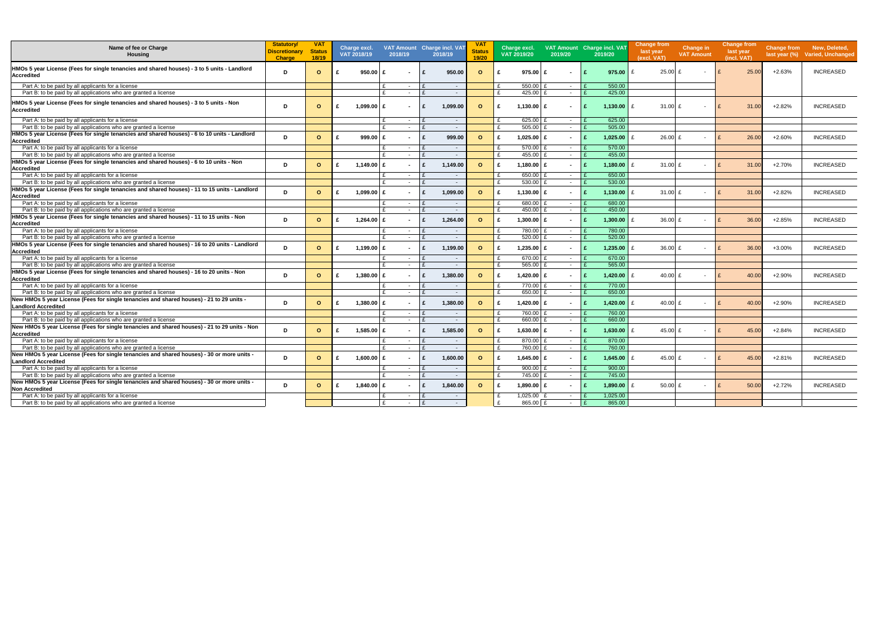| Name of fee or Charge Housing | Statutory/ Discretionary Charge | VAT Status 18/19 | Charge excl. VAT 2018/19 | VAT Amount 2018/19 | Charge incl. VAT 2018/19 | VAT Status 19/20 | Charge excl. VAT 2019/20 | VAT Amount 2019/20 | Charge incl. VAT 2019/20 | Change from last year (excl. VAT) | Change in VAT Amount | Change from last year (incl. VAT) | Change from last year (%) | New, Deleted, Varied, Unchanged |
|---|---|---|---|---|---|---|---|---|---|---|---|---|---|---|
| **HMOs 5 year License (Fees for single tenancies and shared houses) - 3 to 5 units - Landlord Accredited** | D | O | £ 950.00 | £ - | £ 950.00 | O | £ 975.00 | £ - | £ 975.00 | £ 25.00 | £ - | £ 25.00 | +2.63% | INCREASED |
| Part A: to be paid by all applicants for a license | | | | £ - | £ - | | £ 550.00 | £ - | £ 550.00 | | | | | |
| Part B: to be paid by all applications who are granted a license | | | | £ - | £ - | | £ 425.00 | £ - | £ 425.00 | | | | | |
| **HMOs 5 year License (Fees for single tenancies and shared houses) - 3 to 5 units - Non Accredited** | D | O | £ 1,099.00 | £ - | £ 1,099.00 | O | £ 1,130.00 | £ - | £ 1,130.00 | £ 31.00 | £ - | £ 31.00 | +2.82% | INCREASED |
| Part A: to be paid by all applicants for a license | | | | £ - | £ - | | £ 625.00 | £ - | £ 625.00 | | | | | |
| Part B: to be paid by all applications who are granted a license | | | | £ - | £ - | | £ 505.00 | £ - | £ 505.00 | | | | | |
| **HMOs 5 year License (Fees for single tenancies and shared houses) - 6 to 10 units - Landlord Accredited** | D | O | £ 999.00 | £ - | £ 999.00 | O | £ 1,025.00 | £ - | £ 1,025.00 | £ 26.00 | £ - | £ 26.00 | +2.60% | INCREASED |
| Part A: to be paid by all applicants for a license | | | | £ - | £ - | | £ 570.00 | £ - | £ 570.00 | | | | | |
| Part B: to be paid by all applications who are granted a license | | | | £ - | £ - | | £ 455.00 | £ - | £ 455.00 | | | | | |
| **HMOs 5 year License (Fees for single tenancies and shared houses) - 6 to 10 units - Non Accredited** | D | O | £ 1,149.00 | £ - | £ 1,149.00 | O | £ 1,180.00 | £ - | £ 1,180.00 | £ 31.00 | £ - | £ 31.00 | +2.70% | INCREASED |
| Part A: to be paid by all applicants for a license | | | | £ - | £ - | | £ 650.00 | £ - | £ 650.00 | | | | | |
| Part B: to be paid by all applications who are granted a license | | | | £ - | £ - | | £ 530.00 | £ - | £ 530.00 | | | | | |
| **HMOs 5 year License (Fees for single tenancies and shared houses) - 11 to 15 units - Landlord Accredited** | D | O | £ 1,099.00 | £ - | £ 1,099.00 | O | £ 1,130.00 | £ - | £ 1,130.00 | £ 31.00 | £ - | £ 31.00 | +2.82% | INCREASED |
| Part A: to be paid by all applicants for a license | | | | £ - | £ - | | £ 680.00 | £ - | £ 680.00 | | | | | |
| Part B: to be paid by all applications who are granted a license | | | | £ - | £ - | | £ 450.00 | £ - | £ 450.00 | | | | | |
| **HMOs 5 year License (Fees for single tenancies and shared houses) - 11 to 15 units - Non Accredited** | D | O | £ 1,264.00 | £ - | £ 1,264.00 | O | £ 1,300.00 | £ - | £ 1,300.00 | £ 36.00 | £ - | £ 36.00 | +2.85% | INCREASED |
| Part A: to be paid by all applicants for a license | | | | £ - | £ - | | £ 780.00 | £ - | £ 780.00 | | | | | |
| Part B: to be paid by all applications who are granted a license | | | | £ - | £ - | | £ 520.00 | £ - | £ 520.00 | | | | | |
| **HMOs 5 year License (Fees for single tenancies and shared houses) - 16 to 20 units - Landlord Accredited** | D | O | £ 1,199.00 | £ - | £ 1,199.00 | O | £ 1,235.00 | £ - | £ 1,235.00 | £ 36.00 | £ - | £ 36.00 | +3.00% | INCREASED |
| Part A: to be paid by all applicants for a license | | | | £ - | £ - | | £ 670.00 | £ - | £ 670.00 | | | | | |
| Part B: to be paid by all applications who are granted a license | | | | £ - | £ - | | £ 565.00 | £ - | £ 565.00 | | | | | |
| **HMOs 5 year License (Fees for single tenancies and shared houses) - 16 to 20 units - Non Accredited** | D | O | £ 1,380.00 | £ - | £ 1,380.00 | O | £ 1,420.00 | £ - | £ 1,420.00 | £ 40.00 | £ - | £ 40.00 | +2.90% | INCREASED |
| Part A: to be paid by all applicants for a license | | | | £ - | £ - | | £ 770.00 | £ - | £ 770.00 | | | | | |
| Part B: to be paid by all applications who are granted a license | | | | £ - | £ - | | £ 650.00 | £ - | £ 650.00 | | | | | |
| **New HMOs 5 year License (Fees for single tenancies and shared houses) - 21 to 29 units - Landlord Accredited** | D | O | £ 1,380.00 | £ - | £ 1,380.00 | O | £ 1,420.00 | £ - | £ 1,420.00 | £ 40.00 | £ - | £ 40.00 | +2.90% | INCREASED |
| Part A: to be paid by all applicants for a license | | | | £ - | £ - | | £ 760.00 | £ - | £ 760.00 | | | | | |
| Part B: to be paid by all applications who are granted a license | | | | £ - | £ - | | £ 660.00 | £ - | £ 660.00 | | | | | |
| **New HMOs 5 year License (Fees for single tenancies and shared houses) - 21 to 29 units - Non Accredited** | D | O | £ 1,585.00 | £ - | £ 1,585.00 | O | £ 1,630.00 | £ - | £ 1,630.00 | £ 45.00 | £ - | £ 45.00 | +2.84% | INCREASED |
| Part A: to be paid by all applicants for a license | | | | £ - | £ - | | £ 870.00 | £ - | £ 870.00 | | | | | |
| Part B: to be paid by all applications who are granted a license | | | | £ - | £ - | | £ 760.00 | £ - | £ 760.00 | | | | | |
| **New HMOs 5 year License (Fees for single tenancies and shared houses) - 30 or more units - Landlord Accredited** | D | O | £ 1,600.00 | £ - | £ 1,600.00 | O | £ 1,645.00 | £ - | £ 1,645.00 | £ 45.00 | £ - | £ 45.00 | +2.81% | INCREASED |
| Part A: to be paid by all applicants for a license | | | | £ - | £ - | | £ 900.00 | £ - | £ 900.00 | | | | | |
| Part B: to be paid by all applications who are granted a license | | | | £ - | £ - | | £ 745.00 | £ - | £ 745.00 | | | | | |
| **New HMOs 5 year License (Fees for single tenancies and shared houses) - 30 or more units - Non Accredited** | D | O | £ 1,840.00 | £ - | £ 1,840.00 | O | £ 1,890.00 | £ - | £ 1,890.00 | £ 50.00 | £ - | £ 50.00 | +2.72% | INCREASED |
| Part A: to be paid by all applicants for a license | | | | £ - | £ - | | £ 1,025.00 | £ - | £ 1,025.00 | | | | | |
| Part B: to be paid by all applications who are granted a license | | | | £ - | £ - | | £ 865.00 | £ - | £ 865.00 | | | | | |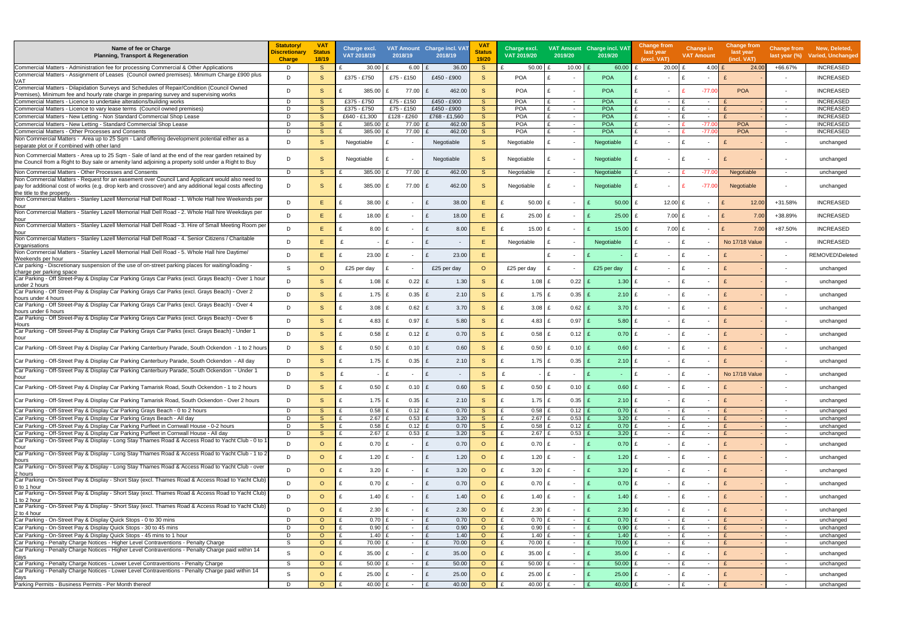| Name of fee or Charge Planning, Transport & Regeneration | Statutory/ Discretionary Charge | VAT Status 18/19 | Charge excl. VAT 2018/19 | VAT Amount 2018/19 | Charge incl. VAT 2018/19 | VAT Status 19/20 | Charge excl. VAT 2019/20 | VAT Amount 2019/20 | Charge incl. VAT 2019/20 | Change from last year (excl. VAT) | Change in VAT Amount | Change from last year (incl. VAT) | Change from last year (%) | New, Deleted, Varied, Unchanged |
|---|---|---|---|---|---|---|---|---|---|---|---|---|---|---|
| Commercial Matters - Administration fee for processing Commercial & Other Applications | D | S | £ 30.00 | £ 6.00 | £ 36.00 | S | £ 50.00 | £ 10.00 | £ 60.00 | £ 20.00 | £ 4.00 | £ 24.00 | +66.67% | INCREASED |
| Commercial Matters - Assignment of Leases (Council owned premises). Minimum Charge £900 plus VAT | D | S | £375 - £750 | £75 - £150 | £450 - £900 | S | POA | £ - | POA | £ - | £ - | £ - | - | INCREASED |
| Commercial Matters - Dilapidation Surveys and Schedules of Repair/Condition (Council Owned Premises). Minimum fee and hourly rate charge in preparing survey and supervising works | D | S | £ 385.00 | £ 77.00 | £ 462.00 | S | POA | £ - | POA | £ - | £ -77.00 | POA | - | INCREASED |
| Commercial Matters - Licence to undertake alterations/building works | D | S | £375 - £750 | £75 - £150 | £450 - £900 | S | POA | £ - | POA | £ - | £ - | £ - | - | INCREASED |
| Commercial Matters - Licence to vary lease terms (Council owned premises) | D | S | £375 - £750 | £75 - £150 | £450 - £900 | S | POA | £ - | POA | £ - | £ - | £ - | - | INCREASED |
| Commercial Matters - New Letting - Non Standard Commercial Shop Lease | D | S | £640 - £1,300 | £128 - £260 | £768 - £1,560 | S | POA | £ - | POA | £ - | £ - | £ - | - | INCREASED |
| Commercial Matters - New Letting - Standard Commercial Shop Lease | D | S | £ 385.00 | £ 77.00 | £ 462.00 | S | POA | £ - | POA | £ - | £ -77.00 | POA | - | INCREASED |
| Commercial Matters - Other Processes and Consents | D | S | £ 385.00 | £ 77.00 | £ 462.00 | S | POA | £ - | POA | £ - | £ -77.00 | POA | - | INCREASED |
| Non Commercial Matters - Area up to 25 Sqm - Land offering development potential either as a separate plot or if combined with other land | D | S | Negotiable | £ - | Negotiable | S | Negotiable | £ - | Negotiable | £ - | £ - | £ - | - | unchanged |
| Non Commercial Matters - Area up to 25 Sqm - Sale of land at the end of the rear garden retained by the Council from a Right to Buy sale or amenity land adjoining a property sold under a Right to Buy | D | S | Negotiable | £ - | Negotiable | S | Negotiable | £ - | Negotiable | £ - | £ - | £ - | - | unchanged |
| Non Commercial Matters - Other Processes and Consents | D | S | £ 385.00 | £ 77.00 | £ 462.00 | S | Negotiable | £ - | Negotiable | £ - | £ -77.00 | Negotiable | - | unchanged |
| Non Commercial Matters - Request for an easement over Council Land Applicant would also need to pay for additional cost of works (e.g. drop kerb and crossover) and any additional legal costs affecting the title to the property. | D | S | £ 385.00 | £ 77.00 | £ 462.00 | S | Negotiable | £ - | Negotiable | £ - | £ -77.00 | Negotiable | - | unchanged |
| Non Commercial Matters - Stanley Lazell Memorial Hall Dell Road - 1. Whole Hall hire Weekends per hour | D | E | £ 38.00 | £ - | £ 38.00 | E | £ 50.00 | £ - | £ 50.00 | £ 12.00 | £ - | £ 12.00 | +31.58% | INCREASED |
| Non Commercial Matters - Stanley Lazell Memorial Hall Dell Road - 2. Whole Hall hire Weekdays per hour | D | E | £ 18.00 | £ - | £ 18.00 | E | £ 25.00 | £ - | £ 25.00 | £ 7.00 | £ - | £ 7.00 | +38.89% | INCREASED |
| Non Commercial Matters - Stanley Lazell Memorial Hall Dell Road - 3. Hire of Small Meeting Room per hour | D | E | £ 8.00 | £ - | £ 8.00 | E | £ 15.00 | £ - | £ 15.00 | £ 7.00 | £ - | £ 7.00 | +87.50% | INCREASED |
| Non Commercial Matters - Stanley Lazell Memorial Hall Dell Road - 4. Senior Citizens / Charitable Organisations | D | E | £ - | £ - | £ - | E | Negotiable | £ - | Negotiable | £ - | £ - | No 17/18 Value | - | INCREASED |
| Non Commercial Matters - Stanley Lazell Memorial Hall Dell Road - 5. Whole Hall hire Daytime/ Weekends per hour | D | E | £ 23.00 | £ - | £ 23.00 | E | | £ - | £ - | £ - | £ - | £ - | - | REMOVED\Deleted |
| Car parking - Discretionary suspension of the use of on-street parking places for waiting/loading - charge per parking space | S | O | £25 per day | £ - | £25 per day | O | £25 per day | £ - | £25 per day | £ - | £ - | £ - | - | unchanged |
| Car Parking - Off Street-Pay & Display Car Parking Grays Car Parks (excl. Grays Beach) - Over 1 hour under 2 hours | D | S | £ 1.08 | £ 0.22 | £ 1.30 | S | £ 1.08 | £ 0.22 | £ 1.30 | £ - | £ - | £ - | - | unchanged |
| Car Parking - Off Street-Pay & Display Car Parking Grays Car Parks (excl. Grays Beach) - Over 2 hours under 4 hours | D | S | £ 1.75 | £ 0.35 | £ 2.10 | S | £ 1.75 | £ 0.35 | £ 2.10 | £ - | £ - | £ - | - | unchanged |
| Car Parking - Off Street-Pay & Display Car Parking Grays Car Parks (excl. Grays Beach) - Over 4 hours under 6 hours | D | S | £ 3.08 | £ 0.62 | £ 3.70 | S | £ 3.08 | £ 0.62 | £ 3.70 | £ - | £ - | £ - | - | unchanged |
| Car Parking - Off Street-Pay & Display Car Parking Grays Car Parks (excl. Grays Beach) - Over 6 Hours | D | S | £ 4.83 | £ 0.97 | £ 5.80 | S | £ 4.83 | £ 0.97 | £ 5.80 | £ - | £ - | £ - | - | unchanged |
| Car Parking - Off Street-Pay & Display Car Parking Grays Car Parks (excl. Grays Beach) - Under 1 hour | D | S | £ 0.58 | £ 0.12 | £ 0.70 | S | £ 0.58 | £ 0.12 | £ 0.70 | £ - | £ - | £ - | - | unchanged |
| Car Parking - Off-Street Pay & Display Car Parking Canterbury Parade, South Ockendon - 1 to 2 hours | D | S | £ 0.50 | £ 0.10 | £ 0.60 | S | £ 0.50 | £ 0.10 | £ 0.60 | £ - | £ - | £ - | - | unchanged |
| Car Parking - Off-Street Pay & Display Car Parking Canterbury Parade, South Ockendon - All day | D | S | £ 1.75 | £ 0.35 | £ 2.10 | S | £ 1.75 | £ 0.35 | £ 2.10 | £ - | £ - | £ - | - | unchanged |
| Car Parking - Off-Street Pay & Display Car Parking Canterbury Parade, South Ockendon - Under 1 hour | D | S | £ - | £ - | £ - | S | £ - | £ - | £ - | £ - | £ - | No 17/18 Value | - | unchanged |
| Car Parking - Off-Street Pay & Display Car Parking Tamarisk Road, South Ockendon - 1 to 2 hours | D | S | £ 0.50 | £ 0.10 | £ 0.60 | S | £ 0.50 | £ 0.10 | £ 0.60 | £ - | £ - | £ - | - | unchanged |
| Car Parking - Off-Street Pay & Display Car Parking Tamarisk Road, South Ockendon - Over 2 hours | D | S | £ 1.75 | £ 0.35 | £ 2.10 | S | £ 1.75 | £ 0.35 | £ 2.10 | £ - | £ - | £ - | - | unchanged |
| Car Parking - Off-Street Pay & Display Car Parking Grays Beach - 0 to 2 hours | D | S | £ 0.58 | £ 0.12 | £ 0.70 | S | £ 0.58 | £ 0.12 | £ 0.70 | £ - | £ - | £ - | - | unchanged |
| Car Parking - Off-Street Pay & Display Car Parking Grays Beach - All day | D | S | £ 2.67 | £ 0.53 | £ 3.20 | S | £ 2.67 | £ 0.53 | £ 3.20 | £ - | £ - | £ - | - | unchanged |
| Car Parking - Off-Street Pay & Display Car Parking Purfleet in Cornwall House - 0-2 hours | D | S | £ 0.58 | £ 0.12 | £ 0.70 | S | £ 0.58 | £ 0.12 | £ 0.70 | £ - | £ - | £ - | - | unchanged |
| Car Parking - Off-Street Pay & Display Car Parking Purfleet in Cornwall House - All day | D | S | £ 2.67 | £ 0.53 | £ 3.20 | S | £ 2.67 | £ 0.53 | £ 3.20 | £ - | £ - | £ - | - | unchanged |
| Car Parking - On-Street Pay & Display - Long Stay Thames Road & Access Road to Yacht Club - 0 to 1 hour | D | O | £ 0.70 | £ - | £ 0.70 | O | £ 0.70 | £ - | £ 0.70 | £ - | £ - | £ - | - | unchanged |
| Car Parking - On-Street Pay & Display - Long Stay Thames Road & Access Road to Yacht Club - 1 to 2 hours | D | O | £ 1.20 | £ - | £ 1.20 | O | £ 1.20 | £ - | £ 1.20 | £ - | £ - | £ - | - | unchanged |
| Car Parking - On-Street Pay & Display - Long Stay Thames Road & Access Road to Yacht Club - over 2 hours | D | O | £ 3.20 | £ - | £ 3.20 | O | £ 3.20 | £ - | £ 3.20 | £ - | £ - | £ - | - | unchanged |
| Car Parking - On-Street Pay & Display - Short Stay (excl. Thames Road & Access Road to Yacht Club) 0 to 1 hour | D | O | £ 0.70 | £ - | £ 0.70 | O | £ 0.70 | £ - | £ 0.70 | £ - | £ - | £ - | - | unchanged |
| Car Parking - On-Street Pay & Display - Short Stay (excl. Thames Road & Access Road to Yacht Club) 1 to 2 hour | D | O | £ 1.40 | £ - | £ 1.40 | O | £ 1.40 | £ - | £ 1.40 | £ - | £ - | £ - | - | unchanged |
| Car Parking - On-Street Pay & Display - Short Stay (excl. Thames Road & Access Road to Yacht Club) 2 to 4 hour | D | O | £ 2.30 | £ - | £ 2.30 | O | £ 2.30 | £ - | £ 2.30 | £ - | £ - | £ - | - | unchanged |
| Car Parking - On-Street Pay & Display Quick Stops - 0 to 30 mins | D | O | £ 0.70 | £ - | £ 0.70 | O | £ 0.70 | £ - | £ 0.70 | £ - | £ - | £ - | - | unchanged |
| Car Parking - On-Street Pay & Display Quick Stops - 30 to 45 mins | D | O | £ 0.90 | £ - | £ 0.90 | O | £ 0.90 | £ - | £ 0.90 | £ - | £ - | £ - | - | unchanged |
| Car Parking - On-Street Pay & Display Quick Stops - 45 mins to 1 hour | D | O | £ 1.40 | £ - | £ 1.40 | O | £ 1.40 | £ - | £ 1.40 | £ - | £ - | £ - | - | unchanged |
| Car Parking - Penalty Charge Notices - Higher Level Contraventions - Penalty Charge | S | O | £ 70.00 | £ - | £ 70.00 | O | £ 70.00 | £ - | £ 70.00 | £ - | £ - | £ - | - | unchanged |
| Car Parking - Penalty Charge Notices - Higher Level Contraventions - Penalty Charge paid within 14 days | S | O | £ 35.00 | £ - | £ 35.00 | O | £ 35.00 | £ - | £ 35.00 | £ - | £ - | £ - | - | unchanged |
| Car Parking - Penalty Charge Notices - Lower Level Contraventions - Penalty Charge | S | O | £ 50.00 | £ - | £ 50.00 | O | £ 50.00 | £ - | £ 50.00 | £ - | £ - | £ - | - | unchanged |
| Car Parking - Penalty Charge Notices - Lower Level Contraventions - Penalty Charge paid within 14 days | S | O | £ 25.00 | £ - | £ 25.00 | O | £ 25.00 | £ - | £ 25.00 | £ - | £ - | £ - | - | unchanged |
| Parking Permits - Business Permits - Per Month thereof | D | O | £ 40.00 | £ - | £ 40.00 | O | £ 40.00 | £ - | £ 40.00 | £ - | £ - | £ - | - | unchanged |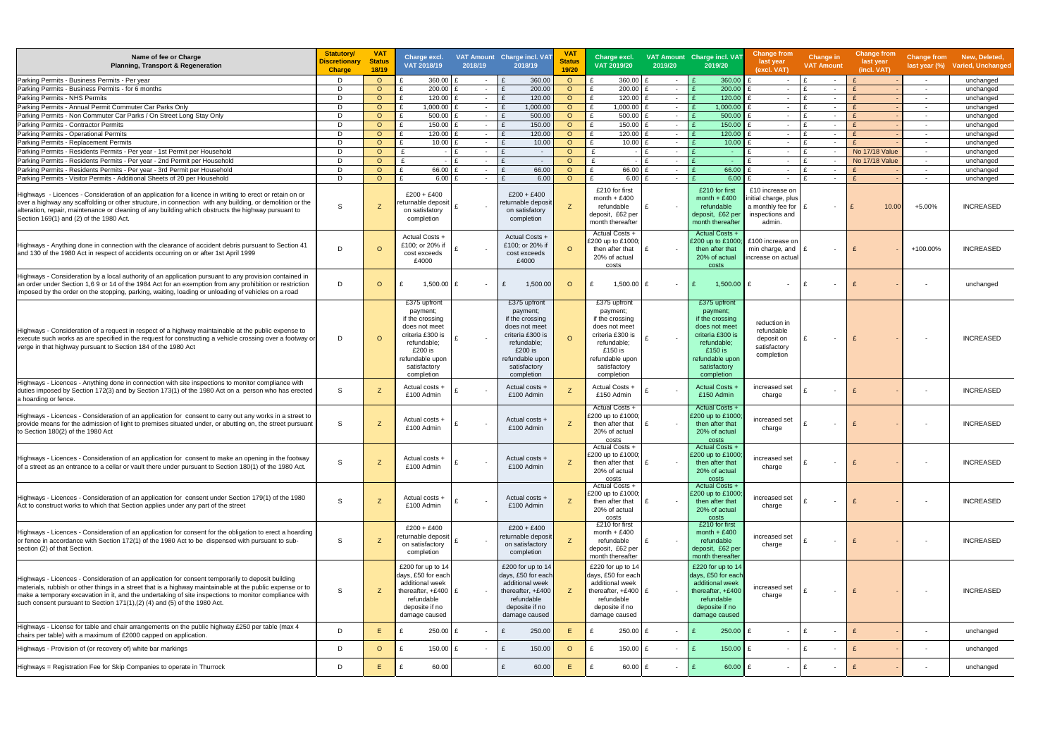| Name of fee or Charge Planning, Transport & Regeneration | Statutory/ Discretionary Charge | VAT Status 18/19 | Charge excl. VAT 2018/19 | VAT Amount 2018/19 | Charge incl. VAT 2018/19 | VAT Status 19/20 | Charge excl. VAT 2019/20 | VAT Amount 2019/20 | Charge incl. VAT 2019/20 | Change from last year (excl. VAT) | Change in VAT Amount | Change from last year (incl. VAT) | Change from last year (%) | New, Deleted, Varied, Unchanged |
|---|---|---|---|---|---|---|---|---|---|---|---|---|---|---|
| Parking Permits - Business Permits - Per year | D | O | £ 360.00 | £ - | £ 360.00 | O | £ 360.00 | £ - | £ 360.00 | £ - | £ - | £ - | - | unchanged |
| Parking Permits - Business Permits - for 6 months | D | O | £ 200.00 | £ - | £ 200.00 | O | £ 200.00 | £ - | £ 200.00 | £ - | £ - | £ - | - | unchanged |
| Parking Permits - NHS Permits | D | O | £ 120.00 | £ - | £ 120.00 | O | £ 120.00 | £ - | £ 120.00 | £ - | £ - | £ - | - | unchanged |
| Parking Permits - Annual Permit Commuter Car Parks Only | D | O | £ 1,000.00 | £ - | £ 1,000.00 | O | £ 1,000.00 | £ - | £ 1,000.00 | £ - | £ - | £ - | - | unchanged |
| Parking Permits - Non Commuter Car Parks / On Street Long Stay Only | D | O | £ 500.00 | £ - | £ 500.00 | O | £ 500.00 | £ - | £ 500.00 | £ - | £ - | £ - | - | unchanged |
| Parking Permits - Contractor Permits | D | O | £ 150.00 | £ - | £ 150.00 | O | £ 150.00 | £ - | £ 150.00 | £ - | £ - | £ - | - | unchanged |
| Parking Permits - Operational Permits | D | O | £ 120.00 | £ - | £ 120.00 | O | £ 120.00 | £ - | £ 120.00 | £ - | £ - | £ - | - | unchanged |
| Parking Permits - Replacement Permits | D | O | £ 10.00 | £ - | £ 10.00 | O | £ 10.00 | £ - | £ 10.00 | £ - | £ - | £ - | - | unchanged |
| Parking Permits - Residents Permits - Per year - 1st Permit per Household | D | O | £ - | £ - | £ - | O | £ - | £ - | £ - | £ - | £ - | No 17/18 Value | - | unchanged |
| Parking Permits - Residents Permits - Per year - 2nd Permit per Household | D | O | £ - | £ - | £ - | O | £ - | £ - | £ - | £ - | £ - | No 17/18 Value | - | unchanged |
| Parking Permits - Residents Permits - Per year - 3rd Permit per Household | D | O | £ 66.00 | £ - | £ 66.00 | O | £ 66.00 | £ - | £ 66.00 | £ - | £ - | £ - | - | unchanged |
| Parking Permits - Visitor Permits - Additional Sheets of 20 per Household | D | O | £ 6.00 | £ - | £ 6.00 | O | £ 6.00 | £ - | £ 6.00 | £ - | £ - | £ - | - | unchanged |
| Highways - Licences - Consideration of an application for a licence in writing to erect or retain on or over a highway any scaffolding or other structure, in connection with any building, or demolition or the alteration, repair, maintenance or cleaning of any building which obstructs the highway pursuant to Section 169(1) and (2) of the 1980 Act. | S | Z | £200 + £400 returnable deposit on satisfactory completion | £ - | £200 + £400 returnable deposit on satisfactory completion | Z | £210 for first month + £400 refundable deposit, £62 per month thereafter | £ - | £210 for first month + £400 refundable deposit, £62 per month thereafter | £10 increase on initial charge, plus a monthly fee for inspections and admin. | £ - | £ 10.00 | +5.00% | INCREASED |
| Highways - Anything done in connection with the clearance of accident debris pursuant to Section 41 and 130 of the 1980 Act in respect of accidents occurring on or after 1st April 1999 | D | O | Actual Costs + £100; or 20% if cost exceeds £4000 | £ - | Actual Costs + £100; or 20% if cost exceeds £4000 | O | Actual Costs + £200 up to £1000; then after that 20% of actual costs | £ - | Actual Costs + £200 up to £1000; then after that 20% of actual costs | £100 increase on min charge, and increase on actual | £ - | £ - | +100.00% | INCREASED |
| Highways - Consideration by a local authority of an application pursuant to any provision contained in an order under Section 1,6 9 or 14 of the 1984 Act for an exemption from any prohibition or restriction imposed by the order on the stopping, parking, waiting, loading or unloading of vehicles on a road | D | O | £ 1,500.00 | £ - | £ 1,500.00 | O | £ 1,500.00 | £ - | £ 1,500.00 | £ - | £ - | £ - | - | unchanged |
| Highways - Consideration of a request in respect of a highway maintainable at the public expense to execute such works as are specified in the request for constructing a vehicle crossing over a footway or verge in that highway pursuant to Section 184 of the 1980 Act | D | O | £375 upfront payment; if the crossing does not meet criteria £300 is refundable; £200 is refundable upon satisfactory completion | £ - | £375 upfront payment; if the crossing does not meet criteria £300 is refundable; £200 is refundable upon satisfactory completion | O | £375 upfront payment; if the crossing does not meet criteria £300 is refundable; £150 is refundable upon satisfactory completion | £ - | £375 upfront payment; if the crossing does not meet criteria £300 is refundable; £150 is refundable upon satisfactory completion | reduction in refundable deposit on satisfactory completion | £ - | £ - | - | INCREASED |
| Highways - Licences - Anything done in connection with site inspections to monitor compliance with duties imposed by Section 172(3) and by Section 173(1) of the 1980 Act on a person who has erected a hoarding or fence. | S | Z | Actual costs + £100 Admin | £ - | Actual costs + £100 Admin | Z | Actual Costs + £150 Admin | £ - | Actual Costs + £150 Admin | increased set charge | £ - | £ - | - | INCREASED |
| Highways - Licences - Consideration of an application for consent to carry out any works in a street to provide means for the admission of light to premises situated under, or abutting on, the street pursuant to Section 180(2) of the 1980 Act | S | Z | Actual costs + £100 Admin | £ - | Actual costs + £100 Admin | Z | Actual Costs + £200 up to £1000; then after that 20% of actual costs | £ - | Actual Costs + £200 up to £1000; then after that 20% of actual costs | increased set charge | £ - | £ - | - | INCREASED |
| Highways - Licences - Consideration of an application for consent to make an opening in the footway of a street as an entrance to a cellar or vault there under pursuant to Section 180(1) of the 1980 Act. | S | Z | Actual costs + £100 Admin | £ - | Actual costs + £100 Admin | Z | Actual Costs + £200 up to £1000; then after that 20% of actual costs | £ - | Actual Costs + £200 up to £1000; then after that 20% of actual costs | increased set charge | £ - | £ - | - | INCREASED |
| Highways - Licences - Consideration of an application for consent under Section 179(1) of the 1980 Act to construct works to which that Section applies under any part of the street | S | Z | Actual costs + £100 Admin | £ - | Actual costs + £100 Admin | Z | Actual Costs + £200 up to £1000; then after that 20% of actual costs | £ - | Actual Costs + £200 up to £1000; then after that 20% of actual costs | increased set charge | £ - | £ - | - | INCREASED |
| Highways - Licences - Consideration of an application for consent for the obligation to erect a hoarding or fence in accordance with Section 172(1) of the 1980 Act to be dispensed with pursuant to sub-section (2) of that Section. | S | Z | £200 + £400 returnable deposit on satisfactory completion | £ - | £200 + £400 returnable deposit on satisfactory completion | Z | £210 for first month + £400 refundable deposit, £62 per month thereafter | £ - | £210 for first month + £400 refundable deposit, £62 per month thereafter | increased set charge | £ - | £ - | - | INCREASED |
| Highways - Licences - Consideration of an application for consent temporarily to deposit building materials, rubbish or other things in a street that is a highway maintainable at the public expense or to make a temporary excavation in it, and the undertaking of site inspections to monitor compliance with such consent pursuant to Section 171(1),(2) (4) and (5) of the 1980 Act. | S | Z | £200 for up to 14 days, £50 for each additional week thereafter, +£400 refundable deposite if no damage caused | £ - | £200 for up to 14 days, £50 for each additional week thereafter, +£400 refundable deposite if no damage caused | Z | £220 for up to 14 days, £50 for each additional week thereafter, +£400 refundable deposite if no damage caused | £ - | £220 for up to 14 days, £50 for each additional week thereafter, +£400 refundable deposite if no damage caused | increased set charge | £ - | £ - | - | INCREASED |
| Highways - License for table and chair arrangements on the public highway £250 per table (max 4 chairs per table) with a maximum of £2000 capped on application. | D | E | £ 250.00 | £ - | £ 250.00 | E | £ 250.00 | £ - | £ 250.00 | £ - | £ - | £ - | - | unchanged |
| Highways - Provision of (or recovery of) white bar markings | D | O | £ 150.00 | £ - | £ 150.00 | O | £ 150.00 | £ - | £ 150.00 | £ - | £ - | £ - | - | unchanged |
| Highways = Registration Fee for Skip Companies to operate in Thurrock | D | E | £ 60.00 | | £ 60.00 | E | £ 60.00 | £ - | £ 60.00 | £ - | £ - | £ - | - | unchanged |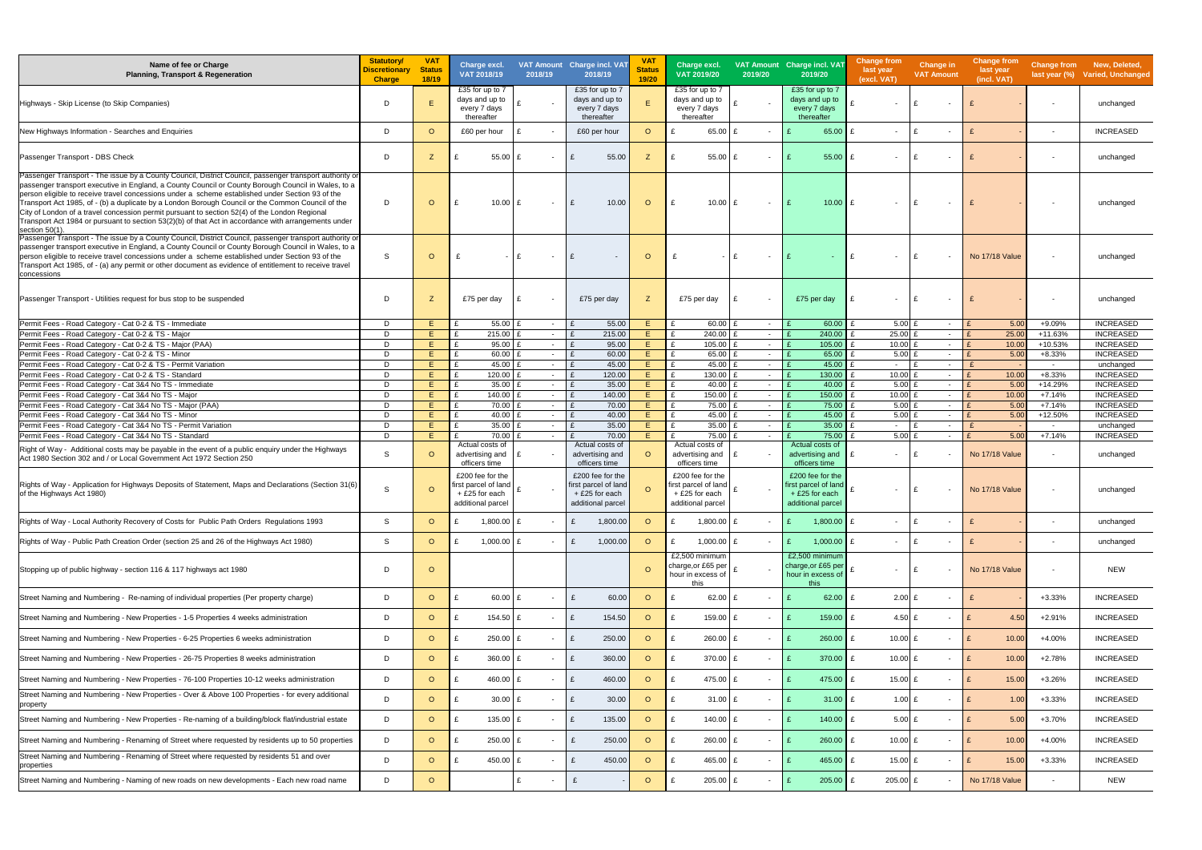| Name of fee or Charge Planning, Transport & Regeneration | Statutory/ Discretionary Charge | VAT Status 18/19 | Charge excl. VAT 2018/19 | VAT Amount 2018/19 | Charge incl. VAT 2018/19 | VAT Status 19/20 | Charge excl. VAT 2019/20 | VAT Amount 2019/20 | Charge incl. VAT 2019/20 | Change from last year (excl. VAT) | Change in VAT Amount | Change from last year (incl. VAT) | Change from last year (%) | New, Deleted, Varied, Unchanged |
|---|---|---|---|---|---|---|---|---|---|---|---|---|---|---|
| Highways - Skip License (to Skip Companies) | D | E | £35 for up to 7 days and up to every 7 days thereafter | £ - | £35 for up to 7 days and up to every 7 days thereafter | E | £35 for up to 7 days and up to every 7 days thereafter | £ - | £35 for up to 7 days and up to every 7 days thereafter | £ - | £ - | £ - | - | unchanged |
| New Highways Information - Searches and Enquiries | D | O | £60 per hour | £ - | £60 per hour | O | £ 65.00 | £ - | £ 65.00 | £ - | £ - | £ - | - | INCREASED |
| Passenger Transport - DBS Check | D | Z | £ 55.00 | £ - | £ 55.00 | Z | £ 55.00 | £ - | £ 55.00 | £ - | £ - | £ - | - | unchanged |
| Passenger Transport - The issue by a County Council, District Council, passenger transport authority or passenger transport executive in England, a County Council or County Borough Council in Wales, to a person eligible to receive travel concessions under a scheme established under Section 93 of the Transport Act 1985, of - (b) a duplicate by a London Borough Council or the Common Council of the City of London of a travel concession permit pursuant to section 52(4) of the London Regional Transport Act 1984 or pursuant to section 53(2)(b) of that Act in accordance with arrangements under section 50(1). | D | O | £ 10.00 | £ - | £ 10.00 | O | £ 10.00 | £ - | £ 10.00 | £ - | £ - | £ - | - | unchanged |
| Passenger Transport - The issue by a County Council, District Council, passenger transport authority or passenger transport executive in England, a County Council or County Borough Council in Wales, to a person eligible to receive travel concessions under a scheme established under Section 93 of the Transport Act 1985, of - (a) any permit or other document as evidence of entitlement to receive travel concessions | S | O | £ - | £ - | £ - | O | £ - | £ - | £ - | £ - | £ - | No 17/18 Value | - | unchanged |
| Passenger Transport - Utilities request for bus stop to be suspended | D | Z | £75 per day | £ - | £75 per day | Z | £75 per day | £ - | £75 per day | £ - | £ - | £ - | - | unchanged |
| Permit Fees - Road Category - Cat 0-2 & TS - Immediate | D | E | £ 55.00 | £ - | £ 55.00 | E | £ 60.00 | £ - | £ 60.00 | £ 5.00 | £ - | £ 5.00 | +9.09% | INCREASED |
| Permit Fees - Road Category - Cat 0-2 & TS - Major | D | E | £ 215.00 | £ - | £ 215.00 | E | £ 240.00 | £ - | £ 240.00 | £ 25.00 | £ - | £ 25.00 | +11.63% | INCREASED |
| Permit Fees - Road Category - Cat 0-2 & TS - Major (PAA) | D | E | £ 95.00 | £ - | £ 95.00 | E | £ 105.00 | £ - | £ 105.00 | £ 10.00 | £ - | £ 10.00 | +10.53% | INCREASED |
| Permit Fees - Road Category - Cat 0-2 & TS - Minor | D | E | £ 60.00 | £ - | £ 60.00 | E | £ 65.00 | £ - | £ 65.00 | £ 5.00 | £ - | £ 5.00 | +8.33% | INCREASED |
| Permit Fees - Road Category - Cat 0-2 & TS - Permit Variation | D | E | £ 45.00 | £ - | £ 45.00 | E | £ 45.00 | £ - | £ 45.00 | £ - | £ - | £ - | - | unchanged |
| Permit Fees - Road Category - Cat 0-2 & TS - Standard | D | E | £ 120.00 | £ - | £ 120.00 | E | £ 130.00 | £ - | £ 130.00 | £ 10.00 | £ - | £ 10.00 | +8.33% | INCREASED |
| Permit Fees - Road Category - Cat 3&4 No TS - Immediate | D | E | £ 35.00 | £ - | £ 35.00 | E | £ 40.00 | £ - | £ 40.00 | £ 5.00 | £ - | £ 5.00 | +14.29% | INCREASED |
| Permit Fees - Road Category - Cat 3&4 No TS - Major | D | E | £ 140.00 | £ - | £ 140.00 | E | £ 150.00 | £ - | £ 150.00 | £ 10.00 | £ - | £ 10.00 | +7.14% | INCREASED |
| Permit Fees - Road Category - Cat 3&4 No TS - Major (PAA) | D | E | £ 70.00 | £ - | £ 70.00 | E | £ 75.00 | £ - | £ 75.00 | £ 5.00 | £ - | £ 5.00 | +7.14% | INCREASED |
| Permit Fees - Road Category - Cat 3&4 No TS - Minor | D | E | £ 40.00 | £ - | £ 40.00 | E | £ 45.00 | £ - | £ 45.00 | £ 5.00 | £ - | £ 5.00 | +12.50% | INCREASED |
| Permit Fees - Road Category - Cat 3&4 No TS - Permit Variation | D | E | £ 35.00 | £ - | £ 35.00 | E | £ 35.00 | £ - | £ 35.00 | £ - | £ - | £ - | - | unchanged |
| Permit Fees - Road Category - Cat 3&4 No TS - Standard | D | E | £ 70.00 | £ - | £ 70.00 | E | £ 75.00 | £ - | £ 75.00 | £ 5.00 | £ - | £ 5.00 | +7.14% | INCREASED |
| Right of Way - Additional costs may be payable in the event of a public enquiry under the Highways Act 1980 Section 302 and / or Local Government Act 1972 Section 250 | S | O | Actual costs of advertising and officers time | £ - | Actual costs of advertising and officers time | O | Actual costs of advertising and officers time | £ - | Actual costs of advertising and officers time | £ - | £ - | No 17/18 Value | - | unchanged |
| Rights of Way - Application for Highways Deposits of Statement, Maps and Declarations (Section 31(6) of the Highways Act 1980) | S | O | £200 fee for the first parcel of land + £25 for each additional parcel | £ - | £200 fee for the first parcel of land + £25 for each additional parcel | O | £200 fee for the first parcel of land + £25 for each additional parcel | £ - | £200 fee for the first parcel of land + £25 for each additional parcel | £ - | £ - | No 17/18 Value | - | unchanged |
| Rights of Way - Local Authority Recovery of Costs for Public Path Orders Regulations 1993 | S | O | £ 1,800.00 | £ - | £ 1,800.00 | O | £ 1,800.00 | £ - | £ 1,800.00 | £ - | £ - | £ - | - | unchanged |
| Rights of Way - Public Path Creation Order (section 25 and 26 of the Highways Act 1980) | S | O | £ 1,000.00 | £ - | £ 1,000.00 | O | £ 1,000.00 | £ - | £ 1,000.00 | £ - | £ - | £ - | - | unchanged |
| Stopping up of public highway - section 116 & 117 highways act 1980 | D | O | | | | O | £2,500 minimum charge,or £65 per hour in excess of this | £ - | £2,500 minimum charge,or £65 per hour in excess of this | £ - | £ - | No 17/18 Value | - | NEW |
| Street Naming and Numbering - Re-naming of individual properties (Per property charge) | D | O | £ 60.00 | £ - | £ 60.00 | O | £ 62.00 | £ - | £ 62.00 | £ 2.00 | £ - | £ - | +3.33% | INCREASED |
| Street Naming and Numbering - New Properties - 1-5 Properties 4 weeks administration | D | O | £ 154.50 | £ - | £ 154.50 | O | £ 159.00 | £ - | £ 159.00 | £ 4.50 | £ - | £ 4.50 | +2.91% | INCREASED |
| Street Naming and Numbering - New Properties - 6-25 Properties 6 weeks administration | D | O | £ 250.00 | £ - | £ 250.00 | O | £ 260.00 | £ - | £ 260.00 | £ 10.00 | £ - | £ 10.00 | +4.00% | INCREASED |
| Street Naming and Numbering - New Properties - 26-75 Properties 8 weeks administration | D | O | £ 360.00 | £ - | £ 360.00 | O | £ 370.00 | £ - | £ 370.00 | £ 10.00 | £ - | £ 10.00 | +2.78% | INCREASED |
| Street Naming and Numbering - New Properties - 76-100 Properties 10-12 weeks administration | D | O | £ 460.00 | £ - | £ 460.00 | O | £ 475.00 | £ - | £ 475.00 | £ 15.00 | £ - | £ 15.00 | +3.26% | INCREASED |
| Street Naming and Numbering - New Properties - Over & Above 100 Properties - for every additional property | D | O | £ 30.00 | £ - | £ 30.00 | O | £ 31.00 | £ - | £ 31.00 | £ 1.00 | £ - | £ 1.00 | +3.33% | INCREASED |
| Street Naming and Numbering - New Properties - Re-naming of a building/block flat/industrial estate | D | O | £ 135.00 | £ - | £ 135.00 | O | £ 140.00 | £ - | £ 140.00 | £ 5.00 | £ - | £ 5.00 | +3.70% | INCREASED |
| Street Naming and Numbering - Renaming of Street where requested by residents up to 50 properties | D | O | £ 250.00 | £ - | £ 250.00 | O | £ 260.00 | £ - | £ 260.00 | £ 10.00 | £ - | £ 10.00 | +4.00% | INCREASED |
| Street Naming and Numbering - Renaming of Street where requested by residents 51 and over properties | D | O | £ 450.00 | £ - | £ 450.00 | O | £ 465.00 | £ - | £ 465.00 | £ 15.00 | £ - | £ 15.00 | +3.33% | INCREASED |
| Street Naming and Numbering - Naming of new roads on new developments - Each new road name | D | O | | £ - | £ - | O | £ 205.00 | £ - | £ 205.00 | £ 205.00 | £ - | No 17/18 Value | - | NEW |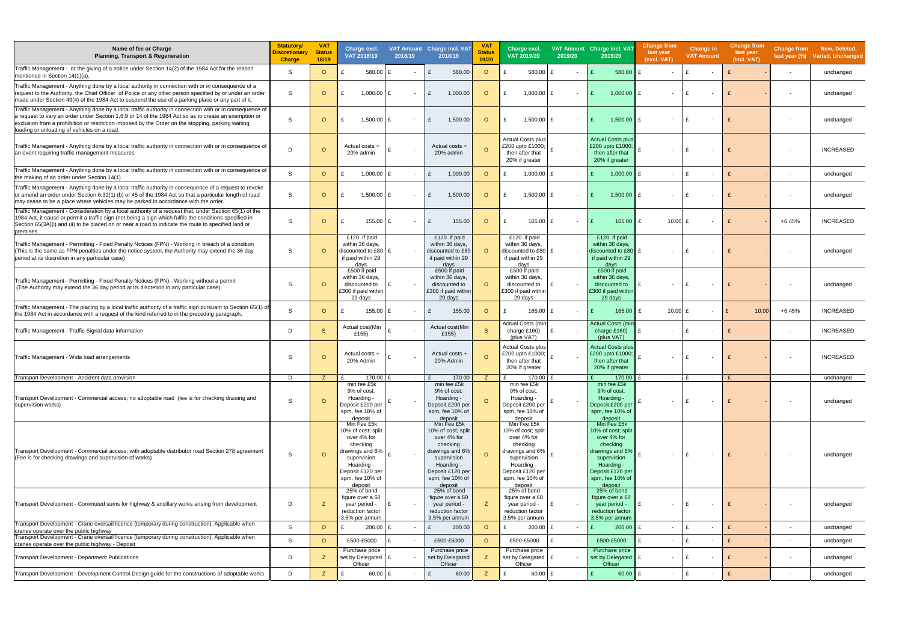| Name of fee or Charge Planning, Transport & Regeneration | Statutory/ Discretionary Charge | VAT Status 18/19 | Charge excl. VAT 2018/19 | VAT Amount 2018/19 | Charge incl. VAT 2018/19 | VAT Status 19/20 | Charge excl. VAT 2019/20 | VAT Amount 2019/20 | Charge incl. VAT 2019/20 | Change from last year (excl. VAT) | Change in VAT Amount | Change from last year (incl. VAT) | Change from last year (%) | New, Deleted, Varied, Unchanged |
|---|---|---|---|---|---|---|---|---|---|---|---|---|---|---|
| Traffic Management - or the giving of a notice under Section 14(2) of the 1984 Act for the reason mentioned in Section 14(1)(a). | S | O | £ 580.00 | £ - | £ 580.00 | O | £ 580.00 | £ - | £ 580.00 | £ - | £ - | £ - | - | unchanged |
| Traffic Management - Anything done by a local authority in connection with or in consequence of a request to the Authority, the Chief Officer of Police or any other person specified by or under an order made under Section 49(4) of the 1984 Act for to suspend the use of a parking place or any part of it. | S | O | £ 1,000.00 | £ - | £ 1,000.00 | O | £ 1,000.00 | £ - | £ 1,000.00 | £ - | £ - | £ - | - | unchanged |
| Traffic Management - Anything done by a local traffic authority in connection with or in consequence of a request to vary an order under Section 1,6,9 or 14 of the 1984 Act so as to create an exemption or exclusion from a prohibition or restriction imposed by the Order on the stopping, parking waiting, loading or unloading of vehicles on a road. | S | O | £ 1,500.00 | £ - | £ 1,500.00 | O | £ 1,500.00 | £ - | £ 1,500.00 | £ - | £ - | £ - | - | unchanged |
| Traffic Management - Anything done by a local traffic authority in connection with or in consequence of an event requiring traffic management measures | D | O | Actual costs + 20% admin | £ - | Actual costs + 20% admin | O | Actual Costs plus £200 upto £1000; then after that 20% if greater | £ - | Actual Costs plus £200 upto £1000; then after that 20% if greater | £ - | £ - | £ - | - | INCREASED |
| Traffic Management - Anything done by a local traffic authority in connection with or in consequence of the making of an order under Section 14(1) | S | O | £ 1,000.00 | £ - | £ 1,000.00 | O | £ 1,000.00 | £ - | £ 1,000.00 | £ - | £ - | £ - | - | unchanged |
| Traffic Management - Anything done by a local traffic authority in consequence of a request to revoke or amend an order under Section 6,32(1) (b) or 45 of the 1984 Act so that a particular length of road may cease to be a place where vehicles may be parked in accordance with the order. | S | O | £ 1,500.00 | £ - | £ 1,500.00 | O | £ 1,500.00 | £ - | £ 1,500.00 | £ - | £ - | £ - | - | unchanged |
| Traffic Management - Consideration by a local authority of a request that, under Section 65(1) of the 1984 Act, it cause or permit a traffic sign (not being a sign which fulfils the conditions specified in Section 65(3A)(i) and (ii) to be placed on or near a road to indicate the route to specified land or premises. | S | O | £ 155.00 | £ - | £ 155.00 | O | £ 165.00 | £ - | £ 165.00 | £ 10.00 | £ - | £ - | +6.45% | INCREASED |
| Traffic Management - Permitting - Fixed Penalty Notices (FPN) - Working in breach of a condition (This is the same as FPN penalties under the notice system, the Authority may extend the 36 day period at its discretion in any particular case) | S | O | £120 if paid within 36 days, discounted to £80 if paid within 29 days | £ - | £120 if paid within 36 days, discounted to £80 if paid within 29 days | O | £120 if paid within 36 days, discounted to £80 if paid within 29 days | £ - | £120 if paid within 36 days, discounted to £80 if paid within 29 days | £ - | £ - | £ - | - | unchanged |
| Traffic Management - Permitting - Fixed Penalty Notices (FPN) - Working without a permit (The Authority may extend the 36 day period at its discretion in any particular case) | S | O | £500 if paid within 36 days, discounted to £300 if paid within 29 days | £ - | £500 if paid within 36 days, discounted to £300 if paid within 29 days | O | £500 if paid within 36 days, discounted to £300 if paid within 29 days | £ - | £500 if paid within 36 days, discounted to £300 if paid within 29 days | £ - | £ - | £ - | - | unchanged |
| Traffic Management - The placing by a local traffic authority of a traffic sign pursuant to Section 65(1) of the 1984 Act in accordance with a request of the kind referred to in the preceding paragraph. | S | O | £ 155.00 | £ - | £ 155.00 | O | £ 165.00 | £ - | £ 165.00 | £ 10.00 | £ - | £ 10.00 | +6.45% | INCREASED |
| Traffic Management - Traffic Signal data information | D | S | Actual cost(Min £155) | £ - | Actual cost(Min £155) | S | Actual Costs (min charge £160) (plus VAT) | £ - | Actual Costs (min charge £160) (plus VAT) | £ - | £ - | £ - | - | INCREASED |
| Traffic Management - Wide load arrangements | S | O | Actual costs + 20% Admin | £ - | Actual costs + 20% Admin | O | Actual Costs plus £200 upto £1000; then after that 20% if greater | £ - | Actual Costs plus £200 upto £1000; then after that 20% if greater | £ - | £ - | £ - | - | INCREASED |
| Transport Development - Accident data provision | D | Z | £ 170.00 | £ - | £ 170.00 | Z | £ 170.00 | £ - | £ 170.00 | £ - | £ - | £ - | - | unchanged |
| Transport Development - Commercial access; no adoptable road (fee is for checking drawing and supervision works) | S | O | min fee £5k 9% of cost. Hoarding - Deposit £200 per spm, fee 10% of deposit | £ - | min fee £5k 9% of cost. Hoarding - Deposit £200 per spm, fee 10% of deposit | O | min fee £5k 9% of cost. Hoarding - Deposit £200 per spm, fee 10% of deposit | £ - | min fee £5k 9% of cost. Hoarding - Deposit £200 per spm, fee 10% of deposit | £ - | £ - | £ - | - | unchanged |
| Transport Development - Commercial access; with adoptable distributor road Section 278 agreement (Fee is for checking drawings and supervision of works) | S | O | Min Fee £5k 10% of cost; split over 4% for checking drawings and 6% supervision Hoarding - Deposit £120 per spm, fee 10% of deposit | £ - | Min Fee £5k 10% of cost; split over 4% for checking drawings and 6% supervision Hoarding - Deposit £120 per spm, fee 10% of deposit | O | Min Fee £5k 10% of cost; split over 4% for checking drawings and 6% supervision Hoarding - Deposit £120 per spm, fee 10% of deposit | £ - | Min Fee £5k 10% of cost; split over 4% for checking drawings and 6% supervision Hoarding - Deposit £120 per spm, fee 10% of deposit | £ - | £ - | £ - | - | unchanged |
| Transport Development - Commuted sums for highway & ancillary works arising from development | D | Z | 25% of bond figure over a 60 year period - reduction factor 3.5% per annum | £ - | 25% of bond figure over a 60 year period - reduction factor 3.5% per annum | Z | 25% of bond figure over a 60 year period - reduction factor 3.5% per annum | £ - | 25% of bond figure over a 60 year period - reduction factor 3.5% per annum | £ - | £ - | £ - | - | unchanged |
| Transport Development - Crane oversail licence (temporary during construction). Applicable when cranes operate over the public highway | S | O | £ 200.00 | £ - | £ 200.00 | O | £ 200.00 | £ - | £ 200.00 | £ - | £ - | £ - | - | unchanged |
| Transport Development - Crane oversail licence (temporary during construction). Applicable when cranes operate over the public highway - Deposit | S | O | £500-£5000 | £ - | £500-£5000 | O | £500-£5000 | £ - | £500-£5000 | £ - | £ - | £ - | - | unchanged |
| Transport Development - Department Publications | D | Z | Purchase price set by Delegated Officer | £ - | Purchase price set by Delegated Officer | Z | Purchase price set by Delegated Officer | £ - | Purchase price set by Delegated Officer | £ - | £ - | £ - | - | unchanged |
| Transport Development - Development Control Design guide for the constructions of adoptable works | D | Z | £ 60.00 | £ - | £ 60.00 | Z | £ 60.00 | £ - | £ 60.00 | £ - | £ - | £ - | - | unchanged |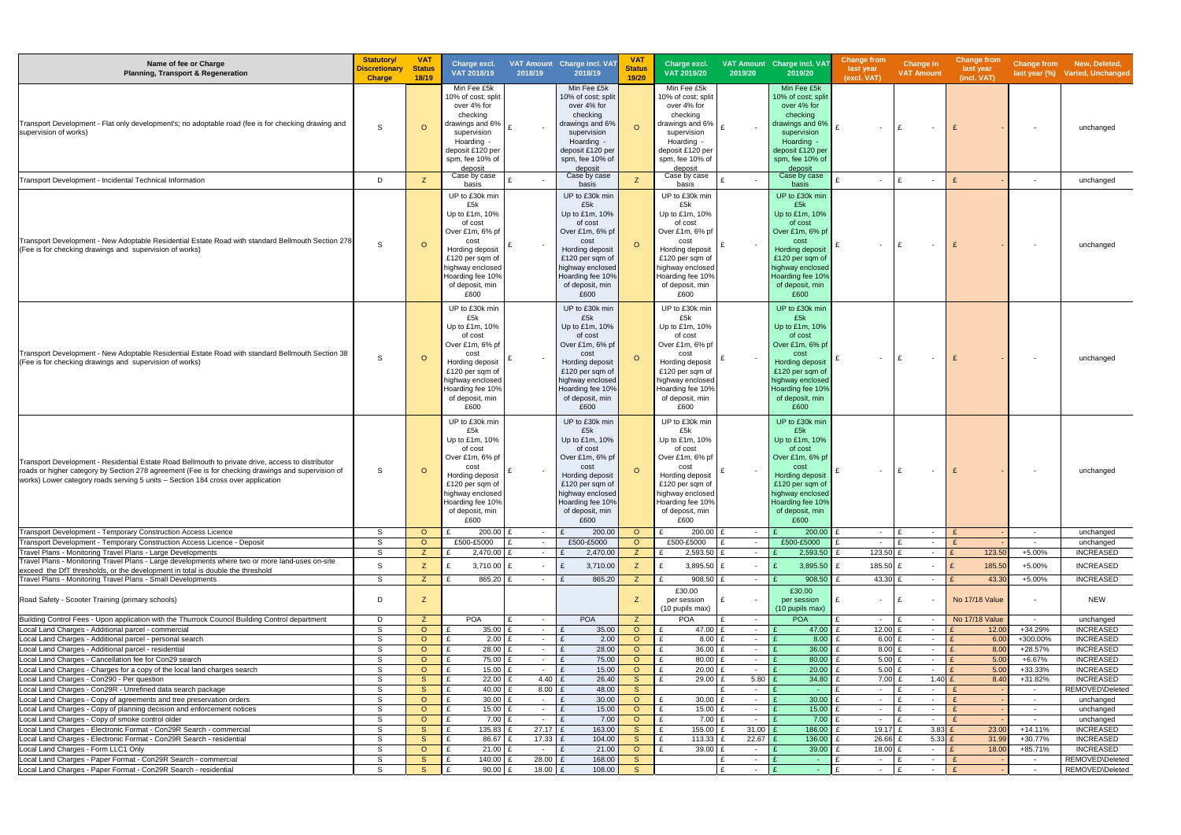| Name of fee or Charge Planning, Transport & Regeneration | Statutory/ Discretionary Charge | VAT Status 18/19 | Charge excl. VAT 2018/19 | VAT Amount 2018/19 | Charge incl. VAT 2018/19 | VAT Status 19/20 | Charge excl. VAT 2019/20 | VAT Amount 2019/20 | Charge incl. VAT 2019/20 | Change from last year (excl. VAT) | Change in VAT Amount | Change from last year (incl. VAT) | Change from last year (%) | New, Deleted, Varied, Unchanged |
|---|---|---|---|---|---|---|---|---|---|---|---|---|---|---|
| Transport Development - Flat only development's; no adoptable road (fee is for checking drawing and supervision of works) | S | O | Min Fee £5k 10% of cost; split over 4% for checking drawings and 6% supervision Hoarding - deposit £120 per spm, fee 10% of deposit | £ - | Min Fee £5k 10% of cost; split over 4% for checking drawings and 6% supervision Hoarding - deposit £120 per spm, fee 10% of deposit | O | Min Fee £5k 10% of cost; split over 4% for checking drawings and 6% supervision Hoarding - deposit £120 per spm, fee 10% of deposit | £ - | Min Fee £5k 10% of cost; split over 4% for checking drawings and 6% supervision Hoarding - deposit £120 per spm, fee 10% of deposit | £ - | £ - | £ - | - | unchanged |
| Transport Development - Incidental Technical Information | D | Z | Case by case basis | £ - | Case by case basis | Z | Case by case basis | £ - | Case by case basis | £ - | £ - | £ - | - | unchanged |
| Transport Development - New Adoptable Residential Estate Road with standard Bellmouth Section 278 (Fee is for checking drawings and supervision of works) | S | O | UP to £30k min £5k Up to £1m, 10% of cost Over £1m, 6% pf cost Hording deposit £120 per sqm of highway enclosed Hoarding fee 10% of deposit, min £600 | £ - | UP to £30k min £5k Up to £1m, 10% of cost Over £1m, 6% pf cost Hording deposit £120 per sqm of highway enclosed Hoarding fee 10% of deposit, min £600 | O | UP to £30k min £5k Up to £1m, 10% of cost Over £1m, 6% pf cost Hording deposit £120 per sqm of highway enclosed Hoarding fee 10% of deposit, min £600 | £ - | UP to £30k min £5k Up to £1m, 10% of cost Over £1m, 6% pf cost Hording deposit £120 per sqm of highway enclosed Hoarding fee 10% of deposit, min £600 | £ - | £ - | £ - | - | unchanged |
| Transport Development - New Adoptable Residential Estate Road with standard Bellmouth Section 38 (Fee is for checking drawings and supervision of works) | S | O | UP to £30k min £5k Up to £1m, 10% of cost Over £1m, 6% pf cost Hording deposit £120 per sqm of highway enclosed Hoarding fee 10% of deposit, min £600 | £ - | UP to £30k min £5k Up to £1m, 10% of cost Over £1m, 6% pf cost Hording deposit £120 per sqm of highway enclosed Hoarding fee 10% of deposit, min £600 | O | UP to £30k min £5k Up to £1m, 10% of cost Over £1m, 6% pf cost Hording deposit £120 per sqm of highway enclosed Hoarding fee 10% of deposit, min £600 | £ - | UP to £30k min £5k Up to £1m, 10% of cost Over £1m, 6% pf cost Hording deposit £120 per sqm of highway enclosed Hoarding fee 10% of deposit, min £600 | £ - | £ - | £ - | - | unchanged |
| Transport Development - Residential Estate Road Bellmouth to private drive, access to distributor roads or higher category by Section 278 agreement (Fee is for checking drawings and supervision of works) Lower category roads serving 5 units – Section 184 cross over application | S | O | UP to £30k min £5k Up to £1m, 10% of cost Over £1m, 6% pf cost Hording deposit £120 per sqm of highway enclosed Hoarding fee 10% of deposit, min £600 | £ - | UP to £30k min £5k Up to £1m, 10% of cost Over £1m, 6% pf cost Hording deposit £120 per sqm of highway enclosed Hoarding fee 10% of deposit, min £600 | O | UP to £30k min £5k Up to £1m, 10% of cost Over £1m, 6% pf cost Hording deposit £120 per sqm of highway enclosed Hoarding fee 10% of deposit, min £600 | £ - | UP to £30k min £5k Up to £1m, 10% of cost Over £1m, 6% pf cost Hording deposit £120 per sqm of highway enclosed Hoarding fee 10% of deposit, min £600 | £ - | £ - | £ - | - | unchanged |
| Transport Development - Temporary Construction Access Licence | S | O | £ 200.00 | £ - | £ 200.00 | O | £ 200.00 | £ - | £ 200.00 | £ - | £ - | £ - | - | unchanged |
| Transport Development - Temporary Construction Access Licence - Deposit | S | O | £500-£5000 | £ - | £500-£5000 | O | £500-£5000 | £ - | £500-£5000 | £ - | £ - | £ - | - | unchanged |
| Travel Plans - Monitoring Travel Plans - Large Developments | S | Z | £ 2,470.00 | £ - | £ 2,470.00 | Z | £ 2,593.50 | £ - | £ 2,593.50 | £ 123.50 | £ - | £ 123.50 | +5.00% | INCREASED |
| Travel Plans - Monitoring Travel Plans - Large developments where two or more land-uses on-site exceed the DfT thresholds, or the development in total is double the threshold | S | Z | £ 3,710.00 | £ - | £ 3,710.00 | Z | £ 3,895.50 | £ - | £ 3,895.50 | £ 185.50 | £ - | £ 185.50 | +5.00% | INCREASED |
| Travel Plans - Monitoring Travel Plans - Small Developments | S | Z | £ 865.20 | £ - | £ 865.20 | Z | £ 908.50 | £ - | £ 908.50 | £ 43.30 | £ - | £ 43.30 | +5.00% | INCREASED |
| Road Safety - Scooter Training (primary schools) | D | Z | | | | Z | £30.00 per session (10 pupils max) | £ - | £30.00 per session (10 pupils max) | £ - | £ - | No 17/18 Value | - | NEW |
| Building Control Fees - Upon application with the Thurrock Council Building Control department | D | Z | POA | £ - | POA | Z | POA | £ - | POA | £ - | £ - | No 17/18 Value | - | unchanged |
| Local Land Charges - Additional parcel - commercial | S | O | £ 35.00 | £ - | £ 35.00 | O | £ 47.00 | £ - | £ 47.00 | £ 12.00 | £ - | £ 12.00 | +34.29% | INCREASED |
| Local Land Charges - Additional parcel - personal search | S | O | £ 2.00 | £ - | £ 2.00 | O | £ 8.00 | £ - | £ 8.00 | £ 6.00 | £ - | £ 6.00 | +300.00% | INCREASED |
| Local Land Charges - Additional parcel - residential | S | O | £ 28.00 | £ - | £ 28.00 | O | £ 36.00 | £ - | £ 36.00 | £ 8.00 | £ - | £ 8.00 | +28.57% | INCREASED |
| Local Land Charges - Cancellation fee for Con29 search | S | O | £ 75.00 | £ - | £ 75.00 | O | £ 80.00 | £ - | £ 80.00 | £ 5.00 | £ - | £ 5.00 | +6.67% | INCREASED |
| Local Land Charges - Charges for a copy of the local land charges search | S | O | £ 15.00 | £ - | £ 15.00 | O | £ 20.00 | £ - | £ 20.00 | £ 5.00 | £ - | £ 5.00 | +33.33% | INCREASED |
| Local Land Charges - Con290 - Per question | S | S | £ 22.00 | £ 4.40 | £ 26.40 | S | £ 29.00 | £ 5.80 | £ 34.80 | £ 7.00 | £ 1.40 | £ 8.40 | +31.82% | INCREASED |
| Local Land Charges - Con29R - Unrefined data search package | S | S | £ 40.00 | £ 8.00 | £ 48.00 | S | | £ - | £ - | £ - | £ - | £ - | - | REMOVED\Deleted |
| Local Land Charges - Copy of agreements and tree preservation orders | S | O | £ 30.00 | £ - | £ 30.00 | O | £ 30.00 | £ - | £ 30.00 | £ - | £ - | £ - | - | unchanged |
| Local Land Charges - Copy of planning decision and enforcement notices | S | O | £ 15.00 | £ - | £ 15.00 | O | £ 15.00 | £ - | £ 15.00 | £ - | £ - | £ - | - | unchanged |
| Local Land Charges - Copy of smoke control older | S | O | £ 7.00 | £ - | £ 7.00 | O | £ 7.00 | £ - | £ 7.00 | £ - | £ - | £ - | - | unchanged |
| Local Land Charges - Electronic Format - Con29R Search - commercial | S | S | £ 135.83 | £ 27.17 | £ 163.00 | S | £ 155.00 | £ 31.00 | £ 186.00 | £ 19.17 | £ 3.83 | £ 23.00 | +14.11% | INCREASED |
| Local Land Charges - Electronic Format - Con29R Search - residential | S | S | £ 86.67 | £ 17.33 | £ 104.00 | S | £ 113.33 | £ 22.67 | £ 136.00 | £ 26.66 | £ 5.33 | £ 31.99 | +30.77% | INCREASED |
| Local Land Charges - Form LLC1 Only | S | O | £ 21.00 | £ - | £ 21.00 | O | £ 39.00 | £ - | £ 39.00 | £ 18.00 | £ - | £ 18.00 | +85.71% | INCREASED |
| Local Land Charges - Paper Format - Con29R Search - commercial | S | S | £ 140.00 | £ 28.00 | £ 168.00 | S | | £ - | £ - | £ - | £ - | £ - | - | REMOVED\Deleted |
| Local Land Charges - Paper Format - Con29R Search - residential | S | S | £ 90.00 | £ 18.00 | £ 108.00 | S | | £ - | £ - | £ - | £ - | £ - | - | REMOVED\Deleted |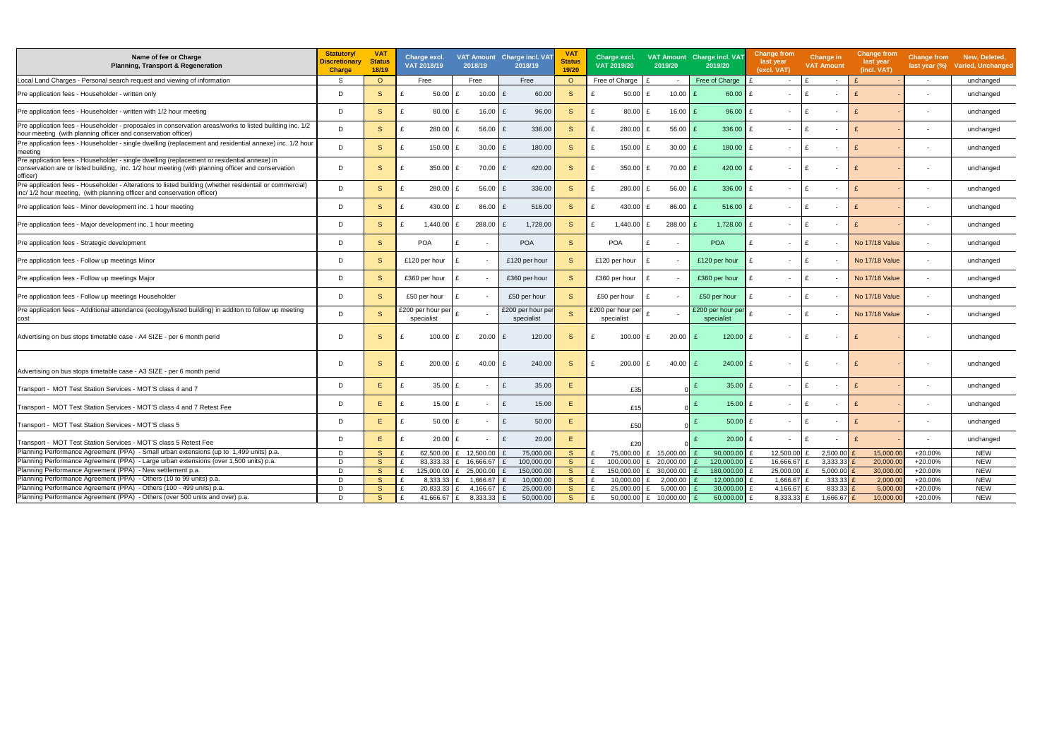| Name of fee or Charge Planning, Transport & Regeneration | Statutory/ Discretionary Charge | VAT Status 18/19 | Charge excl. VAT 2018/19 | VAT Amount 2018/19 | Charge incl. VAT 2018/19 | VAT Status 19/20 | Charge excl. VAT 2019/20 | VAT Amount 2019/20 | Charge incl. VAT 2019/20 | Change from last year (excl. VAT) | Change in VAT Amount | Change from last year (incl. VAT) | Change from last year (%) | New, Deleted, Varied, Unchanged |
|---|---|---|---|---|---|---|---|---|---|---|---|---|---|---|
| Local Land Charges - Personal search request and viewing of information | S | O | Free | Free | Free | O | Free of Charge | £ - | Free of Charge | £ - | £ - | £ - | - | unchanged |
| Pre application fees - Householder - written only | D | S | £ 50.00 | £ 10.00 | £ 60.00 | S | £ 50.00 | £ 10.00 | £ 60.00 | £ - | £ - | £ - | - | unchanged |
| Pre application fees - Householder - written with 1/2 hour meeting | D | S | £ 80.00 | £ 16.00 | £ 96.00 | S | £ 80.00 | £ 16.00 | £ 96.00 | £ - | £ - | £ - | - | unchanged |
| Pre application fees - Householder - proposales in conservation areas/works to listed building inc. 1/2 hour meeting (with planning officer and conservation officer) | D | S | £ 280.00 | £ 56.00 | £ 336.00 | S | £ 280.00 | £ 56.00 | £ 336.00 | £ - | £ - | £ - | - | unchanged |
| Pre application fees - Householder - single dwelling (replacement and residential annexe) inc. 1/2 hour meeting | D | S | £ 150.00 | £ 30.00 | £ 180.00 | S | £ 150.00 | £ 30.00 | £ 180.00 | £ - | £ - | £ - | - | unchanged |
| Pre application fees - Householder - single dwelling (replacement or residential annexe) in conservation are or listed building, inc. 1/2 hour meeting (with planning officer and conservation officer) | D | S | £ 350.00 | £ 70.00 | £ 420.00 | S | £ 350.00 | £ 70.00 | £ 420.00 | £ - | £ - | £ - | - | unchanged |
| Pre application fees - Householder - Alterations to listed building (whether residentail or commercial) inc/ 1/2 hour meeting, (with planning officer and conservation officer) | D | S | £ 280.00 | £ 56.00 | £ 336.00 | S | £ 280.00 | £ 56.00 | £ 336.00 | £ - | £ - | £ - | - | unchanged |
| Pre application fees - Minor development inc. 1 hour meeting | D | S | £ 430.00 | £ 86.00 | £ 516.00 | S | £ 430.00 | £ 86.00 | £ 516.00 | £ - | £ - | £ - | - | unchanged |
| Pre application fees - Major development inc. 1 hour meeting | D | S | £ 1,440.00 | £ 288.00 | £ 1,728.00 | S | £ 1,440.00 | £ 288.00 | £ 1,728.00 | £ - | £ - | £ - | - | unchanged |
| Pre application fees - Strategic development | D | S | POA | £ - | POA | S | POA | £ - | POA | £ - | £ - | No 17/18 Value | - | unchanged |
| Pre application fees - Follow up meetings Minor | D | S | £120 per hour | £ - | £120 per hour | S | £120 per hour | £ - | £120 per hour | £ - | £ - | No 17/18 Value | - | unchanged |
| Pre application fees - Follow up meetings Major | D | S | £360 per hour | £ - | £360 per hour | S | £360 per hour | £ - | £360 per hour | £ - | £ - | No 17/18 Value | - | unchanged |
| Pre application fees - Follow up meetings Householder | D | S | £50 per hour | £ - | £50 per hour | S | £50 per hour | £ - | £50 per hour | £ - | £ - | No 17/18 Value | - | unchanged |
| Pre application fees - Additional attendance (ecology/listed building) in additon to follow up meeting cost | D | S | £200 per hour per specialist | £ - | £200 per hour per specialist | S | £200 per hour per specialist | £ - | £200 per hour per specialist | £ - | £ - | No 17/18 Value | - | unchanged |
| Advertising on bus stops timetable case - A4 SIZE - per 6 month perid | D | S | £ 100.00 | £ 20.00 | £ 120.00 | S | £ 100.00 | £ 20.00 | £ 120.00 | £ - | £ - | £ - | - | unchanged |
| Advertising on bus stops timetable case - A3 SIZE - per 6 month perid | D | S | £ 200.00 | £ 40.00 | £ 240.00 | S | £ 200.00 | £ 40.00 | £ 240.00 | £ - | £ - | £ - | - | unchanged |
| Transport - MOT Test Station Services - MOT'S class 4 and 7 | D | E | £ 35.00 | £ - | £ 35.00 | E | £35 | 0 | £ 35.00 | £ - | £ - | £ - | - | unchanged |
| Transport - MOT Test Station Services - MOT'S class 4 and 7 Retest Fee | D | E | £ 15.00 | £ - | £ 15.00 | E | £15 | 0 | £ 15.00 | £ - | £ - | £ - | - | unchanged |
| Transport - MOT Test Station Services - MOT'S class 5 | D | E | £ 50.00 | £ - | £ 50.00 | E | £50 | 0 | £ 50.00 | £ - | £ - | £ - | - | unchanged |
| Transport - MOT Test Station Services - MOT'S class 5 Retest Fee | D | E | £ 20.00 | £ - | £ 20.00 | E | £20 | 0 | £ 20.00 | £ - | £ - | £ - | - | unchanged |
| Planning Performance Agreement (PPA) - Small urban extensions (up to 1,499 units) p.a. | D | S | £ 62,500.00 | £ 12,500.00 | £ 75,000.00 | S | £ 75,000.00 | £ 15,000.00 | £ 90,000.00 | £ 12,500.00 | £ 2,500.00 | £ 15,000.00 | +20.00% | NEW |
| Planning Performance Agreement (PPA) - Large urban extensions (over 1,500 units) p.a. | D | S | £ 83,333.33 | £ 16,666.67 | £ 100,000.00 | S | £ 100,000.00 | £ 20,000.00 | £ 120,000.00 | £ 16,666.67 | £ 3,333.33 | £ 20,000.00 | +20.00% | NEW |
| Planning Performance Agreement (PPA) - New settlement p.a. | D | S | £ 125,000.00 | £ 25,000.00 | £ 150,000.00 | S | £ 150,000.00 | £ 30,000.00 | £ 180,000.00 | £ 25,000.00 | £ 5,000.00 | £ 30,000.00 | +20.00% | NEW |
| Planning Performance Agreement (PPA) - Others (10 to 99 units) p.a. | D | S | £ 8,333.33 | £ 1,666.67 | £ 10,000.00 | S | £ 10,000.00 | £ 2,000.00 | £ 12,000.00 | £ 1,666.67 | £ 333.33 | £ 2,000.00 | +20.00% | NEW |
| Planning Performance Agreement (PPA) - Others (100 - 499 units) p.a. | D | S | £ 20,833.33 | £ 4,166.67 | £ 25,000.00 | S | £ 25,000.00 | £ 5,000.00 | £ 30,000.00 | £ 4,166.67 | £ 833.33 | £ 5,000.00 | +20.00% | NEW |
| Planning Performance Agreement (PPA) - Others (over 500 units and over) p.a. | D | S | £ 41,666.67 | £ 8,333.33 | £ 50,000.00 | S | £ 50,000.00 | £ 10,000.00 | £ 60,000.00 | £ 8,333.33 | £ 1,666.67 | £ 10,000.00 | +20.00% | NEW |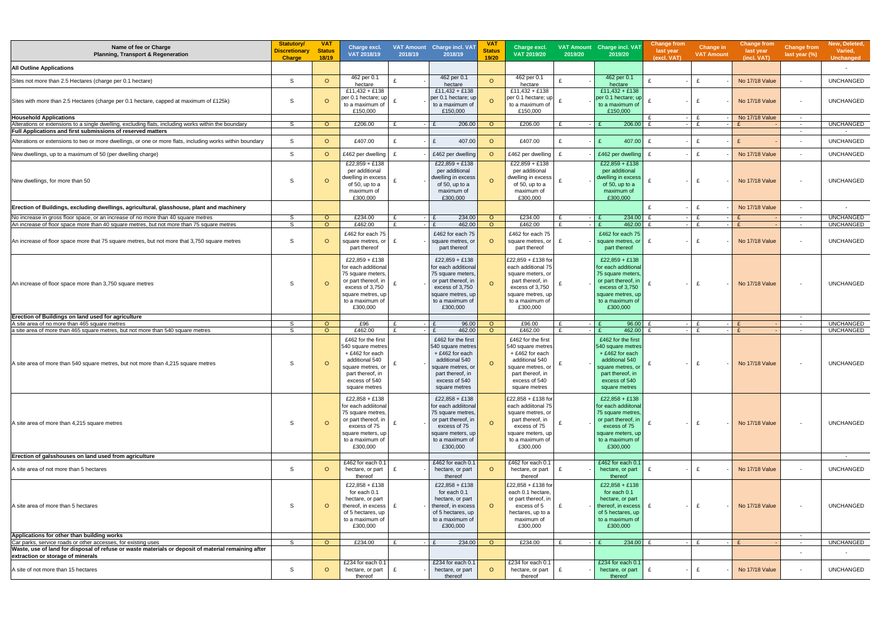| Name of fee or Charge Planning, Transport & Regeneration | Statutory/ Discretionary Charge | VAT Status 18/19 | Charge excl. VAT 2018/19 | VAT Amount 2018/19 | Charge incl. VAT 2018/19 | VAT Status 19/20 | Charge excl. VAT 2019/20 | VAT Amount 2019/20 | Charge incl. VAT 2019/20 | Change from last year (excl. VAT) | Change in VAT Amount | Change from last year (incl. VAT) | Change from last year (%) | New, Deleted, Varied, Unchanged |
|---|---|---|---|---|---|---|---|---|---|---|---|---|---|---|
| **All Outline Applications** | | | | | | | | | | | | | | - |
| Sites not more than 2.5 Hectares (charge per 0.1 hectare) | S | O | 462 per 0.1 hectare | £ - | 462 per 0.1 hectare | O | 462 per 0.1 hectare | £ - | 462 per 0.1 hectare | £ - | £ - | No 17/18 Value | - | UNCHANGED |
| Sites with more than 2.5 Hectares (charge per 0.1 hectare, capped at maximum of £125k) | S | O | £11,432 + £138 per 0.1 hectare; up to a maximum of £150,000 | £ - | £11,432 + £138 per 0.1 hectare; up to a maximum of £150,000 | O | £11,432 + £138 per 0.1 hectare; up to a maximum of £150,000 | £ - | £11,432 + £138 per 0.1 hectare; up to a maximum of £150,000 | £ - | £ - | No 17/18 Value | - | UNCHANGED |
| **Household Applications** | | | | | | | | | | £ - | £ - | No 17/18 Value | - | |
| Alterations or extensions to a single dwelling, excluding flats, including works within the boundary | S | O | £206.00 | £ - | £ 206.00 | O | £206.00 | £ - | £ 206.00 | £ - | £ - | £ - | - | UNCHANGED |
| **Full Applications and first submissions of reserved matters** | | | | | | | | | | | | | - | - |
| Alterations or extensions to two or more dwellings, or one or more flats, including works within boundary | S | O | £407.00 | £ - | £ 407.00 | O | £407.00 | £ - | £ 407.00 | £ - | £ - | £ - | - | UNCHANGED |
| New dwellings, up to a maximum of 50 (per dwelling charge) | S | O | £462 per dwelling | £ - | £462 per dwelling | O | £462 per dwelling | £ - | £462 per dwelling | £ - | £ - | No 17/18 Value | - | UNCHANGED |
| New dwellings, for more than 50 | S | O | £22,859 + £138 per additional dwelling in excess of 50, up to a maximum of £300,000 | £ - | £22,859 + £138 per additional dwelling in excess of 50, up to a maximum of £300,000 | O | £22,859 + £138 per additional dwelling in excess of 50, up to a maximum of £300,000 | £ - | £22,859 + £138 per additional dwelling in excess of 50, up to a maximum of £300,000 | £ - | £ - | No 17/18 Value | - | UNCHANGED |
| **Erection of Buildings, excluding dwellings, agricultural, glasshouse, plant and machinery** | | | | | | | | | | £ - | £ - | No 17/18 Value | - | - |
| No increase in gross floor space, or an increase of no more than 40 square metres | S | O | £234.00 | £ - | £ 234.00 | O | £234.00 | £ - | £ 234.00 | £ - | £ - | £ - | - | UNCHANGED |
| An increase of floor space more than 40 square metres, but not more than 75 square metres | S | O | £462.00 | £ - | £ 462.00 | O | £462.00 | £ - | £ 462.00 | £ - | £ - | £ - | - | UNCHANGED |
| An increase of floor space more that 75 square metres, but not more that 3,750 square metres | S | O | £462 for each 75 square metres, or part thereof | £ - | £462 for each 75 square metres, or part thereof | O | £462 for each 75 square metres, or part thereof | £ - | £462 for each 75 square metres, or part thereof | £ - | £ - | No 17/18 Value | - | UNCHANGED |
| An increase of floor space more than 3,750 square metres | S | O | £22,859 + £138 for each additional 75 square meters, or part thereof, in excess of 3,750 square metres, up to a maximum of £300,000 | £ - | £22,859 + £138 for each additional 75 square meters, or part thereof, in excess of 3,750 square metres, up to a maximum of £300,000 | O | £22,859 + £138 for each additional 75 square meters, or part thereof, in excess of 3,750 square metres, up to a maximum of £300,000 | £ - | £22,859 + £138 for each additional 75 square meters, or part thereof, in excess of 3,750 square metres, up to a maximum of £300,000 | £ - | £ - | No 17/18 Value | - | UNCHANGED |
| **Erection of Buildings on land used for agriculture** | | | | | | | | | | | | | - | |
| A site area of no more than 465 square metres | S | O | £96 | £ - | £ 96.00 | O | £96.00 | £ - | £ 96.00 | £ - | £ - | £ - | - | UNCHANGED |
| a site area of more than 465 square metres, but not more than 540 square metres | S | O | £462.00 | £ - | £ 462.00 | O | £462.00 | £ - | £ 462.00 | £ - | £ - | £ - | - | UNCHANGED |
| A site area of more than 540 square metres, but not more than 4,215 square metres | S | O | £462 for the first 540 square metres + £462 for each additional 540 square metres, or part thereof, in excess of 540 square metres | £ - | £462 for the first 540 square metres + £462 for each additional 540 square metres, or part thereof, in excess of 540 square metres | O | £462 for the first 540 square metres + £462 for each additional 540 square metres, or part thereof, in excess of 540 square metres | £ - | £462 for the first 540 square metres + £462 for each additional 540 square metres, or part thereof, in excess of 540 square metres | £ - | £ - | No 17/18 Value | - | UNCHANGED |
| A site area of more than 4,215 square metres | S | O | £22,858 + £138 for each additiona​l 75 square metres, or part thereof, in excess of 75 square meters, up to a maximum of £300,000 | £ - | £22,858 + £138 for each additiona​l 75 square metres, or part thereof, in excess of 75 square meters, up to a maximum of £300,000 | O | £22,858 + £138 for each additional 75 square metres, or part thereof, in excess of 75 square meters, up to a maximum of £300,000 | £ - | £22,858 + £138 for each additiona​l 75 square metres, or part thereof, in excess of 75 square meters, up to a maximum of £300,000 | £ - | £ - | No 17/18 Value | - | UNCHANGED |
| **Erection of galsshouses on land used from agriculture** | | | | | | | | | | | | | | - |
| A site area of not more than 5 hectares | S | O | £462 for each 0.1 hectare, or part thereof | £ - | £462 for each 0.1 hectare, or part thereof | O | £462 for each 0.1 hectare, or part thereof | £ - | £462 for each 0.1 hectare, or part thereof | £ - | £ - | No 17/18 Value | - | UNCHANGED |
| A site area of more than 5 hectares | S | O | £22,858 + £138 for each 0.1 hectare, or part thereof, in excess of 5 hectares, up to a maximum of £300,000 | £ - | £22,858 + £138 for each 0.1 hectare, or part thereof, in excess of 5 hectares, up to a maximum of £300,000 | O | £22,858 + £138 for each 0.1 hectare, or part thereof, in excess of 5 hectares, up to a maximum of £300,000 | £ - | £22,858 + £138 for each 0.1 hectare, or part thereof, in excess of 5 hectares, up to a maximum of £300,000 | £ - | £ - | No 17/18 Value | - | UNCHANGED |
| **Applications for other than building works** | | | | | | | | | | | | | - | |
| Car parks, service roads or other accesses, for existing uses | S | O | £234.00 | £ - | £ 234.00 | O | £234.00 | £ - | £ 234.00 | £ - | £ - | £ - | - | UNCHANGED |
| **Waste, use of land for disposal of refuse or waste materials or deposit of material remaining after extraction or storage of minerals** | | | | | | | | | | | | | - | - |
| A site of not more than 15 hectares | S | O | £234 for each 0.1 hectare, or part thereof | £ - | £234 for each 0.1 hectare, or part thereof | O | £234 for each 0.1 hectare, or part thereof | £ - | £234 for each 0.1 hectare, or part thereof | £ - | £ - | No 17/18 Value | - | UNCHANGED |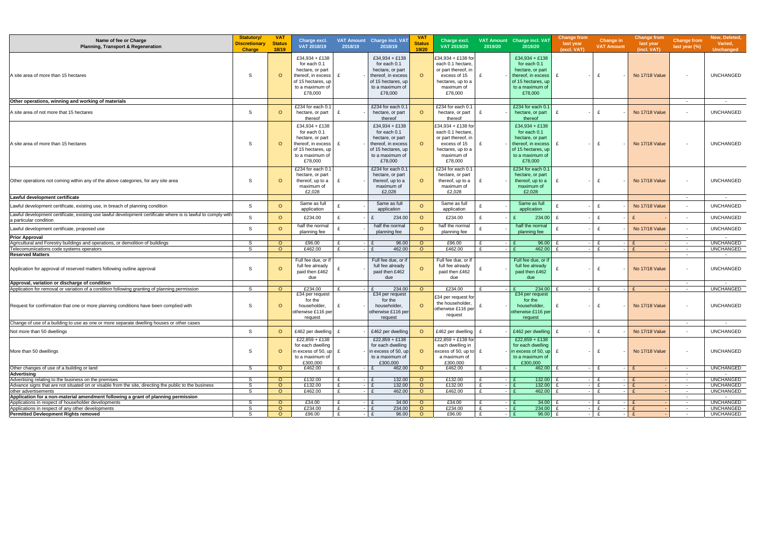| Name of fee or Charge<br>Planning, Transport & Regeneration | Statutory/ Discretionary Charge | VAT Status 18/19 | Charge excl. VAT 2018/19 | VAT Amount 2018/19 | Charge incl. VAT 2018/19 | VAT Status 19/20 | Charge excl. VAT 2019/20 | VAT Amount 2019/20 | Charge incl. VAT 2019/20 | Change from last year (excl. VAT) | Change in VAT Amount | Change from last year (incl. VAT) | Change from last year (%) | New, Deleted, Varied, Unchanged |
|---|---|---|---|---|---|---|---|---|---|---|---|---|---|---|
| A site area of more than 15 hectares | S | O | £34,934 + £138 for each 0.1 hectare, or part thereof, in excess of 15 hectares, up to a maximum of £78,000 | £ - | £34,934 + £138 for each 0.1 hectare, or part thereof, in excess of 15 hectares, up to a maximum of £78,000 | O | £34,934 + £138 for each 0.1 hectare, or part thereof, in excess of 15 hectares, up to a maximum of £78,000 | £ - | £34,934 + £138 for each 0.1 hectare, or part thereof, in excess of 15 hectares, up to a maximum of £78,000 | £ - | £ - | No 17/18 Value | - | UNCHANGED |
| **Other operations, winning and working of materials** | | | | | | | | | | | | | - | - |
| A site area of not more than 15 hectares | S | O | £234 for each 0.1 hectare, or part thereof | £ - | £234 for each 0.1 hectare, or part thereof | O | £234 for each 0.1 hectare, or part thereof | £ - | £234 for each 0.1 hectare, or part thereof | £ - | £ - | No 17/18 Value | - | UNCHANGED |
| A site area of more than 15 hectares | S | O | £34,934 + £138 for each 0.1 hectare, or part thereof, in excess of 15 hectares, up to a maximum of £78,000 | £ - | £34,934 + £138 for each 0.1 hectare, or part thereof, in excess of 15 hectares, up to a maximum of £78,000 | O | £34,934 + £138 for each 0.1 hectare, or part thereof, in excess of 15 hectares, up to a maximum of £78,000 | £ - | £34,934 + £138 for each 0.1 hectare, or part thereof, in excess of 15 hectares, up to a maximum of £78,000 | £ - | £ - | No 17/18 Value | - | UNCHANGED |
| Other operations not coming within any of the above categories, for any site area | S | O | £234 for each 0.1 hectare, or part thereof, up to a maximum of £2,028 | £ - | £234 for each 0.1 hectare, or part thereof, up to a maximum of £2,028 | O | £234 for each 0.1 hectare, or part thereof, up to a maximum of £2,028 | £ - | £234 for each 0.1 hectare, or part thereof, up to a maximum of £2,028 | £ - | £ - | No 17/18 Value | - | UNCHANGED |
| **Lawful development certificate** | | | | | | | | | | | | | - | - |
| Lawful development certificate, existing use, in breach of planning condition | S | O | Same as full application | £ - | Same as full application | O | Same as full application | £ - | Same as full application | £ - | £ - | No 17/18 Value | - | UNCHANGED |
| Lawful development certificate, existing use lawful development certificate where is is lawful to comply with a particular condition | S | O | £234.00 | £ - | £ 234.00 | O | £234.00 | £ - | £ 234.00 | £ - | £ - | £ - | - | UNCHANGED |
| Lawful development certificate, proposed use | S | O | half the normal planning fee | £ - | half the normal planning fee | O | half the normal planning fee | £ - | half the normal planning fee | £ - | £ - | No 17/18 Value | - | UNCHANGED |
| **Prior Approval** | | | | | | | | | | | | | - | - |
| Agricultural and Forestry buildings and operations, or demolition of buildings | S | O | £96.00 | £ - | £ 96.00 | O | £96.00 | £ - | £ 96.00 | £ - | £ - | £ - | - | UNCHANGED |
| Telecomunications code systems operators | S | O | £462.00 | £ - | £ 462.00 | O | £462.00 | £ - | £ 462.00 | £ - | £ - | £ - | - | UNCHANGED |
| **Reserved Matters** | | | | | | | | | | | | | - | - |
| Application for approval of reserved matters following outline approval | S | O | Full fee due, or if full fee already paid then £462 due | £ - | Full fee due, or if full fee already paid then £462 due | O | Full fee due, or if full fee already paid then £462 due | £ - | Full fee due, or if full fee already paid then £462 due | £ - | £ - | No 17/18 Value | - | UNCHANGED |
| **Approval, variation or discharge of condition** | | | | | | | | | | | | | - | - |
| Application for removal or variation of a condition following granting of planning permission | S | O | £234.00 | £ - | £ 234.00 | O | £234.00 | £ - | £ 234.00 | £ - | £ - | £ - | - | UNCHANGED |
| Request for confirmation that one or more planning conditions have been complied with | S | O | £34 per request for the householder, otherwise £116 per request | £ - | £34 per request for the householder, otherwise £116 per request | O | £34 per request for the householder, otherwise £116 per request | £ - | £34 per request for the householder, otherwise £116 per request | £ - | £ - | No 17/18 Value | - | UNCHANGED |
| Change of use of a building to use as one or more separate dwelling houses or other cases | | | | | | | | | | | | | - | - |
| Not more than 50 dwellings | S | O | £462 per dwelling | £ - | £462 per dwelling | O | £462 per dwelling | £ - | £462 per dwelling | £ - | £ - | No 17/18 Value | - | UNCHANGED |
| More than 50 dwellings | S | O | £22,859 + £138 for each dwelling in excess of 50, up to a maximum of £300,000 | £ - | £22,859 + £138 for each dwelling in excess of 50, up to a maximum of £300,000 | O | £22,859 + £138 for each dwelling in excess of 50, up to a maximum of £300,000 | £ - | £22,859 + £138 for each dwelling in excess of 50, up to a maximum of £300,000 | £ - | £ - | No 17/18 Value | - | UNCHANGED |
| Other changes of use of a building or land | S | O | £462.00 | £ - | £ 462.00 | O | £462.00 | £ - | £ 462.00 | £ - | £ - | £ - | - | UNCHANGED |
| **Advertising** | | | | | | | | | | | | | - | - |
| Advertising relating to the business on the premises | S | O | £132.00 | £ - | £ 132.00 | O | £132.00 | £ - | £ 132.00 | £ - | £ - | £ - | - | UNCHANGED |
| Advance signs that are not situated on or visable from the site, directing the public to the business | S | O | £132.00 | £ - | £ 132.00 | O | £132.00 | £ - | £ 132.00 | £ - | £ - | £ - | - | UNCHANGED |
| other advertisements | S | O | £462.00 | £ - | £ 462.00 | O | £462.00 | £ - | £ 462.00 | £ - | £ - | £ - | - | UNCHANGED |
| **Application for a non-material amendment following a grant of planning permission** | | | | | | | | | | | | | - | - |
| Applications in respect of householder developments | S | O | £34.00 | £ - | £ 34.00 | O | £34.00 | £ - | £ 34.00 | £ - | £ - | £ - | - | UNCHANGED |
| Applications in respect of any other developments | S | O | £234.00 | £ - | £ 234.00 | O | £234.00 | £ - | £ 234.00 | £ - | £ - | £ - | - | UNCHANGED |
| **Permitted Devleopment Rights removed** | S | O | £96.00 | £ - | £ 96.00 | O | £96.00 | £ - | £ 96.00 | £ - | £ - | £ - | - | UNCHANGED |